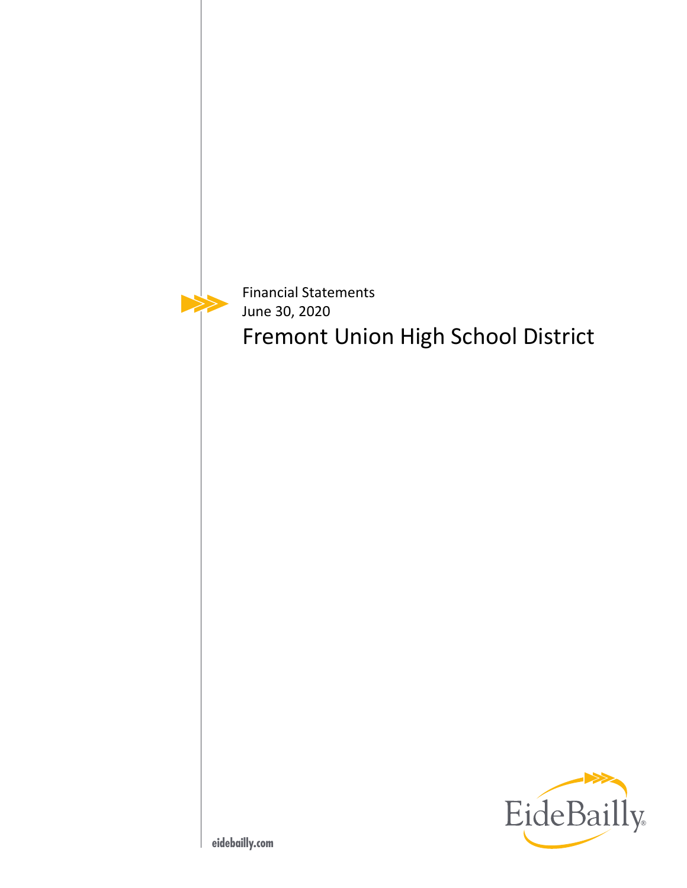Financial Statements

June 30, 2020

# Fremont Union High School District

EideBailly

eidebailly.com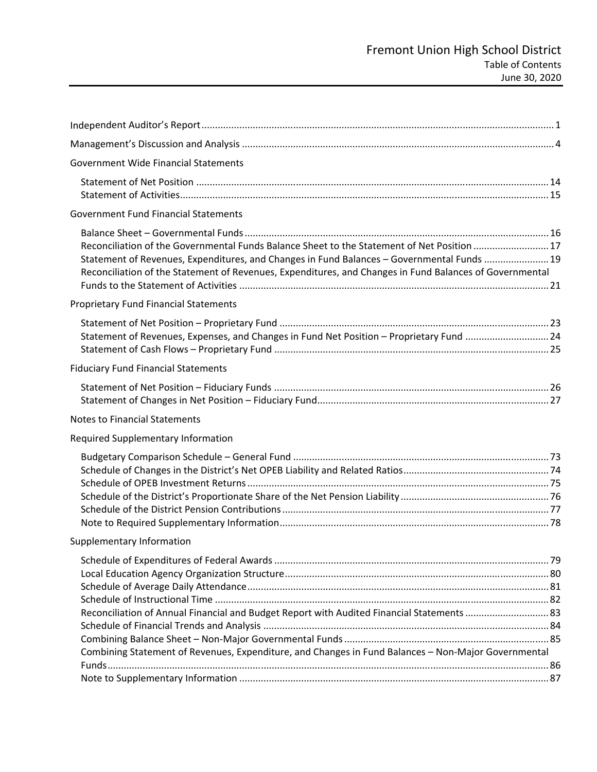# Fremont Union High School District

Table of Contents

June 30, 2020

| | |
|---|---|
| Independent Auditor's Report | 1 |
| Management's Discussion and Analysis | 4 |
| **Government Wide Financial Statements** | |
| Statement of Net Position | 14 |
| Statement of Activities | 15 |
| **Government Fund Financial Statements** | |
| Balance Sheet – Governmental Funds | 16 |
| Reconciliation of the Governmental Funds Balance Sheet to the Statement of Net Position | 17 |
| Statement of Revenues, Expenditures, and Changes in Fund Balances – Governmental Funds | 19 |
| Reconciliation of the Statement of Revenues, Expenditures, and Changes in Fund Balances of Governmental Funds to the Statement of Activities | 21 |
| **Proprietary Fund Financial Statements** | |
| Statement of Net Position – Proprietary Fund | 23 |
| Statement of Revenues, Expenses, and Changes in Fund Net Position – Proprietary Fund | 24 |
| Statement of Cash Flows – Proprietary Fund | 25 |
| **Fiduciary Fund Financial Statements** | |
| Statement of Net Position – Fiduciary Funds | 26 |
| Statement of Changes in Net Position – Fiduciary Fund | 27 |
| **Notes to Financial Statements** | |
| **Required Supplementary Information** | |
| Budgetary Comparison Schedule – General Fund | 73 |
| Schedule of Changes in the District's Net OPEB Liability and Related Ratios | 74 |
| Schedule of OPEB Investment Returns | 75 |
| Schedule of the District's Proportionate Share of the Net Pension Liability | 76 |
| Schedule of the District Pension Contributions | 77 |
| Note to Required Supplementary Information | 78 |
| **Supplementary Information** | |
| Schedule of Expenditures of Federal Awards | 79 |
| Local Education Agency Organization Structure | 80 |
| Schedule of Average Daily Attendance | 81 |
| Schedule of Instructional Time | 82 |
| Reconciliation of Annual Financial and Budget Report with Audited Financial Statements | 83 |
| Schedule of Financial Trends and Analysis | 84 |
| Combining Balance Sheet – Non-Major Governmental Funds | 85 |
| Combining Statement of Revenues, Expenditure, and Changes in Fund Balances – Non-Major Governmental Funds | 86 |
| Note to Supplementary Information | 87 |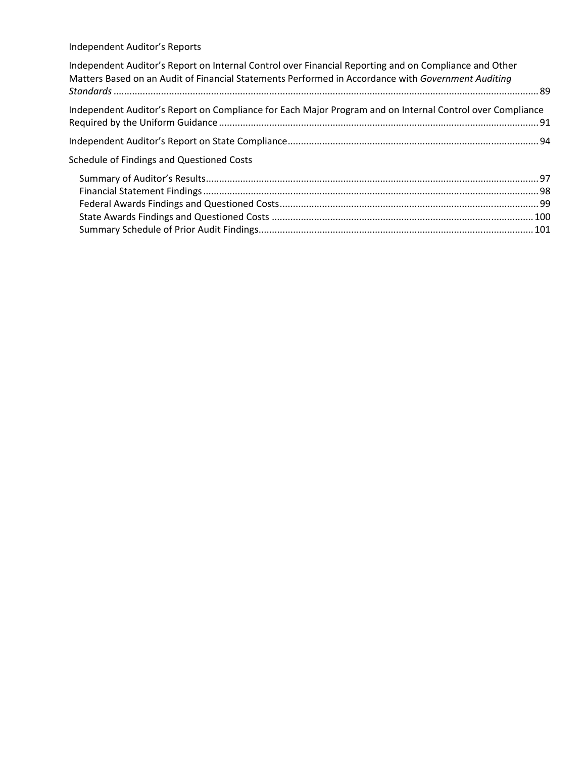Independent Auditor's Reports

Independent Auditor's Report on Internal Control over Financial Reporting and on Compliance and Other Matters Based on an Audit of Financial Statements Performed in Accordance with *Government Auditing Standards* ........................................................................................................................................... 89

Independent Auditor's Report on Compliance for Each Major Program and on Internal Control over Compliance Required by the Uniform Guidance ........................................................................................................... 91

Independent Auditor's Report on State Compliance ........................................................................................ 94

Schedule of Findings and Questioned Costs

- Summary of Auditor's Results ........................................................................................................................ 97
- Financial Statement Findings ......................................................................................................................... 98
- Federal Awards Findings and Questioned Costs ............................................................................................. 99
- State Awards Findings and Questioned Costs ............................................................................................... 100
- Summary Schedule of Prior Audit Findings ................................................................................................... 101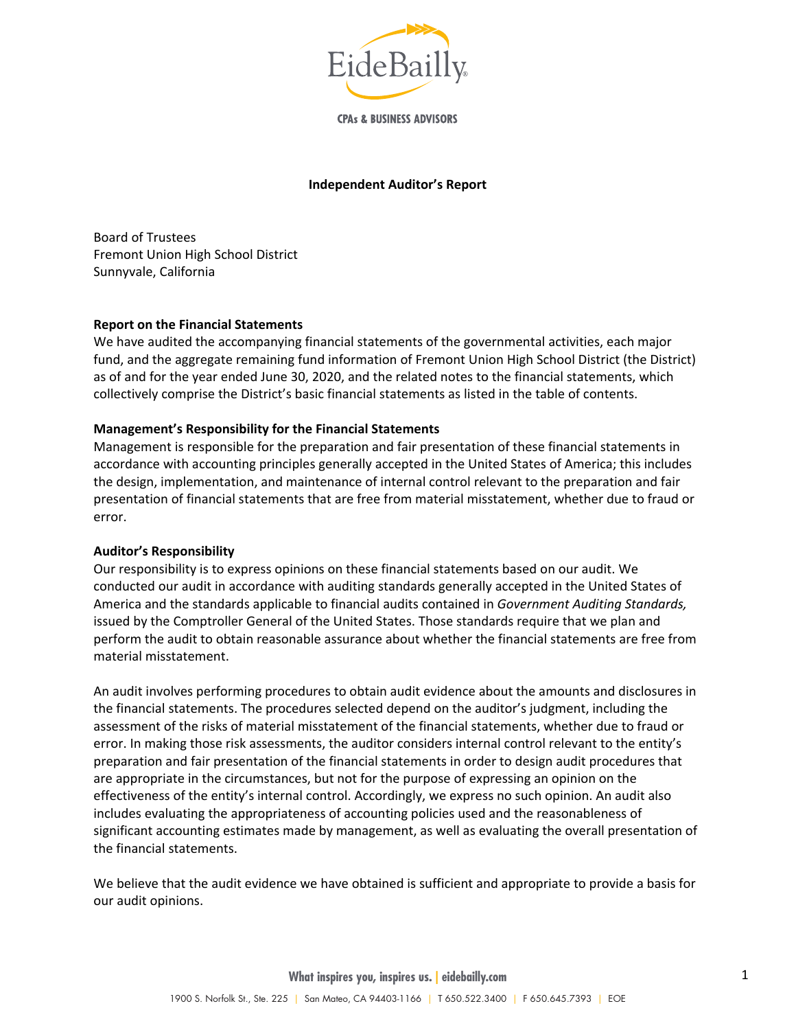# Independent Auditor's Report

Board of Trustees
Fremont Union High School District
Sunnyvale, California

**Report on the Financial Statements**
We have audited the accompanying financial statements of the governmental activities, each major fund, and the aggregate remaining fund information of Fremont Union High School District (the District) as of and for the year ended June 30, 2020, and the related notes to the financial statements, which collectively comprise the District's basic financial statements as listed in the table of contents.

**Management's Responsibility for the Financial Statements**
Management is responsible for the preparation and fair presentation of these financial statements in accordance with accounting principles generally accepted in the United States of America; this includes the design, implementation, and maintenance of internal control relevant to the preparation and fair presentation of financial statements that are free from material misstatement, whether due to fraud or error.

**Auditor's Responsibility**
Our responsibility is to express opinions on these financial statements based on our audit. We conducted our audit in accordance with auditing standards generally accepted in the United States of America and the standards applicable to financial audits contained in *Government Auditing Standards,* issued by the Comptroller General of the United States. Those standards require that we plan and perform the audit to obtain reasonable assurance about whether the financial statements are free from material misstatement.

An audit involves performing procedures to obtain audit evidence about the amounts and disclosures in the financial statements. The procedures selected depend on the auditor's judgment, including the assessment of the risks of material misstatement of the financial statements, whether due to fraud or error. In making those risk assessments, the auditor considers internal control relevant to the entity's preparation and fair presentation of the financial statements in order to design audit procedures that are appropriate in the circumstances, but not for the purpose of expressing an opinion on the effectiveness of the entity's internal control. Accordingly, we express no such opinion. An audit also includes evaluating the appropriateness of accounting policies used and the reasonableness of significant accounting estimates made by management, as well as evaluating the overall presentation of the financial statements.

We believe that the audit evidence we have obtained is sufficient and appropriate to provide a basis for our audit opinions.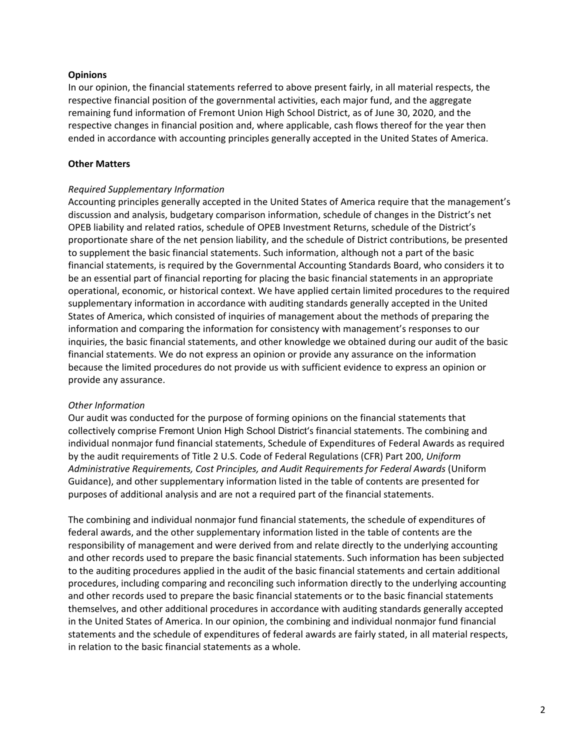**Opinions**

In our opinion, the financial statements referred to above present fairly, in all material respects, the respective financial position of the governmental activities, each major fund, and the aggregate remaining fund information of Fremont Union High School District, as of June 30, 2020, and the respective changes in financial position and, where applicable, cash flows thereof for the year then ended in accordance with accounting principles generally accepted in the United States of America.

**Other Matters**

*Required Supplementary Information*

Accounting principles generally accepted in the United States of America require that the management's discussion and analysis, budgetary comparison information, schedule of changes in the District's net OPEB liability and related ratios, schedule of OPEB Investment Returns, schedule of the District's proportionate share of the net pension liability, and the schedule of District contributions, be presented to supplement the basic financial statements. Such information, although not a part of the basic financial statements, is required by the Governmental Accounting Standards Board, who considers it to be an essential part of financial reporting for placing the basic financial statements in an appropriate operational, economic, or historical context. We have applied certain limited procedures to the required supplementary information in accordance with auditing standards generally accepted in the United States of America, which consisted of inquiries of management about the methods of preparing the information and comparing the information for consistency with management's responses to our inquiries, the basic financial statements, and other knowledge we obtained during our audit of the basic financial statements. We do not express an opinion or provide any assurance on the information because the limited procedures do not provide us with sufficient evidence to express an opinion or provide any assurance.

*Other Information*

Our audit was conducted for the purpose of forming opinions on the financial statements that collectively comprise Fremont Union High School District's financial statements. The combining and individual nonmajor fund financial statements, Schedule of Expenditures of Federal Awards as required by the audit requirements of Title 2 U.S. Code of Federal Regulations (CFR) Part 200, *Uniform Administrative Requirements, Cost Principles, and Audit Requirements for Federal Awards* (Uniform Guidance), and other supplementary information listed in the table of contents are presented for purposes of additional analysis and are not a required part of the financial statements.

The combining and individual nonmajor fund financial statements, the schedule of expenditures of federal awards, and the other supplementary information listed in the table of contents are the responsibility of management and were derived from and relate directly to the underlying accounting and other records used to prepare the basic financial statements. Such information has been subjected to the auditing procedures applied in the audit of the basic financial statements and certain additional procedures, including comparing and reconciling such information directly to the underlying accounting and other records used to prepare the basic financial statements or to the basic financial statements themselves, and other additional procedures in accordance with auditing standards generally accepted in the United States of America. In our opinion, the combining and individual nonmajor fund financial statements and the schedule of expenditures of federal awards are fairly stated, in all material respects, in relation to the basic financial statements as a whole.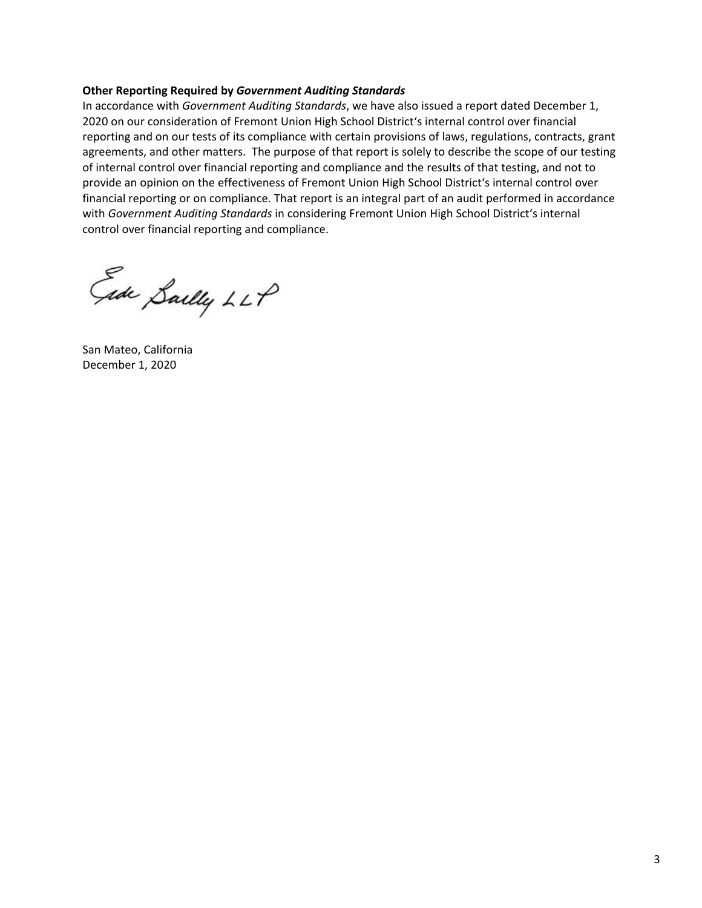**Other Reporting Required by *Government Auditing Standards***

In accordance with *Government Auditing Standards*, we have also issued a report dated December 1, 2020 on our consideration of Fremont Union High School District's internal control over financial reporting and on our tests of its compliance with certain provisions of laws, regulations, contracts, grant agreements, and other matters. The purpose of that report is solely to describe the scope of our testing of internal control over financial reporting and compliance and the results of that testing, and not to provide an opinion on the effectiveness of Fremont Union High School District's internal control over financial reporting or on compliance. That report is an integral part of an audit performed in accordance with *Government Auditing Standards* in considering Fremont Union High School District's internal control over financial reporting and compliance.

Eide Bailly LLP

San Mateo, California
December 1, 2020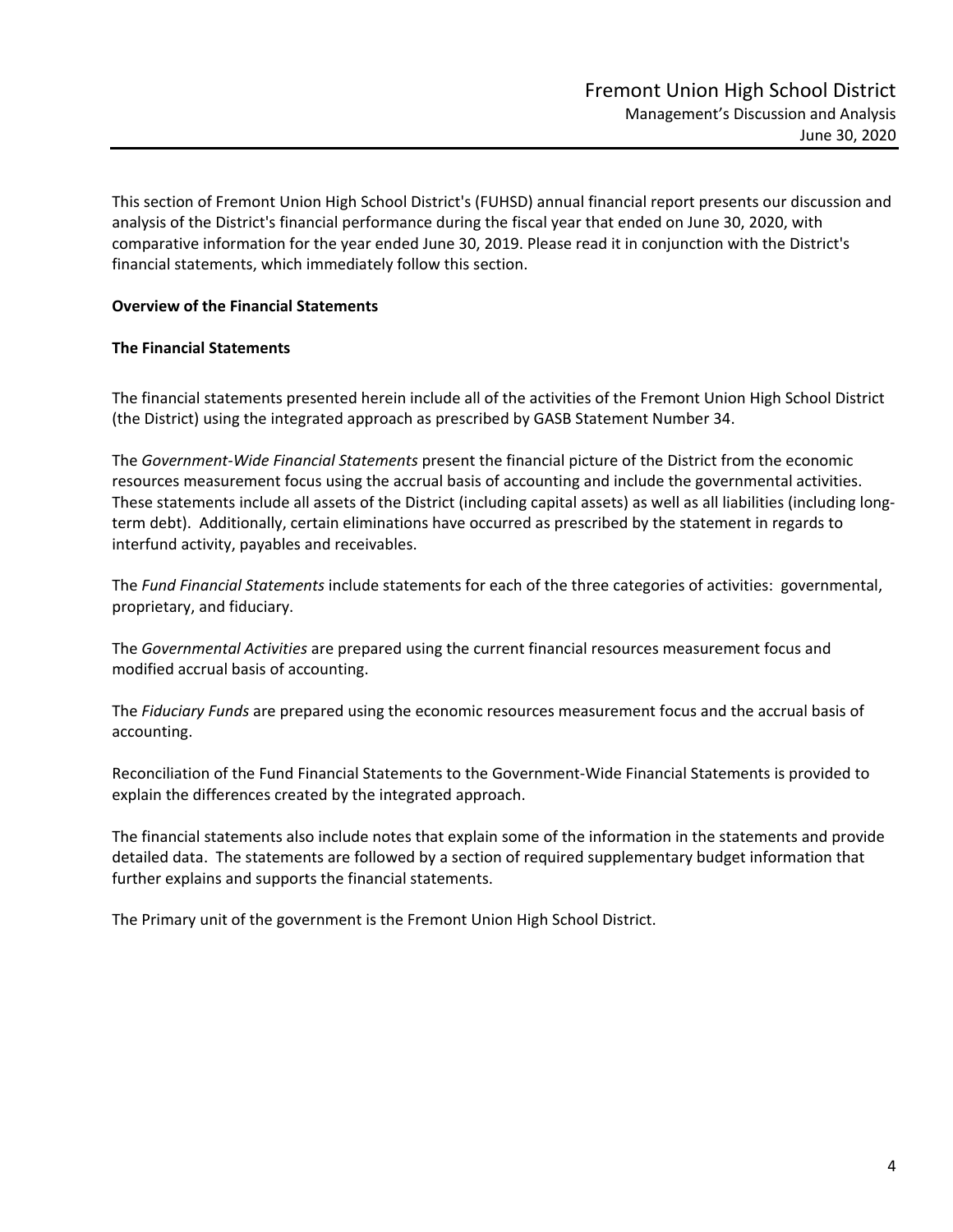This section of Fremont Union High School District's (FUHSD) annual financial report presents our discussion and analysis of the District's financial performance during the fiscal year that ended on June 30, 2020, with comparative information for the year ended June 30, 2019. Please read it in conjunction with the District's financial statements, which immediately follow this section.

**Overview of the Financial Statements**

**The Financial Statements**

The financial statements presented herein include all of the activities of the Fremont Union High School District (the District) using the integrated approach as prescribed by GASB Statement Number 34.

The *Government-Wide Financial Statements* present the financial picture of the District from the economic resources measurement focus using the accrual basis of accounting and include the governmental activities. These statements include all assets of the District (including capital assets) as well as all liabilities (including long-term debt). Additionally, certain eliminations have occurred as prescribed by the statement in regards to interfund activity, payables and receivables.

The *Fund Financial Statements* include statements for each of the three categories of activities: governmental, proprietary, and fiduciary.

The *Governmental Activities* are prepared using the current financial resources measurement focus and modified accrual basis of accounting.

The *Fiduciary Funds* are prepared using the economic resources measurement focus and the accrual basis of accounting.

Reconciliation of the Fund Financial Statements to the Government-Wide Financial Statements is provided to explain the differences created by the integrated approach.

The financial statements also include notes that explain some of the information in the statements and provide detailed data. The statements are followed by a section of required supplementary budget information that further explains and supports the financial statements.

The Primary unit of the government is the Fremont Union High School District.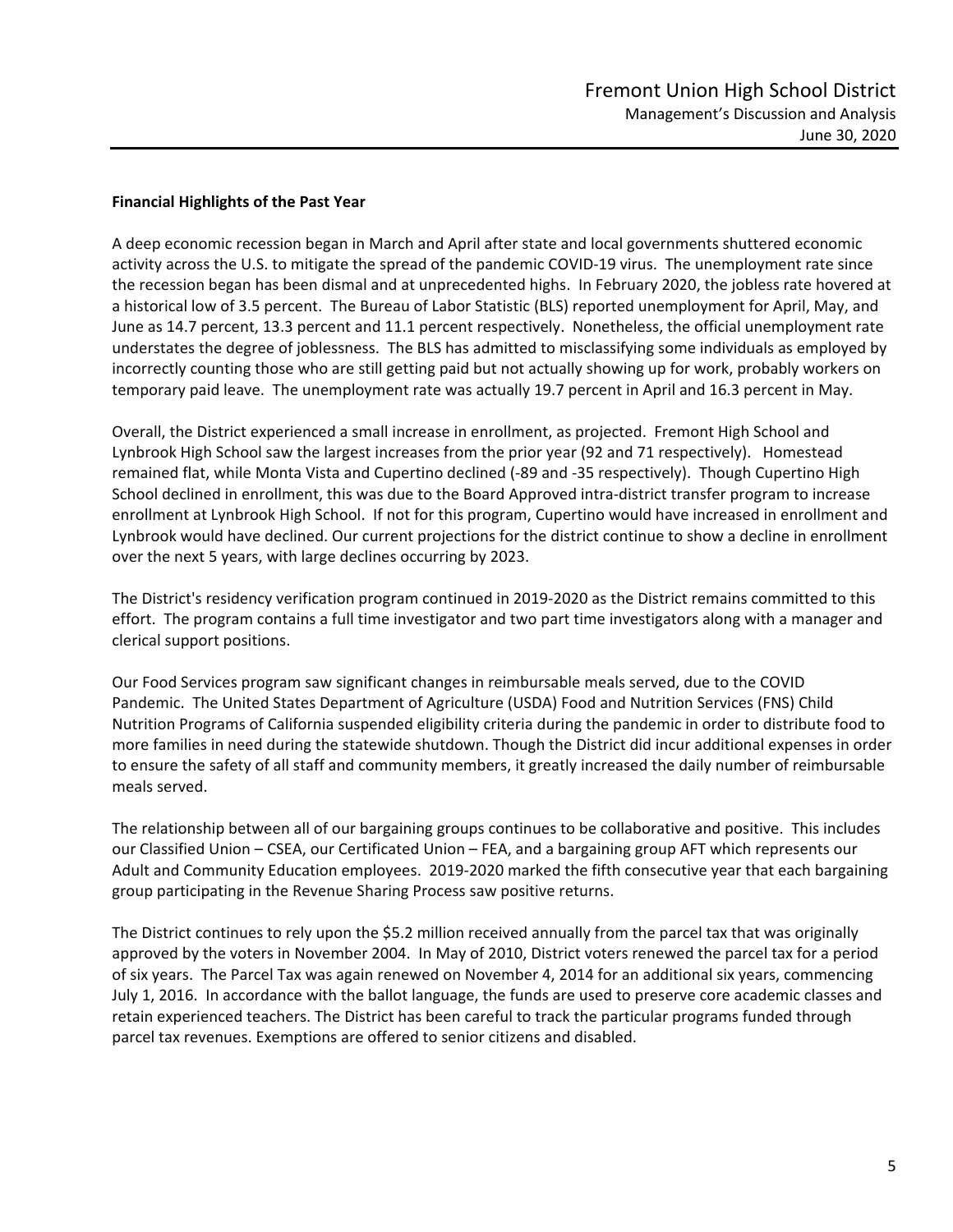## Financial Highlights of the Past Year

A deep economic recession began in March and April after state and local governments shuttered economic activity across the U.S. to mitigate the spread of the pandemic COVID-19 virus. The unemployment rate since the recession began has been dismal and at unprecedented highs. In February 2020, the jobless rate hovered at a historical low of 3.5 percent. The Bureau of Labor Statistic (BLS) reported unemployment for April, May, and June as 14.7 percent, 13.3 percent and 11.1 percent respectively. Nonetheless, the official unemployment rate understates the degree of joblessness. The BLS has admitted to misclassifying some individuals as employed by incorrectly counting those who are still getting paid but not actually showing up for work, probably workers on temporary paid leave. The unemployment rate was actually 19.7 percent in April and 16.3 percent in May.

Overall, the District experienced a small increase in enrollment, as projected. Fremont High School and Lynbrook High School saw the largest increases from the prior year (92 and 71 respectively). Homestead remained flat, while Monta Vista and Cupertino declined (-89 and -35 respectively). Though Cupertino High School declined in enrollment, this was due to the Board Approved intra-district transfer program to increase enrollment at Lynbrook High School. If not for this program, Cupertino would have increased in enrollment and Lynbrook would have declined. Our current projections for the district continue to show a decline in enrollment over the next 5 years, with large declines occurring by 2023.

The District's residency verification program continued in 2019-2020 as the District remains committed to this effort. The program contains a full time investigator and two part time investigators along with a manager and clerical support positions.

Our Food Services program saw significant changes in reimbursable meals served, due to the COVID Pandemic. The United States Department of Agriculture (USDA) Food and Nutrition Services (FNS) Child Nutrition Programs of California suspended eligibility criteria during the pandemic in order to distribute food to more families in need during the statewide shutdown. Though the District did incur additional expenses in order to ensure the safety of all staff and community members, it greatly increased the daily number of reimbursable meals served.

The relationship between all of our bargaining groups continues to be collaborative and positive. This includes our Classified Union – CSEA, our Certificated Union – FEA, and a bargaining group AFT which represents our Adult and Community Education employees. 2019-2020 marked the fifth consecutive year that each bargaining group participating in the Revenue Sharing Process saw positive returns.

The District continues to rely upon the $5.2 million received annually from the parcel tax that was originally approved by the voters in November 2004. In May of 2010, District voters renewed the parcel tax for a period of six years. The Parcel Tax was again renewed on November 4, 2014 for an additional six years, commencing July 1, 2016. In accordance with the ballot language, the funds are used to preserve core academic classes and retain experienced teachers. The District has been careful to track the particular programs funded through parcel tax revenues. Exemptions are offered to senior citizens and disabled.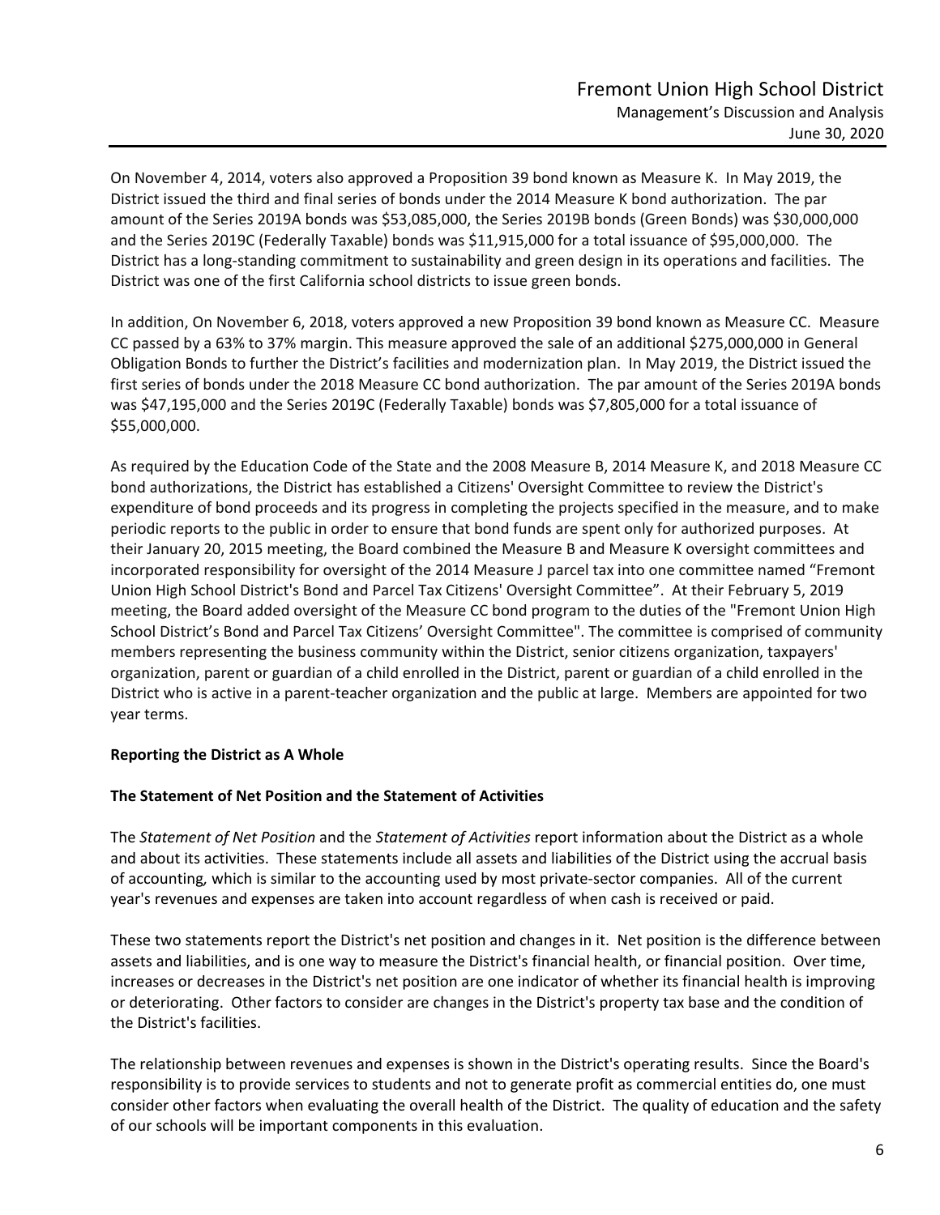On November 4, 2014, voters also approved a Proposition 39 bond known as Measure K. In May 2019, the District issued the third and final series of bonds under the 2014 Measure K bond authorization. The par amount of the Series 2019A bonds was $53,085,000, the Series 2019B bonds (Green Bonds) was $30,000,000 and the Series 2019C (Federally Taxable) bonds was $11,915,000 for a total issuance of $95,000,000. The District has a long-standing commitment to sustainability and green design in its operations and facilities. The District was one of the first California school districts to issue green bonds.

In addition, On November 6, 2018, voters approved a new Proposition 39 bond known as Measure CC. Measure CC passed by a 63% to 37% margin. This measure approved the sale of an additional $275,000,000 in General Obligation Bonds to further the District's facilities and modernization plan. In May 2019, the District issued the first series of bonds under the 2018 Measure CC bond authorization. The par amount of the Series 2019A bonds was $47,195,000 and the Series 2019C (Federally Taxable) bonds was $7,805,000 for a total issuance of $55,000,000.

As required by the Education Code of the State and the 2008 Measure B, 2014 Measure K, and 2018 Measure CC bond authorizations, the District has established a Citizens' Oversight Committee to review the District's expenditure of bond proceeds and its progress in completing the projects specified in the measure, and to make periodic reports to the public in order to ensure that bond funds are spent only for authorized purposes. At their January 20, 2015 meeting, the Board combined the Measure B and Measure K oversight committees and incorporated responsibility for oversight of the 2014 Measure J parcel tax into one committee named "Fremont Union High School District's Bond and Parcel Tax Citizens' Oversight Committee". At their February 5, 2019 meeting, the Board added oversight of the Measure CC bond program to the duties of the "Fremont Union High School District's Bond and Parcel Tax Citizens' Oversight Committee". The committee is comprised of community members representing the business community within the District, senior citizens organization, taxpayers' organization, parent or guardian of a child enrolled in the District, parent or guardian of a child enrolled in the District who is active in a parent-teacher organization and the public at large. Members are appointed for two year terms.

**Reporting the District as A Whole**

**The Statement of Net Position and the Statement of Activities**

The *Statement of Net Position* and the *Statement of Activities* report information about the District as a whole and about its activities. These statements include all assets and liabilities of the District using the accrual basis of accounting, which is similar to the accounting used by most private-sector companies. All of the current year's revenues and expenses are taken into account regardless of when cash is received or paid.

These two statements report the District's net position and changes in it. Net position is the difference between assets and liabilities, and is one way to measure the District's financial health, or financial position. Over time, increases or decreases in the District's net position are one indicator of whether its financial health is improving or deteriorating. Other factors to consider are changes in the District's property tax base and the condition of the District's facilities.

The relationship between revenues and expenses is shown in the District's operating results. Since the Board's responsibility is to provide services to students and not to generate profit as commercial entities do, one must consider other factors when evaluating the overall health of the District. The quality of education and the safety of our schools will be important components in this evaluation.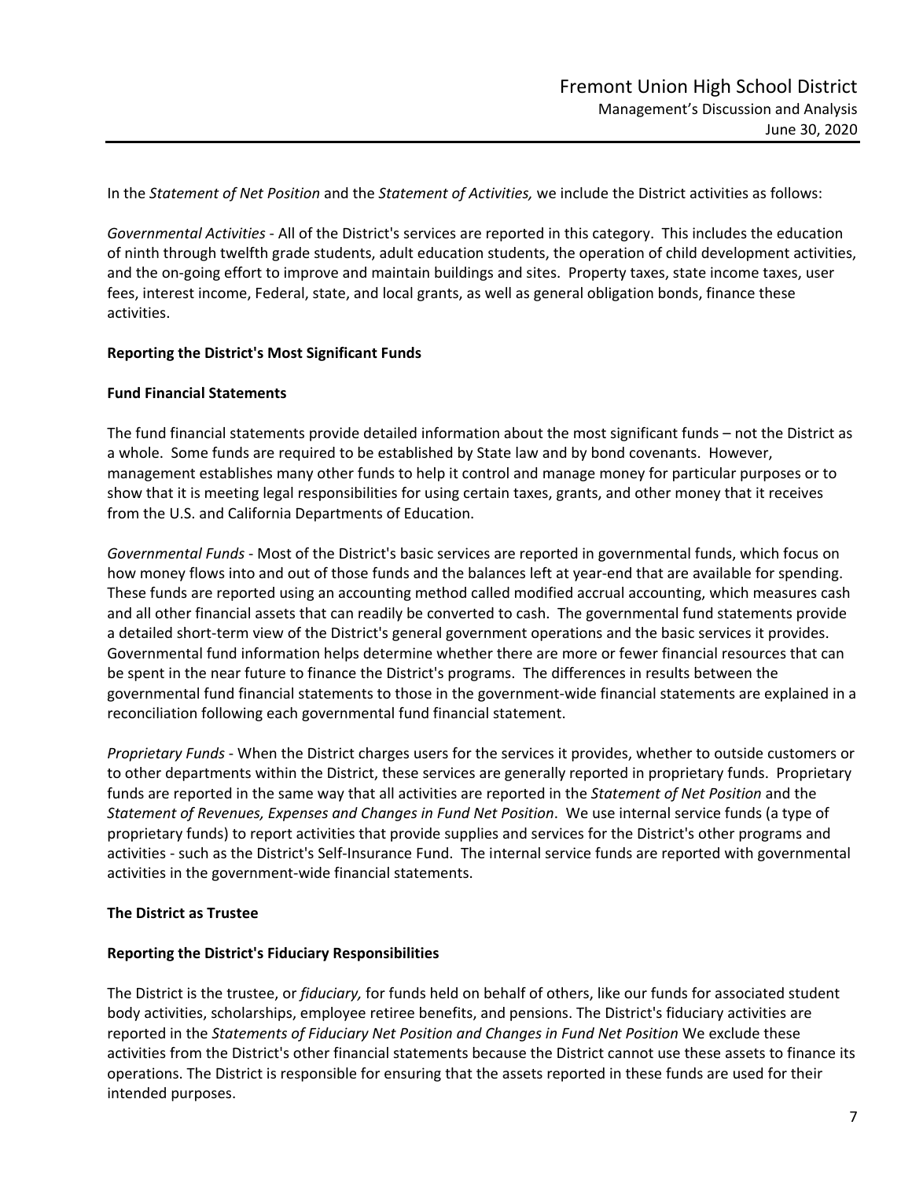In the *Statement of Net Position* and the *Statement of Activities,* we include the District activities as follows:

*Governmental Activities* - All of the District's services are reported in this category. This includes the education of ninth through twelfth grade students, adult education students, the operation of child development activities, and the on-going effort to improve and maintain buildings and sites. Property taxes, state income taxes, user fees, interest income, Federal, state, and local grants, as well as general obligation bonds, finance these activities.

**Reporting the District's Most Significant Funds**

**Fund Financial Statements**

The fund financial statements provide detailed information about the most significant funds – not the District as a whole. Some funds are required to be established by State law and by bond covenants. However, management establishes many other funds to help it control and manage money for particular purposes or to show that it is meeting legal responsibilities for using certain taxes, grants, and other money that it receives from the U.S. and California Departments of Education.

*Governmental Funds* - Most of the District's basic services are reported in governmental funds, which focus on how money flows into and out of those funds and the balances left at year-end that are available for spending. These funds are reported using an accounting method called modified accrual accounting, which measures cash and all other financial assets that can readily be converted to cash. The governmental fund statements provide a detailed short-term view of the District's general government operations and the basic services it provides. Governmental fund information helps determine whether there are more or fewer financial resources that can be spent in the near future to finance the District's programs. The differences in results between the governmental fund financial statements to those in the government-wide financial statements are explained in a reconciliation following each governmental fund financial statement.

*Proprietary Funds* - When the District charges users for the services it provides, whether to outside customers or to other departments within the District, these services are generally reported in proprietary funds. Proprietary funds are reported in the same way that all activities are reported in the *Statement of Net Position* and the *Statement of Revenues, Expenses and Changes in Fund Net Position*. We use internal service funds (a type of proprietary funds) to report activities that provide supplies and services for the District's other programs and activities - such as the District's Self-Insurance Fund. The internal service funds are reported with governmental activities in the government-wide financial statements.

**The District as Trustee**

**Reporting the District's Fiduciary Responsibilities**

The District is the trustee, or *fiduciary,* for funds held on behalf of others, like our funds for associated student body activities, scholarships, employee retiree benefits, and pensions. The District's fiduciary activities are reported in the *Statements of Fiduciary Net Position and Changes in Fund Net Position* We exclude these activities from the District's other financial statements because the District cannot use these assets to finance its operations. The District is responsible for ensuring that the assets reported in these funds are used for their intended purposes.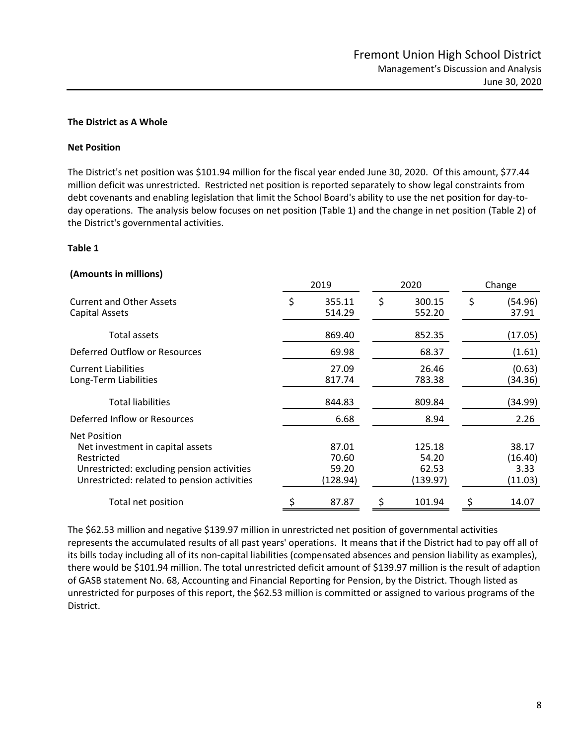## The District as A Whole

### Net Position

The District's net position was $101.94 million for the fiscal year ended June 30, 2020. Of this amount, $77.44 million deficit was unrestricted. Restricted net position is reported separately to show legal constraints from debt covenants and enabling legislation that limit the School Board's ability to use the net position for day-to-day operations. The analysis below focuses on net position (Table 1) and the change in net position (Table 2) of the District's governmental activities.

**Table 1**

**(Amounts in millions)**

| | 2019 | 2020 | Change |
|---|---|---|---|
| Current and Other Assets | $ 355.11 | $ 300.15 | $ (54.96) |
| Capital Assets | 514.29 | 552.20 | 37.91 |
| Total assets | 869.40 | 852.35 | (17.05) |
| Deferred Outflow or Resources | 69.98 | 68.37 | (1.61) |
| Current Liabilities | 27.09 | 26.46 | (0.63) |
| Long-Term Liabilities | 817.74 | 783.38 | (34.36) |
| Total liabilities | 844.83 | 809.84 | (34.99) |
| Deferred Inflow or Resources | 6.68 | 8.94 | 2.26 |
| Net Position | | | |
| Net investment in capital assets | 87.01 | 125.18 | 38.17 |
| Restricted | 70.60 | 54.20 | (16.40) |
| Unrestricted: excluding pension activities | 59.20 | 62.53 | 3.33 |
| Unrestricted: related to pension activities | (128.94) | (139.97) | (11.03) |
| Total net position | $ 87.87 | $ 101.94 | $ 14.07 |

The $62.53 million and negative $139.97 million in unrestricted net position of governmental activities represents the accumulated results of all past years' operations. It means that if the District had to pay off all of its bills today including all of its non-capital liabilities (compensated absences and pension liability as examples), there would be $101.94 million. The total unrestricted deficit amount of $139.97 million is the result of adaption of GASB statement No. 68, Accounting and Financial Reporting for Pension, by the District. Though listed as unrestricted for purposes of this report, the $62.53 million is committed or assigned to various programs of the District.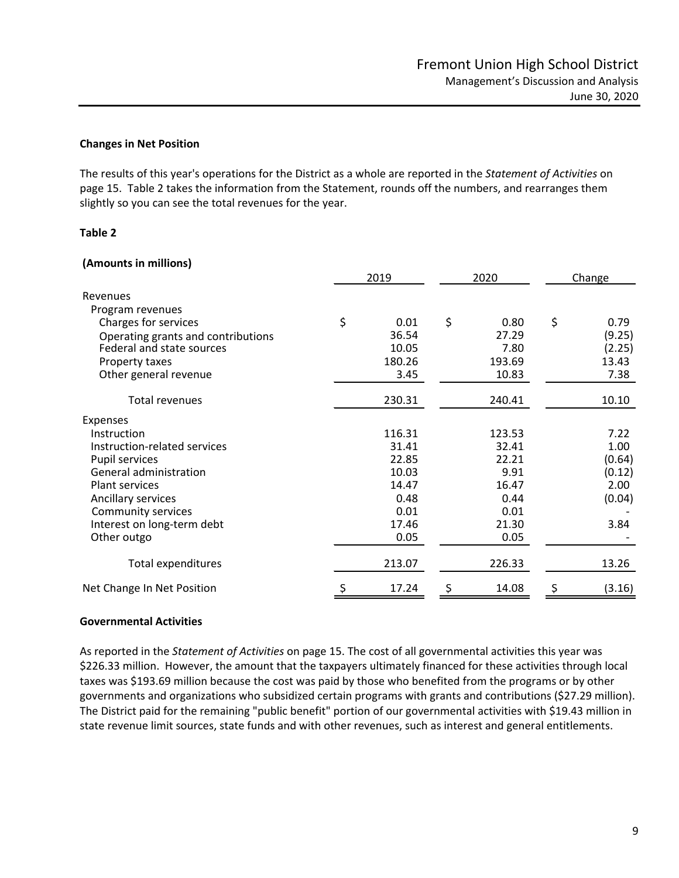### Changes in Net Position

The results of this year's operations for the District as a whole are reported in the *Statement of Activities* on page 15. Table 2 takes the information from the Statement, rounds off the numbers, and rearranges them slightly so you can see the total revenues for the year.

**Table 2**

**(Amounts in millions)**

| | 2019 | 2020 | Change |
|---|---|---|---|
| Revenues | | | |
| Program revenues | | | |
| Charges for services | $ 0.01 | $ 0.80 | $ 0.79 |
| Operating grants and contributions | 36.54 | 27.29 | (9.25) |
| Federal and state sources | 10.05 | 7.80 | (2.25) |
| Property taxes | 180.26 | 193.69 | 13.43 |
| Other general revenue | 3.45 | 10.83 | 7.38 |
| Total revenues | 230.31 | 240.41 | 10.10 |
| Expenses | | | |
| Instruction | 116.31 | 123.53 | 7.22 |
| Instruction-related services | 31.41 | 32.41 | 1.00 |
| Pupil services | 22.85 | 22.21 | (0.64) |
| General administration | 10.03 | 9.91 | (0.12) |
| Plant services | 14.47 | 16.47 | 2.00 |
| Ancillary services | 0.48 | 0.44 | (0.04) |
| Community services | 0.01 | 0.01 | - |
| Interest on long-term debt | 17.46 | 21.30 | 3.84 |
| Other outgo | 0.05 | 0.05 | - |
| Total expenditures | 213.07 | 226.33 | 13.26 |
| Net Change In Net Position | $ 17.24 | $ 14.08 | $ (3.16) |

### Governmental Activities

As reported in the *Statement of Activities* on page 15. The cost of all governmental activities this year was $226.33 million. However, the amount that the taxpayers ultimately financed for these activities through local taxes was $193.69 million because the cost was paid by those who benefited from the programs or by other governments and organizations who subsidized certain programs with grants and contributions ($27.29 million). The District paid for the remaining "public benefit" portion of our governmental activities with $19.43 million in state revenue limit sources, state funds and with other revenues, such as interest and general entitlements.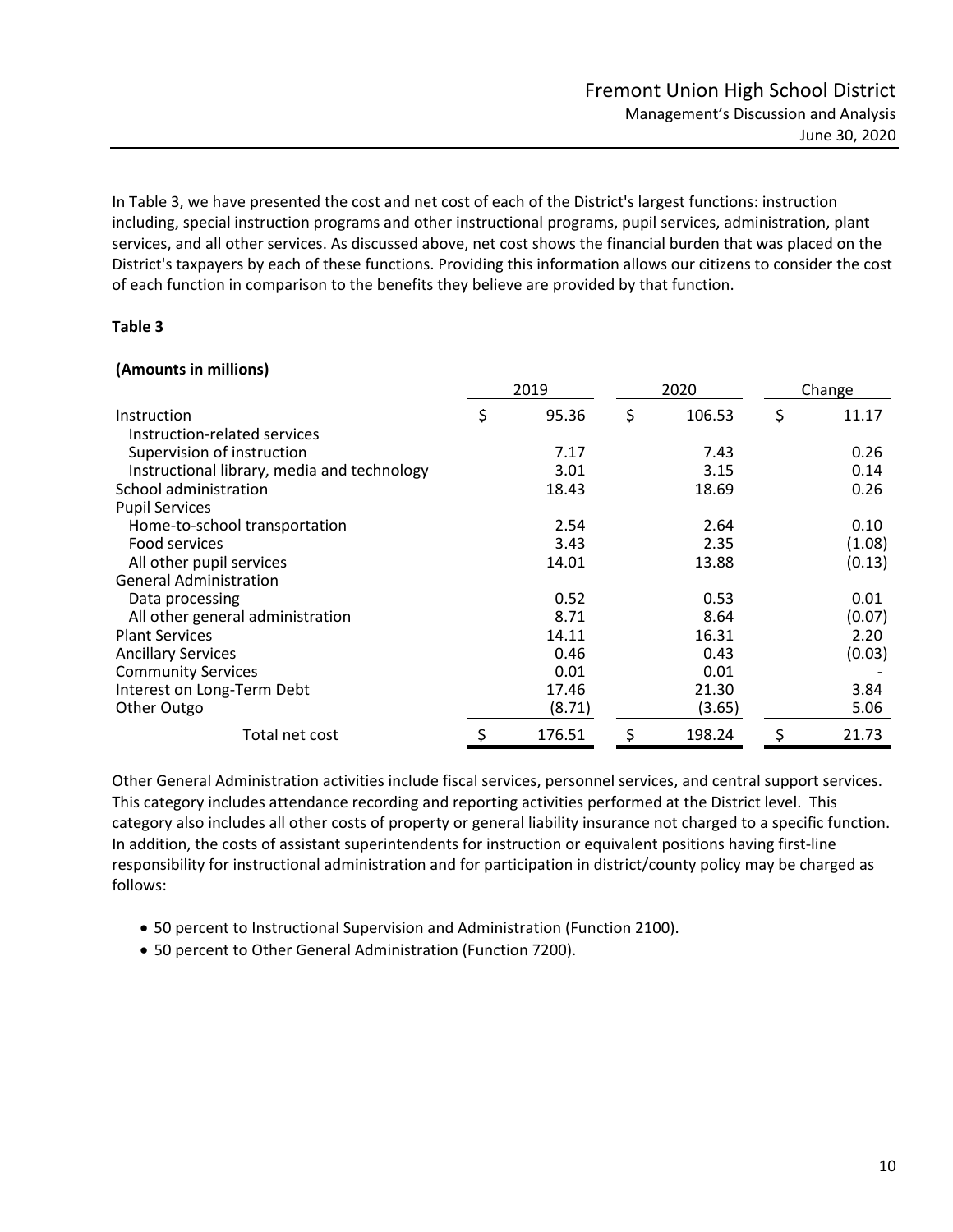In Table 3, we have presented the cost and net cost of each of the District's largest functions: instruction including, special instruction programs and other instructional programs, pupil services, administration, plant services, and all other services. As discussed above, net cost shows the financial burden that was placed on the District's taxpayers by each of these functions. Providing this information allows our citizens to consider the cost of each function in comparison to the benefits they believe are provided by that function.

**Table 3**

**(Amounts in millions)**

| | 2019 | 2020 | Change |
|---|---|---|---|
| Instruction | $ 95.36 | $ 106.53 | $ 11.17 |
| Instruction-related services | | | |
| Supervision of instruction | 7.17 | 7.43 | 0.26 |
| Instructional library, media and technology | 3.01 | 3.15 | 0.14 |
| School administration | 18.43 | 18.69 | 0.26 |
| Pupil Services | | | |
| Home-to-school transportation | 2.54 | 2.64 | 0.10 |
| Food services | 3.43 | 2.35 | (1.08) |
| All other pupil services | 14.01 | 13.88 | (0.13) |
| General Administration | | | |
| Data processing | 0.52 | 0.53 | 0.01 |
| All other general administration | 8.71 | 8.64 | (0.07) |
| Plant Services | 14.11 | 16.31 | 2.20 |
| Ancillary Services | 0.46 | 0.43 | (0.03) |
| Community Services | 0.01 | 0.01 | - |
| Interest on Long-Term Debt | 17.46 | 21.30 | 3.84 |
| Other Outgo | (8.71) | (3.65) | 5.06 |
| Total net cost | $ 176.51 | $ 198.24 | $ 21.73 |

Other General Administration activities include fiscal services, personnel services, and central support services. This category includes attendance recording and reporting activities performed at the District level. This category also includes all other costs of property or general liability insurance not charged to a specific function. In addition, the costs of assistant superintendents for instruction or equivalent positions having first-line responsibility for instructional administration and for participation in district/county policy may be charged as follows:

- 50 percent to Instructional Supervision and Administration (Function 2100).
- 50 percent to Other General Administration (Function 7200).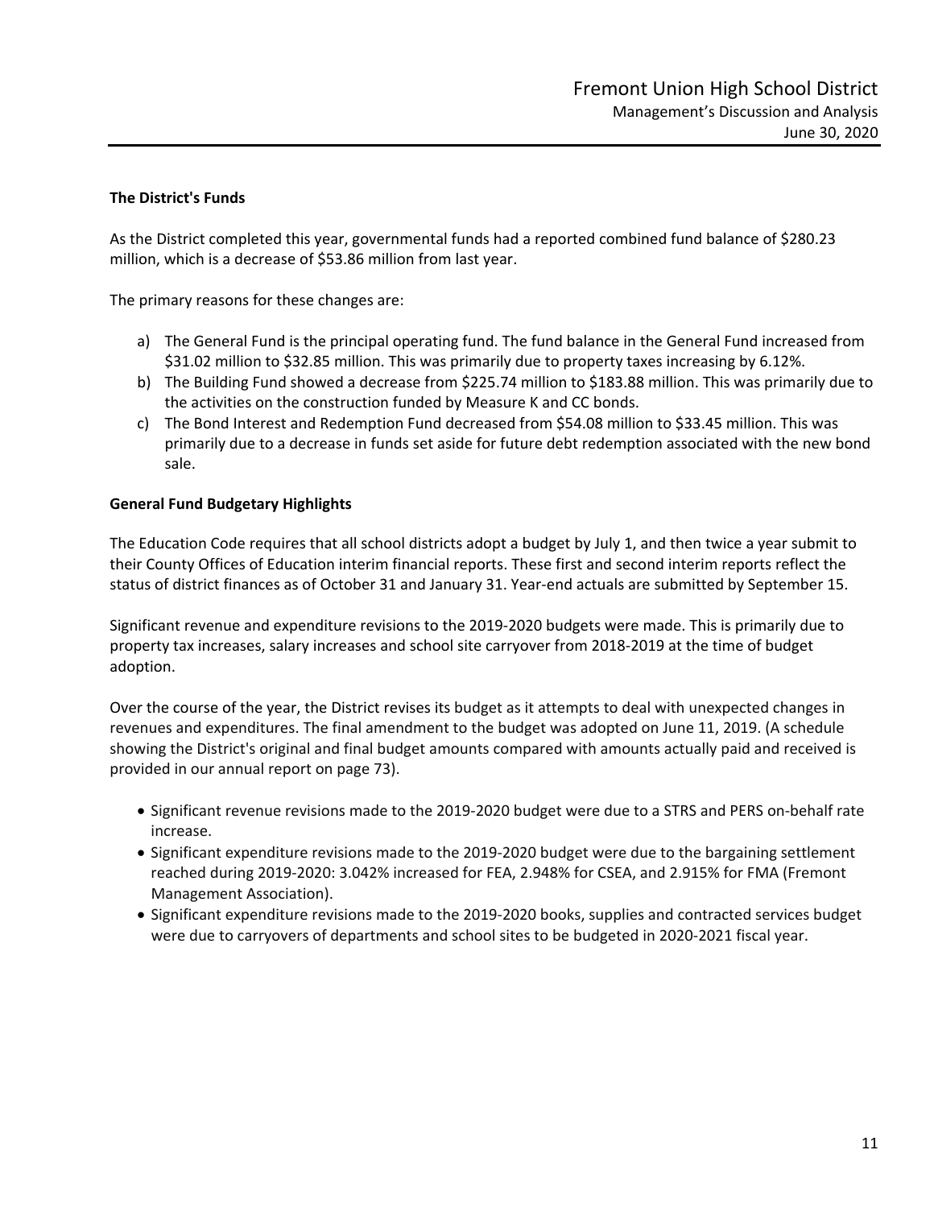**The District's Funds**

As the District completed this year, governmental funds had a reported combined fund balance of $280.23 million, which is a decrease of $53.86 million from last year.

The primary reasons for these changes are:

a) The General Fund is the principal operating fund. The fund balance in the General Fund increased from $31.02 million to $32.85 million. This was primarily due to property taxes increasing by 6.12%.
b) The Building Fund showed a decrease from $225.74 million to $183.88 million. This was primarily due to the activities on the construction funded by Measure K and CC bonds.
c) The Bond Interest and Redemption Fund decreased from $54.08 million to $33.45 million. This was primarily due to a decrease in funds set aside for future debt redemption associated with the new bond sale.

**General Fund Budgetary Highlights**

The Education Code requires that all school districts adopt a budget by July 1, and then twice a year submit to their County Offices of Education interim financial reports. These first and second interim reports reflect the status of district finances as of October 31 and January 31. Year-end actuals are submitted by September 15.

Significant revenue and expenditure revisions to the 2019-2020 budgets were made. This is primarily due to property tax increases, salary increases and school site carryover from 2018-2019 at the time of budget adoption.

Over the course of the year, the District revises its budget as it attempts to deal with unexpected changes in revenues and expenditures. The final amendment to the budget was adopted on June 11, 2019. (A schedule showing the District's original and final budget amounts compared with amounts actually paid and received is provided in our annual report on page 73).

- Significant revenue revisions made to the 2019-2020 budget were due to a STRS and PERS on-behalf rate increase.
- Significant expenditure revisions made to the 2019-2020 budget were due to the bargaining settlement reached during 2019-2020: 3.042% increased for FEA, 2.948% for CSEA, and 2.915% for FMA (Fremont Management Association).
- Significant expenditure revisions made to the 2019-2020 books, supplies and contracted services budget were due to carryovers of departments and school sites to be budgeted in 2020-2021 fiscal year.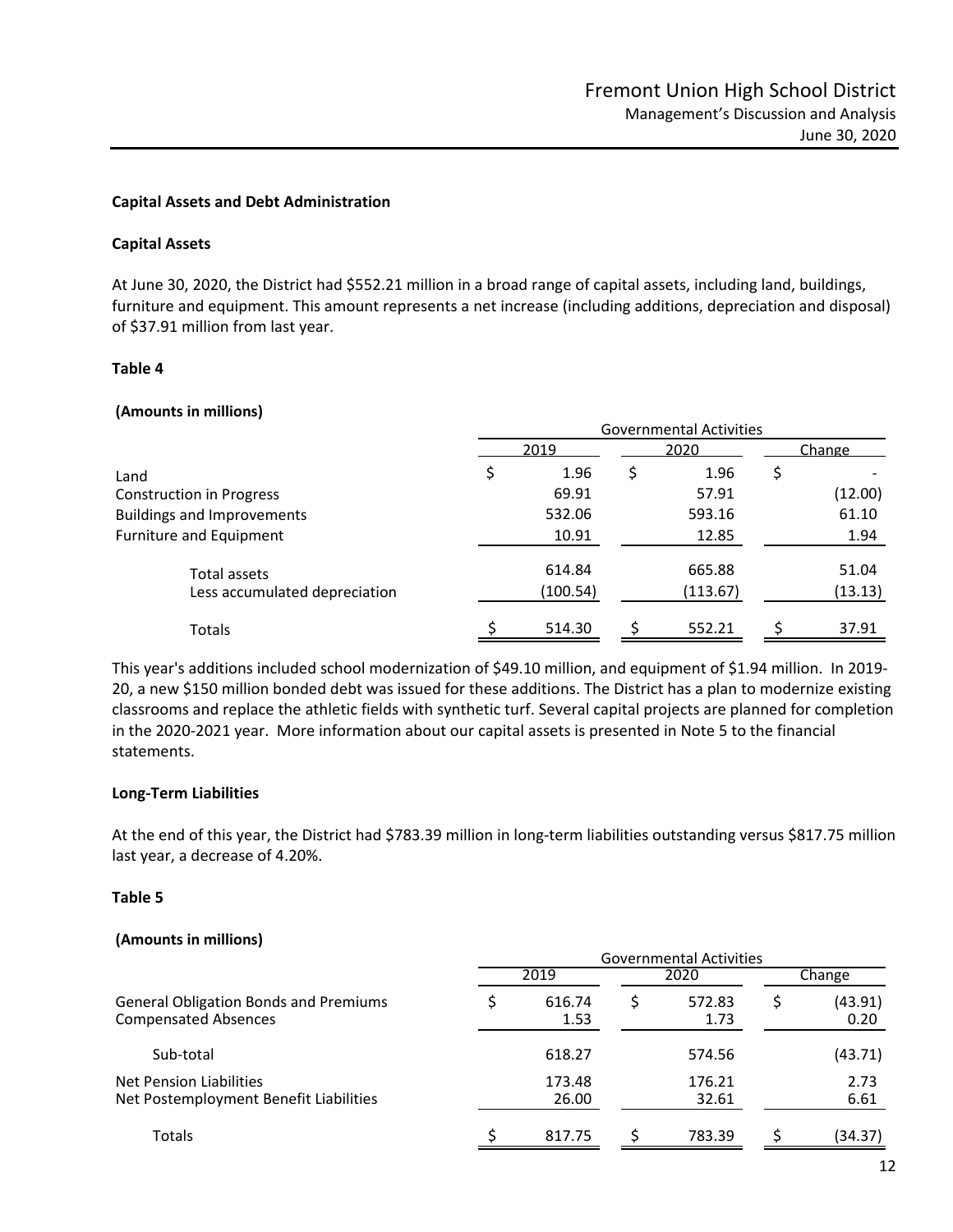### Capital Assets and Debt Administration

### Capital Assets

At June 30, 2020, the District had $552.21 million in a broad range of capital assets, including land, buildings, furniture and equipment. This amount represents a net increase (including additions, depreciation and disposal) of $37.91 million from last year.

**Table 4**

**(Amounts in millions)**

| | Governmental Activities | | |
|---|---|---|---|
| | 2019 | 2020 | Change |
| Land | $ 1.96 | $ 1.96 | $ - |
| Construction in Progress | 69.91 | 57.91 | (12.00) |
| Buildings and Improvements | 532.06 | 593.16 | 61.10 |
| Furniture and Equipment | 10.91 | 12.85 | 1.94 |
| Total assets | 614.84 | 665.88 | 51.04 |
| Less accumulated depreciation | (100.54) | (113.67) | (13.13) |
| Totals | $ 514.30 | $ 552.21 | $ 37.91 |

This year's additions included school modernization of $49.10 million, and equipment of $1.94 million. In 2019-20, a new $150 million bonded debt was issued for these additions. The District has a plan to modernize existing classrooms and replace the athletic fields with synthetic turf. Several capital projects are planned for completion in the 2020-2021 year. More information about our capital assets is presented in Note 5 to the financial statements.

### Long-Term Liabilities

At the end of this year, the District had $783.39 million in long-term liabilities outstanding versus $817.75 million last year, a decrease of 4.20%.

**Table 5**

**(Amounts in millions)**

| | Governmental Activities | | |
|---|---|---|---|
| | 2019 | 2020 | Change |
| General Obligation Bonds and Premiums | $ 616.74 | $ 572.83 | $ (43.91) |
| Compensated Absences | 1.53 | 1.73 | 0.20 |
| Sub-total | 618.27 | 574.56 | (43.71) |
| Net Pension Liabilities | 173.48 | 176.21 | 2.73 |
| Net Postemployment Benefit Liabilities | 26.00 | 32.61 | 6.61 |
| Totals | $ 817.75 | $ 783.39 | $ (34.37) |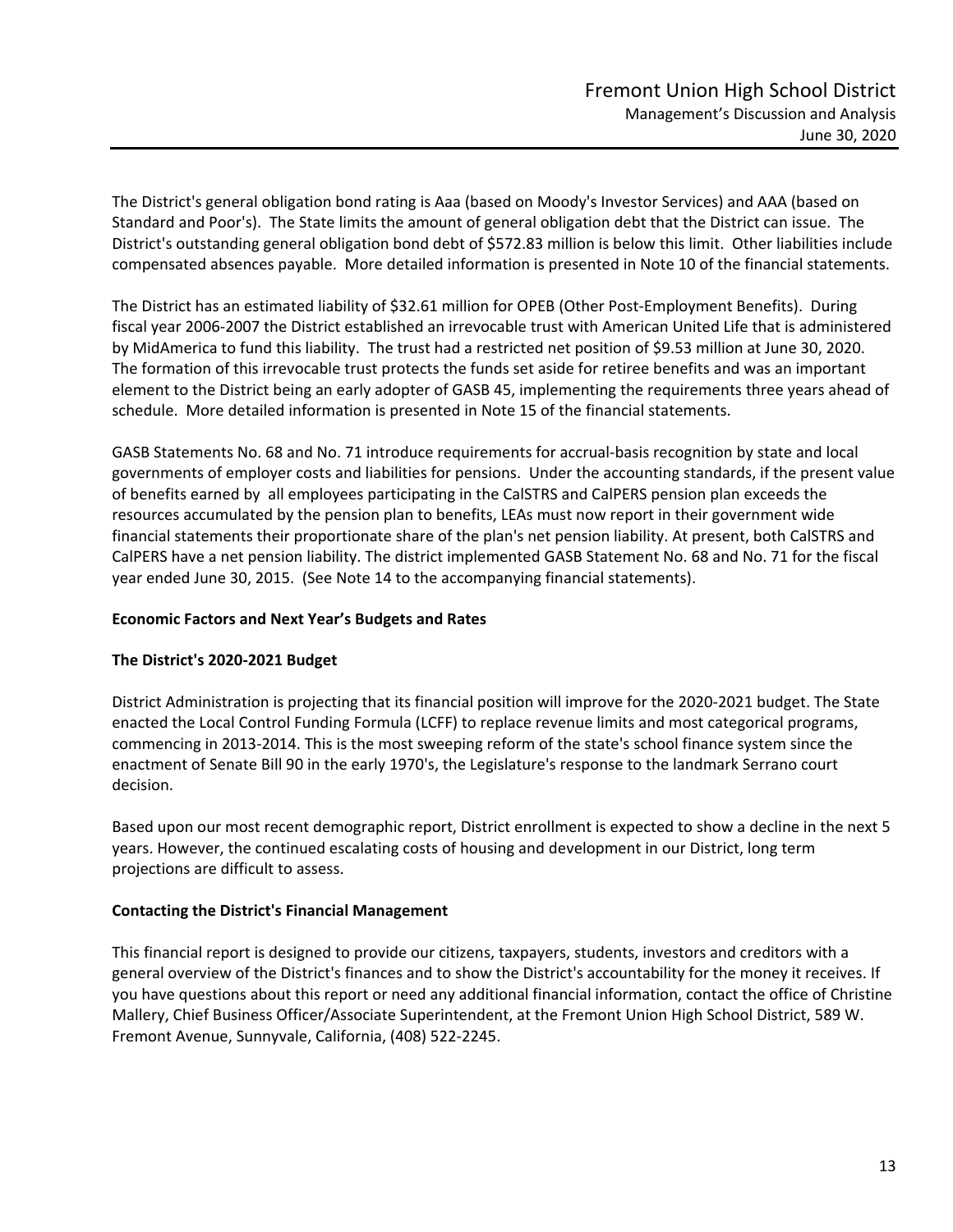The District's general obligation bond rating is Aaa (based on Moody's Investor Services) and AAA (based on Standard and Poor's). The State limits the amount of general obligation debt that the District can issue. The District's outstanding general obligation bond debt of $572.83 million is below this limit. Other liabilities include compensated absences payable. More detailed information is presented in Note 10 of the financial statements.

The District has an estimated liability of $32.61 million for OPEB (Other Post-Employment Benefits). During fiscal year 2006-2007 the District established an irrevocable trust with American United Life that is administered by MidAmerica to fund this liability. The trust had a restricted net position of $9.53 million at June 30, 2020. The formation of this irrevocable trust protects the funds set aside for retiree benefits and was an important element to the District being an early adopter of GASB 45, implementing the requirements three years ahead of schedule. More detailed information is presented in Note 15 of the financial statements.

GASB Statements No. 68 and No. 71 introduce requirements for accrual-basis recognition by state and local governments of employer costs and liabilities for pensions. Under the accounting standards, if the present value of benefits earned by all employees participating in the CalSTRS and CalPERS pension plan exceeds the resources accumulated by the pension plan to benefits, LEAs must now report in their government wide financial statements their proportionate share of the plan's net pension liability. At present, both CalSTRS and CalPERS have a net pension liability. The district implemented GASB Statement No. 68 and No. 71 for the fiscal year ended June 30, 2015. (See Note 14 to the accompanying financial statements).

**Economic Factors and Next Year's Budgets and Rates**

**The District's 2020-2021 Budget**

District Administration is projecting that its financial position will improve for the 2020-2021 budget. The State enacted the Local Control Funding Formula (LCFF) to replace revenue limits and most categorical programs, commencing in 2013-2014. This is the most sweeping reform of the state's school finance system since the enactment of Senate Bill 90 in the early 1970's, the Legislature's response to the landmark Serrano court decision.

Based upon our most recent demographic report, District enrollment is expected to show a decline in the next 5 years. However, the continued escalating costs of housing and development in our District, long term projections are difficult to assess.

**Contacting the District's Financial Management**

This financial report is designed to provide our citizens, taxpayers, students, investors and creditors with a general overview of the District's finances and to show the District's accountability for the money it receives. If you have questions about this report or need any additional financial information, contact the office of Christine Mallery, Chief Business Officer/Associate Superintendent, at the Fremont Union High School District, 589 W. Fremont Avenue, Sunnyvale, California, (408) 522-2245.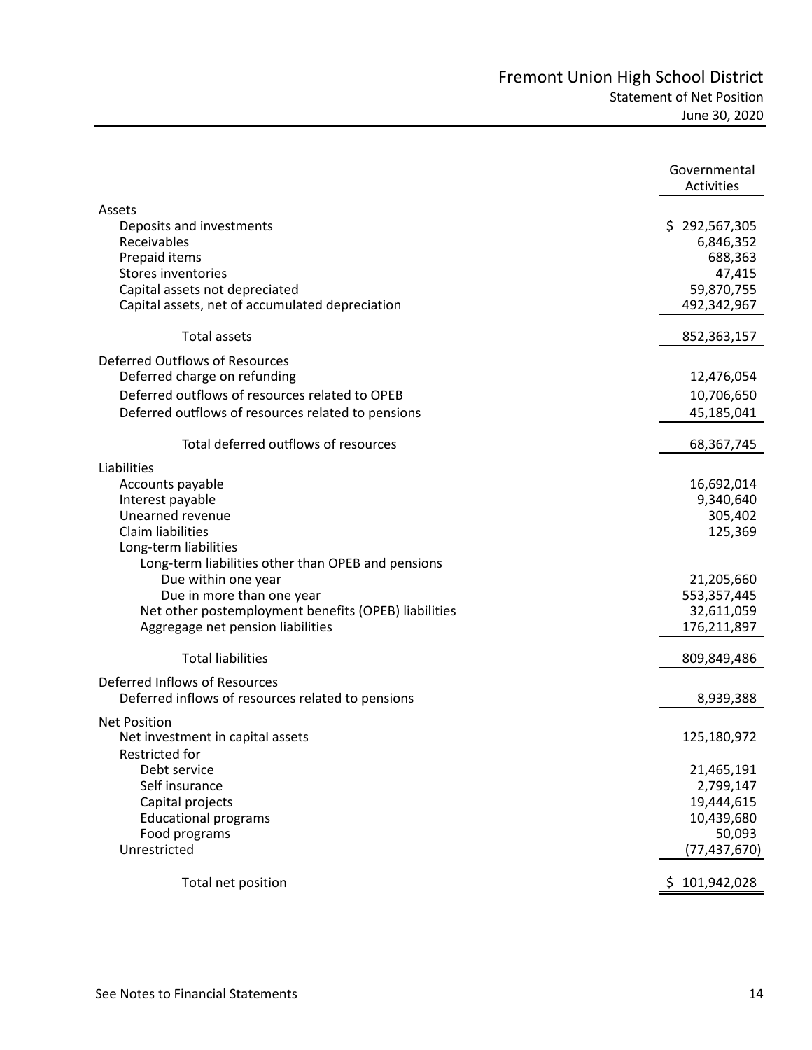# Fremont Union High School District

## Statement of Net Position

June 30, 2020

| | Governmental Activities |
|---|---|
| **Assets** | |
| Deposits and investments | $ 292,567,305 |
| Receivables | 6,846,352 |
| Prepaid items | 688,363 |
| Stores inventories | 47,415 |
| Capital assets not depreciated | 59,870,755 |
| Capital assets, net of accumulated depreciation | 492,342,967 |
| Total assets | 852,363,157 |
| **Deferred Outflows of Resources** | |
| Deferred charge on refunding | 12,476,054 |
| Deferred outflows of resources related to OPEB | 10,706,650 |
| Deferred outflows of resources related to pensions | 45,185,041 |
| Total deferred outflows of resources | 68,367,745 |
| **Liabilities** | |
| Accounts payable | 16,692,014 |
| Interest payable | 9,340,640 |
| Unearned revenue | 305,402 |
| Claim liabilities | 125,369 |
| Long-term liabilities | |
| Long-term liabilities other than OPEB and pensions | |
| Due within one year | 21,205,660 |
| Due in more than one year | 553,357,445 |
| Net other postemployment benefits (OPEB) liabilities | 32,611,059 |
| Aggregage net pension liabilities | 176,211,897 |
| Total liabilities | 809,849,486 |
| **Deferred Inflows of Resources** | |
| Deferred inflows of resources related to pensions | 8,939,388 |
| **Net Position** | |
| Net investment in capital assets | 125,180,972 |
| Restricted for | |
| Debt service | 21,465,191 |
| Self insurance | 2,799,147 |
| Capital projects | 19,444,615 |
| Educational programs | 10,439,680 |
| Food programs | 50,093 |
| Unrestricted | (77,437,670) |
| Total net position | $ 101,942,028 |

See Notes to Financial Statements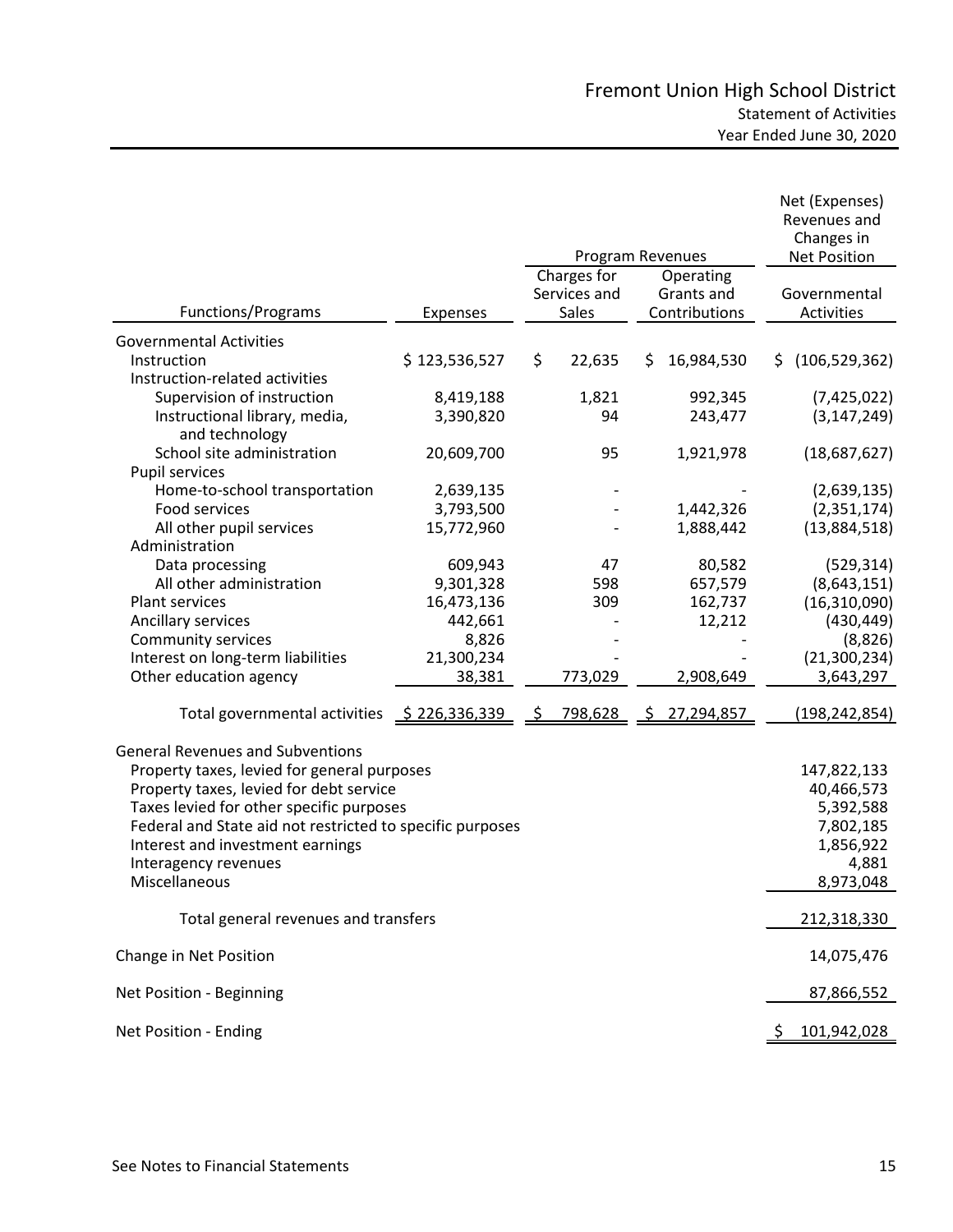# Fremont Union High School District

## Statement of Activities

### Year Ended June 30, 2020

| Functions/Programs | Expenses | Program Revenues: Charges for Services and Sales | Program Revenues: Operating Grants and Contributions | Net (Expenses) Revenues and Changes in Net Position: Governmental Activities |
|---|---|---|---|---|
| **Governmental Activities** | | | | |
| Instruction | $ 123,536,527 | $ 22,635 | $ 16,984,530 | $ (106,529,362) |
| Instruction-related activities | | | | |
| Supervision of instruction | 8,419,188 | 1,821 | 992,345 | (7,425,022) |
| Instructional library, media, and technology | 3,390,820 | 94 | 243,477 | (3,147,249) |
| School site administration | 20,609,700 | 95 | 1,921,978 | (18,687,627) |
| Pupil services | | | | |
| Home-to-school transportation | 2,639,135 | - | - | (2,639,135) |
| Food services | 3,793,500 | - | 1,442,326 | (2,351,174) |
| All other pupil services | 15,772,960 | - | 1,888,442 | (13,884,518) |
| Administration | | | | |
| Data processing | 609,943 | 47 | 80,582 | (529,314) |
| All other administration | 9,301,328 | 598 | 657,579 | (8,643,151) |
| Plant services | 16,473,136 | 309 | 162,737 | (16,310,090) |
| Ancillary services | 442,661 | - | 12,212 | (430,449) |
| Community services | 8,826 | - | - | (8,826) |
| Interest on long-term liabilities | 21,300,234 | - | - | (21,300,234) |
| Other education agency | 38,381 | 773,029 | 2,908,649 | 3,643,297 |
| Total governmental activities | $ 226,336,339 | $ 798,628 | $ 27,294,857 | (198,242,854) |
| **General Revenues and Subventions** | | | | |
| Property taxes, levied for general purposes | | | | 147,822,133 |
| Property taxes, levied for debt service | | | | 40,466,573 |
| Taxes levied for other specific purposes | | | | 5,392,588 |
| Federal and State aid not restricted to specific purposes | | | | 7,802,185 |
| Interest and investment earnings | | | | 1,856,922 |
| Interagency revenues | | | | 4,881 |
| Miscellaneous | | | | 8,973,048 |
| Total general revenues and transfers | | | | 212,318,330 |
| Change in Net Position | | | | 14,075,476 |
| Net Position - Beginning | | | | 87,866,552 |
| Net Position - Ending | | | | $ 101,942,028 |

See Notes to Financial Statements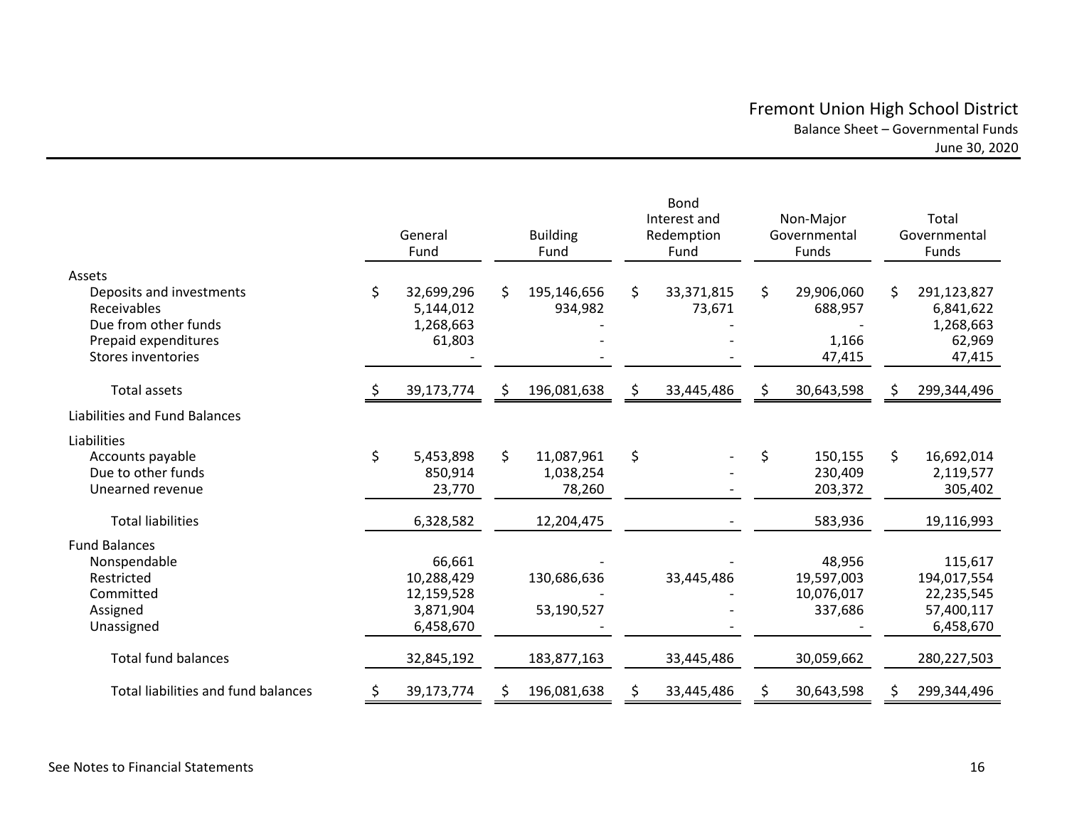# Fremont Union High School District

## Balance Sheet – Governmental Funds

June 30, 2020

| | General Fund | Building Fund | Bond Interest and Redemption Fund | Non-Major Governmental Funds | Total Governmental Funds |
|---|---|---|---|---|---|
| **Assets** | | | | | |
| Deposits and investments | $ 32,699,296 | $ 195,146,656 | $ 33,371,815 | $ 29,906,060 | $ 291,123,827 |
| Receivables | 5,144,012 | 934,982 | 73,671 | 688,957 | 6,841,622 |
| Due from other funds | 1,268,663 | - | - | - | 1,268,663 |
| Prepaid expenditures | 61,803 | - | - | 1,166 | 62,969 |
| Stores inventories | - | - | - | 47,415 | 47,415 |
| Total assets | $ 39,173,774 | $ 196,081,638 | $ 33,445,486 | $ 30,643,598 | $ 299,344,496 |
| **Liabilities and Fund Balances** | | | | | |
| **Liabilities** | | | | | |
| Accounts payable | $ 5,453,898 | $ 11,087,961 | $ - | $ 150,155 | $ 16,692,014 |
| Due to other funds | 850,914 | 1,038,254 | - | 230,409 | 2,119,577 |
| Unearned revenue | 23,770 | 78,260 | - | 203,372 | 305,402 |
| Total liabilities | 6,328,582 | 12,204,475 | - | 583,936 | 19,116,993 |
| **Fund Balances** | | | | | |
| Nonspendable | 66,661 | - | - | 48,956 | 115,617 |
| Restricted | 10,288,429 | 130,686,636 | 33,445,486 | 19,597,003 | 194,017,554 |
| Committed | 12,159,528 | - | - | 10,076,017 | 22,235,545 |
| Assigned | 3,871,904 | 53,190,527 | - | 337,686 | 57,400,117 |
| Unassigned | 6,458,670 | - | - | - | 6,458,670 |
| Total fund balances | 32,845,192 | 183,877,163 | 33,445,486 | 30,059,662 | 280,227,503 |
| Total liabilities and fund balances | $ 39,173,774 | $ 196,081,638 | $ 33,445,486 | $ 30,643,598 | $ 299,344,496 |

See Notes to Financial Statements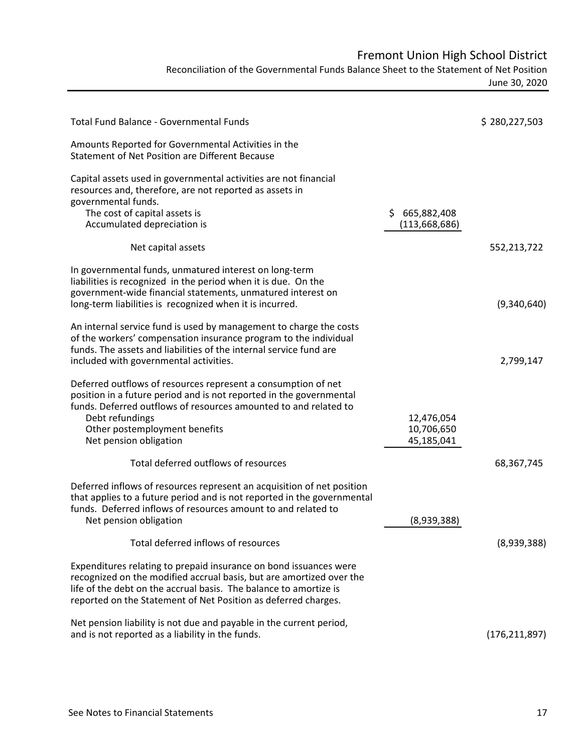# Fremont Union High School District

Reconciliation of the Governmental Funds Balance Sheet to the Statement of Net Position

June 30, 2020

| | | |
|---|---|---|
| Total Fund Balance - Governmental Funds | | $ 280,227,503 |
| Amounts Reported for Governmental Activities in the Statement of Net Position are Different Because | | |
| Capital assets used in governmental activities are not financial resources and, therefore, are not reported as assets in governmental funds. | | |
| The cost of capital assets is | $ 665,882,408 | |
| Accumulated depreciation is | (113,668,686) | |
| Net capital assets | | 552,213,722 |
| In governmental funds, unmatured interest on long-term liabilities is recognized in the period when it is due. On the government-wide financial statements, unmatured interest on long-term liabilities is recognized when it is incurred. | | (9,340,640) |
| An internal service fund is used by management to charge the costs of the workers' compensation insurance program to the individual funds. The assets and liabilities of the internal service fund are included with governmental activities. | | 2,799,147 |
| Deferred outflows of resources represent a consumption of net position in a future period and is not reported in the governmental funds. Deferred outflows of resources amounted to and related to | | |
| Debt refundings | 12,476,054 | |
| Other postemployment benefits | 10,706,650 | |
| Net pension obligation | 45,185,041 | |
| Total deferred outflows of resources | | 68,367,745 |
| Deferred inflows of resources represent an acquisition of net position that applies to a future period and is not reported in the governmental funds. Deferred inflows of resources amount to and related to | | |
| Net pension obligation | (8,939,388) | |
| Total deferred inflows of resources | | (8,939,388) |
| Expenditures relating to prepaid insurance on bond issuances were recognized on the modified accrual basis, but are amortized over the life of the debt on the accrual basis. The balance to amortize is reported on the Statement of Net Position as deferred charges. | | |
| Net pension liability is not due and payable in the current period, and is not reported as a liability in the funds. | | (176,211,897) |

See Notes to Financial Statements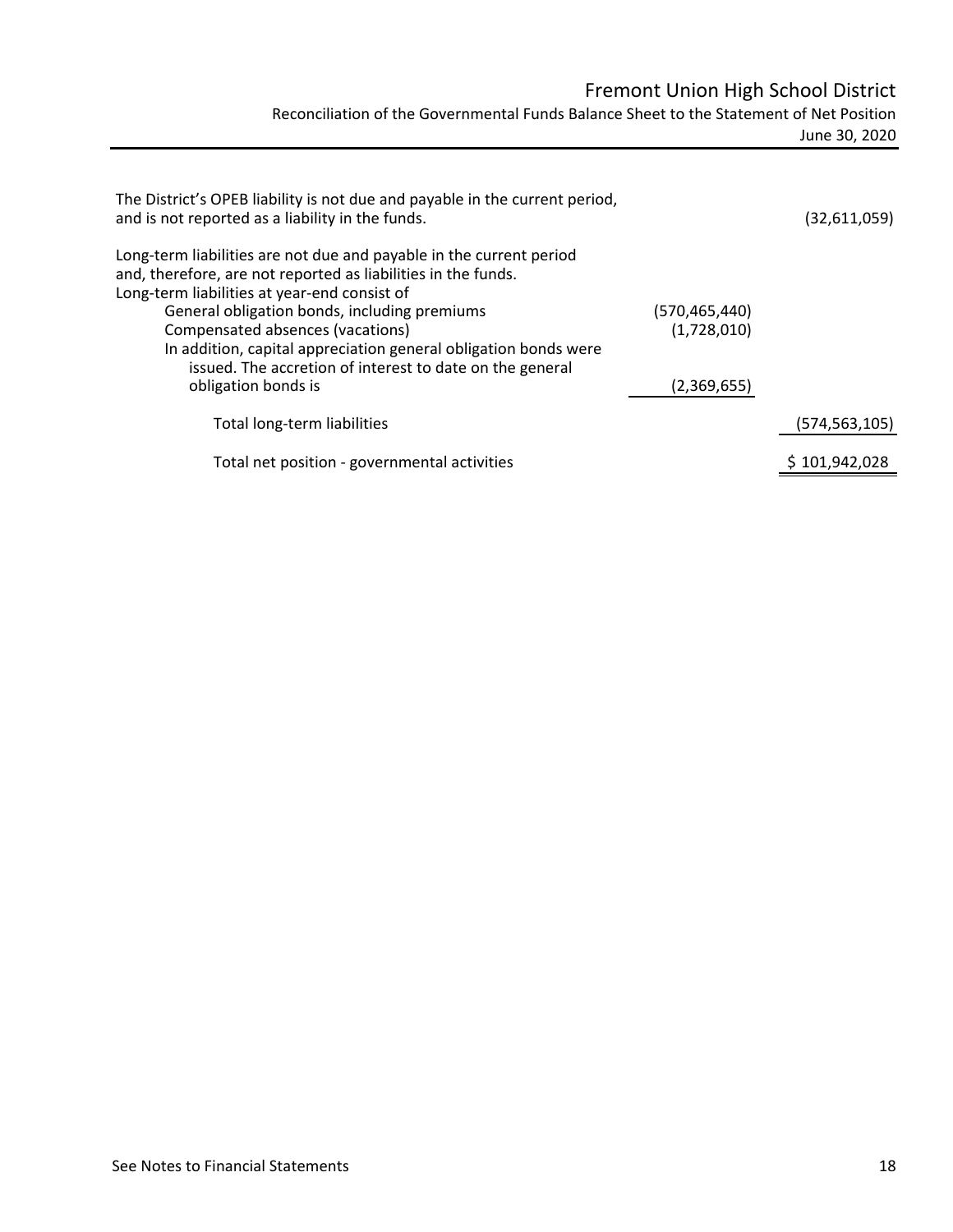# Fremont Union High School District

## Reconciliation of the Governmental Funds Balance Sheet to the Statement of Net Position

June 30, 2020

| | | |
|---|---|---|
| The District's OPEB liability is not due and payable in the current period, and is not reported as a liability in the funds. | | (32,611,059) |
| Long-term liabilities are not due and payable in the current period and, therefore, are not reported as liabilities in the funds. Long-term liabilities at year-end consist of | | |
| General obligation bonds, including premiums | (570,465,440) | |
| Compensated absences (vacations) | (1,728,010) | |
| In addition, capital appreciation general obligation bonds were issued. The accretion of interest to date on the general obligation bonds is | (2,369,655) | |
| Total long-term liabilities | | (574,563,105) |
| Total net position - governmental activities | | $ 101,942,028 |

See Notes to Financial Statements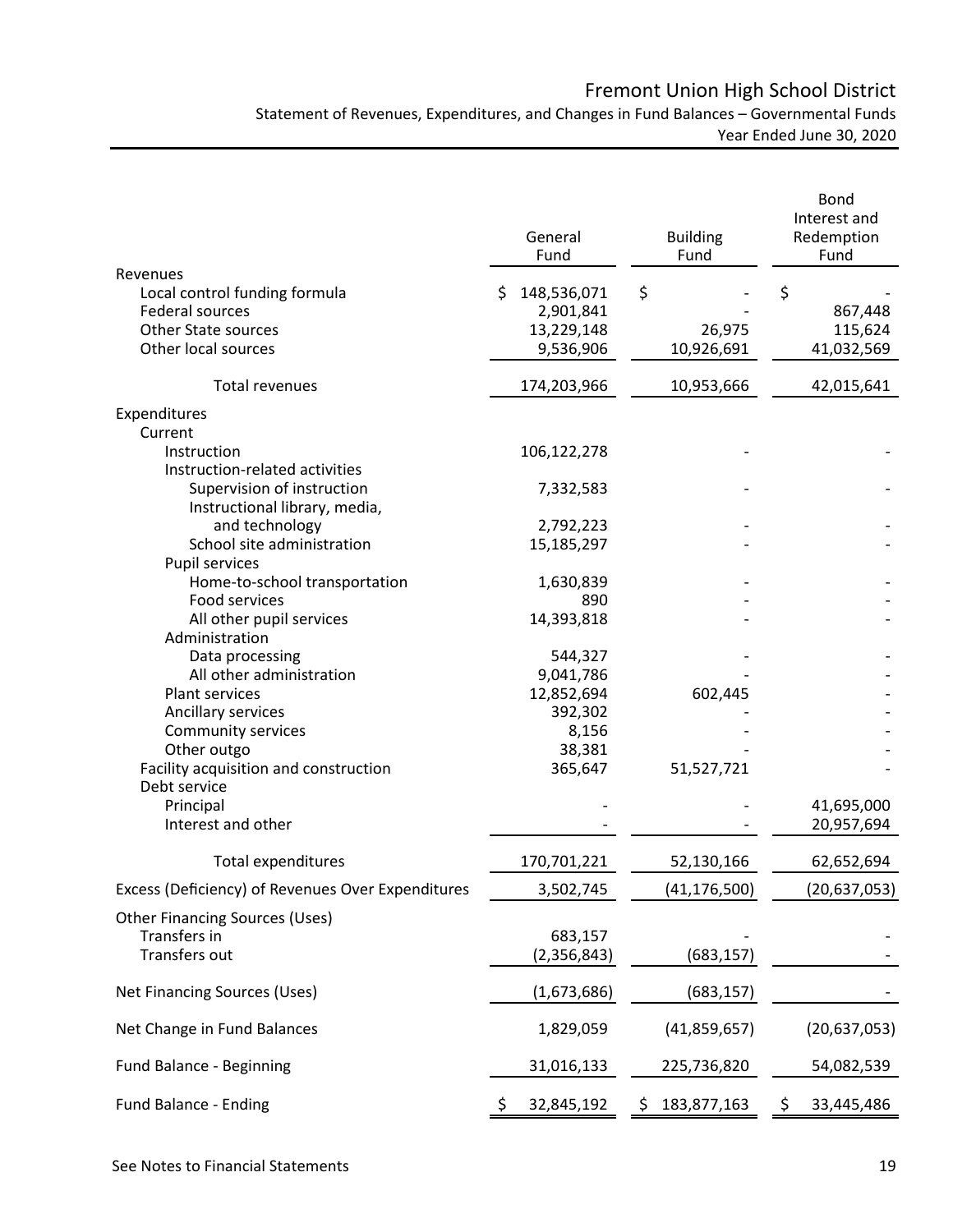# Fremont Union High School District

## Statement of Revenues, Expenditures, and Changes in Fund Balances – Governmental Funds

### Year Ended June 30, 2020

| | General Fund | Building Fund | Bond Interest and Redemption Fund |
|---|---|---|---|
| **Revenues** | | | |
| Local control funding formula | $ 148,536,071 | $ - | $ - |
| Federal sources | 2,901,841 | - | 867,448 |
| Other State sources | 13,229,148 | 26,975 | 115,624 |
| Other local sources | 9,536,906 | 10,926,691 | 41,032,569 |
| Total revenues | 174,203,966 | 10,953,666 | 42,015,641 |
| **Expenditures** | | | |
| Current | | | |
| Instruction | 106,122,278 | - | - |
| Instruction-related activities | | | |
| Supervision of instruction | 7,332,583 | - | - |
| Instructional library, media, and technology | 2,792,223 | - | - |
| School site administration | 15,185,297 | - | - |
| Pupil services | | | |
| Home-to-school transportation | 1,630,839 | - | - |
| Food services | 890 | - | - |
| All other pupil services | 14,393,818 | - | - |
| Administration | | | |
| Data processing | 544,327 | - | - |
| All other administration | 9,041,786 | - | - |
| Plant services | 12,852,694 | 602,445 | - |
| Ancillary services | 392,302 | - | - |
| Community services | 8,156 | - | - |
| Other outgo | 38,381 | - | - |
| Facility acquisition and construction | 365,647 | 51,527,721 | - |
| Debt service | | | |
| Principal | - | - | 41,695,000 |
| Interest and other | - | - | 20,957,694 |
| Total expenditures | 170,701,221 | 52,130,166 | 62,652,694 |
| **Excess (Deficiency) of Revenues Over Expenditures** | 3,502,745 | (41,176,500) | (20,637,053) |
| **Other Financing Sources (Uses)** | | | |
| Transfers in | 683,157 | - | - |
| Transfers out | (2,356,843) | (683,157) | - |
| **Net Financing Sources (Uses)** | (1,673,686) | (683,157) | - |
| **Net Change in Fund Balances** | 1,829,059 | (41,859,657) | (20,637,053) |
| **Fund Balance - Beginning** | 31,016,133 | 225,736,820 | 54,082,539 |
| **Fund Balance - Ending** | $ 32,845,192 | $ 183,877,163 | $ 33,445,486 |

See Notes to Financial Statements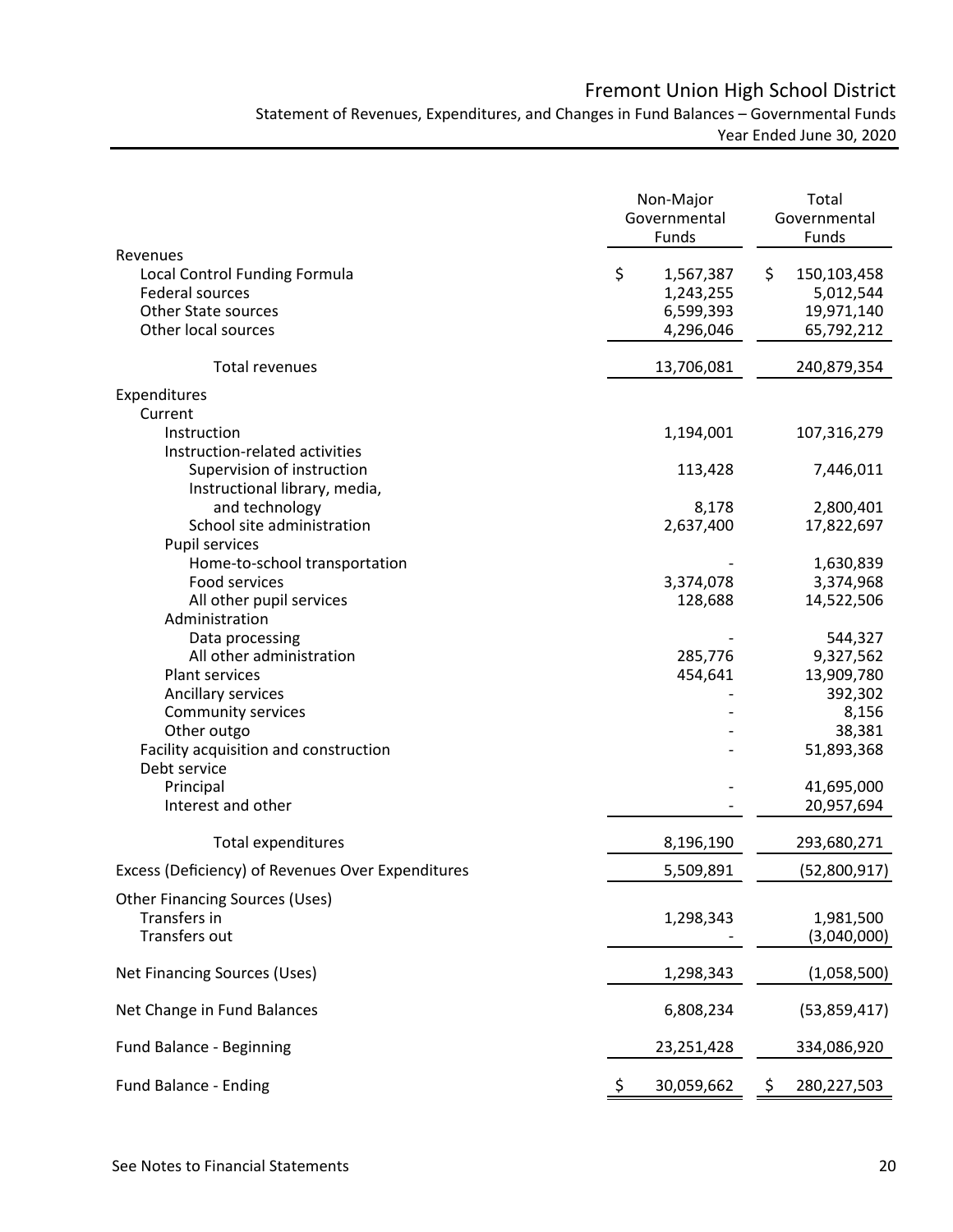# Fremont Union High School District

## Statement of Revenues, Expenditures, and Changes in Fund Balances – Governmental Funds

### Year Ended June 30, 2020

| | Non-Major Governmental Funds | Total Governmental Funds |
|---|---|---|
| **Revenues** | | |
| Local Control Funding Formula | $ 1,567,387 | $ 150,103,458 |
| Federal sources | 1,243,255 | 5,012,544 |
| Other State sources | 6,599,393 | 19,971,140 |
| Other local sources | 4,296,046 | 65,792,212 |
| Total revenues | 13,706,081 | 240,879,354 |
| **Expenditures** | | |
| Current | | |
| Instruction | 1,194,001 | 107,316,279 |
| Instruction-related activities | | |
| Supervision of instruction | 113,428 | 7,446,011 |
| Instructional library, media, and technology | 8,178 | 2,800,401 |
| School site administration | 2,637,400 | 17,822,697 |
| Pupil services | | |
| Home-to-school transportation | - | 1,630,839 |
| Food services | 3,374,078 | 3,374,968 |
| All other pupil services | 128,688 | 14,522,506 |
| Administration | | |
| Data processing | - | 544,327 |
| All other administration | 285,776 | 9,327,562 |
| Plant services | 454,641 | 13,909,780 |
| Ancillary services | - | 392,302 |
| Community services | - | 8,156 |
| Other outgo | - | 38,381 |
| Facility acquisition and construction | - | 51,893,368 |
| Debt service | | |
| Principal | - | 41,695,000 |
| Interest and other | - | 20,957,694 |
| Total expenditures | 8,196,190 | 293,680,271 |
| **Excess (Deficiency) of Revenues Over Expenditures** | 5,509,891 | (52,800,917) |
| **Other Financing Sources (Uses)** | | |
| Transfers in | 1,298,343 | 1,981,500 |
| Transfers out | - | (3,040,000) |
| **Net Financing Sources (Uses)** | 1,298,343 | (1,058,500) |
| **Net Change in Fund Balances** | 6,808,234 | (53,859,417) |
| **Fund Balance - Beginning** | 23,251,428 | 334,086,920 |
| **Fund Balance - Ending** | $ 30,059,662 | $ 280,227,503 |

See Notes to Financial Statements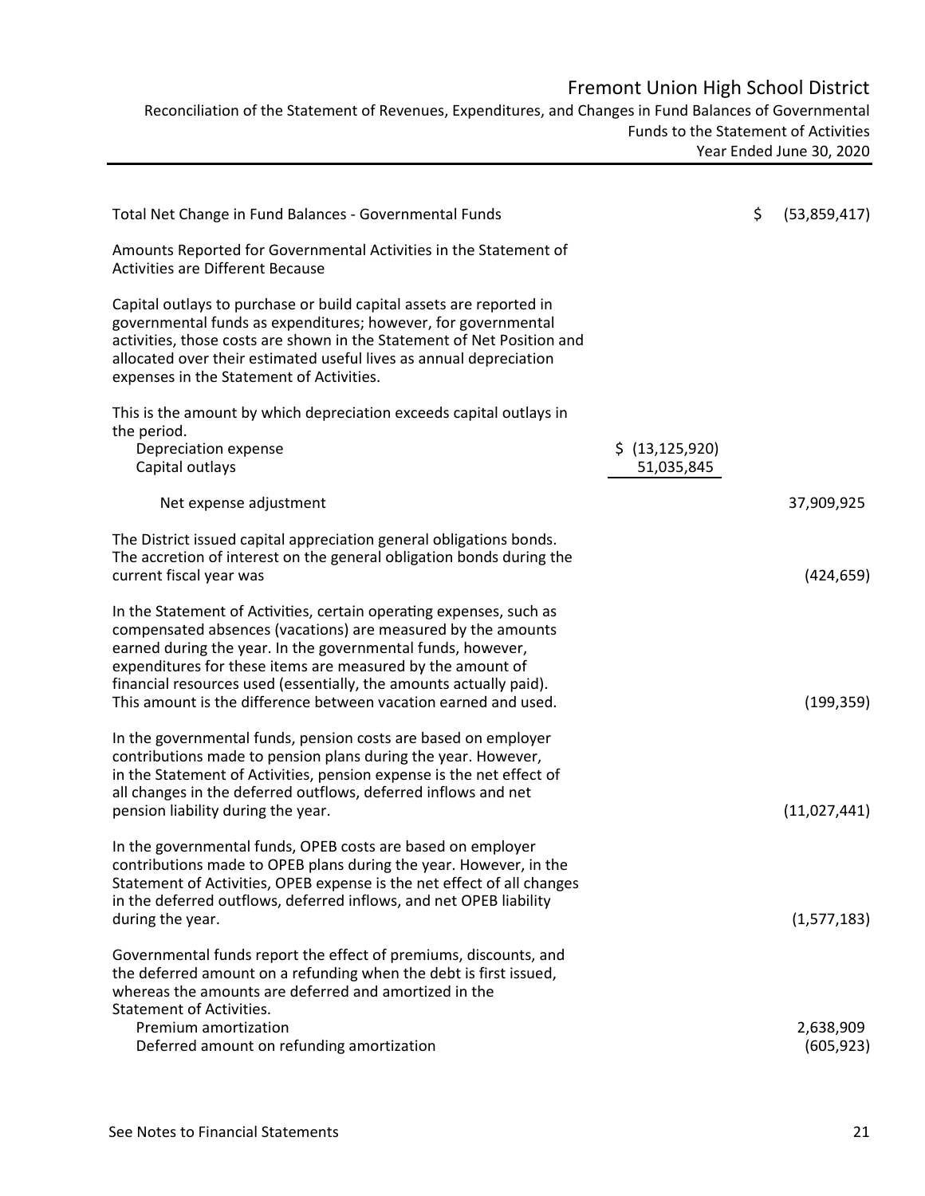# Fremont Union High School District

Reconciliation of the Statement of Revenues, Expenditures, and Changes in Fund Balances of Governmental Funds to the Statement of Activities

Year Ended June 30, 2020

| | | |
|---|---|---|
| Total Net Change in Fund Balances - Governmental Funds | | $ (53,859,417) |
| Amounts Reported for Governmental Activities in the Statement of Activities are Different Because | | |
| Capital outlays to purchase or build capital assets are reported in governmental funds as expenditures; however, for governmental activities, those costs are shown in the Statement of Net Position and allocated over their estimated useful lives as annual depreciation expenses in the Statement of Activities. | | |
| This is the amount by which depreciation exceeds capital outlays in the period. | | |
| Depreciation expense | $ (13,125,920) | |
| Capital outlays | 51,035,845 | |
| Net expense adjustment | | 37,909,925 |
| The District issued capital appreciation general obligations bonds. The accretion of interest on the general obligation bonds during the current fiscal year was | | (424,659) |
| In the Statement of Activities, certain operating expenses, such as compensated absences (vacations) are measured by the amounts earned during the year. In the governmental funds, however, expenditures for these items are measured by the amount of financial resources used (essentially, the amounts actually paid). This amount is the difference between vacation earned and used. | | (199,359) |
| In the governmental funds, pension costs are based on employer contributions made to pension plans during the year. However, in the Statement of Activities, pension expense is the net effect of all changes in the deferred outflows, deferred inflows and net pension liability during the year. | | (11,027,441) |
| In the governmental funds, OPEB costs are based on employer contributions made to OPEB plans during the year. However, in the Statement of Activities, OPEB expense is the net effect of all changes in the deferred outflows, deferred inflows, and net OPEB liability during the year. | | (1,577,183) |
| Governmental funds report the effect of premiums, discounts, and the deferred amount on a refunding when the debt is first issued, whereas the amounts are deferred and amortized in the Statement of Activities. | | |
| Premium amortization | | 2,638,909 |
| Deferred amount on refunding amortization | | (605,923) |

See Notes to Financial Statements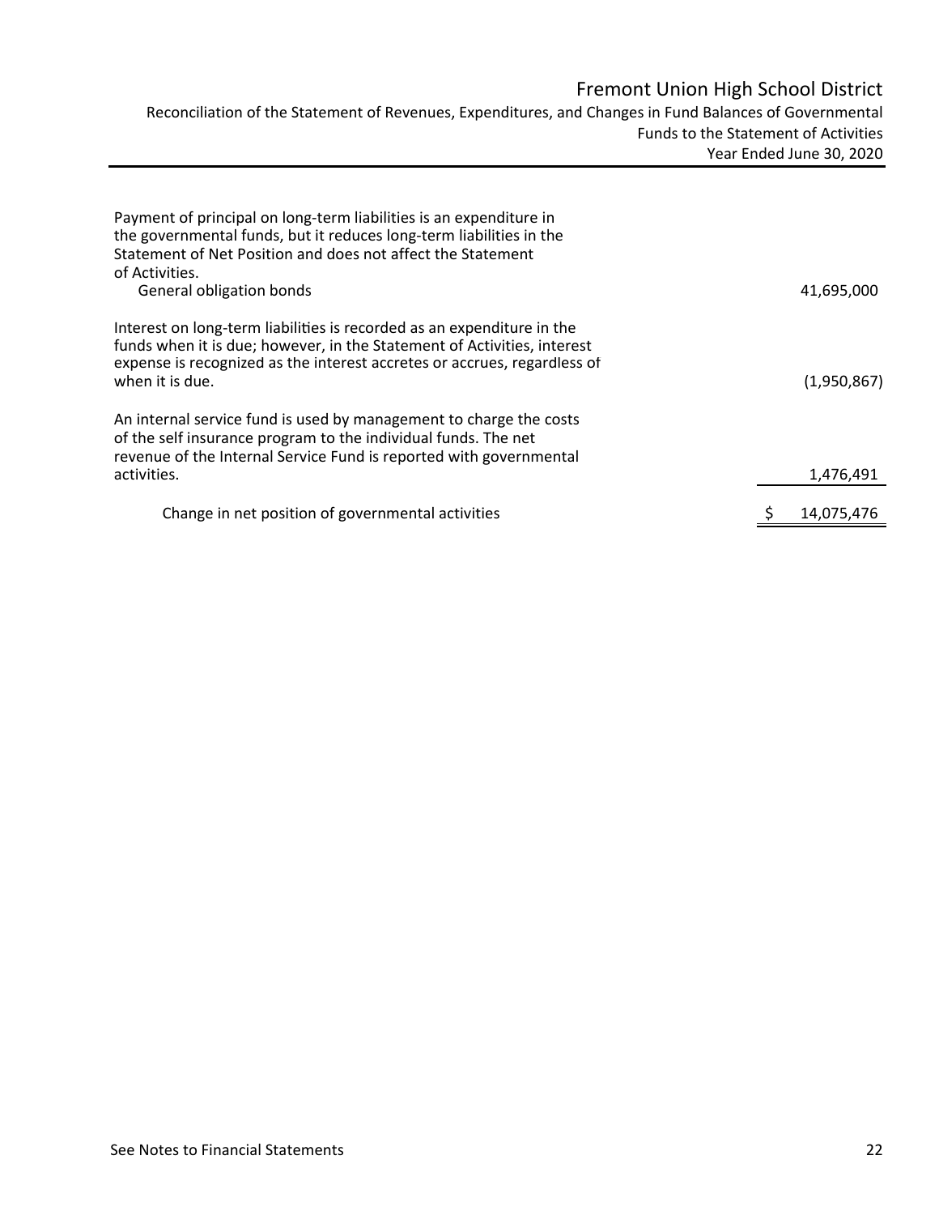# Fremont Union High School District

Reconciliation of the Statement of Revenues, Expenditures, and Changes in Fund Balances of Governmental Funds to the Statement of Activities
Year Ended June 30, 2020

| | |
|---|---|
| Payment of principal on long-term liabilities is an expenditure in the governmental funds, but it reduces long-term liabilities in the Statement of Net Position and does not affect the Statement of Activities. | |
| General obligation bonds | 41,695,000 |
| Interest on long-term liabilities is recorded as an expenditure in the funds when it is due; however, in the Statement of Activities, interest expense is recognized as the interest accretes or accrues, regardless of when it is due. | (1,950,867) |
| An internal service fund is used by management to charge the costs of the self insurance program to the individual funds. The net revenue of the Internal Service Fund is reported with governmental activities. | 1,476,491 |
| Change in net position of governmental activities | $ 14,075,476 |

See Notes to Financial Statements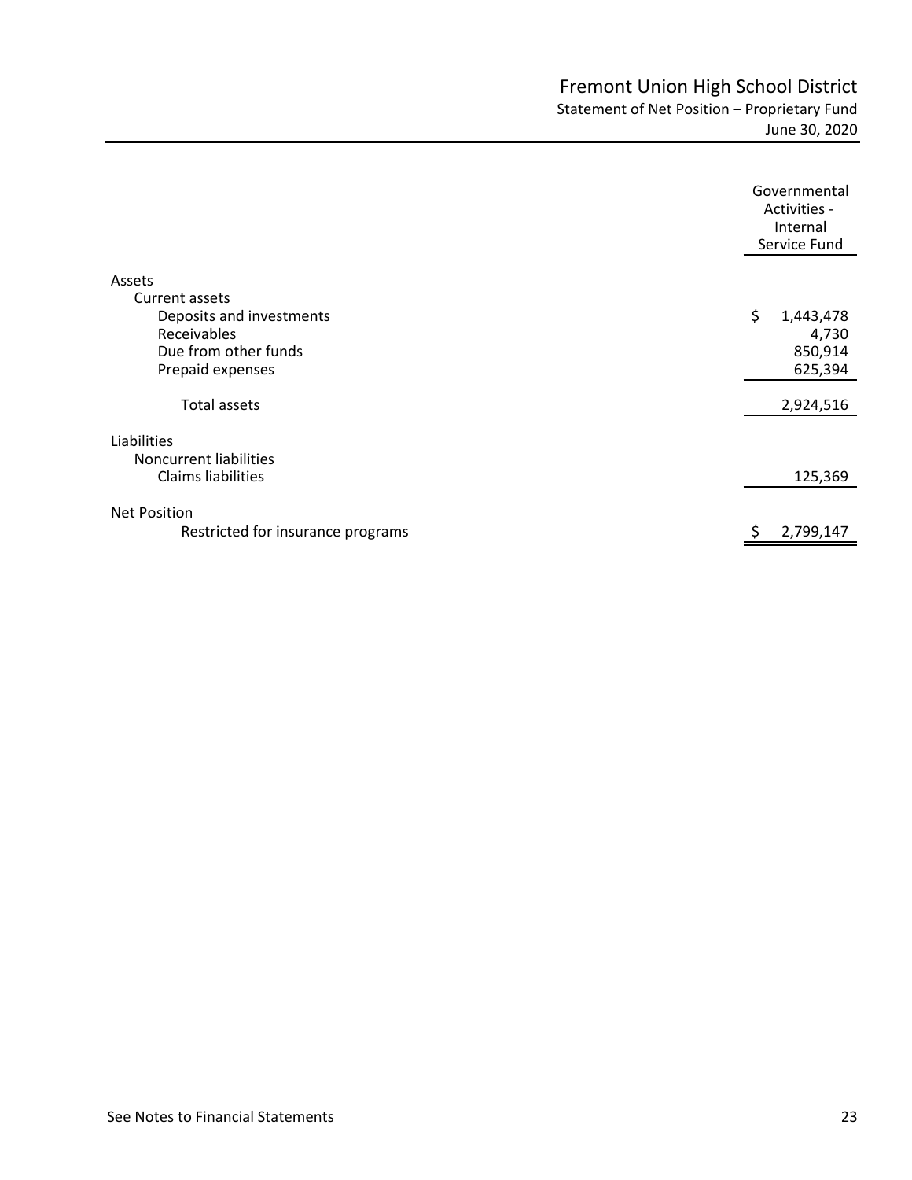# Fremont Union High School District

## Statement of Net Position – Proprietary Fund

### June 30, 2020

| | Governmental Activities - Internal Service Fund |
|---|---|
| **Assets** | |
| Current assets | |
| Deposits and investments | $ 1,443,478 |
| Receivables | 4,730 |
| Due from other funds | 850,914 |
| Prepaid expenses | 625,394 |
| Total assets | 2,924,516 |
| **Liabilities** | |
| Noncurrent liabilities | |
| Claims liabilities | 125,369 |
| **Net Position** | |
| Restricted for insurance programs | $ 2,799,147 |

See Notes to Financial Statements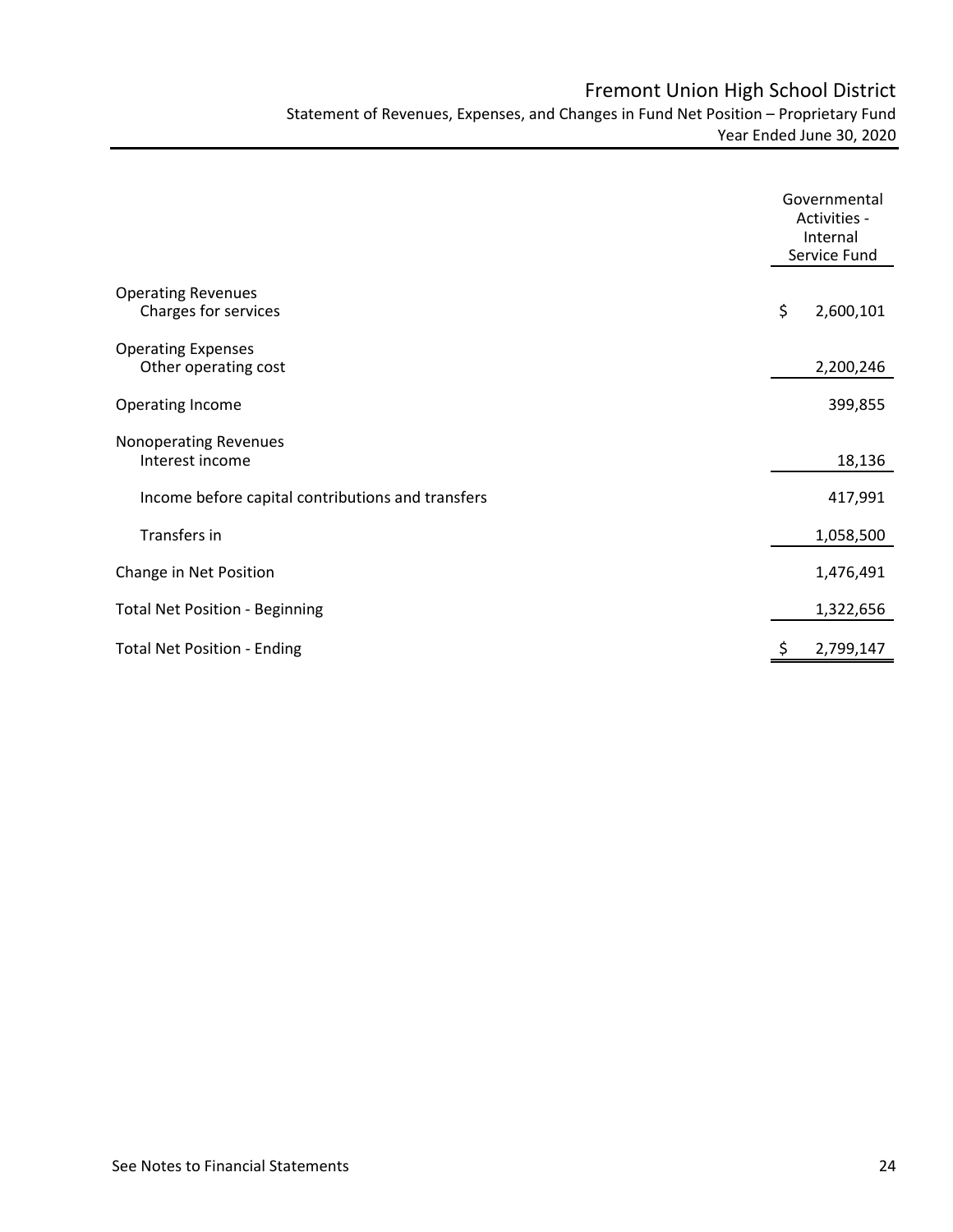# Fremont Union High School District

## Statement of Revenues, Expenses, and Changes in Fund Net Position – Proprietary Fund

### Year Ended June 30, 2020

| | Governmental Activities - Internal Service Fund |
|---|---|
| **Operating Revenues** | |
| Charges for services | $ 2,600,101 |
| **Operating Expenses** | |
| Other operating cost | 2,200,246 |
| **Operating Income** | 399,855 |
| **Nonoperating Revenues** | |
| Interest income | 18,136 |
| Income before capital contributions and transfers | 417,991 |
| Transfers in | 1,058,500 |
| **Change in Net Position** | 1,476,491 |
| **Total Net Position - Beginning** | 1,322,656 |
| **Total Net Position - Ending** | $ 2,799,147 |

See Notes to Financial Statements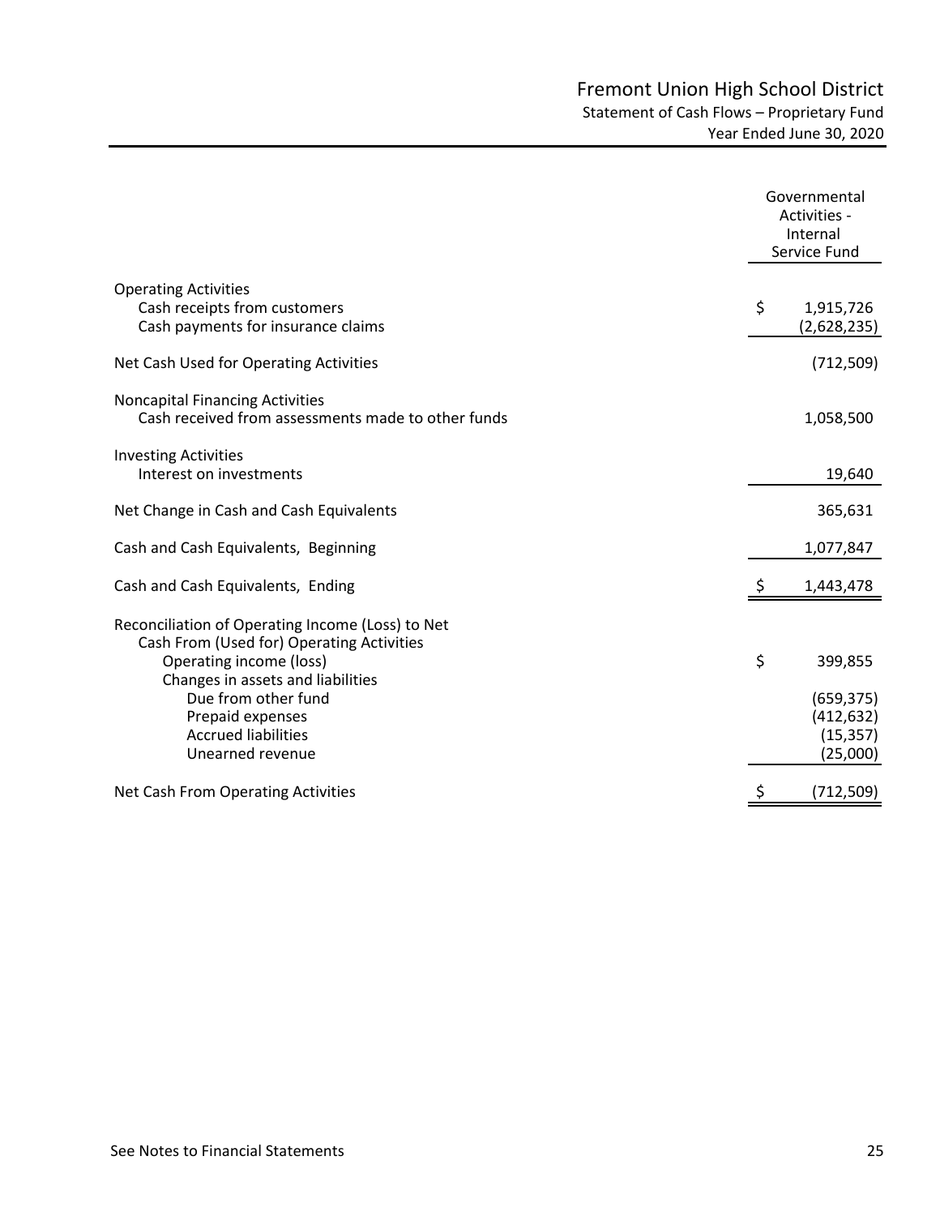# Fremont Union High School District

## Statement of Cash Flows – Proprietary Fund

### Year Ended June 30, 2020

| | Governmental Activities - Internal Service Fund |
|---|---|
| **Operating Activities** | |
| Cash receipts from customers | $ 1,915,726 |
| Cash payments for insurance claims | (2,628,235) |
| Net Cash Used for Operating Activities | (712,509) |
| **Noncapital Financing Activities** | |
| Cash received from assessments made to other funds | 1,058,500 |
| **Investing Activities** | |
| Interest on investments | 19,640 |
| Net Change in Cash and Cash Equivalents | 365,631 |
| Cash and Cash Equivalents, Beginning | 1,077,847 |
| Cash and Cash Equivalents, Ending | $ 1,443,478 |
| **Reconciliation of Operating Income (Loss) to Net Cash From (Used for) Operating Activities** | |
| Operating income (loss) | $ 399,855 |
| Changes in assets and liabilities | |
| Due from other fund | (659,375) |
| Prepaid expenses | (412,632) |
| Accrued liabilities | (15,357) |
| Unearned revenue | (25,000) |
| Net Cash From Operating Activities | $ (712,509) |

See Notes to Financial Statements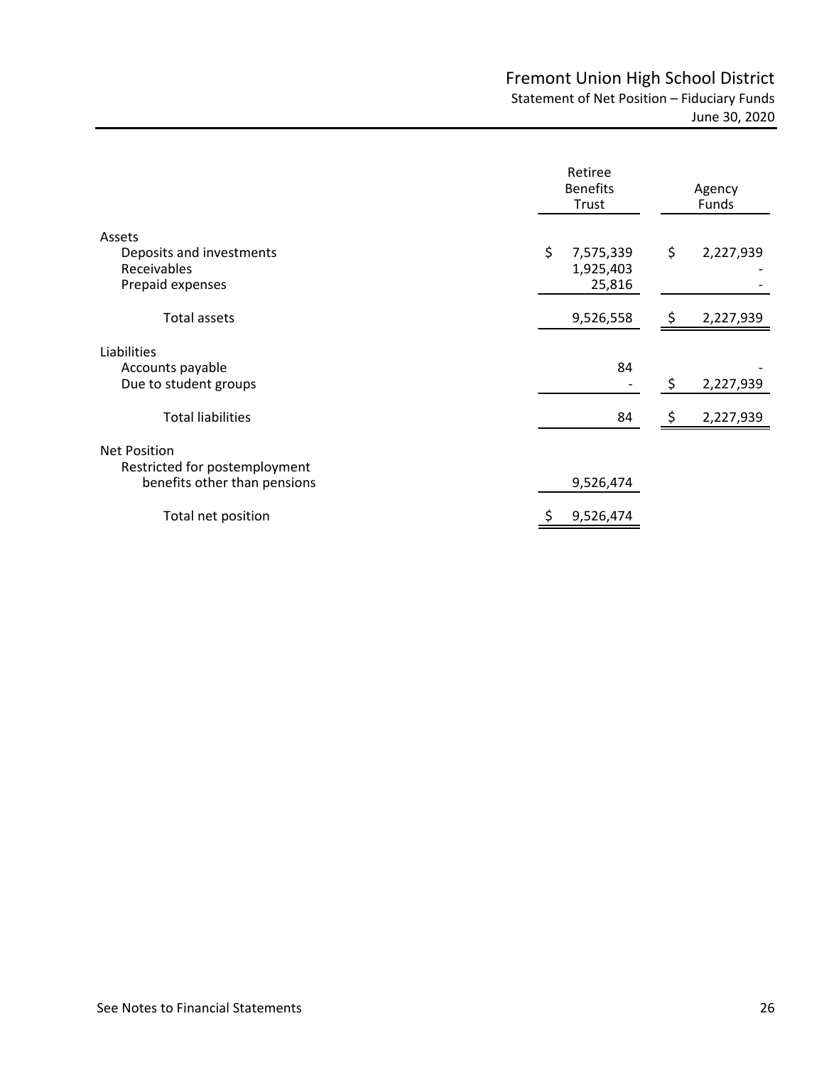# Fremont Union High School District

## Statement of Net Position – Fiduciary Funds

June 30, 2020

| | Retiree Benefits Trust | Agency Funds |
|---|---|---|
| **Assets** | | |
| Deposits and investments | $ 7,575,339 | $ 2,227,939 |
| Receivables | 1,925,403 | - |
| Prepaid expenses | 25,816 | - |
| Total assets | 9,526,558 | $ 2,227,939 |
| **Liabilities** | | |
| Accounts payable | 84 | - |
| Due to student groups | - | $ 2,227,939 |
| Total liabilities | 84 | $ 2,227,939 |
| **Net Position** | | |
| Restricted for postemployment benefits other than pensions | 9,526,474 | |
| Total net position | $ 9,526,474 | |

See Notes to Financial Statements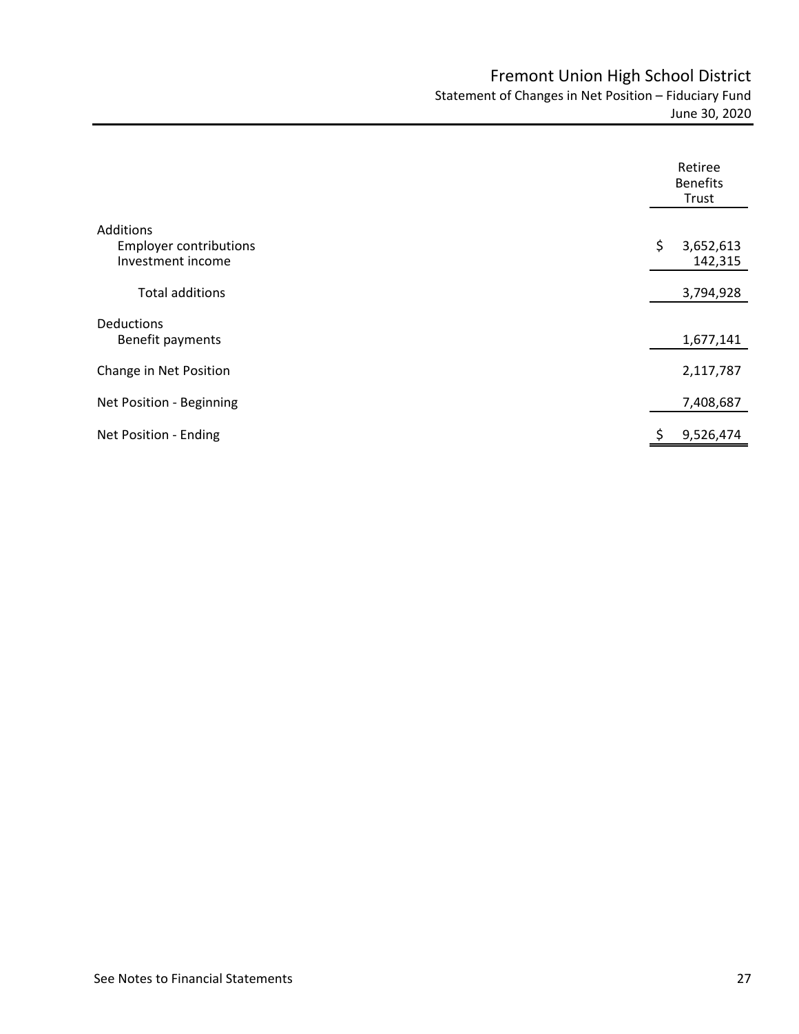# Fremont Union High School District

## Statement of Changes in Net Position – Fiduciary Fund

### June 30, 2020

| | Retiree Benefits Trust |
|---|---|
| **Additions** | |
| Employer contributions | $ 3,652,613 |
| Investment income | 142,315 |
| Total additions | 3,794,928 |
| **Deductions** | |
| Benefit payments | 1,677,141 |
| Change in Net Position | 2,117,787 |
| Net Position - Beginning | 7,408,687 |
| Net Position - Ending | $ 9,526,474 |

See Notes to Financial Statements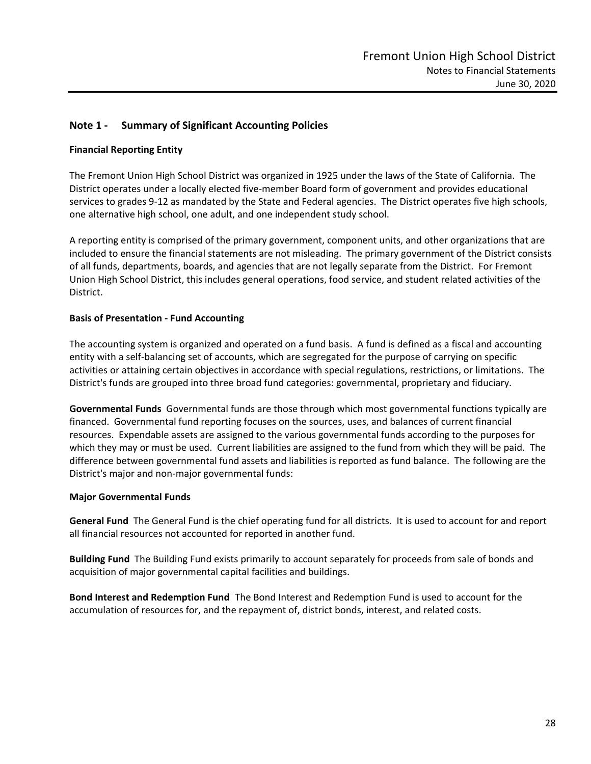## Note 1 - Summary of Significant Accounting Policies

### Financial Reporting Entity

The Fremont Union High School District was organized in 1925 under the laws of the State of California. The District operates under a locally elected five-member Board form of government and provides educational services to grades 9-12 as mandated by the State and Federal agencies. The District operates five high schools, one alternative high school, one adult, and one independent study school.

A reporting entity is comprised of the primary government, component units, and other organizations that are included to ensure the financial statements are not misleading. The primary government of the District consists of all funds, departments, boards, and agencies that are not legally separate from the District. For Fremont Union High School District, this includes general operations, food service, and student related activities of the District.

### Basis of Presentation - Fund Accounting

The accounting system is organized and operated on a fund basis. A fund is defined as a fiscal and accounting entity with a self-balancing set of accounts, which are segregated for the purpose of carrying on specific activities or attaining certain objectives in accordance with special regulations, restrictions, or limitations. The District's funds are grouped into three broad fund categories: governmental, proprietary and fiduciary.

**Governmental Funds** Governmental funds are those through which most governmental functions typically are financed. Governmental fund reporting focuses on the sources, uses, and balances of current financial resources. Expendable assets are assigned to the various governmental funds according to the purposes for which they may or must be used. Current liabilities are assigned to the fund from which they will be paid. The difference between governmental fund assets and liabilities is reported as fund balance. The following are the District's major and non-major governmental funds:

### Major Governmental Funds

**General Fund** The General Fund is the chief operating fund for all districts. It is used to account for and report all financial resources not accounted for reported in another fund.

**Building Fund** The Building Fund exists primarily to account separately for proceeds from sale of bonds and acquisition of major governmental capital facilities and buildings.

**Bond Interest and Redemption Fund** The Bond Interest and Redemption Fund is used to account for the accumulation of resources for, and the repayment of, district bonds, interest, and related costs.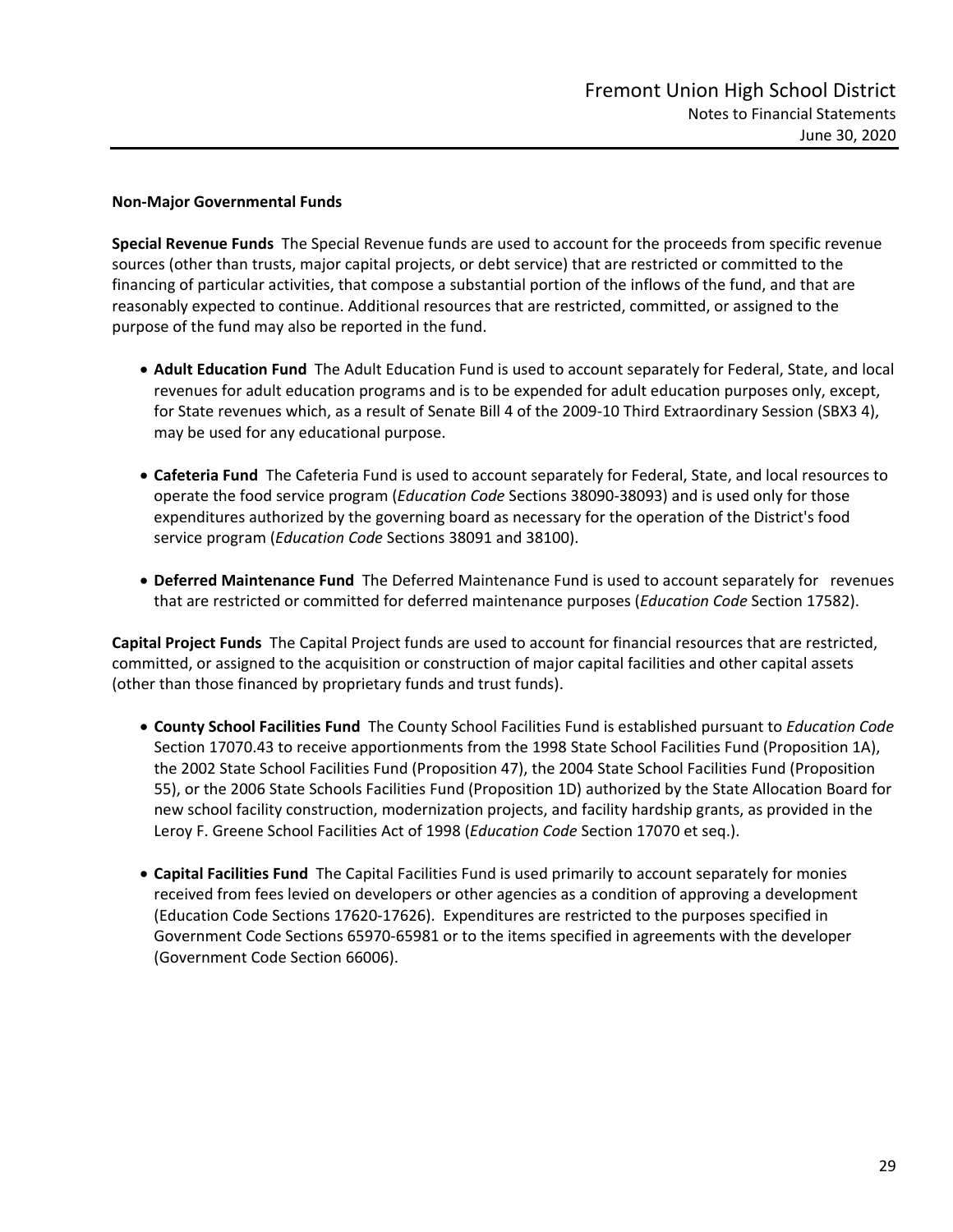**Non-Major Governmental Funds**

**Special Revenue Funds** The Special Revenue funds are used to account for the proceeds from specific revenue sources (other than trusts, major capital projects, or debt service) that are restricted or committed to the financing of particular activities, that compose a substantial portion of the inflows of the fund, and that are reasonably expected to continue. Additional resources that are restricted, committed, or assigned to the purpose of the fund may also be reported in the fund.

- **Adult Education Fund** The Adult Education Fund is used to account separately for Federal, State, and local revenues for adult education programs and is to be expended for adult education purposes only, except, for State revenues which, as a result of Senate Bill 4 of the 2009-10 Third Extraordinary Session (SBX3 4), may be used for any educational purpose.

- **Cafeteria Fund** The Cafeteria Fund is used to account separately for Federal, State, and local resources to operate the food service program (*Education Code* Sections 38090-38093) and is used only for those expenditures authorized by the governing board as necessary for the operation of the District's food service program (*Education Code* Sections 38091 and 38100).

- **Deferred Maintenance Fund** The Deferred Maintenance Fund is used to account separately for revenues that are restricted or committed for deferred maintenance purposes (*Education Code* Section 17582).

**Capital Project Funds** The Capital Project funds are used to account for financial resources that are restricted, committed, or assigned to the acquisition or construction of major capital facilities and other capital assets (other than those financed by proprietary funds and trust funds).

- **County School Facilities Fund** The County School Facilities Fund is established pursuant to *Education Code* Section 17070.43 to receive apportionments from the 1998 State School Facilities Fund (Proposition 1A), the 2002 State School Facilities Fund (Proposition 47), the 2004 State School Facilities Fund (Proposition 55), or the 2006 State Schools Facilities Fund (Proposition 1D) authorized by the State Allocation Board for new school facility construction, modernization projects, and facility hardship grants, as provided in the Leroy F. Greene School Facilities Act of 1998 (*Education Code* Section 17070 et seq.).

- **Capital Facilities Fund** The Capital Facilities Fund is used primarily to account separately for monies received from fees levied on developers or other agencies as a condition of approving a development (Education Code Sections 17620-17626). Expenditures are restricted to the purposes specified in Government Code Sections 65970-65981 or to the items specified in agreements with the developer (Government Code Section 66006).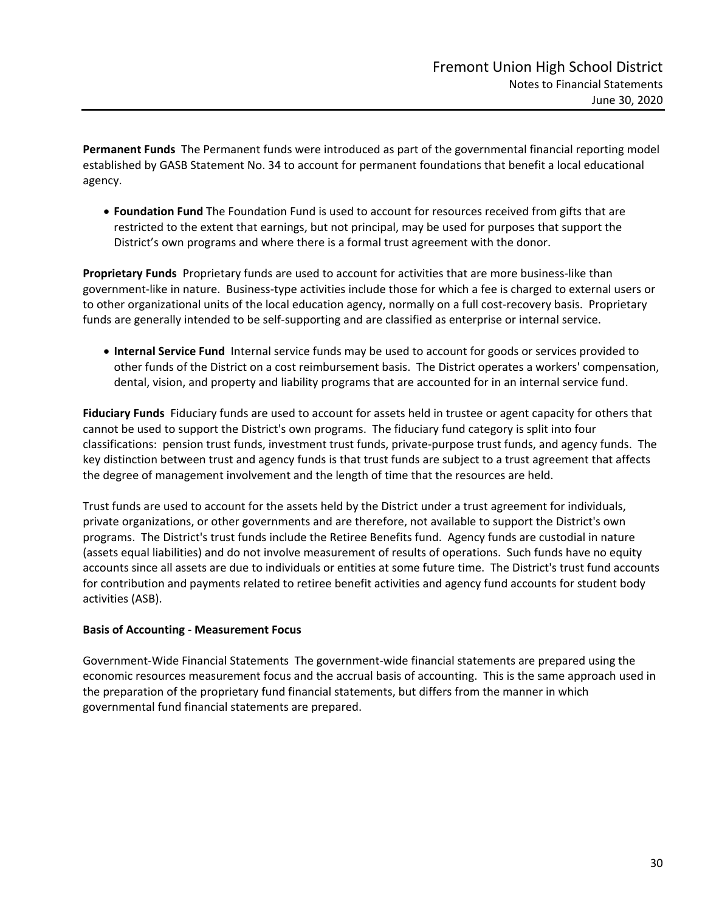**Permanent Funds** The Permanent funds were introduced as part of the governmental financial reporting model established by GASB Statement No. 34 to account for permanent foundations that benefit a local educational agency.

- **Foundation Fund** The Foundation Fund is used to account for resources received from gifts that are restricted to the extent that earnings, but not principal, may be used for purposes that support the District's own programs and where there is a formal trust agreement with the donor.

**Proprietary Funds** Proprietary funds are used to account for activities that are more business-like than government-like in nature. Business-type activities include those for which a fee is charged to external users or to other organizational units of the local education agency, normally on a full cost-recovery basis. Proprietary funds are generally intended to be self-supporting and are classified as enterprise or internal service.

- **Internal Service Fund** Internal service funds may be used to account for goods or services provided to other funds of the District on a cost reimbursement basis. The District operates a workers' compensation, dental, vision, and property and liability programs that are accounted for in an internal service fund.

**Fiduciary Funds** Fiduciary funds are used to account for assets held in trustee or agent capacity for others that cannot be used to support the District's own programs. The fiduciary fund category is split into four classifications: pension trust funds, investment trust funds, private-purpose trust funds, and agency funds. The key distinction between trust and agency funds is that trust funds are subject to a trust agreement that affects the degree of management involvement and the length of time that the resources are held.

Trust funds are used to account for the assets held by the District under a trust agreement for individuals, private organizations, or other governments and are therefore, not available to support the District's own programs. The District's trust funds include the Retiree Benefits fund. Agency funds are custodial in nature (assets equal liabilities) and do not involve measurement of results of operations. Such funds have no equity accounts since all assets are due to individuals or entities at some future time. The District's trust fund accounts for contribution and payments related to retiree benefit activities and agency fund accounts for student body activities (ASB).

**Basis of Accounting - Measurement Focus**

Government-Wide Financial Statements The government-wide financial statements are prepared using the economic resources measurement focus and the accrual basis of accounting. This is the same approach used in the preparation of the proprietary fund financial statements, but differs from the manner in which governmental fund financial statements are prepared.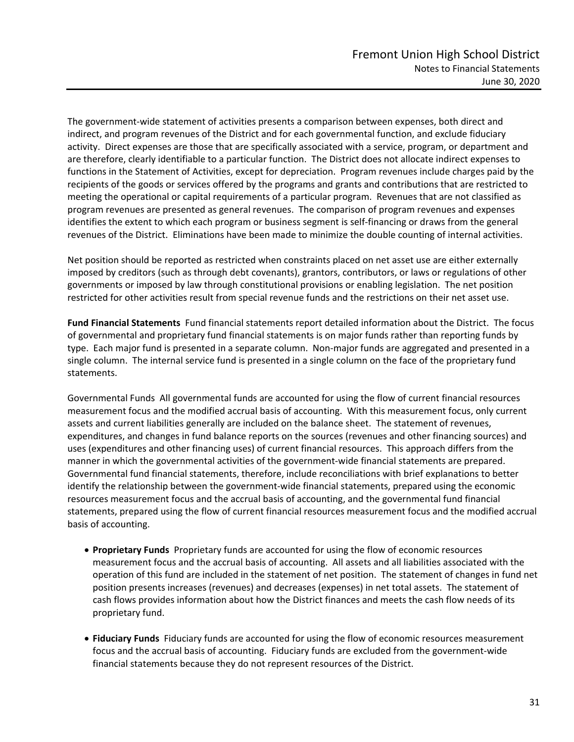The government-wide statement of activities presents a comparison between expenses, both direct and indirect, and program revenues of the District and for each governmental function, and exclude fiduciary activity. Direct expenses are those that are specifically associated with a service, program, or department and are therefore, clearly identifiable to a particular function. The District does not allocate indirect expenses to functions in the Statement of Activities, except for depreciation. Program revenues include charges paid by the recipients of the goods or services offered by the programs and grants and contributions that are restricted to meeting the operational or capital requirements of a particular program. Revenues that are not classified as program revenues are presented as general revenues. The comparison of program revenues and expenses identifies the extent to which each program or business segment is self-financing or draws from the general revenues of the District. Eliminations have been made to minimize the double counting of internal activities.

Net position should be reported as restricted when constraints placed on net asset use are either externally imposed by creditors (such as through debt covenants), grantors, contributors, or laws or regulations of other governments or imposed by law through constitutional provisions or enabling legislation. The net position restricted for other activities result from special revenue funds and the restrictions on their net asset use.

**Fund Financial Statements** Fund financial statements report detailed information about the District. The focus of governmental and proprietary fund financial statements is on major funds rather than reporting funds by type. Each major fund is presented in a separate column. Non-major funds are aggregated and presented in a single column. The internal service fund is presented in a single column on the face of the proprietary fund statements.

Governmental Funds All governmental funds are accounted for using the flow of current financial resources measurement focus and the modified accrual basis of accounting. With this measurement focus, only current assets and current liabilities generally are included on the balance sheet. The statement of revenues, expenditures, and changes in fund balance reports on the sources (revenues and other financing sources) and uses (expenditures and other financing uses) of current financial resources. This approach differs from the manner in which the governmental activities of the government-wide financial statements are prepared. Governmental fund financial statements, therefore, include reconciliations with brief explanations to better identify the relationship between the government-wide financial statements, prepared using the economic resources measurement focus and the accrual basis of accounting, and the governmental fund financial statements, prepared using the flow of current financial resources measurement focus and the modified accrual basis of accounting.

- **Proprietary Funds** Proprietary funds are accounted for using the flow of economic resources measurement focus and the accrual basis of accounting. All assets and all liabilities associated with the operation of this fund are included in the statement of net position. The statement of changes in fund net position presents increases (revenues) and decreases (expenses) in net total assets. The statement of cash flows provides information about how the District finances and meets the cash flow needs of its proprietary fund.

- **Fiduciary Funds** Fiduciary funds are accounted for using the flow of economic resources measurement focus and the accrual basis of accounting. Fiduciary funds are excluded from the government-wide financial statements because they do not represent resources of the District.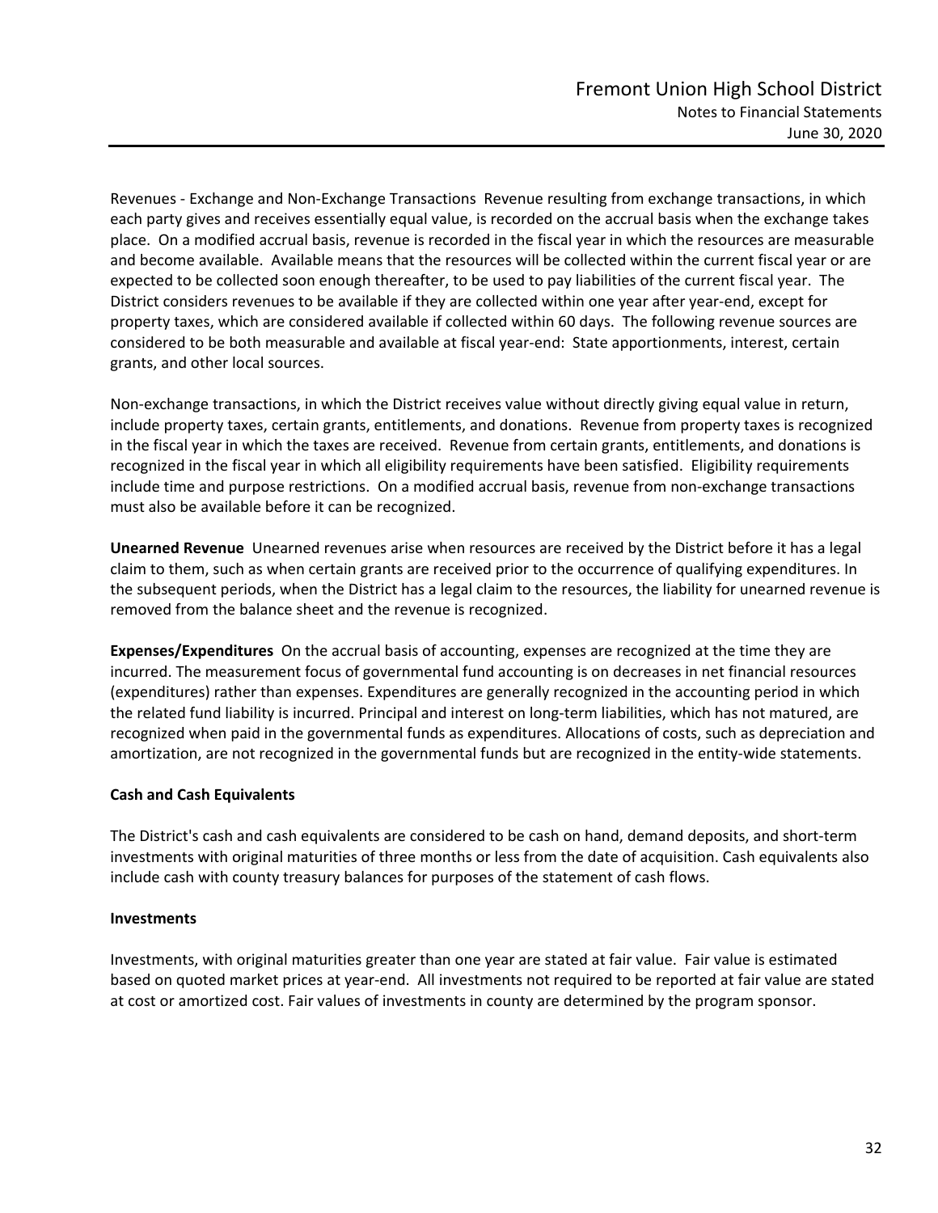Revenues - Exchange and Non-Exchange Transactions Revenue resulting from exchange transactions, in which each party gives and receives essentially equal value, is recorded on the accrual basis when the exchange takes place. On a modified accrual basis, revenue is recorded in the fiscal year in which the resources are measurable and become available. Available means that the resources will be collected within the current fiscal year or are expected to be collected soon enough thereafter, to be used to pay liabilities of the current fiscal year. The District considers revenues to be available if they are collected within one year after year-end, except for property taxes, which are considered available if collected within 60 days. The following revenue sources are considered to be both measurable and available at fiscal year-end: State apportionments, interest, certain grants, and other local sources.

Non-exchange transactions, in which the District receives value without directly giving equal value in return, include property taxes, certain grants, entitlements, and donations. Revenue from property taxes is recognized in the fiscal year in which the taxes are received. Revenue from certain grants, entitlements, and donations is recognized in the fiscal year in which all eligibility requirements have been satisfied. Eligibility requirements include time and purpose restrictions. On a modified accrual basis, revenue from non-exchange transactions must also be available before it can be recognized.

**Unearned Revenue** Unearned revenues arise when resources are received by the District before it has a legal claim to them, such as when certain grants are received prior to the occurrence of qualifying expenditures. In the subsequent periods, when the District has a legal claim to the resources, the liability for unearned revenue is removed from the balance sheet and the revenue is recognized.

**Expenses/Expenditures** On the accrual basis of accounting, expenses are recognized at the time they are incurred. The measurement focus of governmental fund accounting is on decreases in net financial resources (expenditures) rather than expenses. Expenditures are generally recognized in the accounting period in which the related fund liability is incurred. Principal and interest on long-term liabilities, which has not matured, are recognized when paid in the governmental funds as expenditures. Allocations of costs, such as depreciation and amortization, are not recognized in the governmental funds but are recognized in the entity-wide statements.

**Cash and Cash Equivalents**

The District's cash and cash equivalents are considered to be cash on hand, demand deposits, and short-term investments with original maturities of three months or less from the date of acquisition. Cash equivalents also include cash with county treasury balances for purposes of the statement of cash flows.

**Investments**

Investments, with original maturities greater than one year are stated at fair value. Fair value is estimated based on quoted market prices at year-end. All investments not required to be reported at fair value are stated at cost or amortized cost. Fair values of investments in county are determined by the program sponsor.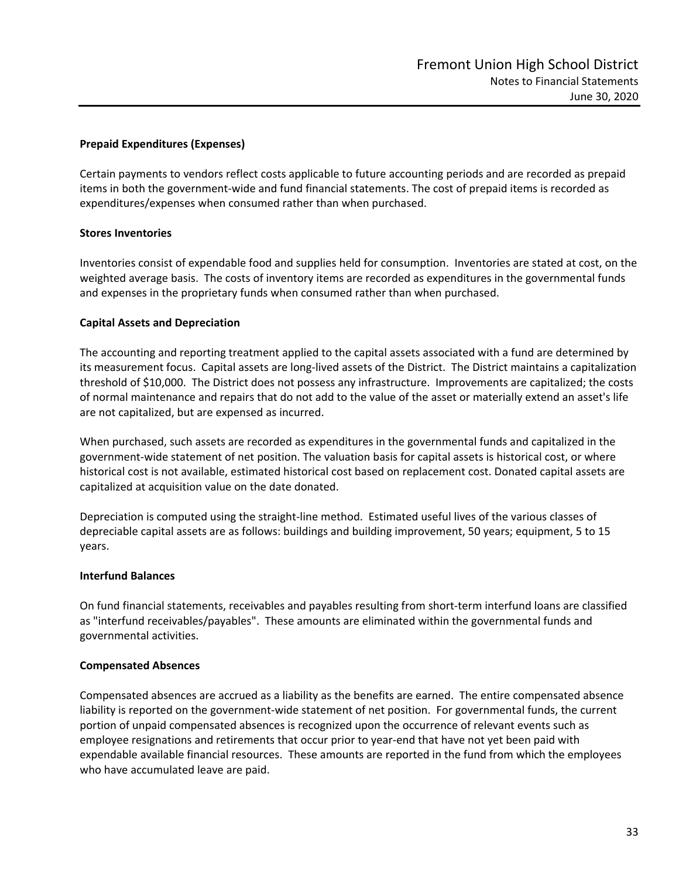### Prepaid Expenditures (Expenses)

Certain payments to vendors reflect costs applicable to future accounting periods and are recorded as prepaid items in both the government-wide and fund financial statements. The cost of prepaid items is recorded as expenditures/expenses when consumed rather than when purchased.

### Stores Inventories

Inventories consist of expendable food and supplies held for consumption. Inventories are stated at cost, on the weighted average basis. The costs of inventory items are recorded as expenditures in the governmental funds and expenses in the proprietary funds when consumed rather than when purchased.

### Capital Assets and Depreciation

The accounting and reporting treatment applied to the capital assets associated with a fund are determined by its measurement focus. Capital assets are long-lived assets of the District. The District maintains a capitalization threshold of $10,000. The District does not possess any infrastructure. Improvements are capitalized; the costs of normal maintenance and repairs that do not add to the value of the asset or materially extend an asset's life are not capitalized, but are expensed as incurred.

When purchased, such assets are recorded as expenditures in the governmental funds and capitalized in the government-wide statement of net position. The valuation basis for capital assets is historical cost, or where historical cost is not available, estimated historical cost based on replacement cost. Donated capital assets are capitalized at acquisition value on the date donated.

Depreciation is computed using the straight-line method. Estimated useful lives of the various classes of depreciable capital assets are as follows: buildings and building improvement, 50 years; equipment, 5 to 15 years.

### Interfund Balances

On fund financial statements, receivables and payables resulting from short-term interfund loans are classified as "interfund receivables/payables". These amounts are eliminated within the governmental funds and governmental activities.

### Compensated Absences

Compensated absences are accrued as a liability as the benefits are earned. The entire compensated absence liability is reported on the government-wide statement of net position. For governmental funds, the current portion of unpaid compensated absences is recognized upon the occurrence of relevant events such as employee resignations and retirements that occur prior to year-end that have not yet been paid with expendable available financial resources. These amounts are reported in the fund from which the employees who have accumulated leave are paid.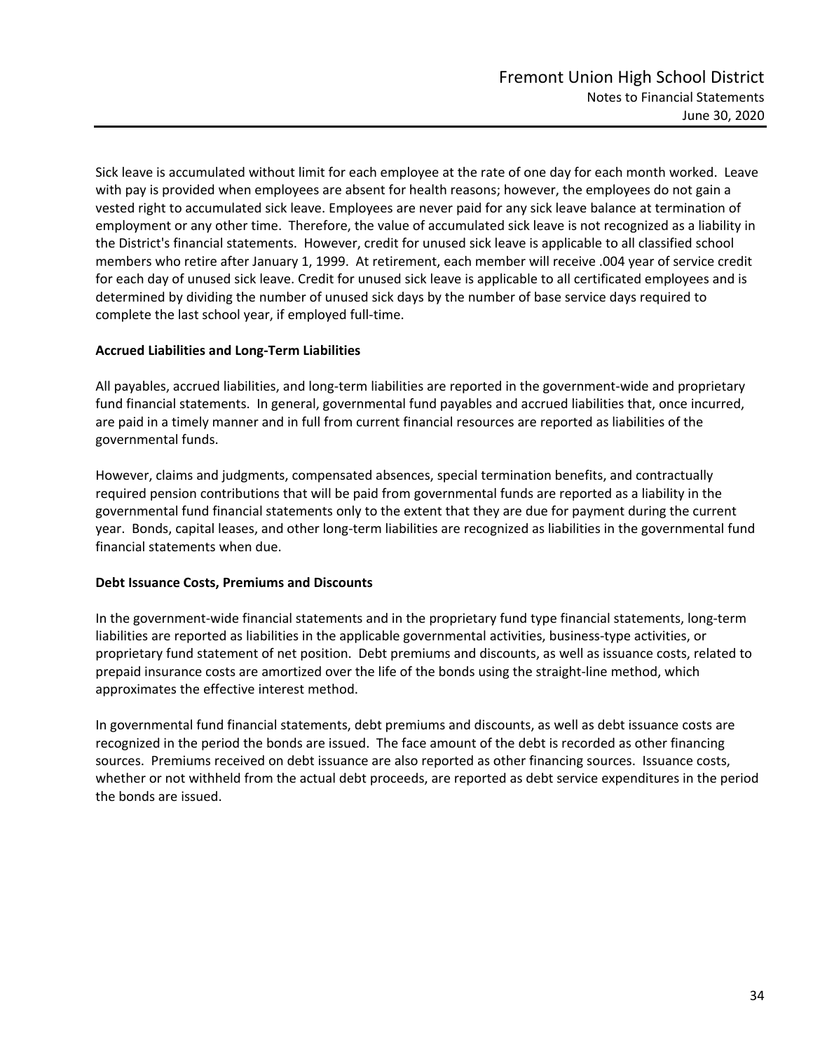Sick leave is accumulated without limit for each employee at the rate of one day for each month worked. Leave with pay is provided when employees are absent for health reasons; however, the employees do not gain a vested right to accumulated sick leave. Employees are never paid for any sick leave balance at termination of employment or any other time. Therefore, the value of accumulated sick leave is not recognized as a liability in the District's financial statements. However, credit for unused sick leave is applicable to all classified school members who retire after January 1, 1999. At retirement, each member will receive .004 year of service credit for each day of unused sick leave. Credit for unused sick leave is applicable to all certificated employees and is determined by dividing the number of unused sick days by the number of base service days required to complete the last school year, if employed full-time.

**Accrued Liabilities and Long-Term Liabilities**

All payables, accrued liabilities, and long-term liabilities are reported in the government-wide and proprietary fund financial statements. In general, governmental fund payables and accrued liabilities that, once incurred, are paid in a timely manner and in full from current financial resources are reported as liabilities of the governmental funds.

However, claims and judgments, compensated absences, special termination benefits, and contractually required pension contributions that will be paid from governmental funds are reported as a liability in the governmental fund financial statements only to the extent that they are due for payment during the current year. Bonds, capital leases, and other long-term liabilities are recognized as liabilities in the governmental fund financial statements when due.

**Debt Issuance Costs, Premiums and Discounts**

In the government-wide financial statements and in the proprietary fund type financial statements, long-term liabilities are reported as liabilities in the applicable governmental activities, business-type activities, or proprietary fund statement of net position. Debt premiums and discounts, as well as issuance costs, related to prepaid insurance costs are amortized over the life of the bonds using the straight-line method, which approximates the effective interest method.

In governmental fund financial statements, debt premiums and discounts, as well as debt issuance costs are recognized in the period the bonds are issued. The face amount of the debt is recorded as other financing sources. Premiums received on debt issuance are also reported as other financing sources. Issuance costs, whether or not withheld from the actual debt proceeds, are reported as debt service expenditures in the period the bonds are issued.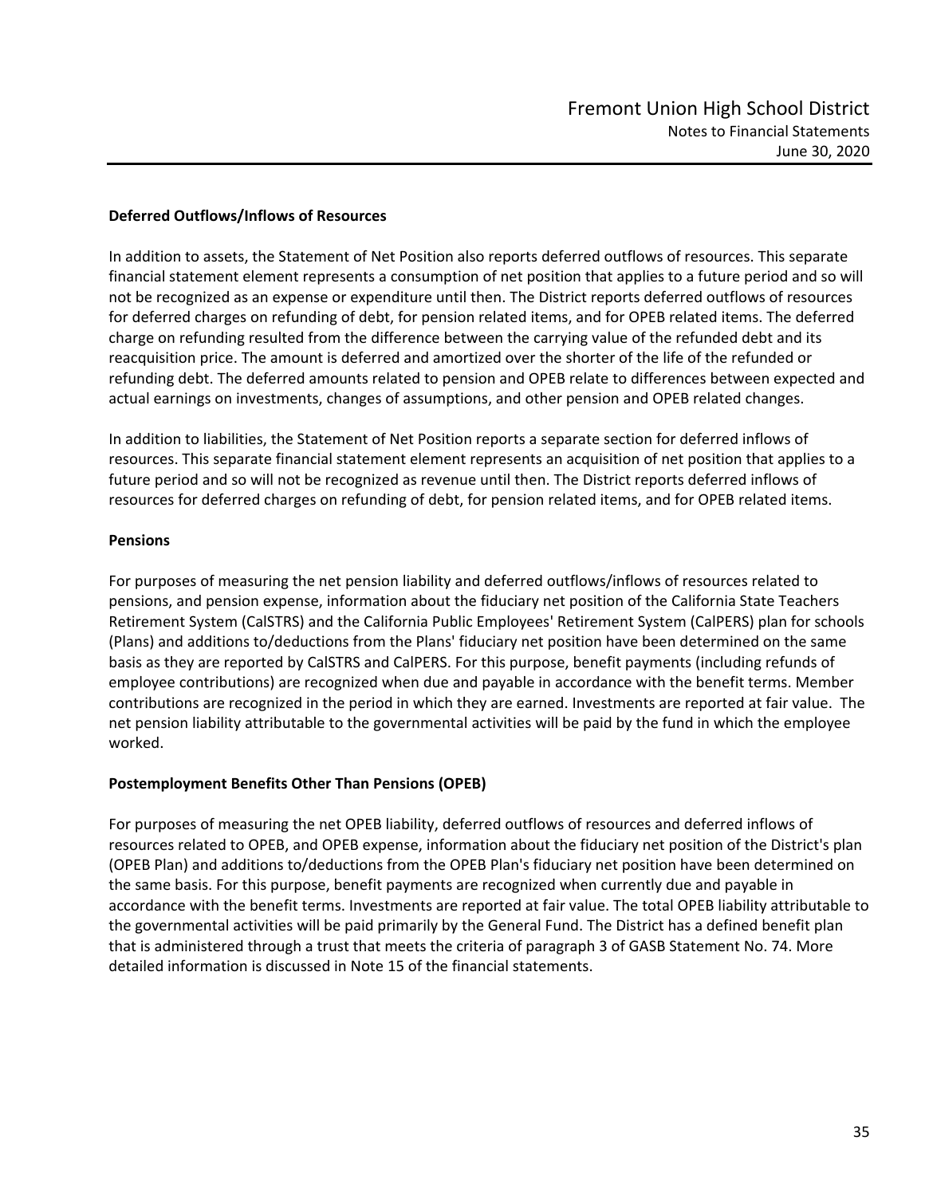**Deferred Outflows/Inflows of Resources**

In addition to assets, the Statement of Net Position also reports deferred outflows of resources. This separate financial statement element represents a consumption of net position that applies to a future period and so will not be recognized as an expense or expenditure until then. The District reports deferred outflows of resources for deferred charges on refunding of debt, for pension related items, and for OPEB related items. The deferred charge on refunding resulted from the difference between the carrying value of the refunded debt and its reacquisition price. The amount is deferred and amortized over the shorter of the life of the refunded or refunding debt. The deferred amounts related to pension and OPEB relate to differences between expected and actual earnings on investments, changes of assumptions, and other pension and OPEB related changes.

In addition to liabilities, the Statement of Net Position reports a separate section for deferred inflows of resources. This separate financial statement element represents an acquisition of net position that applies to a future period and so will not be recognized as revenue until then. The District reports deferred inflows of resources for deferred charges on refunding of debt, for pension related items, and for OPEB related items.

**Pensions**

For purposes of measuring the net pension liability and deferred outflows/inflows of resources related to pensions, and pension expense, information about the fiduciary net position of the California State Teachers Retirement System (CalSTRS) and the California Public Employees' Retirement System (CalPERS) plan for schools (Plans) and additions to/deductions from the Plans' fiduciary net position have been determined on the same basis as they are reported by CalSTRS and CalPERS. For this purpose, benefit payments (including refunds of employee contributions) are recognized when due and payable in accordance with the benefit terms. Member contributions are recognized in the period in which they are earned. Investments are reported at fair value. The net pension liability attributable to the governmental activities will be paid by the fund in which the employee worked.

**Postemployment Benefits Other Than Pensions (OPEB)**

For purposes of measuring the net OPEB liability, deferred outflows of resources and deferred inflows of resources related to OPEB, and OPEB expense, information about the fiduciary net position of the District's plan (OPEB Plan) and additions to/deductions from the OPEB Plan's fiduciary net position have been determined on the same basis. For this purpose, benefit payments are recognized when currently due and payable in accordance with the benefit terms. Investments are reported at fair value. The total OPEB liability attributable to the governmental activities will be paid primarily by the General Fund. The District has a defined benefit plan that is administered through a trust that meets the criteria of paragraph 3 of GASB Statement No. 74. More detailed information is discussed in Note 15 of the financial statements.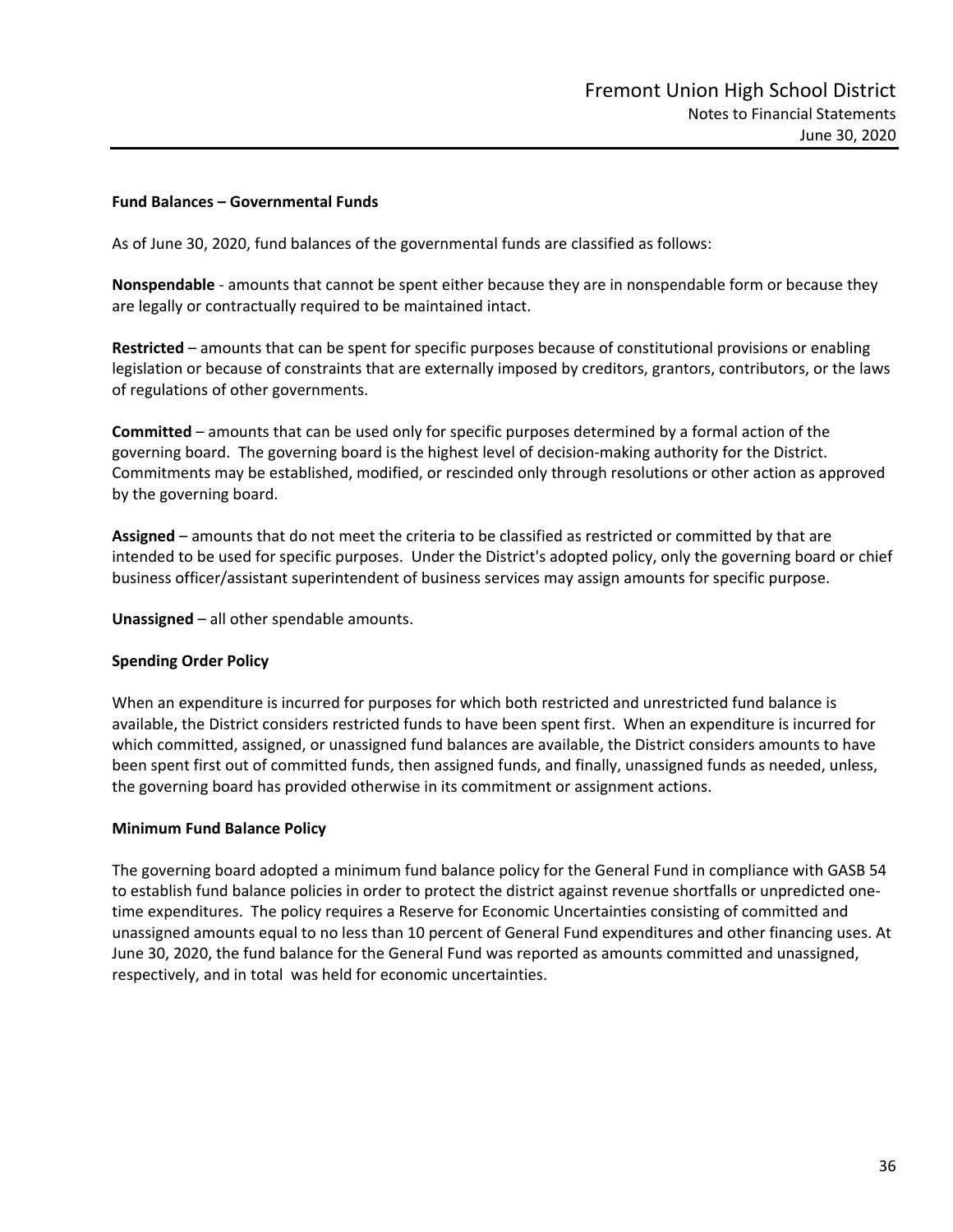**Fund Balances – Governmental Funds**

As of June 30, 2020, fund balances of the governmental funds are classified as follows:

**Nonspendable** - amounts that cannot be spent either because they are in nonspendable form or because they are legally or contractually required to be maintained intact.

**Restricted** – amounts that can be spent for specific purposes because of constitutional provisions or enabling legislation or because of constraints that are externally imposed by creditors, grantors, contributors, or the laws of regulations of other governments.

**Committed** – amounts that can be used only for specific purposes determined by a formal action of the governing board. The governing board is the highest level of decision-making authority for the District. Commitments may be established, modified, or rescinded only through resolutions or other action as approved by the governing board.

**Assigned** – amounts that do not meet the criteria to be classified as restricted or committed by that are intended to be used for specific purposes. Under the District's adopted policy, only the governing board or chief business officer/assistant superintendent of business services may assign amounts for specific purpose.

**Unassigned** – all other spendable amounts.

**Spending Order Policy**

When an expenditure is incurred for purposes for which both restricted and unrestricted fund balance is available, the District considers restricted funds to have been spent first. When an expenditure is incurred for which committed, assigned, or unassigned fund balances are available, the District considers amounts to have been spent first out of committed funds, then assigned funds, and finally, unassigned funds as needed, unless, the governing board has provided otherwise in its commitment or assignment actions.

**Minimum Fund Balance Policy**

The governing board adopted a minimum fund balance policy for the General Fund in compliance with GASB 54 to establish fund balance policies in order to protect the district against revenue shortfalls or unpredicted one-time expenditures. The policy requires a Reserve for Economic Uncertainties consisting of committed and unassigned amounts equal to no less than 10 percent of General Fund expenditures and other financing uses. At June 30, 2020, the fund balance for the General Fund was reported as amounts committed and unassigned, respectively, and in total was held for economic uncertainties.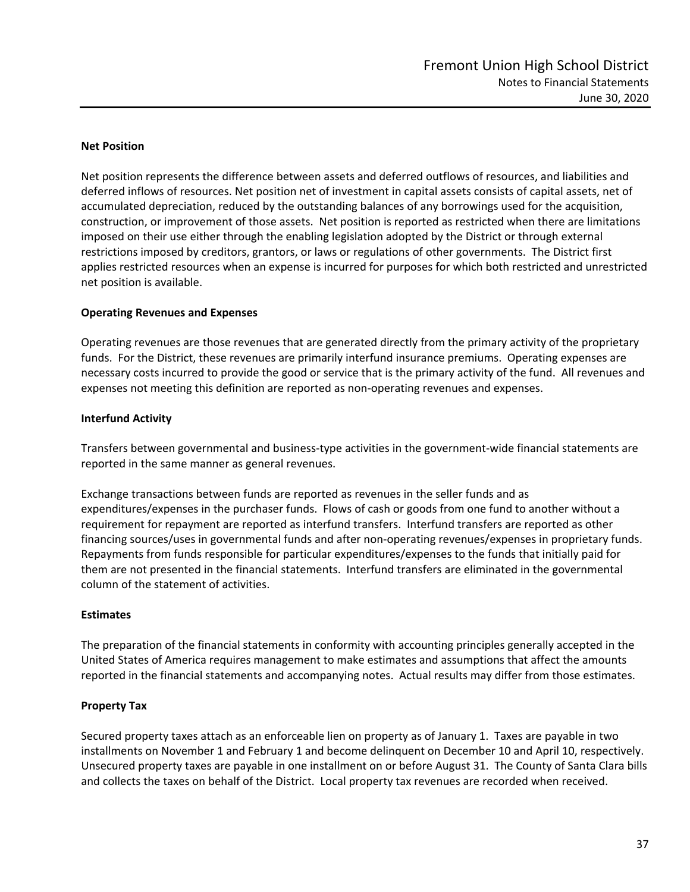**Net Position**

Net position represents the difference between assets and deferred outflows of resources, and liabilities and deferred inflows of resources. Net position net of investment in capital assets consists of capital assets, net of accumulated depreciation, reduced by the outstanding balances of any borrowings used for the acquisition, construction, or improvement of those assets. Net position is reported as restricted when there are limitations imposed on their use either through the enabling legislation adopted by the District or through external restrictions imposed by creditors, grantors, or laws or regulations of other governments. The District first applies restricted resources when an expense is incurred for purposes for which both restricted and unrestricted net position is available.

**Operating Revenues and Expenses**

Operating revenues are those revenues that are generated directly from the primary activity of the proprietary funds. For the District, these revenues are primarily interfund insurance premiums. Operating expenses are necessary costs incurred to provide the good or service that is the primary activity of the fund. All revenues and expenses not meeting this definition are reported as non-operating revenues and expenses.

**Interfund Activity**

Transfers between governmental and business-type activities in the government-wide financial statements are reported in the same manner as general revenues.

Exchange transactions between funds are reported as revenues in the seller funds and as expenditures/expenses in the purchaser funds. Flows of cash or goods from one fund to another without a requirement for repayment are reported as interfund transfers. Interfund transfers are reported as other financing sources/uses in governmental funds and after non-operating revenues/expenses in proprietary funds. Repayments from funds responsible for particular expenditures/expenses to the funds that initially paid for them are not presented in the financial statements. Interfund transfers are eliminated in the governmental column of the statement of activities.

**Estimates**

The preparation of the financial statements in conformity with accounting principles generally accepted in the United States of America requires management to make estimates and assumptions that affect the amounts reported in the financial statements and accompanying notes. Actual results may differ from those estimates.

**Property Tax**

Secured property taxes attach as an enforceable lien on property as of January 1. Taxes are payable in two installments on November 1 and February 1 and become delinquent on December 10 and April 10, respectively. Unsecured property taxes are payable in one installment on or before August 31. The County of Santa Clara bills and collects the taxes on behalf of the District. Local property tax revenues are recorded when received.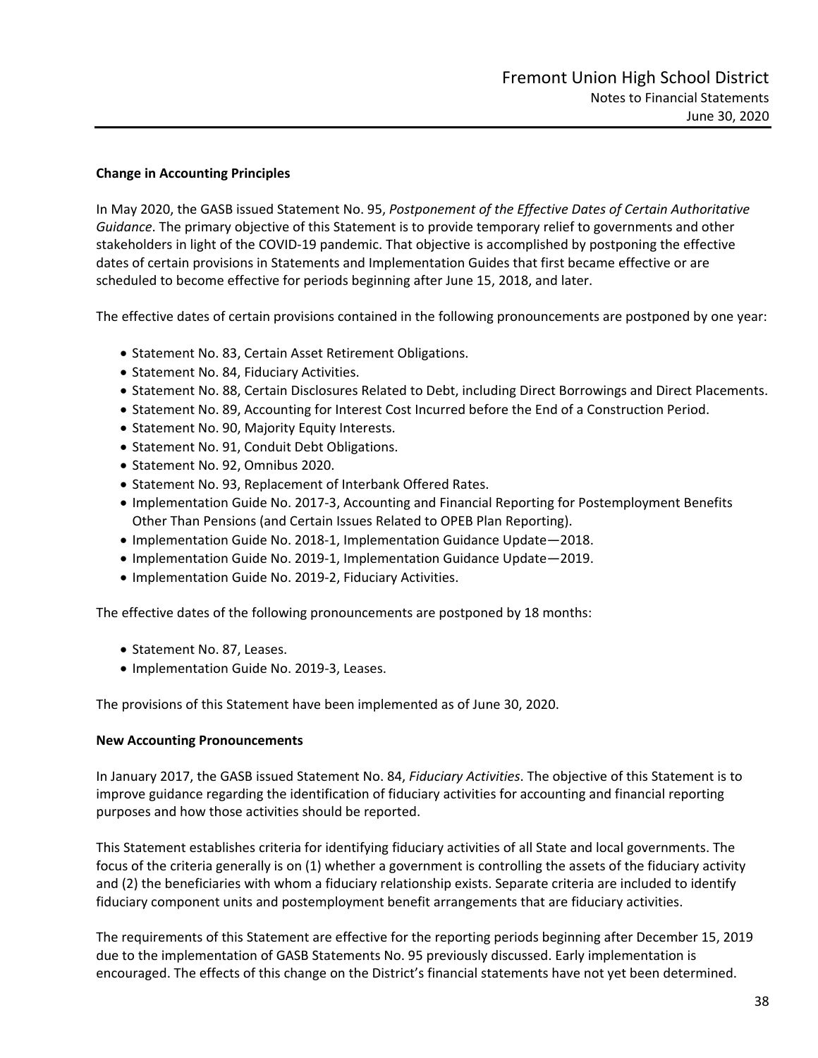**Change in Accounting Principles**

In May 2020, the GASB issued Statement No. 95, *Postponement of the Effective Dates of Certain Authoritative Guidance*. The primary objective of this Statement is to provide temporary relief to governments and other stakeholders in light of the COVID-19 pandemic. That objective is accomplished by postponing the effective dates of certain provisions in Statements and Implementation Guides that first became effective or are scheduled to become effective for periods beginning after June 15, 2018, and later.

The effective dates of certain provisions contained in the following pronouncements are postponed by one year:

- Statement No. 83, Certain Asset Retirement Obligations.
- Statement No. 84, Fiduciary Activities.
- Statement No. 88, Certain Disclosures Related to Debt, including Direct Borrowings and Direct Placements.
- Statement No. 89, Accounting for Interest Cost Incurred before the End of a Construction Period.
- Statement No. 90, Majority Equity Interests.
- Statement No. 91, Conduit Debt Obligations.
- Statement No. 92, Omnibus 2020.
- Statement No. 93, Replacement of Interbank Offered Rates.
- Implementation Guide No. 2017-3, Accounting and Financial Reporting for Postemployment Benefits Other Than Pensions (and Certain Issues Related to OPEB Plan Reporting).
- Implementation Guide No. 2018-1, Implementation Guidance Update—2018.
- Implementation Guide No. 2019-1, Implementation Guidance Update—2019.
- Implementation Guide No. 2019-2, Fiduciary Activities.

The effective dates of the following pronouncements are postponed by 18 months:

- Statement No. 87, Leases.
- Implementation Guide No. 2019-3, Leases.

The provisions of this Statement have been implemented as of June 30, 2020.

**New Accounting Pronouncements**

In January 2017, the GASB issued Statement No. 84, *Fiduciary Activities*. The objective of this Statement is to improve guidance regarding the identification of fiduciary activities for accounting and financial reporting purposes and how those activities should be reported.

This Statement establishes criteria for identifying fiduciary activities of all State and local governments. The focus of the criteria generally is on (1) whether a government is controlling the assets of the fiduciary activity and (2) the beneficiaries with whom a fiduciary relationship exists. Separate criteria are included to identify fiduciary component units and postemployment benefit arrangements that are fiduciary activities.

The requirements of this Statement are effective for the reporting periods beginning after December 15, 2019 due to the implementation of GASB Statements No. 95 previously discussed. Early implementation is encouraged. The effects of this change on the District's financial statements have not yet been determined.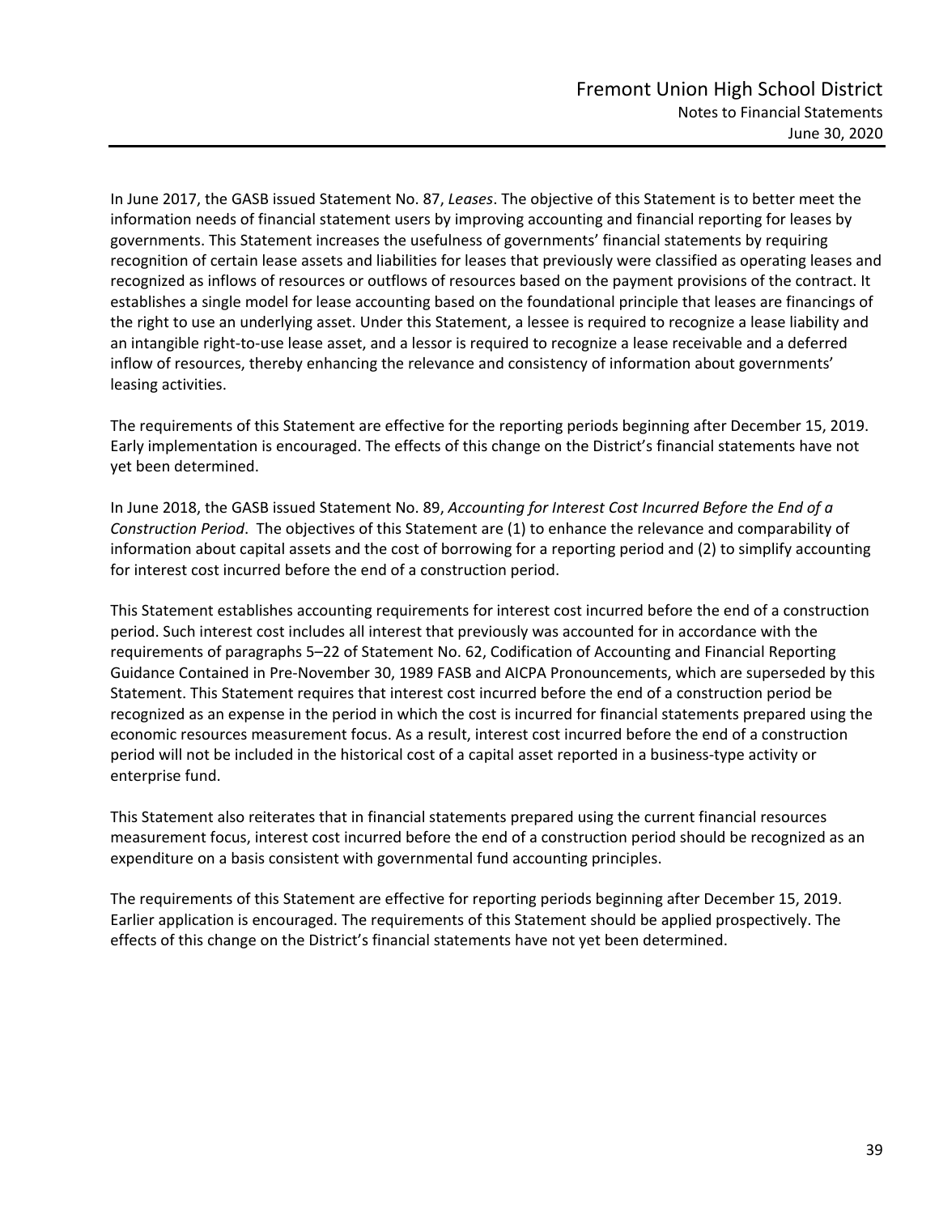In June 2017, the GASB issued Statement No. 87, *Leases*. The objective of this Statement is to better meet the information needs of financial statement users by improving accounting and financial reporting for leases by governments. This Statement increases the usefulness of governments' financial statements by requiring recognition of certain lease assets and liabilities for leases that previously were classified as operating leases and recognized as inflows of resources or outflows of resources based on the payment provisions of the contract. It establishes a single model for lease accounting based on the foundational principle that leases are financings of the right to use an underlying asset. Under this Statement, a lessee is required to recognize a lease liability and an intangible right-to-use lease asset, and a lessor is required to recognize a lease receivable and a deferred inflow of resources, thereby enhancing the relevance and consistency of information about governments' leasing activities.

The requirements of this Statement are effective for the reporting periods beginning after December 15, 2019. Early implementation is encouraged. The effects of this change on the District's financial statements have not yet been determined.

In June 2018, the GASB issued Statement No. 89, *Accounting for Interest Cost Incurred Before the End of a Construction Period*. The objectives of this Statement are (1) to enhance the relevance and comparability of information about capital assets and the cost of borrowing for a reporting period and (2) to simplify accounting for interest cost incurred before the end of a construction period.

This Statement establishes accounting requirements for interest cost incurred before the end of a construction period. Such interest cost includes all interest that previously was accounted for in accordance with the requirements of paragraphs 5–22 of Statement No. 62, Codification of Accounting and Financial Reporting Guidance Contained in Pre-November 30, 1989 FASB and AICPA Pronouncements, which are superseded by this Statement. This Statement requires that interest cost incurred before the end of a construction period be recognized as an expense in the period in which the cost is incurred for financial statements prepared using the economic resources measurement focus. As a result, interest cost incurred before the end of a construction period will not be included in the historical cost of a capital asset reported in a business-type activity or enterprise fund.

This Statement also reiterates that in financial statements prepared using the current financial resources measurement focus, interest cost incurred before the end of a construction period should be recognized as an expenditure on a basis consistent with governmental fund accounting principles.

The requirements of this Statement are effective for reporting periods beginning after December 15, 2019. Earlier application is encouraged. The requirements of this Statement should be applied prospectively. The effects of this change on the District's financial statements have not yet been determined.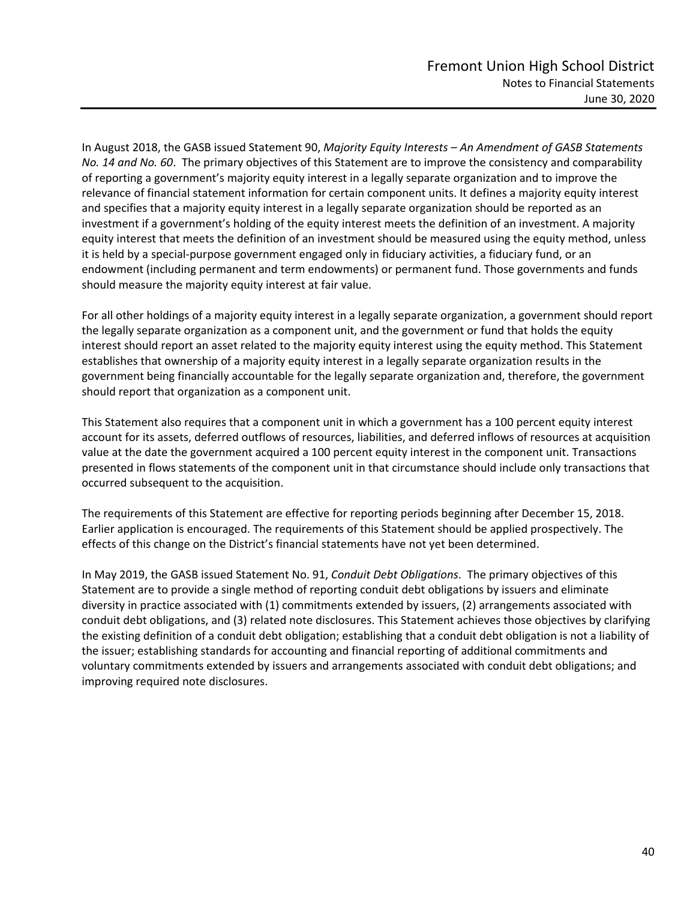In August 2018, the GASB issued Statement 90, *Majority Equity Interests – An Amendment of GASB Statements No. 14 and No. 60*. The primary objectives of this Statement are to improve the consistency and comparability of reporting a government's majority equity interest in a legally separate organization and to improve the relevance of financial statement information for certain component units. It defines a majority equity interest and specifies that a majority equity interest in a legally separate organization should be reported as an investment if a government's holding of the equity interest meets the definition of an investment. A majority equity interest that meets the definition of an investment should be measured using the equity method, unless it is held by a special-purpose government engaged only in fiduciary activities, a fiduciary fund, or an endowment (including permanent and term endowments) or permanent fund. Those governments and funds should measure the majority equity interest at fair value.

For all other holdings of a majority equity interest in a legally separate organization, a government should report the legally separate organization as a component unit, and the government or fund that holds the equity interest should report an asset related to the majority equity interest using the equity method. This Statement establishes that ownership of a majority equity interest in a legally separate organization results in the government being financially accountable for the legally separate organization and, therefore, the government should report that organization as a component unit.

This Statement also requires that a component unit in which a government has a 100 percent equity interest account for its assets, deferred outflows of resources, liabilities, and deferred inflows of resources at acquisition value at the date the government acquired a 100 percent equity interest in the component unit. Transactions presented in flows statements of the component unit in that circumstance should include only transactions that occurred subsequent to the acquisition.

The requirements of this Statement are effective for reporting periods beginning after December 15, 2018. Earlier application is encouraged. The requirements of this Statement should be applied prospectively. The effects of this change on the District's financial statements have not yet been determined.

In May 2019, the GASB issued Statement No. 91, *Conduit Debt Obligations*. The primary objectives of this Statement are to provide a single method of reporting conduit debt obligations by issuers and eliminate diversity in practice associated with (1) commitments extended by issuers, (2) arrangements associated with conduit debt obligations, and (3) related note disclosures. This Statement achieves those objectives by clarifying the existing definition of a conduit debt obligation; establishing that a conduit debt obligation is not a liability of the issuer; establishing standards for accounting and financial reporting of additional commitments and voluntary commitments extended by issuers and arrangements associated with conduit debt obligations; and improving required note disclosures.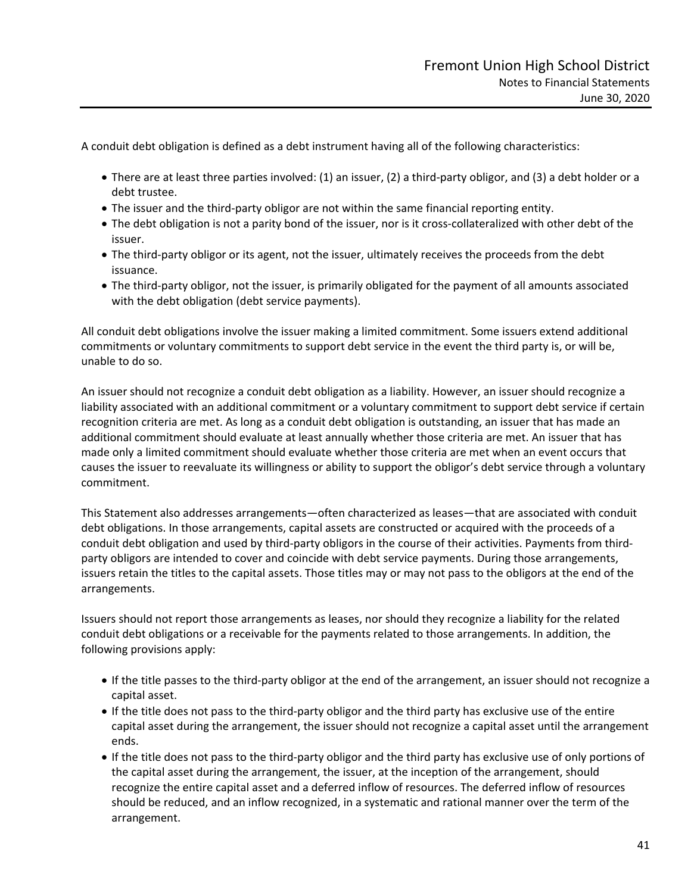A conduit debt obligation is defined as a debt instrument having all of the following characteristics:

- There are at least three parties involved: (1) an issuer, (2) a third-party obligor, and (3) a debt holder or a debt trustee.
- The issuer and the third-party obligor are not within the same financial reporting entity.
- The debt obligation is not a parity bond of the issuer, nor is it cross-collateralized with other debt of the issuer.
- The third-party obligor or its agent, not the issuer, ultimately receives the proceeds from the debt issuance.
- The third-party obligor, not the issuer, is primarily obligated for the payment of all amounts associated with the debt obligation (debt service payments).

All conduit debt obligations involve the issuer making a limited commitment. Some issuers extend additional commitments or voluntary commitments to support debt service in the event the third party is, or will be, unable to do so.

An issuer should not recognize a conduit debt obligation as a liability. However, an issuer should recognize a liability associated with an additional commitment or a voluntary commitment to support debt service if certain recognition criteria are met. As long as a conduit debt obligation is outstanding, an issuer that has made an additional commitment should evaluate at least annually whether those criteria are met. An issuer that has made only a limited commitment should evaluate whether those criteria are met when an event occurs that causes the issuer to reevaluate its willingness or ability to support the obligor's debt service through a voluntary commitment.

This Statement also addresses arrangements—often characterized as leases—that are associated with conduit debt obligations. In those arrangements, capital assets are constructed or acquired with the proceeds of a conduit debt obligation and used by third-party obligors in the course of their activities. Payments from third-party obligors are intended to cover and coincide with debt service payments. During those arrangements, issuers retain the titles to the capital assets. Those titles may or may not pass to the obligors at the end of the arrangements.

Issuers should not report those arrangements as leases, nor should they recognize a liability for the related conduit debt obligations or a receivable for the payments related to those arrangements. In addition, the following provisions apply:

- If the title passes to the third-party obligor at the end of the arrangement, an issuer should not recognize a capital asset.
- If the title does not pass to the third-party obligor and the third party has exclusive use of the entire capital asset during the arrangement, the issuer should not recognize a capital asset until the arrangement ends.
- If the title does not pass to the third-party obligor and the third party has exclusive use of only portions of the capital asset during the arrangement, the issuer, at the inception of the arrangement, should recognize the entire capital asset and a deferred inflow of resources. The deferred inflow of resources should be reduced, and an inflow recognized, in a systematic and rational manner over the term of the arrangement.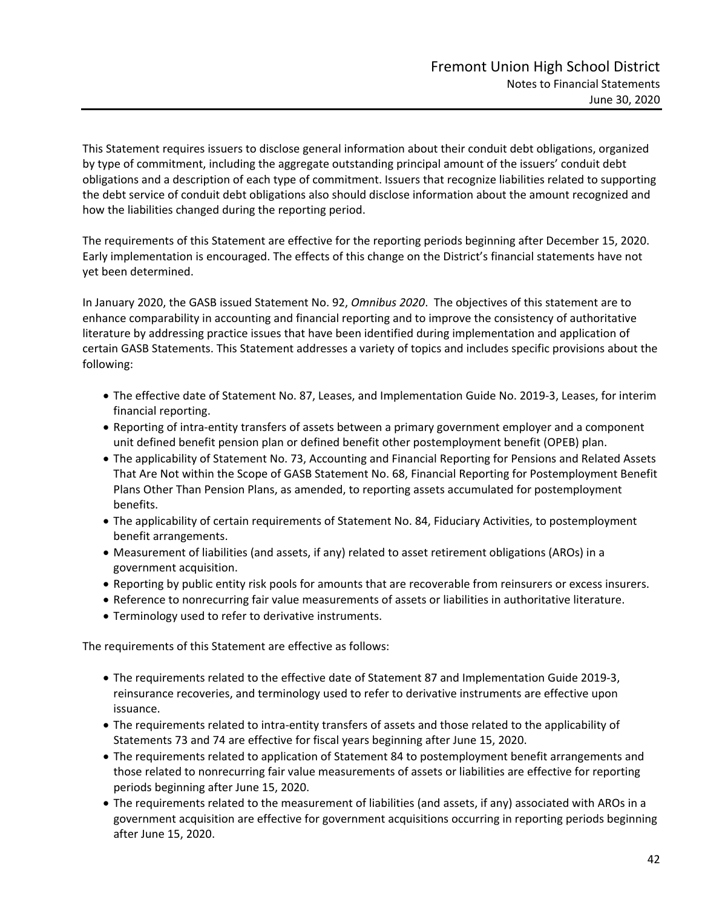This Statement requires issuers to disclose general information about their conduit debt obligations, organized by type of commitment, including the aggregate outstanding principal amount of the issuers' conduit debt obligations and a description of each type of commitment. Issuers that recognize liabilities related to supporting the debt service of conduit debt obligations also should disclose information about the amount recognized and how the liabilities changed during the reporting period.

The requirements of this Statement are effective for the reporting periods beginning after December 15, 2020. Early implementation is encouraged. The effects of this change on the District's financial statements have not yet been determined.

In January 2020, the GASB issued Statement No. 92, *Omnibus 2020*. The objectives of this statement are to enhance comparability in accounting and financial reporting and to improve the consistency of authoritative literature by addressing practice issues that have been identified during implementation and application of certain GASB Statements. This Statement addresses a variety of topics and includes specific provisions about the following:

- The effective date of Statement No. 87, Leases, and Implementation Guide No. 2019-3, Leases, for interim financial reporting.
- Reporting of intra-entity transfers of assets between a primary government employer and a component unit defined benefit pension plan or defined benefit other postemployment benefit (OPEB) plan.
- The applicability of Statement No. 73, Accounting and Financial Reporting for Pensions and Related Assets That Are Not within the Scope of GASB Statement No. 68, Financial Reporting for Postemployment Benefit Plans Other Than Pension Plans, as amended, to reporting assets accumulated for postemployment benefits.
- The applicability of certain requirements of Statement No. 84, Fiduciary Activities, to postemployment benefit arrangements.
- Measurement of liabilities (and assets, if any) related to asset retirement obligations (AROs) in a government acquisition.
- Reporting by public entity risk pools for amounts that are recoverable from reinsurers or excess insurers.
- Reference to nonrecurring fair value measurements of assets or liabilities in authoritative literature.
- Terminology used to refer to derivative instruments.

The requirements of this Statement are effective as follows:

- The requirements related to the effective date of Statement 87 and Implementation Guide 2019-3, reinsurance recoveries, and terminology used to refer to derivative instruments are effective upon issuance.
- The requirements related to intra-entity transfers of assets and those related to the applicability of Statements 73 and 74 are effective for fiscal years beginning after June 15, 2020.
- The requirements related to application of Statement 84 to postemployment benefit arrangements and those related to nonrecurring fair value measurements of assets or liabilities are effective for reporting periods beginning after June 15, 2020.
- The requirements related to the measurement of liabilities (and assets, if any) associated with AROs in a government acquisition are effective for government acquisitions occurring in reporting periods beginning after June 15, 2020.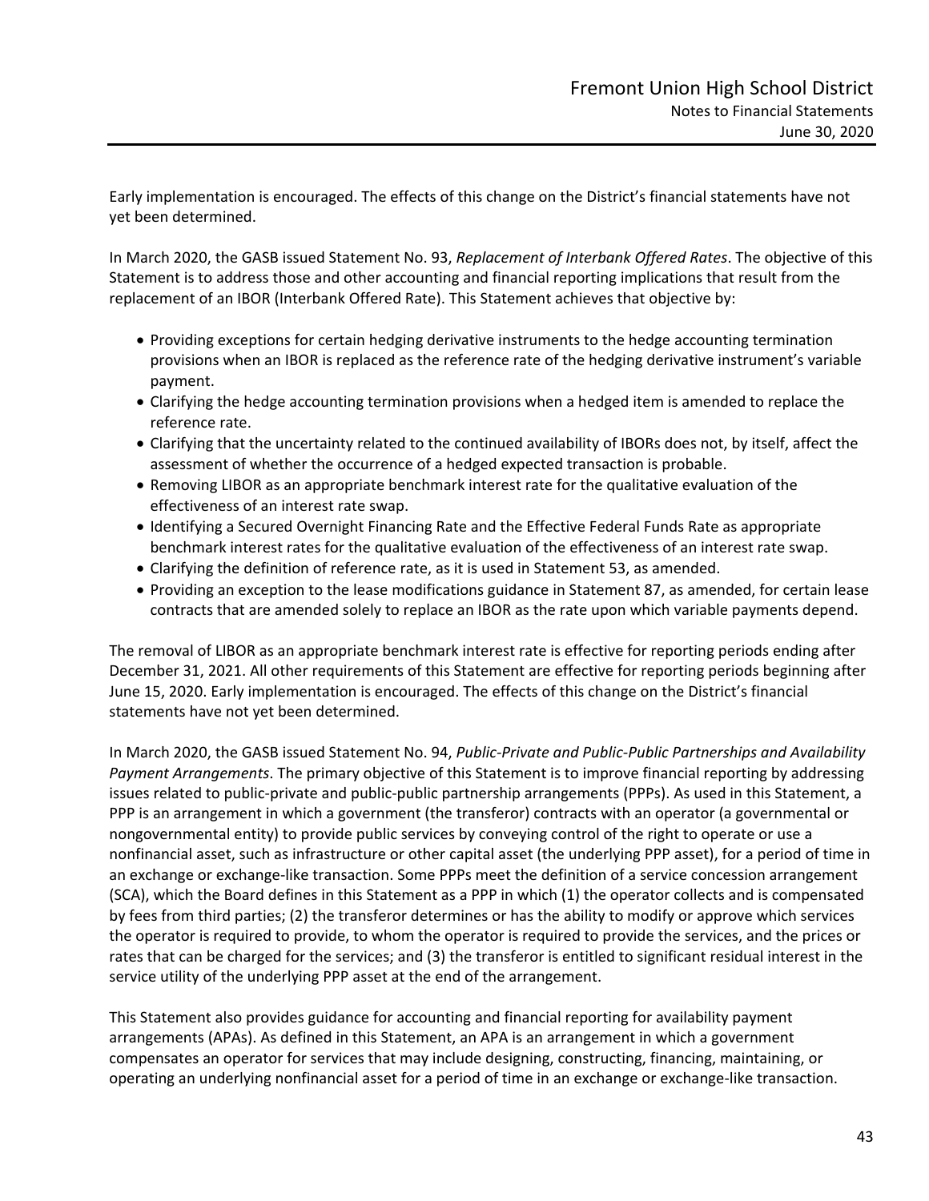Early implementation is encouraged. The effects of this change on the District's financial statements have not yet been determined.

In March 2020, the GASB issued Statement No. 93, *Replacement of Interbank Offered Rates*. The objective of this Statement is to address those and other accounting and financial reporting implications that result from the replacement of an IBOR (Interbank Offered Rate). This Statement achieves that objective by:

- Providing exceptions for certain hedging derivative instruments to the hedge accounting termination provisions when an IBOR is replaced as the reference rate of the hedging derivative instrument's variable payment.
- Clarifying the hedge accounting termination provisions when a hedged item is amended to replace the reference rate.
- Clarifying that the uncertainty related to the continued availability of IBORs does not, by itself, affect the assessment of whether the occurrence of a hedged expected transaction is probable.
- Removing LIBOR as an appropriate benchmark interest rate for the qualitative evaluation of the effectiveness of an interest rate swap.
- Identifying a Secured Overnight Financing Rate and the Effective Federal Funds Rate as appropriate benchmark interest rates for the qualitative evaluation of the effectiveness of an interest rate swap.
- Clarifying the definition of reference rate, as it is used in Statement 53, as amended.
- Providing an exception to the lease modifications guidance in Statement 87, as amended, for certain lease contracts that are amended solely to replace an IBOR as the rate upon which variable payments depend.

The removal of LIBOR as an appropriate benchmark interest rate is effective for reporting periods ending after December 31, 2021. All other requirements of this Statement are effective for reporting periods beginning after June 15, 2020. Early implementation is encouraged. The effects of this change on the District's financial statements have not yet been determined.

In March 2020, the GASB issued Statement No. 94, *Public-Private and Public-Public Partnerships and Availability Payment Arrangements*. The primary objective of this Statement is to improve financial reporting by addressing issues related to public-private and public-public partnership arrangements (PPPs). As used in this Statement, a PPP is an arrangement in which a government (the transferor) contracts with an operator (a governmental or nongovernmental entity) to provide public services by conveying control of the right to operate or use a nonfinancial asset, such as infrastructure or other capital asset (the underlying PPP asset), for a period of time in an exchange or exchange-like transaction. Some PPPs meet the definition of a service concession arrangement (SCA), which the Board defines in this Statement as a PPP in which (1) the operator collects and is compensated by fees from third parties; (2) the transferor determines or has the ability to modify or approve which services the operator is required to provide, to whom the operator is required to provide the services, and the prices or rates that can be charged for the services; and (3) the transferor is entitled to significant residual interest in the service utility of the underlying PPP asset at the end of the arrangement.

This Statement also provides guidance for accounting and financial reporting for availability payment arrangements (APAs). As defined in this Statement, an APA is an arrangement in which a government compensates an operator for services that may include designing, constructing, financing, maintaining, or operating an underlying nonfinancial asset for a period of time in an exchange or exchange-like transaction.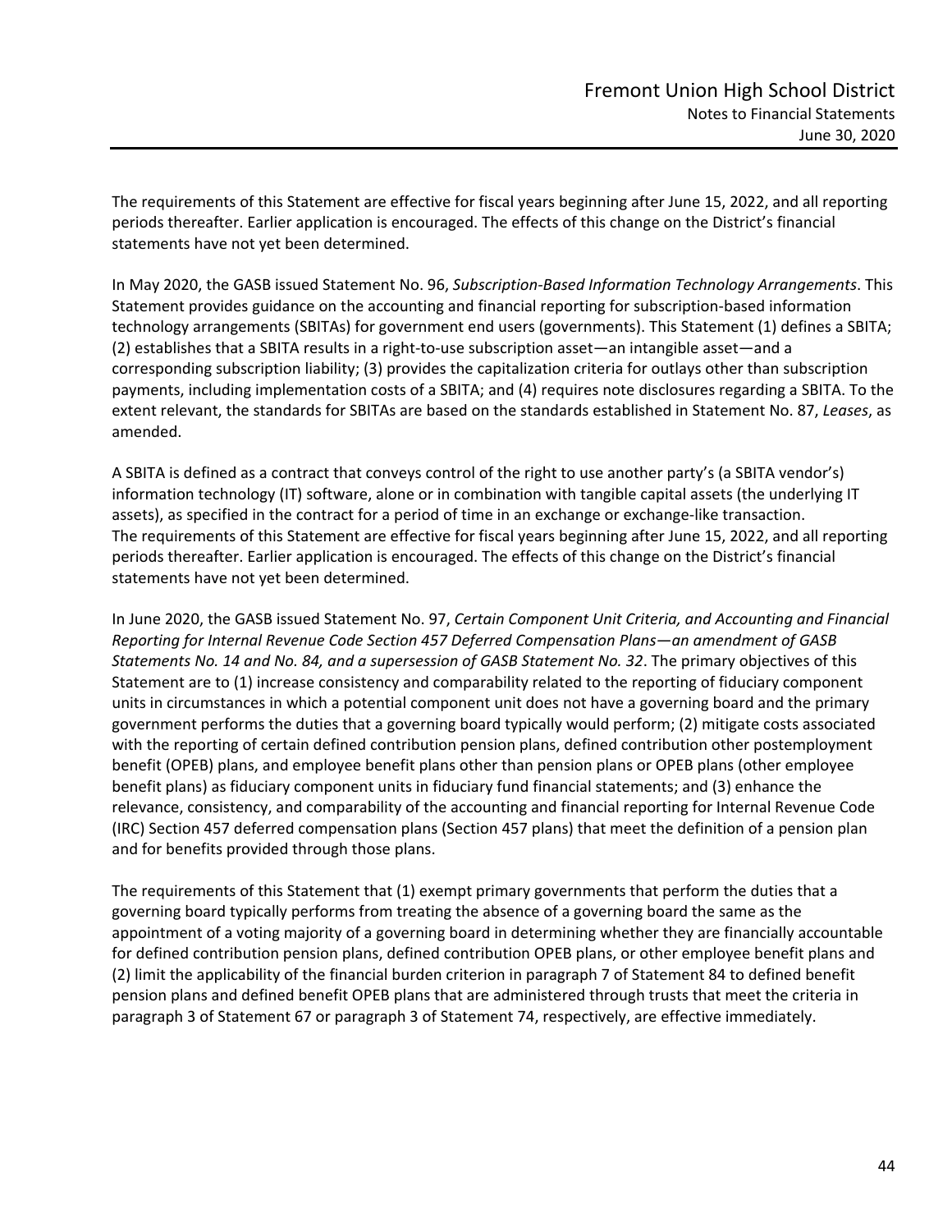The requirements of this Statement are effective for fiscal years beginning after June 15, 2022, and all reporting periods thereafter. Earlier application is encouraged. The effects of this change on the District's financial statements have not yet been determined.

In May 2020, the GASB issued Statement No. 96, *Subscription-Based Information Technology Arrangements*. This Statement provides guidance on the accounting and financial reporting for subscription-based information technology arrangements (SBITAs) for government end users (governments). This Statement (1) defines a SBITA; (2) establishes that a SBITA results in a right-to-use subscription asset—an intangible asset—and a corresponding subscription liability; (3) provides the capitalization criteria for outlays other than subscription payments, including implementation costs of a SBITA; and (4) requires note disclosures regarding a SBITA. To the extent relevant, the standards for SBITAs are based on the standards established in Statement No. 87, *Leases*, as amended.

A SBITA is defined as a contract that conveys control of the right to use another party's (a SBITA vendor's) information technology (IT) software, alone or in combination with tangible capital assets (the underlying IT assets), as specified in the contract for a period of time in an exchange or exchange-like transaction. The requirements of this Statement are effective for fiscal years beginning after June 15, 2022, and all reporting periods thereafter. Earlier application is encouraged. The effects of this change on the District's financial statements have not yet been determined.

In June 2020, the GASB issued Statement No. 97, *Certain Component Unit Criteria, and Accounting and Financial Reporting for Internal Revenue Code Section 457 Deferred Compensation Plans—an amendment of GASB Statements No. 14 and No. 84, and a supersession of GASB Statement No. 32*. The primary objectives of this Statement are to (1) increase consistency and comparability related to the reporting of fiduciary component units in circumstances in which a potential component unit does not have a governing board and the primary government performs the duties that a governing board typically would perform; (2) mitigate costs associated with the reporting of certain defined contribution pension plans, defined contribution other postemployment benefit (OPEB) plans, and employee benefit plans other than pension plans or OPEB plans (other employee benefit plans) as fiduciary component units in fiduciary fund financial statements; and (3) enhance the relevance, consistency, and comparability of the accounting and financial reporting for Internal Revenue Code (IRC) Section 457 deferred compensation plans (Section 457 plans) that meet the definition of a pension plan and for benefits provided through those plans.

The requirements of this Statement that (1) exempt primary governments that perform the duties that a governing board typically performs from treating the absence of a governing board the same as the appointment of a voting majority of a governing board in determining whether they are financially accountable for defined contribution pension plans, defined contribution OPEB plans, or other employee benefit plans and (2) limit the applicability of the financial burden criterion in paragraph 7 of Statement 84 to defined benefit pension plans and defined benefit OPEB plans that are administered through trusts that meet the criteria in paragraph 3 of Statement 67 or paragraph 3 of Statement 74, respectively, are effective immediately.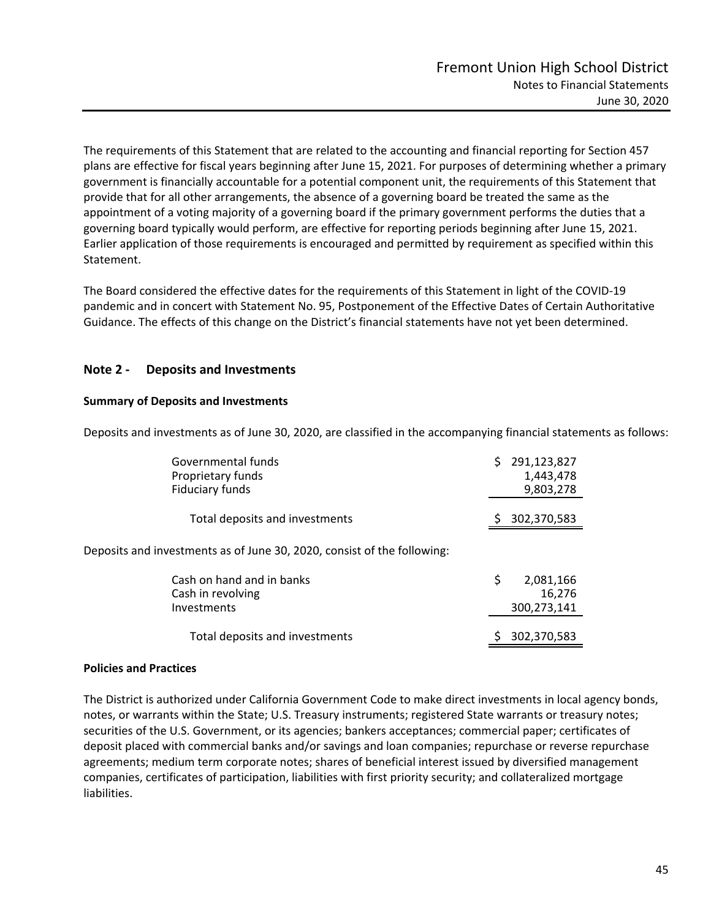The requirements of this Statement that are related to the accounting and financial reporting for Section 457 plans are effective for fiscal years beginning after June 15, 2021. For purposes of determining whether a primary government is financially accountable for a potential component unit, the requirements of this Statement that provide that for all other arrangements, the absence of a governing board be treated the same as the appointment of a voting majority of a governing board if the primary government performs the duties that a governing board typically would perform, are effective for reporting periods beginning after June 15, 2021. Earlier application of those requirements is encouraged and permitted by requirement as specified within this Statement.

The Board considered the effective dates for the requirements of this Statement in light of the COVID-19 pandemic and in concert with Statement No. 95, Postponement of the Effective Dates of Certain Authoritative Guidance. The effects of this change on the District's financial statements have not yet been determined.

## Note 2 - Deposits and Investments

### Summary of Deposits and Investments

Deposits and investments as of June 30, 2020, are classified in the accompanying financial statements as follows:

| | |
|---|---|
| Governmental funds | $ 291,123,827 |
| Proprietary funds | 1,443,478 |
| Fiduciary funds | 9,803,278 |
| Total deposits and investments | $ 302,370,583 |

Deposits and investments as of June 30, 2020, consist of the following:

| | |
|---|---|
| Cash on hand and in banks | $ 2,081,166 |
| Cash in revolving | 16,276 |
| Investments | 300,273,141 |
| Total deposits and investments | $ 302,370,583 |

### Policies and Practices

The District is authorized under California Government Code to make direct investments in local agency bonds, notes, or warrants within the State; U.S. Treasury instruments; registered State warrants or treasury notes; securities of the U.S. Government, or its agencies; bankers acceptances; commercial paper; certificates of deposit placed with commercial banks and/or savings and loan companies; repurchase or reverse repurchase agreements; medium term corporate notes; shares of beneficial interest issued by diversified management companies, certificates of participation, liabilities with first priority security; and collateralized mortgage liabilities.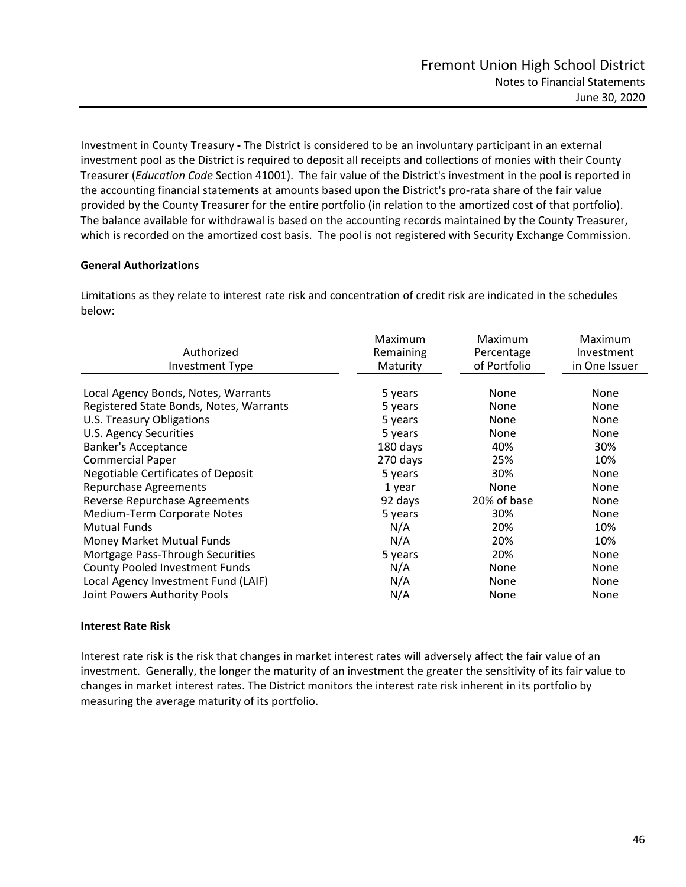Investment in County Treasury **-** The District is considered to be an involuntary participant in an external investment pool as the District is required to deposit all receipts and collections of monies with their County Treasurer (*Education Code* Section 41001). The fair value of the District's investment in the pool is reported in the accounting financial statements at amounts based upon the District's pro-rata share of the fair value provided by the County Treasurer for the entire portfolio (in relation to the amortized cost of that portfolio). The balance available for withdrawal is based on the accounting records maintained by the County Treasurer, which is recorded on the amortized cost basis. The pool is not registered with Security Exchange Commission.

**General Authorizations**

Limitations as they relate to interest rate risk and concentration of credit risk are indicated in the schedules below:

| Authorized Investment Type | Maximum Remaining Maturity | Maximum Percentage of Portfolio | Maximum Investment in One Issuer |
|---|---|---|---|
| Local Agency Bonds, Notes, Warrants | 5 years | None | None |
| Registered State Bonds, Notes, Warrants | 5 years | None | None |
| U.S. Treasury Obligations | 5 years | None | None |
| U.S. Agency Securities | 5 years | None | None |
| Banker's Acceptance | 180 days | 40% | 30% |
| Commercial Paper | 270 days | 25% | 10% |
| Negotiable Certificates of Deposit | 5 years | 30% | None |
| Repurchase Agreements | 1 year | None | None |
| Reverse Repurchase Agreements | 92 days | 20% of base | None |
| Medium-Term Corporate Notes | 5 years | 30% | None |
| Mutual Funds | N/A | 20% | 10% |
| Money Market Mutual Funds | N/A | 20% | 10% |
| Mortgage Pass-Through Securities | 5 years | 20% | None |
| County Pooled Investment Funds | N/A | None | None |
| Local Agency Investment Fund (LAIF) | N/A | None | None |
| Joint Powers Authority Pools | N/A | None | None |

**Interest Rate Risk**

Interest rate risk is the risk that changes in market interest rates will adversely affect the fair value of an investment. Generally, the longer the maturity of an investment the greater the sensitivity of its fair value to changes in market interest rates. The District monitors the interest rate risk inherent in its portfolio by measuring the average maturity of its portfolio.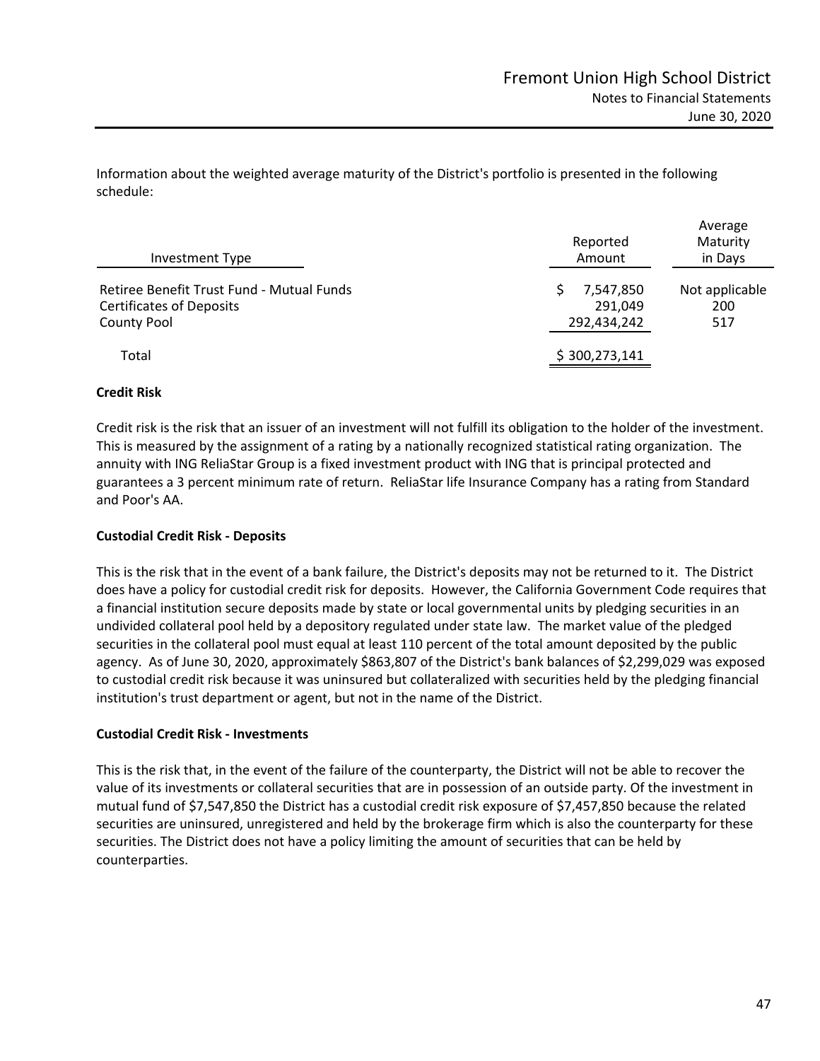Information about the weighted average maturity of the District's portfolio is presented in the following schedule:

| Investment Type | Reported Amount | Average Maturity in Days |
|---|---|---|
| Retiree Benefit Trust Fund - Mutual Funds | $ 7,547,850 | Not applicable |
| Certificates of Deposits | 291,049 | 200 |
| County Pool | 292,434,242 | 517 |
| Total | $ 300,273,141 | |

**Credit Risk**

Credit risk is the risk that an issuer of an investment will not fulfill its obligation to the holder of the investment. This is measured by the assignment of a rating by a nationally recognized statistical rating organization. The annuity with ING ReliaStar Group is a fixed investment product with ING that is principal protected and guarantees a 3 percent minimum rate of return. ReliaStar life Insurance Company has a rating from Standard and Poor's AA.

**Custodial Credit Risk - Deposits**

This is the risk that in the event of a bank failure, the District's deposits may not be returned to it. The District does have a policy for custodial credit risk for deposits. However, the California Government Code requires that a financial institution secure deposits made by state or local governmental units by pledging securities in an undivided collateral pool held by a depository regulated under state law. The market value of the pledged securities in the collateral pool must equal at least 110 percent of the total amount deposited by the public agency. As of June 30, 2020, approximately $863,807 of the District's bank balances of $2,299,029 was exposed to custodial credit risk because it was uninsured but collateralized with securities held by the pledging financial institution's trust department or agent, but not in the name of the District.

**Custodial Credit Risk - Investments**

This is the risk that, in the event of the failure of the counterparty, the District will not be able to recover the value of its investments or collateral securities that are in possession of an outside party. Of the investment in mutual fund of $7,547,850 the District has a custodial credit risk exposure of $7,457,850 because the related securities are uninsured, unregistered and held by the brokerage firm which is also the counterparty for these securities. The District does not have a policy limiting the amount of securities that can be held by counterparties.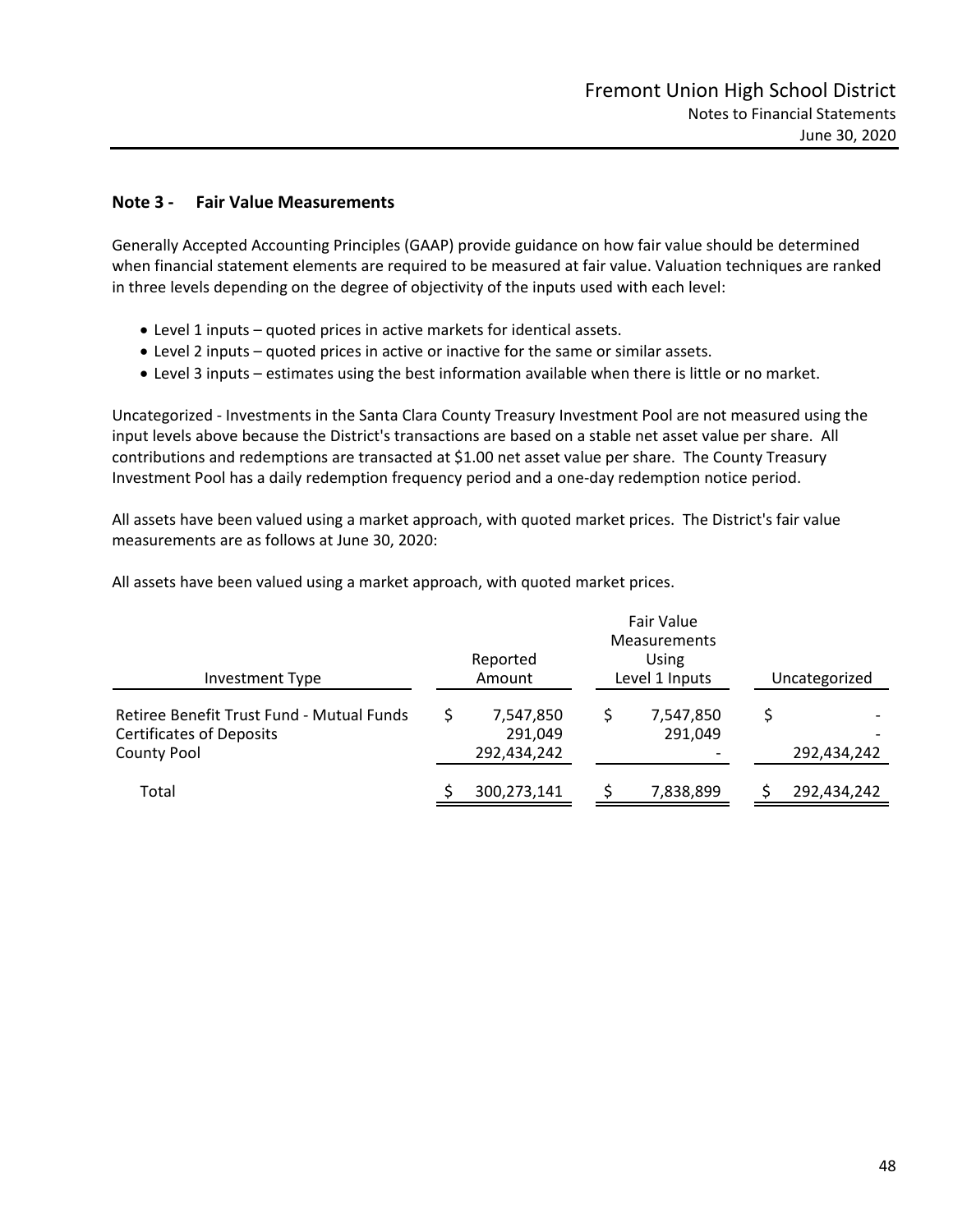## Note 3 - Fair Value Measurements

Generally Accepted Accounting Principles (GAAP) provide guidance on how fair value should be determined when financial statement elements are required to be measured at fair value. Valuation techniques are ranked in three levels depending on the degree of objectivity of the inputs used with each level:

- Level 1 inputs – quoted prices in active markets for identical assets.
- Level 2 inputs – quoted prices in active or inactive for the same or similar assets.
- Level 3 inputs – estimates using the best information available when there is little or no market.

Uncategorized - Investments in the Santa Clara County Treasury Investment Pool are not measured using the input levels above because the District's transactions are based on a stable net asset value per share. All contributions and redemptions are transacted at $1.00 net asset value per share. The County Treasury Investment Pool has a daily redemption frequency period and a one-day redemption notice period.

All assets have been valued using a market approach, with quoted market prices. The District's fair value measurements are as follows at June 30, 2020:

All assets have been valued using a market approach, with quoted market prices.

| Investment Type | Reported Amount | Fair Value Measurements Using Level 1 Inputs | Uncategorized |
|---|---|---|---|
| Retiree Benefit Trust Fund - Mutual Funds | $ 7,547,850 | $ 7,547,850 | $ - |
| Certificates of Deposits | 291,049 | 291,049 | - |
| County Pool | 292,434,242 | - | 292,434,242 |
| Total | $ 300,273,141 | $ 7,838,899 | $ 292,434,242 |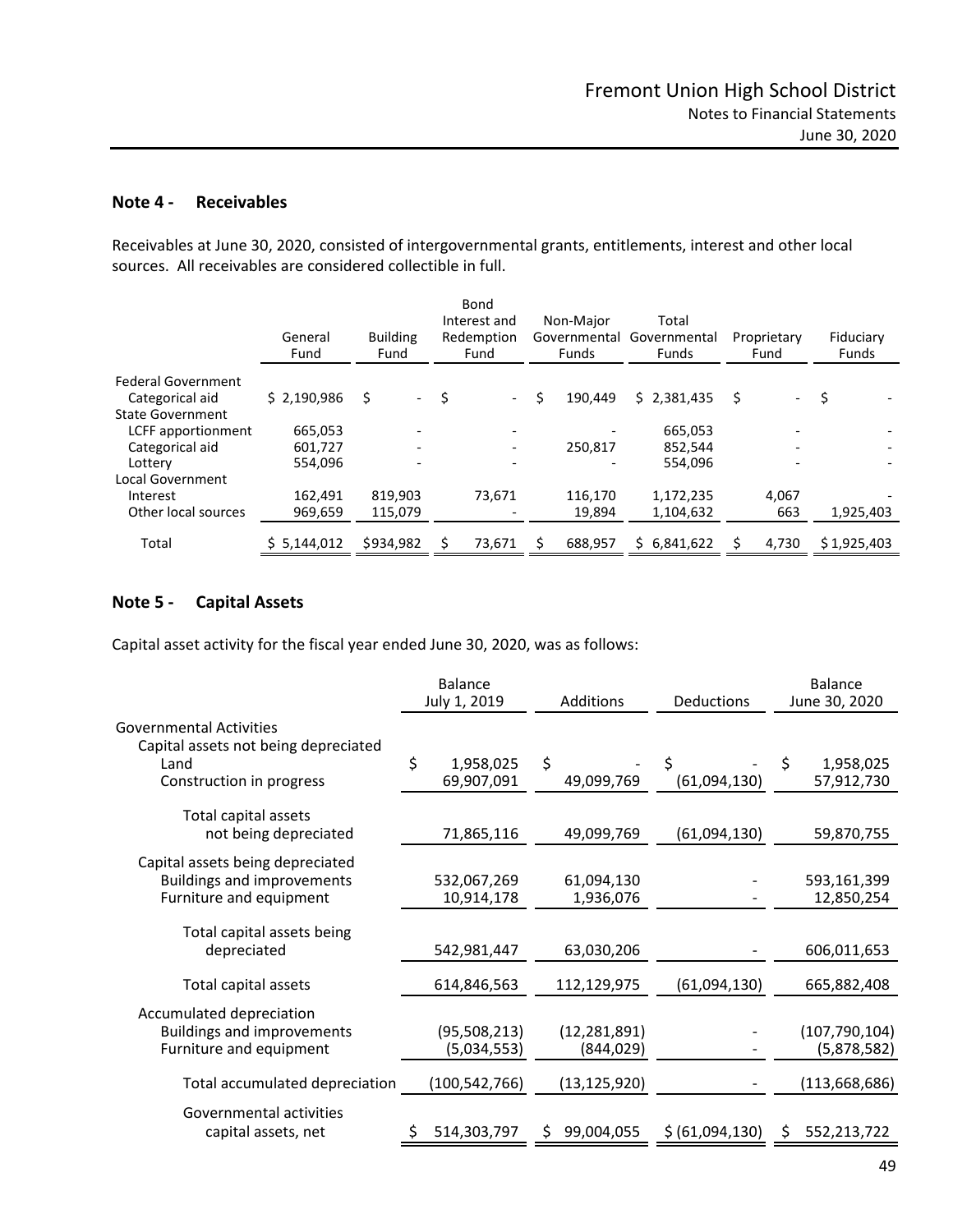## Note 4 - Receivables

Receivables at June 30, 2020, consisted of intergovernmental grants, entitlements, interest and other local sources. All receivables are considered collectible in full.

| | General Fund | Building Fund | Bond Interest and Redemption Fund | Non-Major Governmental Funds | Total Governmental Funds | Proprietary Fund | Fiduciary Funds |
|---|---|---|---|---|---|---|---|
| Federal Government | | | | | | | |
| Categorical aid | $ 2,190,986 | $ - | $ - | $ 190,449 | $ 2,381,435 | $ - | $ - |
| State Government | | | | | | | |
| LCFF apportionment | 665,053 | - | - | - | 665,053 | - | - |
| Categorical aid | 601,727 | - | - | 250,817 | 852,544 | - | - |
| Lottery | 554,096 | - | - | - | 554,096 | - | - |
| Local Government | | | | | | | |
| Interest | 162,491 | 819,903 | 73,671 | 116,170 | 1,172,235 | 4,067 | - |
| Other local sources | 969,659 | 115,079 | - | 19,894 | 1,104,632 | 663 | 1,925,403 |
| Total | $ 5,144,012 | $934,982 | $ 73,671 | $ 688,957 | $ 6,841,622 | $ 4,730 | $ 1,925,403 |

## Note 5 - Capital Assets

Capital asset activity for the fiscal year ended June 30, 2020, was as follows:

| | Balance July 1, 2019 | Additions | Deductions | Balance June 30, 2020 |
|---|---|---|---|---|
| Governmental Activities | | | | |
| Capital assets not being depreciated | | | | |
| Land | $ 1,958,025 | $ - | $ - | $ 1,958,025 |
| Construction in progress | 69,907,091 | 49,099,769 | (61,094,130) | 57,912,730 |
| Total capital assets not being depreciated | 71,865,116 | 49,099,769 | (61,094,130) | 59,870,755 |
| Capital assets being depreciated | | | | |
| Buildings and improvements | 532,067,269 | 61,094,130 | - | 593,161,399 |
| Furniture and equipment | 10,914,178 | 1,936,076 | - | 12,850,254 |
| Total capital assets being depreciated | 542,981,447 | 63,030,206 | - | 606,011,653 |
| Total capital assets | 614,846,563 | 112,129,975 | (61,094,130) | 665,882,408 |
| Accumulated depreciation | | | | |
| Buildings and improvements | (95,508,213) | (12,281,891) | - | (107,790,104) |
| Furniture and equipment | (5,034,553) | (844,029) | - | (5,878,582) |
| Total accumulated depreciation | (100,542,766) | (13,125,920) | - | (113,668,686) |
| Governmental activities capital assets, net | $ 514,303,797 | $ 99,004,055 | $ (61,094,130) | $ 552,213,722 |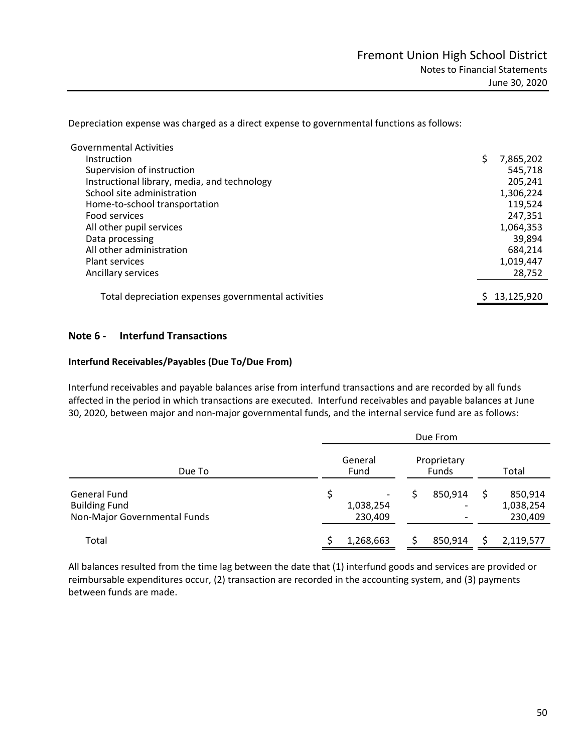Depreciation expense was charged as a direct expense to governmental functions as follows:

| | |
|---|---|
| Governmental Activities | |
| Instruction | $ 7,865,202 |
| Supervision of instruction | 545,718 |
| Instructional library, media, and technology | 205,241 |
| School site administration | 1,306,224 |
| Home-to-school transportation | 119,524 |
| Food services | 247,351 |
| All other pupil services | 1,064,353 |
| Data processing | 39,894 |
| All other administration | 684,214 |
| Plant services | 1,019,447 |
| Ancillary services | 28,752 |
| Total depreciation expenses governmental activities | $ 13,125,920 |

## Note 6 - Interfund Transactions

### Interfund Receivables/Payables (Due To/Due From)

Interfund receivables and payable balances arise from interfund transactions and are recorded by all funds affected in the period in which transactions are executed. Interfund receivables and payable balances at June 30, 2020, between major and non-major governmental funds, and the internal service fund are as follows:

| | Due From | | |
|---|---|---|---|
| Due To | General Fund | Proprietary Funds | Total |
| General Fund | $ - | $ 850,914 | $ 850,914 |
| Building Fund | 1,038,254 | - | 1,038,254 |
| Non-Major Governmental Funds | 230,409 | - | 230,409 |
| Total | $ 1,268,663 | $ 850,914 | $ 2,119,577 |

All balances resulted from the time lag between the date that (1) interfund goods and services are provided or reimbursable expenditures occur, (2) transaction are recorded in the accounting system, and (3) payments between funds are made.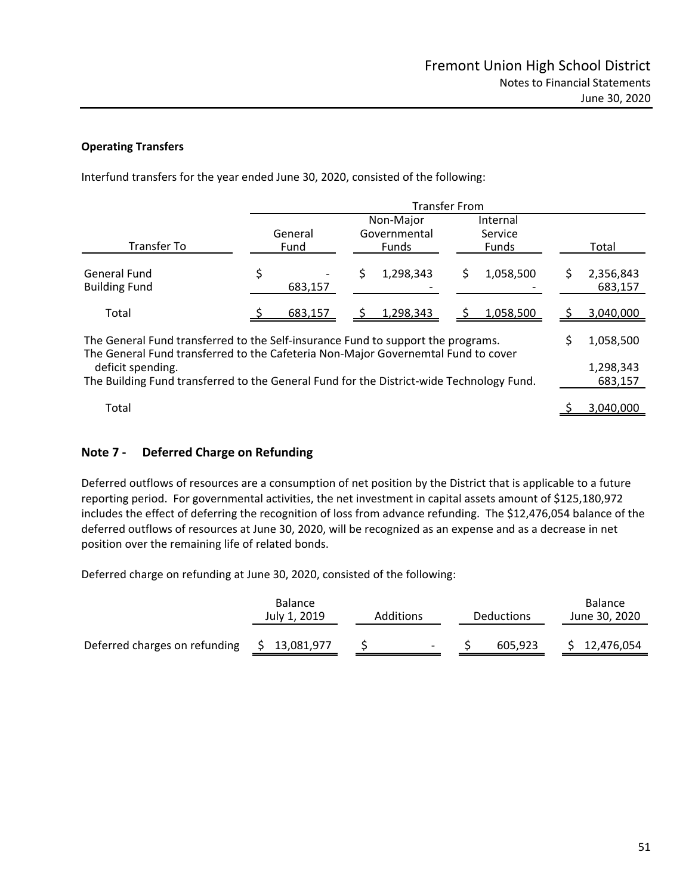**Operating Transfers**

Interfund transfers for the year ended June 30, 2020, consisted of the following:

| | Transfer From | | | |
|---|---|---|---|---|
| Transfer To | General Fund | Non-Major Governmental Funds | Internal Service Funds | Total |
| General Fund | $ - | $ 1,298,343 | $ 1,058,500 | $ 2,356,843 |
| Building Fund | 683,157 | - | - | 683,157 |
| Total | $ 683,157 | $ 1,298,343 | $ 1,058,500 | $ 3,040,000 |

| | |
|---|---|
| The General Fund transferred to the Self-insurance Fund to support the programs. | $ 1,058,500 |
| The General Fund transferred to the Cafeteria Non-Major Governemtal Fund to cover deficit spending. | 1,298,343 |
| The Building Fund transferred to the General Fund for the District-wide Technology Fund. | 683,157 |
| Total | $ 3,040,000 |

## Note 7 - Deferred Charge on Refunding

Deferred outflows of resources are a consumption of net position by the District that is applicable to a future reporting period. For governmental activities, the net investment in capital assets amount of $125,180,972 includes the effect of deferring the recognition of loss from advance refunding. The $12,476,054 balance of the deferred outflows of resources at June 30, 2020, will be recognized as an expense and as a decrease in net position over the remaining life of related bonds.

Deferred charge on refunding at June 30, 2020, consisted of the following:

| | Balance July 1, 2019 | Additions | Deductions | Balance June 30, 2020 |
|---|---|---|---|---|
| Deferred charges on refunding | $ 13,081,977 | $ - | $ 605,923 | $ 12,476,054 |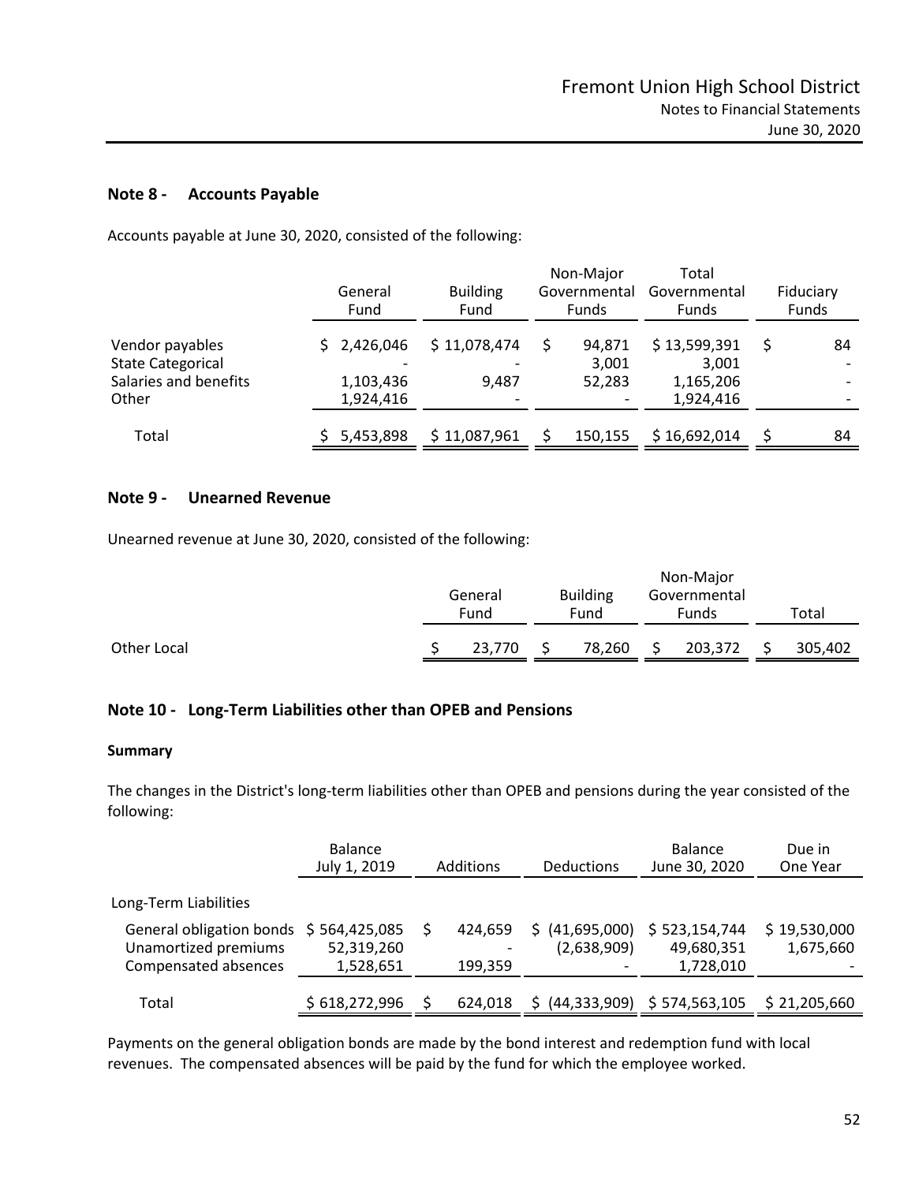## Note 8 - Accounts Payable

Accounts payable at June 30, 2020, consisted of the following:

| | General Fund | Building Fund | Non-Major Governmental Funds | Total Governmental Funds | Fiduciary Funds |
|---|---|---|---|---|---|
| Vendor payables | $ 2,426,046 | $ 11,078,474 | $ 94,871 | $ 13,599,391 | $ 84 |
| State Categorical | - | - | 3,001 | 3,001 | - |
| Salaries and benefits | 1,103,436 | 9,487 | 52,283 | 1,165,206 | - |
| Other | 1,924,416 | - | - | 1,924,416 | - |
| Total | $ 5,453,898 | $ 11,087,961 | $ 150,155 | $ 16,692,014 | $ 84 |

## Note 9 - Unearned Revenue

Unearned revenue at June 30, 2020, consisted of the following:

| | General Fund | Building Fund | Non-Major Governmental Funds | Total |
|---|---|---|---|---|
| Other Local | $ 23,770 | $ 78,260 | $ 203,372 | $ 305,402 |

## Note 10 - Long-Term Liabilities other than OPEB and Pensions

### Summary

The changes in the District's long-term liabilities other than OPEB and pensions during the year consisted of the following:

| | Balance July 1, 2019 | Additions | Deductions | Balance June 30, 2020 | Due in One Year |
|---|---|---|---|---|---|
| Long-Term Liabilities | | | | | |
| General obligation bonds | $ 564,425,085 | $ 424,659 | $ (41,695,000) | $ 523,154,744 | $ 19,530,000 |
| Unamortized premiums | 52,319,260 | - | (2,638,909) | 49,680,351 | 1,675,660 |
| Compensated absences | 1,528,651 | 199,359 | - | 1,728,010 | - |
| Total | $ 618,272,996 | $ 624,018 | $ (44,333,909) | $ 574,563,105 | $ 21,205,660 |

Payments on the general obligation bonds are made by the bond interest and redemption fund with local revenues. The compensated absences will be paid by the fund for which the employee worked.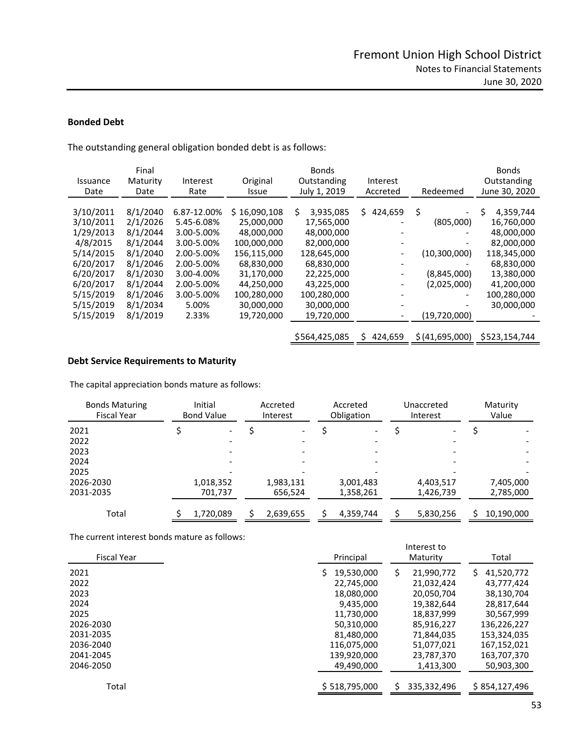## Bonded Debt

The outstanding general obligation bonded debt is as follows:

| Issuance Date | Final Maturity Date | Interest Rate | Original Issue | Bonds Outstanding July 1, 2019 | Interest Accreted | Redeemed | Bonds Outstanding June 30, 2020 |
|---|---|---|---|---|---|---|---|
| 3/10/2011 | 8/1/2040 | 6.87-12.00% | $ 16,090,108 | $ 3,935,085 | $ 424,659 | $ - | $ 4,359,744 |
| 3/10/2011 | 2/1/2026 | 5.45-6.08% | 25,000,000 | 17,565,000 | - | (805,000) | 16,760,000 |
| 1/29/2013 | 8/1/2044 | 3.00-5.00% | 48,000,000 | 48,000,000 | - | - | 48,000,000 |
| 4/8/2015 | 8/1/2044 | 3.00-5.00% | 100,000,000 | 82,000,000 | - | - | 82,000,000 |
| 5/14/2015 | 8/1/2040 | 2.00-5.00% | 156,115,000 | 128,645,000 | - | (10,300,000) | 118,345,000 |
| 6/20/2017 | 8/1/2046 | 2.00-5.00% | 68,830,000 | 68,830,000 | - | - | 68,830,000 |
| 6/20/2017 | 8/1/2030 | 3.00-4.00% | 31,170,000 | 22,225,000 | - | (8,845,000) | 13,380,000 |
| 6/20/2017 | 8/1/2044 | 2.00-5.00% | 44,250,000 | 43,225,000 | - | (2,025,000) | 41,200,000 |
| 5/15/2019 | 8/1/2046 | 3.00-5.00% | 100,280,000 | 100,280,000 | - | - | 100,280,000 |
| 5/15/2019 | 8/1/2034 | 5.00% | 30,000,000 | 30,000,000 | - | - | 30,000,000 |
| 5/15/2019 | 8/1/2019 | 2.33% | 19,720,000 | 19,720,000 | - | (19,720,000) | - |
| | | | | $564,425,085 | $ 424,659 | $ (41,695,000) | $523,154,744 |

## Debt Service Requirements to Maturity

The capital appreciation bonds mature as follows:

| Bonds Maturing Fiscal Year | Initial Bond Value | Accreted Interest | Accreted Obligation | Unaccreted Interest | Maturity Value |
|---|---|---|---|---|---|
| 2021 | $ - | $ - | $ - | $ - | $ - |
| 2022 | - | - | - | - | - |
| 2023 | - | - | - | - | - |
| 2024 | - | - | - | - | - |
| 2025 | - | - | - | - | - |
| 2026-2030 | 1,018,352 | 1,983,131 | 3,001,483 | 4,403,517 | 7,405,000 |
| 2031-2035 | 701,737 | 656,524 | 1,358,261 | 1,426,739 | 2,785,000 |
| Total | $ 1,720,089 | $ 2,639,655 | $ 4,359,744 | $ 5,830,256 | $ 10,190,000 |

The current interest bonds mature as follows:

| Fiscal Year | Principal | Interest to Maturity | Total |
|---|---|---|---|
| 2021 | $ 19,530,000 | $ 21,990,772 | $ 41,520,772 |
| 2022 | 22,745,000 | 21,032,424 | 43,777,424 |
| 2023 | 18,080,000 | 20,050,704 | 38,130,704 |
| 2024 | 9,435,000 | 19,382,644 | 28,817,644 |
| 2025 | 11,730,000 | 18,837,999 | 30,567,999 |
| 2026-2030 | 50,310,000 | 85,916,227 | 136,226,227 |
| 2031-2035 | 81,480,000 | 71,844,035 | 153,324,035 |
| 2036-2040 | 116,075,000 | 51,077,021 | 167,152,021 |
| 2041-2045 | 139,920,000 | 23,787,370 | 163,707,370 |
| 2046-2050 | 49,490,000 | 1,413,300 | 50,903,300 |
| Total | $ 518,795,000 | $ 335,332,496 | $ 854,127,496 |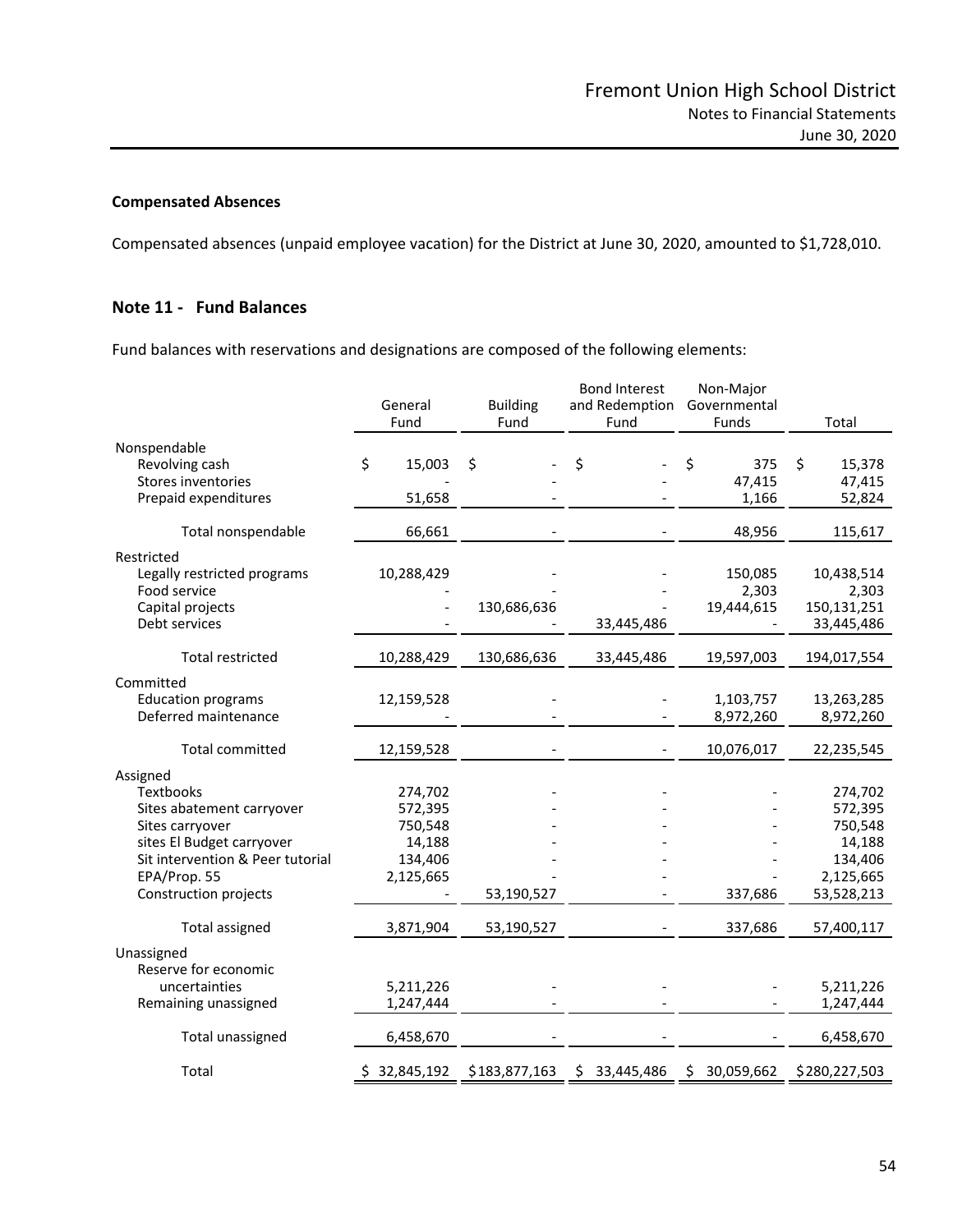**Compensated Absences**

Compensated absences (unpaid employee vacation) for the District at June 30, 2020, amounted to $1,728,010.

## Note 11 - Fund Balances

Fund balances with reservations and designations are composed of the following elements:

| | General Fund | Building Fund | Bond Interest and Redemption Fund | Non-Major Governmental Funds | Total |
|---|---|---|---|---|---|
| Nonspendable | | | | | |
| Revolving cash | $ 15,003 | $ - | $ - | $ 375 | $ 15,378 |
| Stores inventories | - | - | - | 47,415 | 47,415 |
| Prepaid expenditures | 51,658 | - | - | 1,166 | 52,824 |
| Total nonspendable | 66,661 | - | - | 48,956 | 115,617 |
| Restricted | | | | | |
| Legally restricted programs | 10,288,429 | - | - | 150,085 | 10,438,514 |
| Food service | - | - | - | 2,303 | 2,303 |
| Capital projects | - | 130,686,636 | - | 19,444,615 | 150,131,251 |
| Debt services | - | - | 33,445,486 | - | 33,445,486 |
| Total restricted | 10,288,429 | 130,686,636 | 33,445,486 | 19,597,003 | 194,017,554 |
| Committed | | | | | |
| Education programs | 12,159,528 | - | - | 1,103,757 | 13,263,285 |
| Deferred maintenance | - | - | - | 8,972,260 | 8,972,260 |
| Total committed | 12,159,528 | - | - | 10,076,017 | 22,235,545 |
| Assigned | | | | | |
| Textbooks | 274,702 | - | - | - | 274,702 |
| Sites abatement carryover | 572,395 | - | - | - | 572,395 |
| Sites carryover | 750,548 | - | - | - | 750,548 |
| sites El Budget carryover | 14,188 | - | - | - | 14,188 |
| Sit intervention & Peer tutorial | 134,406 | - | - | - | 134,406 |
| EPA/Prop. 55 | 2,125,665 | - | - | - | 2,125,665 |
| Construction projects | - | 53,190,527 | - | 337,686 | 53,528,213 |
| Total assigned | 3,871,904 | 53,190,527 | - | 337,686 | 57,400,117 |
| Unassigned | | | | | |
| Reserve for economic uncertainties | 5,211,226 | - | - | - | 5,211,226 |
| Remaining unassigned | 1,247,444 | - | - | - | 1,247,444 |
| Total unassigned | 6,458,670 | - | - | - | 6,458,670 |
| Total | $ 32,845,192 | $183,877,163 | $ 33,445,486 | $ 30,059,662 | $280,227,503 |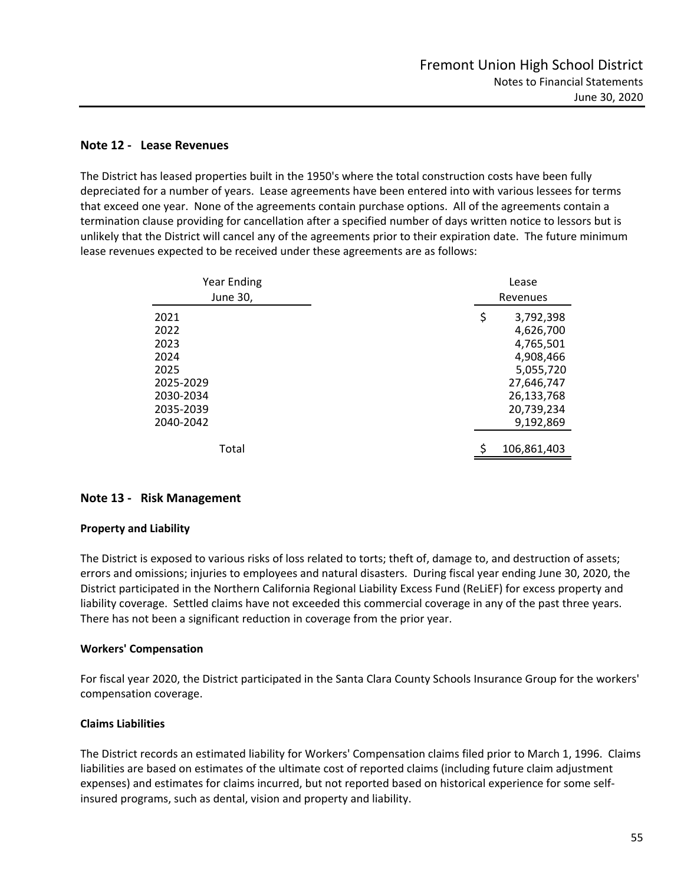## Note 12 - Lease Revenues

The District has leased properties built in the 1950's where the total construction costs have been fully depreciated for a number of years. Lease agreements have been entered into with various lessees for terms that exceed one year. None of the agreements contain purchase options. All of the agreements contain a termination clause providing for cancellation after a specified number of days written notice to lessors but is unlikely that the District will cancel any of the agreements prior to their expiration date. The future minimum lease revenues expected to be received under these agreements are as follows:

| Year Ending June 30, | Lease Revenues |
|---|---|
| 2021 | $ 3,792,398 |
| 2022 | 4,626,700 |
| 2023 | 4,765,501 |
| 2024 | 4,908,466 |
| 2025 | 5,055,720 |
| 2025-2029 | 27,646,747 |
| 2030-2034 | 26,133,768 |
| 2035-2039 | 20,739,234 |
| 2040-2042 | 9,192,869 |
| Total | $ 106,861,403 |

## Note 13 - Risk Management

### Property and Liability

The District is exposed to various risks of loss related to torts; theft of, damage to, and destruction of assets; errors and omissions; injuries to employees and natural disasters. During fiscal year ending June 30, 2020, the District participated in the Northern California Regional Liability Excess Fund (ReLiEF) for excess property and liability coverage. Settled claims have not exceeded this commercial coverage in any of the past three years. There has not been a significant reduction in coverage from the prior year.

### Workers' Compensation

For fiscal year 2020, the District participated in the Santa Clara County Schools Insurance Group for the workers' compensation coverage.

### Claims Liabilities

The District records an estimated liability for Workers' Compensation claims filed prior to March 1, 1996. Claims liabilities are based on estimates of the ultimate cost of reported claims (including future claim adjustment expenses) and estimates for claims incurred, but not reported based on historical experience for some self-insured programs, such as dental, vision and property and liability.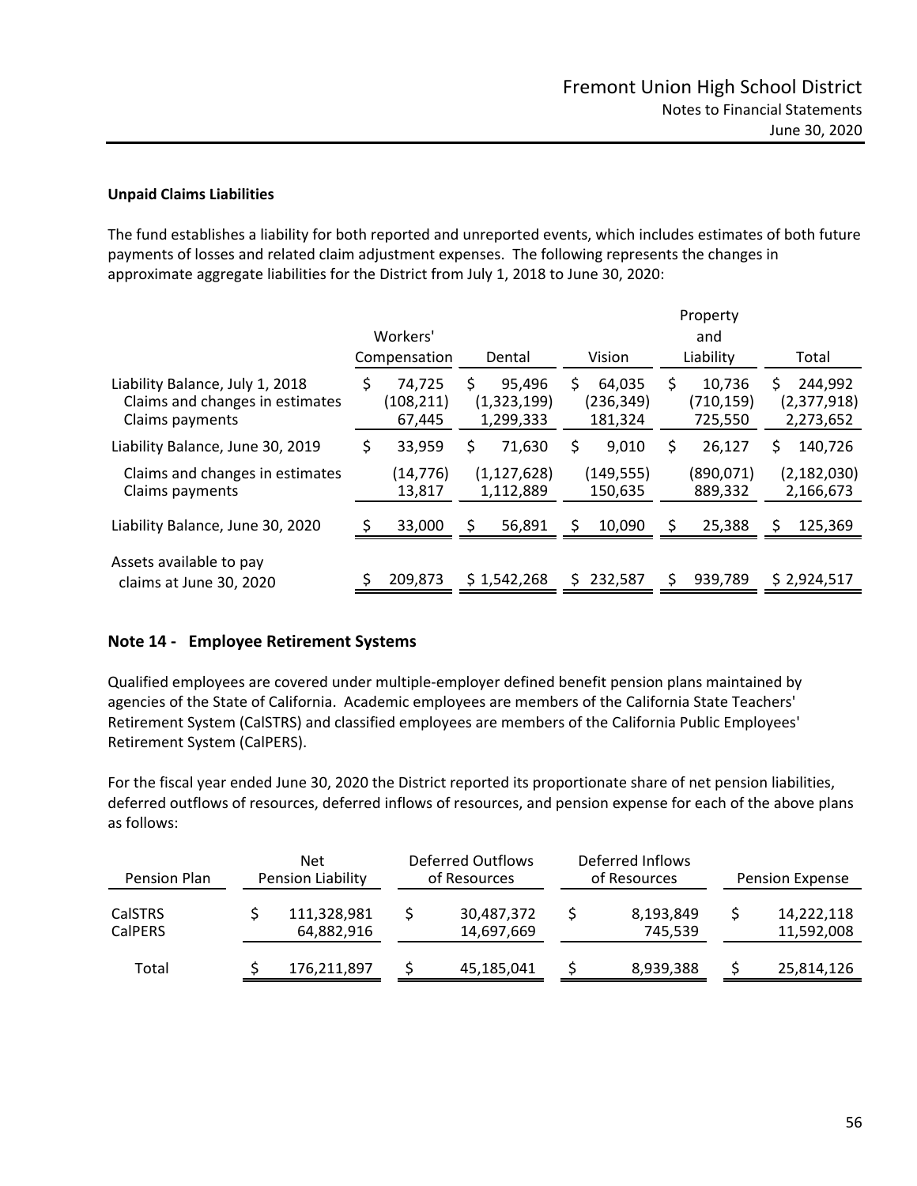**Unpaid Claims Liabilities**

The fund establishes a liability for both reported and unreported events, which includes estimates of both future payments of losses and related claim adjustment expenses. The following represents the changes in approximate aggregate liabilities for the District from July 1, 2018 to June 30, 2020:

| | Workers' Compensation | Dental | Vision | Property and Liability | Total |
|---|---|---|---|---|---|
| Liability Balance, July 1, 2018 | $ 74,725 | $ 95,496 | $ 64,035 | $ 10,736 | $ 244,992 |
| Claims and changes in estimates | (108,211) | (1,323,199) | (236,349) | (710,159) | (2,377,918) |
| Claims payments | 67,445 | 1,299,333 | 181,324 | 725,550 | 2,273,652 |
| Liability Balance, June 30, 2019 | $ 33,959 | $ 71,630 | $ 9,010 | $ 26,127 | $ 140,726 |
| Claims and changes in estimates | (14,776) | (1,127,628) | (149,555) | (890,071) | (2,182,030) |
| Claims payments | 13,817 | 1,112,889 | 150,635 | 889,332 | 2,166,673 |
| Liability Balance, June 30, 2020 | $ 33,000 | $ 56,891 | $ 10,090 | $ 25,388 | $ 125,369 |
| Assets available to pay claims at June 30, 2020 | $ 209,873 | $ 1,542,268 | $ 232,587 | $ 939,789 | $ 2,924,517 |

## Note 14 - Employee Retirement Systems

Qualified employees are covered under multiple-employer defined benefit pension plans maintained by agencies of the State of California. Academic employees are members of the California State Teachers' Retirement System (CalSTRS) and classified employees are members of the California Public Employees' Retirement System (CalPERS).

For the fiscal year ended June 30, 2020 the District reported its proportionate share of net pension liabilities, deferred outflows of resources, deferred inflows of resources, and pension expense for each of the above plans as follows:

| Pension Plan | Net Pension Liability | Deferred Outflows of Resources | Deferred Inflows of Resources | Pension Expense |
|---|---|---|---|---|
| CalSTRS | $ 111,328,981 | $ 30,487,372 | $ 8,193,849 | $ 14,222,118 |
| CalPERS | 64,882,916 | 14,697,669 | 745,539 | 11,592,008 |
| Total | $ 176,211,897 | $ 45,185,041 | $ 8,939,388 | $ 25,814,126 |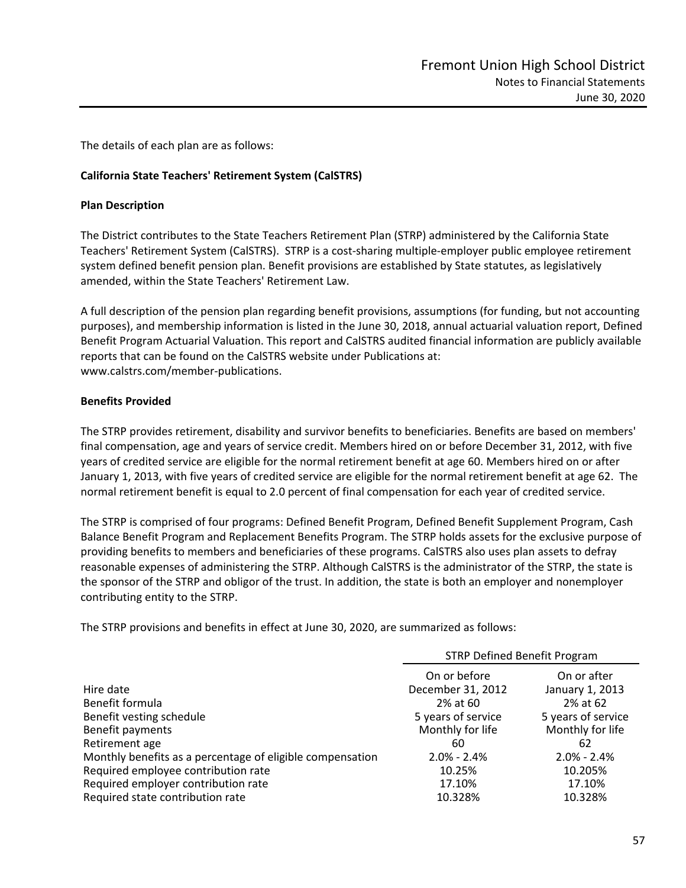The details of each plan are as follows:

**California State Teachers' Retirement System (CalSTRS)**

**Plan Description**

The District contributes to the State Teachers Retirement Plan (STRP) administered by the California State Teachers' Retirement System (CalSTRS). STRP is a cost-sharing multiple-employer public employee retirement system defined benefit pension plan. Benefit provisions are established by State statutes, as legislatively amended, within the State Teachers' Retirement Law.

A full description of the pension plan regarding benefit provisions, assumptions (for funding, but not accounting purposes), and membership information is listed in the June 30, 2018, annual actuarial valuation report, Defined Benefit Program Actuarial Valuation. This report and CalSTRS audited financial information are publicly available reports that can be found on the CalSTRS website under Publications at: www.calstrs.com/member-publications.

**Benefits Provided**

The STRP provides retirement, disability and survivor benefits to beneficiaries. Benefits are based on members' final compensation, age and years of service credit. Members hired on or before December 31, 2012, with five years of credited service are eligible for the normal retirement benefit at age 60. Members hired on or after January 1, 2013, with five years of credited service are eligible for the normal retirement benefit at age 62. The normal retirement benefit is equal to 2.0 percent of final compensation for each year of credited service.

The STRP is comprised of four programs: Defined Benefit Program, Defined Benefit Supplement Program, Cash Balance Benefit Program and Replacement Benefits Program. The STRP holds assets for the exclusive purpose of providing benefits to members and beneficiaries of these programs. CalSTRS also uses plan assets to defray reasonable expenses of administering the STRP. Although CalSTRS is the administrator of the STRP, the state is the sponsor of the STRP and obligor of the trust. In addition, the state is both an employer and nonemployer contributing entity to the STRP.

The STRP provisions and benefits in effect at June 30, 2020, are summarized as follows:

| | STRP Defined Benefit Program | |
|---|---|---|
| | On or before | On or after |
| Hire date | December 31, 2012 | January 1, 2013 |
| Benefit formula | 2% at 60 | 2% at 62 |
| Benefit vesting schedule | 5 years of service | 5 years of service |
| Benefit payments | Monthly for life | Monthly for life |
| Retirement age | 60 | 62 |
| Monthly benefits as a percentage of eligible compensation | 2.0% - 2.4% | 2.0% - 2.4% |
| Required employee contribution rate | 10.25% | 10.205% |
| Required employer contribution rate | 17.10% | 17.10% |
| Required state contribution rate | 10.328% | 10.328% |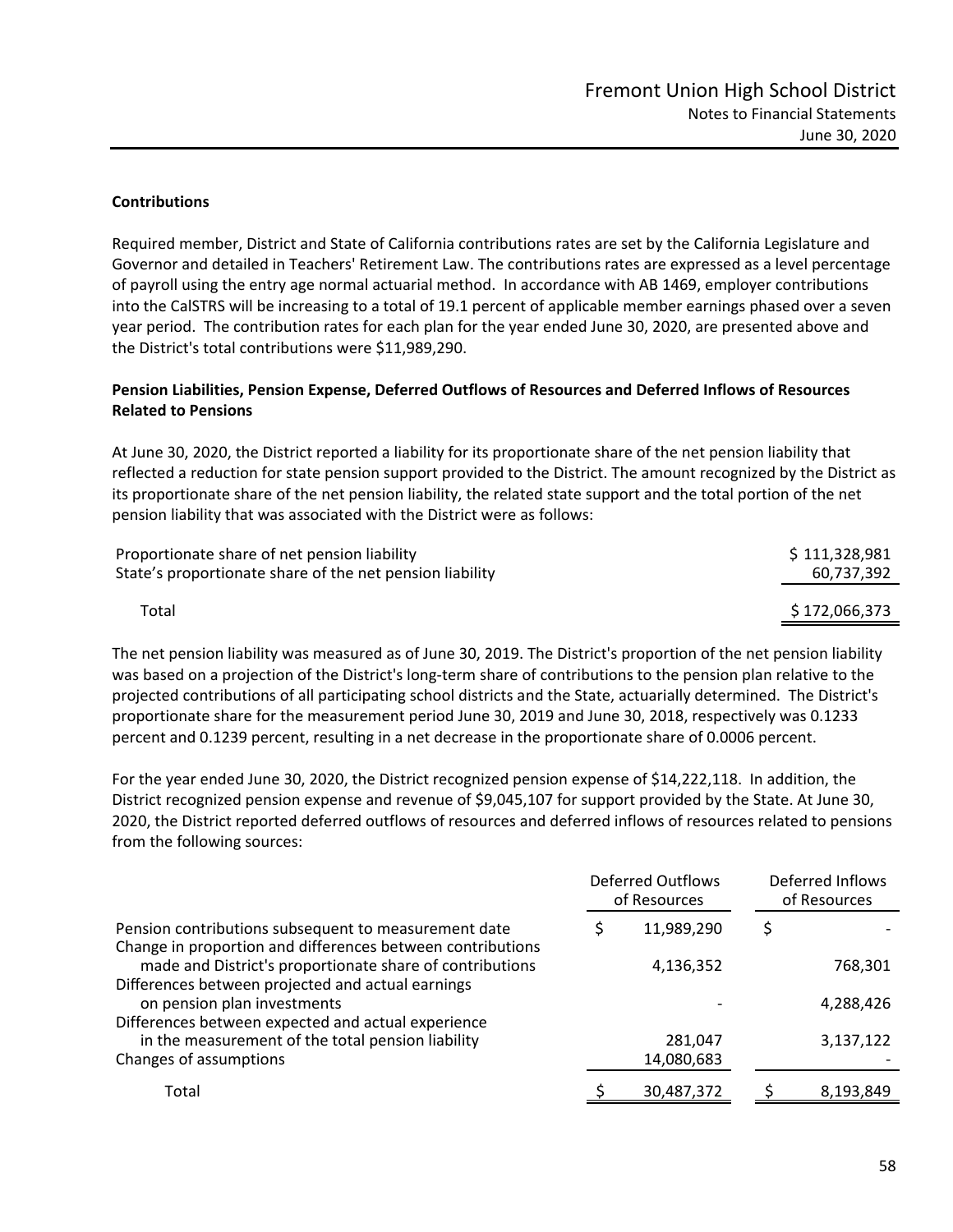**Contributions**

Required member, District and State of California contributions rates are set by the California Legislature and Governor and detailed in Teachers' Retirement Law. The contributions rates are expressed as a level percentage of payroll using the entry age normal actuarial method. In accordance with AB 1469, employer contributions into the CalSTRS will be increasing to a total of 19.1 percent of applicable member earnings phased over a seven year period. The contribution rates for each plan for the year ended June 30, 2020, are presented above and the District's total contributions were $11,989,290.

**Pension Liabilities, Pension Expense, Deferred Outflows of Resources and Deferred Inflows of Resources Related to Pensions**

At June 30, 2020, the District reported a liability for its proportionate share of the net pension liability that reflected a reduction for state pension support provided to the District. The amount recognized by the District as its proportionate share of the net pension liability, the related state support and the total portion of the net pension liability that was associated with the District were as follows:

| | |
|---|---|
| Proportionate share of net pension liability | $ 111,328,981 |
| State's proportionate share of the net pension liability | 60,737,392 |
| Total | $ 172,066,373 |

The net pension liability was measured as of June 30, 2019. The District's proportion of the net pension liability was based on a projection of the District's long-term share of contributions to the pension plan relative to the projected contributions of all participating school districts and the State, actuarially determined. The District's proportionate share for the measurement period June 30, 2019 and June 30, 2018, respectively was 0.1233 percent and 0.1239 percent, resulting in a net decrease in the proportionate share of 0.0006 percent.

For the year ended June 30, 2020, the District recognized pension expense of $14,222,118. In addition, the District recognized pension expense and revenue of $9,045,107 for support provided by the State. At June 30, 2020, the District reported deferred outflows of resources and deferred inflows of resources related to pensions from the following sources:

| | Deferred Outflows of Resources | Deferred Inflows of Resources |
|---|---|---|
| Pension contributions subsequent to measurement date | $ 11,989,290 | $ - |
| Change in proportion and differences between contributions made and District's proportionate share of contributions | 4,136,352 | 768,301 |
| Differences between projected and actual earnings on pension plan investments | - | 4,288,426 |
| Differences between expected and actual experience in the measurement of the total pension liability | 281,047 | 3,137,122 |
| Changes of assumptions | 14,080,683 | - |
| Total | $ 30,487,372 | $ 8,193,849 |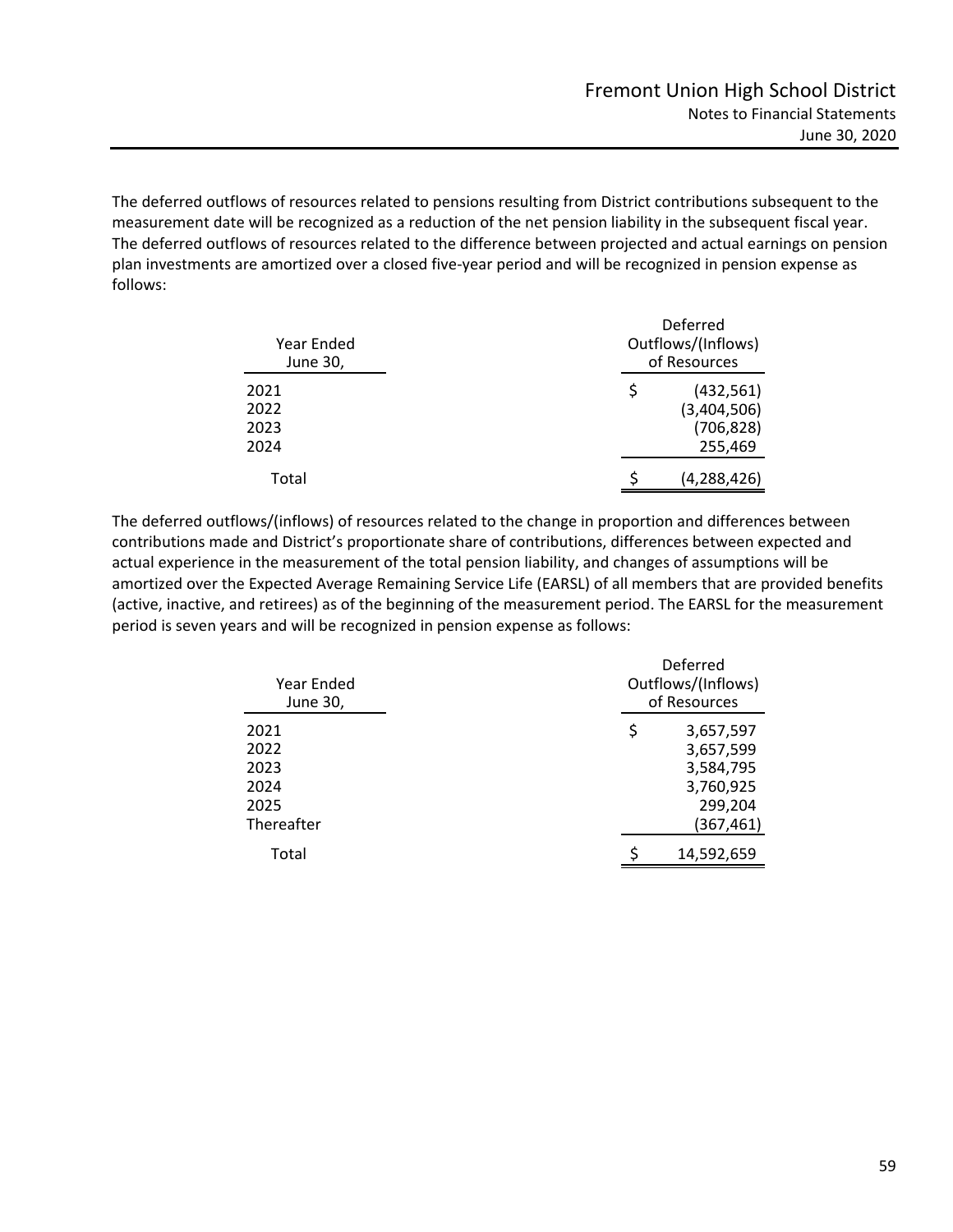The deferred outflows of resources related to pensions resulting from District contributions subsequent to the measurement date will be recognized as a reduction of the net pension liability in the subsequent fiscal year. The deferred outflows of resources related to the difference between projected and actual earnings on pension plan investments are amortized over a closed five-year period and will be recognized in pension expense as follows:

| Year Ended June 30, | Deferred Outflows/(Inflows) of Resources |
|---|---|
| 2021 | $ (432,561) |
| 2022 | (3,404,506) |
| 2023 | (706,828) |
| 2024 | 255,469 |
| Total | $ (4,288,426) |

The deferred outflows/(inflows) of resources related to the change in proportion and differences between contributions made and District's proportionate share of contributions, differences between expected and actual experience in the measurement of the total pension liability, and changes of assumptions will be amortized over the Expected Average Remaining Service Life (EARSL) of all members that are provided benefits (active, inactive, and retirees) as of the beginning of the measurement period. The EARSL for the measurement period is seven years and will be recognized in pension expense as follows:

| Year Ended June 30, | Deferred Outflows/(Inflows) of Resources |
|---|---|
| 2021 | $ 3,657,597 |
| 2022 | 3,657,599 |
| 2023 | 3,584,795 |
| 2024 | 3,760,925 |
| 2025 | 299,204 |
| Thereafter | (367,461) |
| Total | $ 14,592,659 |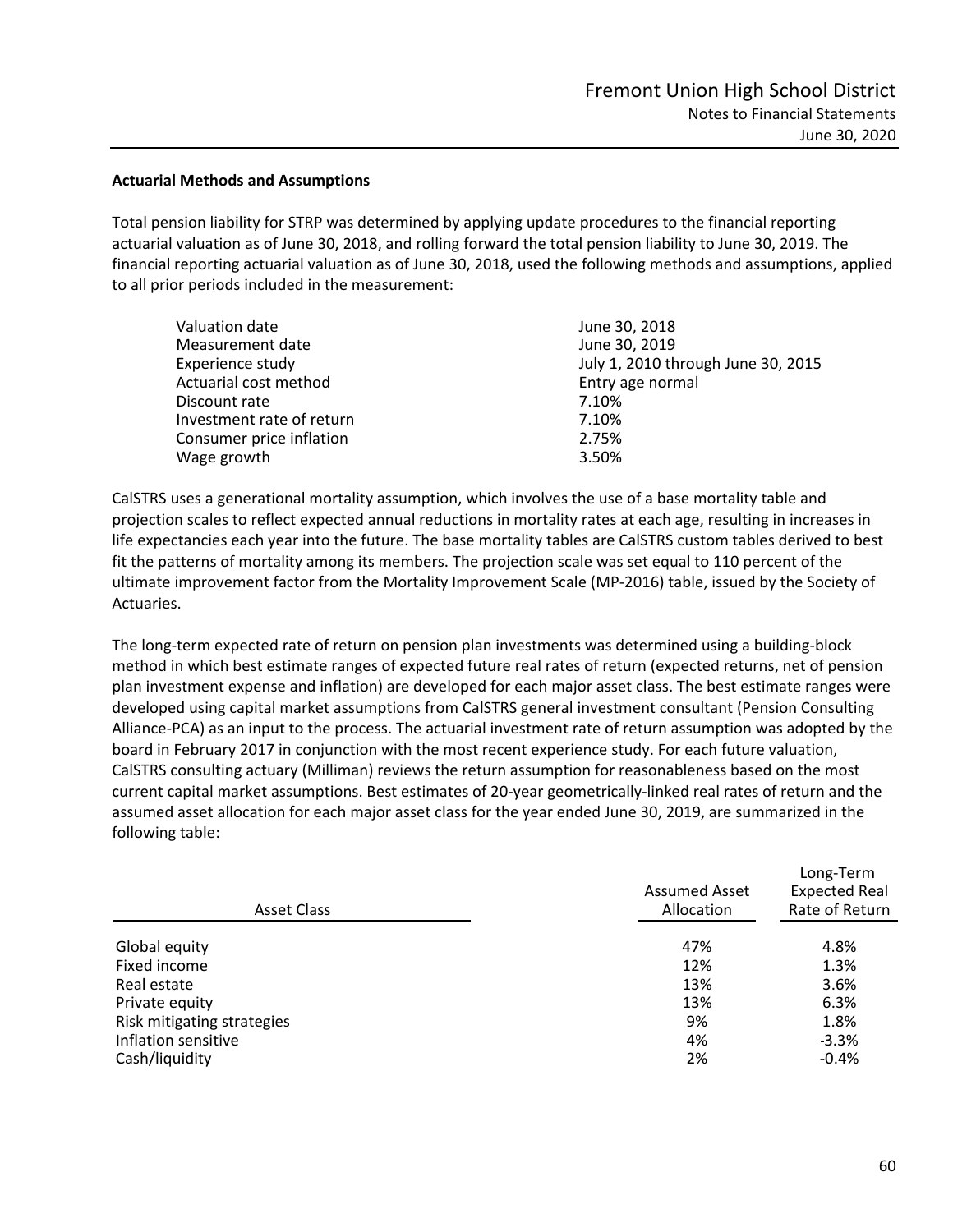**Actuarial Methods and Assumptions**

Total pension liability for STRP was determined by applying update procedures to the financial reporting actuarial valuation as of June 30, 2018, and rolling forward the total pension liability to June 30, 2019. The financial reporting actuarial valuation as of June 30, 2018, used the following methods and assumptions, applied to all prior periods included in the measurement:

| | |
|---|---|
| Valuation date | June 30, 2018 |
| Measurement date | June 30, 2019 |
| Experience study | July 1, 2010 through June 30, 2015 |
| Actuarial cost method | Entry age normal |
| Discount rate | 7.10% |
| Investment rate of return | 7.10% |
| Consumer price inflation | 2.75% |
| Wage growth | 3.50% |

CalSTRS uses a generational mortality assumption, which involves the use of a base mortality table and projection scales to reflect expected annual reductions in mortality rates at each age, resulting in increases in life expectancies each year into the future. The base mortality tables are CalSTRS custom tables derived to best fit the patterns of mortality among its members. The projection scale was set equal to 110 percent of the ultimate improvement factor from the Mortality Improvement Scale (MP-2016) table, issued by the Society of Actuaries.

The long-term expected rate of return on pension plan investments was determined using a building-block method in which best estimate ranges of expected future real rates of return (expected returns, net of pension plan investment expense and inflation) are developed for each major asset class. The best estimate ranges were developed using capital market assumptions from CalSTRS general investment consultant (Pension Consulting Alliance-PCA) as an input to the process. The actuarial investment rate of return assumption was adopted by the board in February 2017 in conjunction with the most recent experience study. For each future valuation, CalSTRS consulting actuary (Milliman) reviews the return assumption for reasonableness based on the most current capital market assumptions. Best estimates of 20-year geometrically-linked real rates of return and the assumed asset allocation for each major asset class for the year ended June 30, 2019, are summarized in the following table:

| Asset Class | Assumed Asset Allocation | Long-Term Expected Real Rate of Return |
|---|---|---|
| Global equity | 47% | 4.8% |
| Fixed income | 12% | 1.3% |
| Real estate | 13% | 3.6% |
| Private equity | 13% | 6.3% |
| Risk mitigating strategies | 9% | 1.8% |
| Inflation sensitive | 4% | -3.3% |
| Cash/liquidity | 2% | -0.4% |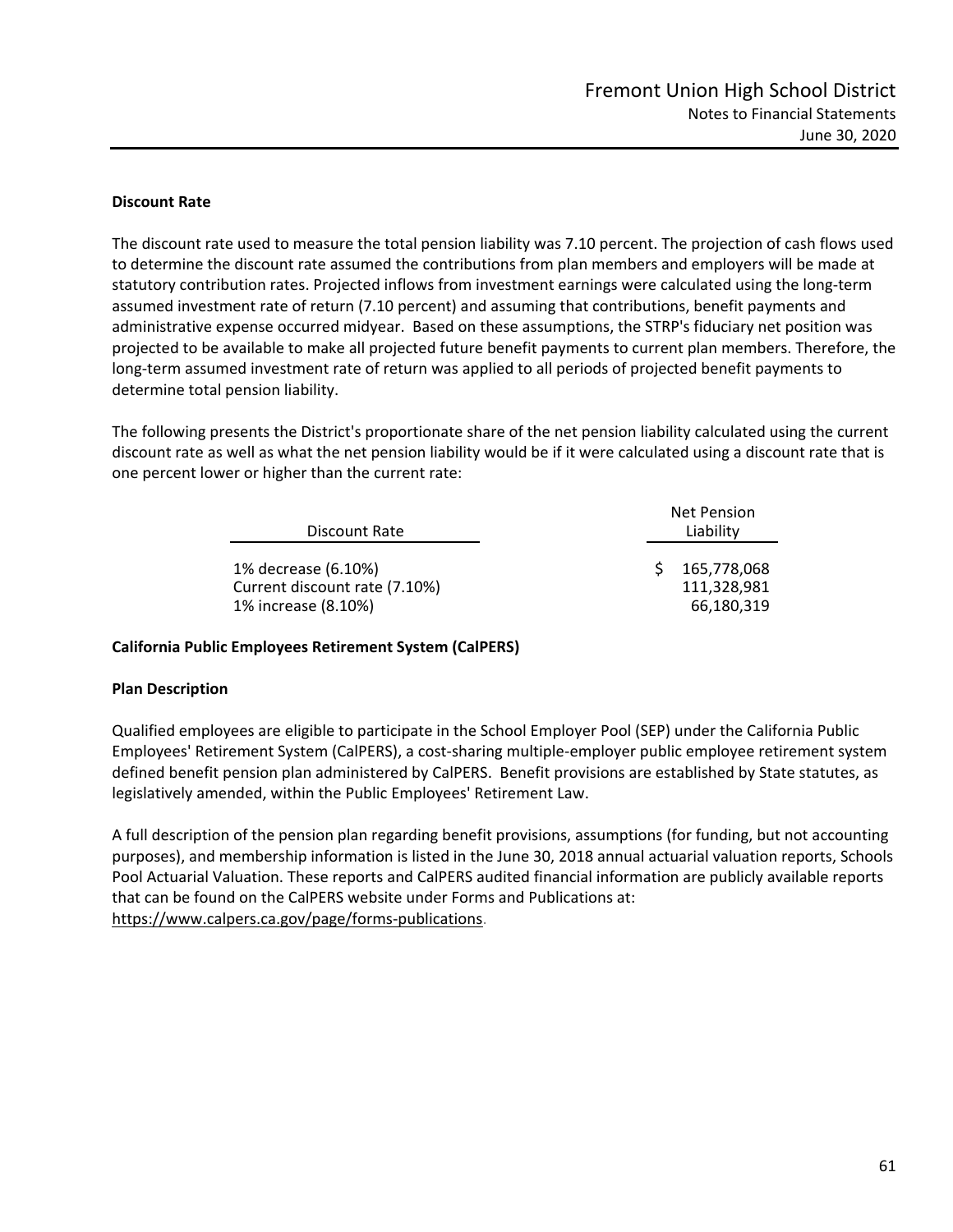**Discount Rate**

The discount rate used to measure the total pension liability was 7.10 percent. The projection of cash flows used to determine the discount rate assumed the contributions from plan members and employers will be made at statutory contribution rates. Projected inflows from investment earnings were calculated using the long-term assumed investment rate of return (7.10 percent) and assuming that contributions, benefit payments and administrative expense occurred midyear. Based on these assumptions, the STRP's fiduciary net position was projected to be available to make all projected future benefit payments to current plan members. Therefore, the long-term assumed investment rate of return was applied to all periods of projected benefit payments to determine total pension liability.

The following presents the District's proportionate share of the net pension liability calculated using the current discount rate as well as what the net pension liability would be if it were calculated using a discount rate that is one percent lower or higher than the current rate:

| Discount Rate | Net Pension Liability |
|---|---|
| 1% decrease (6.10%) | $ 165,778,068 |
| Current discount rate (7.10%) | 111,328,981 |
| 1% increase (8.10%) | 66,180,319 |

**California Public Employees Retirement System (CalPERS)**

**Plan Description**

Qualified employees are eligible to participate in the School Employer Pool (SEP) under the California Public Employees' Retirement System (CalPERS), a cost-sharing multiple-employer public employee retirement system defined benefit pension plan administered by CalPERS. Benefit provisions are established by State statutes, as legislatively amended, within the Public Employees' Retirement Law.

A full description of the pension plan regarding benefit provisions, assumptions (for funding, but not accounting purposes), and membership information is listed in the June 30, 2018 annual actuarial valuation reports, Schools Pool Actuarial Valuation. These reports and CalPERS audited financial information are publicly available reports that can be found on the CalPERS website under Forms and Publications at: https://www.calpers.ca.gov/page/forms-publications.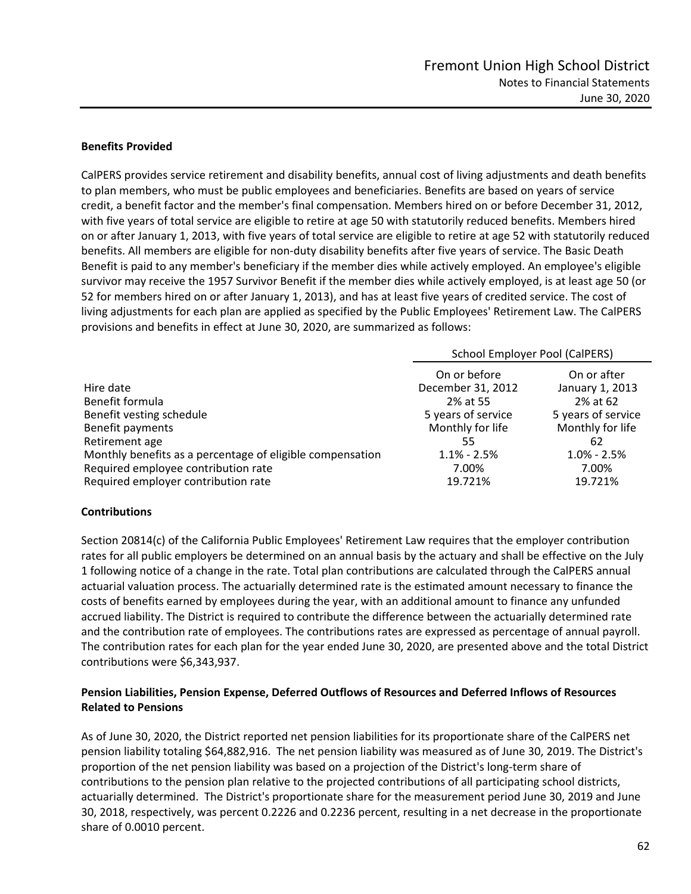### Benefits Provided

CalPERS provides service retirement and disability benefits, annual cost of living adjustments and death benefits to plan members, who must be public employees and beneficiaries. Benefits are based on years of service credit, a benefit factor and the member's final compensation. Members hired on or before December 31, 2012, with five years of total service are eligible to retire at age 50 with statutorily reduced benefits. Members hired on or after January 1, 2013, with five years of total service are eligible to retire at age 52 with statutorily reduced benefits. All members are eligible for non-duty disability benefits after five years of service. The Basic Death Benefit is paid to any member's beneficiary if the member dies while actively employed. An employee's eligible survivor may receive the 1957 Survivor Benefit if the member dies while actively employed, is at least age 50 (or 52 for members hired on or after January 1, 2013), and has at least five years of credited service. The cost of living adjustments for each plan are applied as specified by the Public Employees' Retirement Law. The CalPERS provisions and benefits in effect at June 30, 2020, are summarized as follows:

| | School Employer Pool (CalPERS) | |
|---|---|---|
| | On or before | On or after |
| Hire date | December 31, 2012 | January 1, 2013 |
| Benefit formula | 2% at 55 | 2% at 62 |
| Benefit vesting schedule | 5 years of service | 5 years of service |
| Benefit payments | Monthly for life | Monthly for life |
| Retirement age | 55 | 62 |
| Monthly benefits as a percentage of eligible compensation | 1.1% - 2.5% | 1.0% - 2.5% |
| Required employee contribution rate | 7.00% | 7.00% |
| Required employer contribution rate | 19.721% | 19.721% |

### Contributions

Section 20814(c) of the California Public Employees' Retirement Law requires that the employer contribution rates for all public employers be determined on an annual basis by the actuary and shall be effective on the July 1 following notice of a change in the rate. Total plan contributions are calculated through the CalPERS annual actuarial valuation process. The actuarially determined rate is the estimated amount necessary to finance the costs of benefits earned by employees during the year, with an additional amount to finance any unfunded accrued liability. The District is required to contribute the difference between the actuarially determined rate and the contribution rate of employees. The contributions rates are expressed as percentage of annual payroll. The contribution rates for each plan for the year ended June 30, 2020, are presented above and the total District contributions were $6,343,937.

### Pension Liabilities, Pension Expense, Deferred Outflows of Resources and Deferred Inflows of Resources Related to Pensions

As of June 30, 2020, the District reported net pension liabilities for its proportionate share of the CalPERS net pension liability totaling $64,882,916. The net pension liability was measured as of June 30, 2019. The District's proportion of the net pension liability was based on a projection of the District's long-term share of contributions to the pension plan relative to the projected contributions of all participating school districts, actuarially determined. The District's proportionate share for the measurement period June 30, 2019 and June 30, 2018, respectively, was percent 0.2226 and 0.2236 percent, resulting in a net decrease in the proportionate share of 0.0010 percent.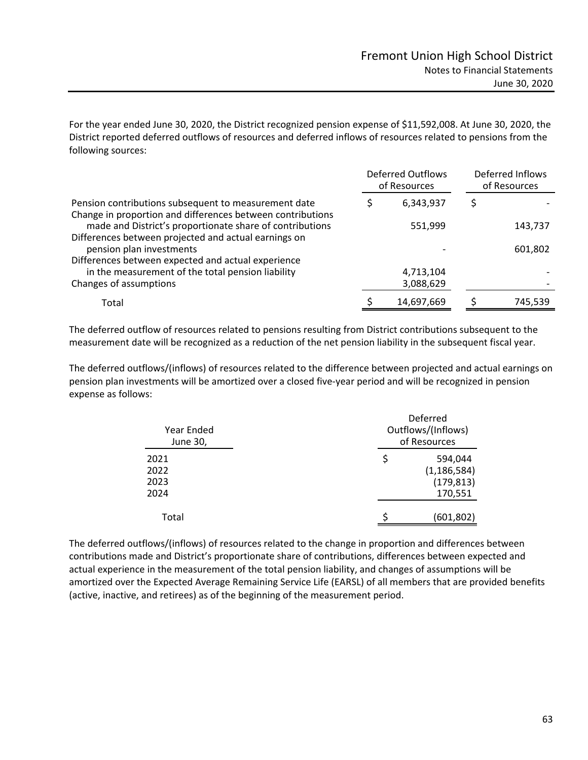For the year ended June 30, 2020, the District recognized pension expense of $11,592,008. At June 30, 2020, the District reported deferred outflows of resources and deferred inflows of resources related to pensions from the following sources:

| | Deferred Outflows of Resources | Deferred Inflows of Resources |
|---|---|---|
| Pension contributions subsequent to measurement date | $ 6,343,937 | $ - |
| Change in proportion and differences between contributions made and District's proportionate share of contributions | 551,999 | 143,737 |
| Differences between projected and actual earnings on pension plan investments | - | 601,802 |
| Differences between expected and actual experience in the measurement of the total pension liability | 4,713,104 | - |
| Changes of assumptions | 3,088,629 | - |
| Total | $ 14,697,669 | $ 745,539 |

The deferred outflow of resources related to pensions resulting from District contributions subsequent to the measurement date will be recognized as a reduction of the net pension liability in the subsequent fiscal year.

The deferred outflows/(inflows) of resources related to the difference between projected and actual earnings on pension plan investments will be amortized over a closed five-year period and will be recognized in pension expense as follows:

| Year Ended June 30, | Deferred Outflows/(Inflows) of Resources |
|---|---|
| 2021 | $ 594,044 |
| 2022 | (1,186,584) |
| 2023 | (179,813) |
| 2024 | 170,551 |
| Total | $ (601,802) |

The deferred outflows/(inflows) of resources related to the change in proportion and differences between contributions made and District's proportionate share of contributions, differences between expected and actual experience in the measurement of the total pension liability, and changes of assumptions will be amortized over the Expected Average Remaining Service Life (EARSL) of all members that are provided benefits (active, inactive, and retirees) as of the beginning of the measurement period.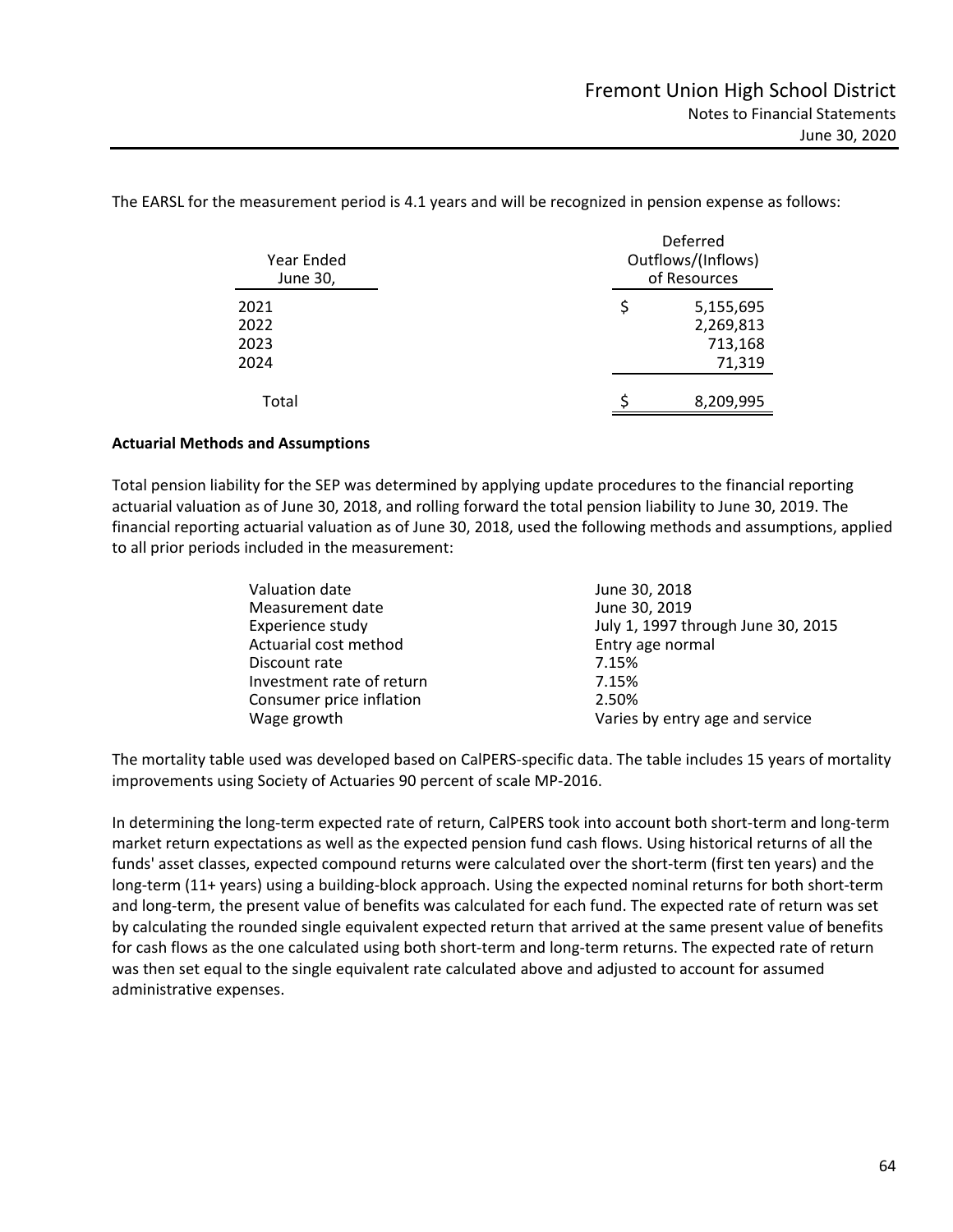The EARSL for the measurement period is 4.1 years and will be recognized in pension expense as follows:

| Year Ended June 30, | Deferred Outflows/(Inflows) of Resources |
|---|---|
| 2021 | $ 5,155,695 |
| 2022 | 2,269,813 |
| 2023 | 713,168 |
| 2024 | 71,319 |
| Total | $ 8,209,995 |

**Actuarial Methods and Assumptions**

Total pension liability for the SEP was determined by applying update procedures to the financial reporting actuarial valuation as of June 30, 2018, and rolling forward the total pension liability to June 30, 2019. The financial reporting actuarial valuation as of June 30, 2018, used the following methods and assumptions, applied to all prior periods included in the measurement:

| | |
|---|---|
| Valuation date | June 30, 2018 |
| Measurement date | June 30, 2019 |
| Experience study | July 1, 1997 through June 30, 2015 |
| Actuarial cost method | Entry age normal |
| Discount rate | 7.15% |
| Investment rate of return | 7.15% |
| Consumer price inflation | 2.50% |
| Wage growth | Varies by entry age and service |

The mortality table used was developed based on CalPERS-specific data. The table includes 15 years of mortality improvements using Society of Actuaries 90 percent of scale MP-2016.

In determining the long-term expected rate of return, CalPERS took into account both short-term and long-term market return expectations as well as the expected pension fund cash flows. Using historical returns of all the funds' asset classes, expected compound returns were calculated over the short-term (first ten years) and the long-term (11+ years) using a building-block approach. Using the expected nominal returns for both short-term and long-term, the present value of benefits was calculated for each fund. The expected rate of return was set by calculating the rounded single equivalent expected return that arrived at the same present value of benefits for cash flows as the one calculated using both short-term and long-term returns. The expected rate of return was then set equal to the single equivalent rate calculated above and adjusted to account for assumed administrative expenses.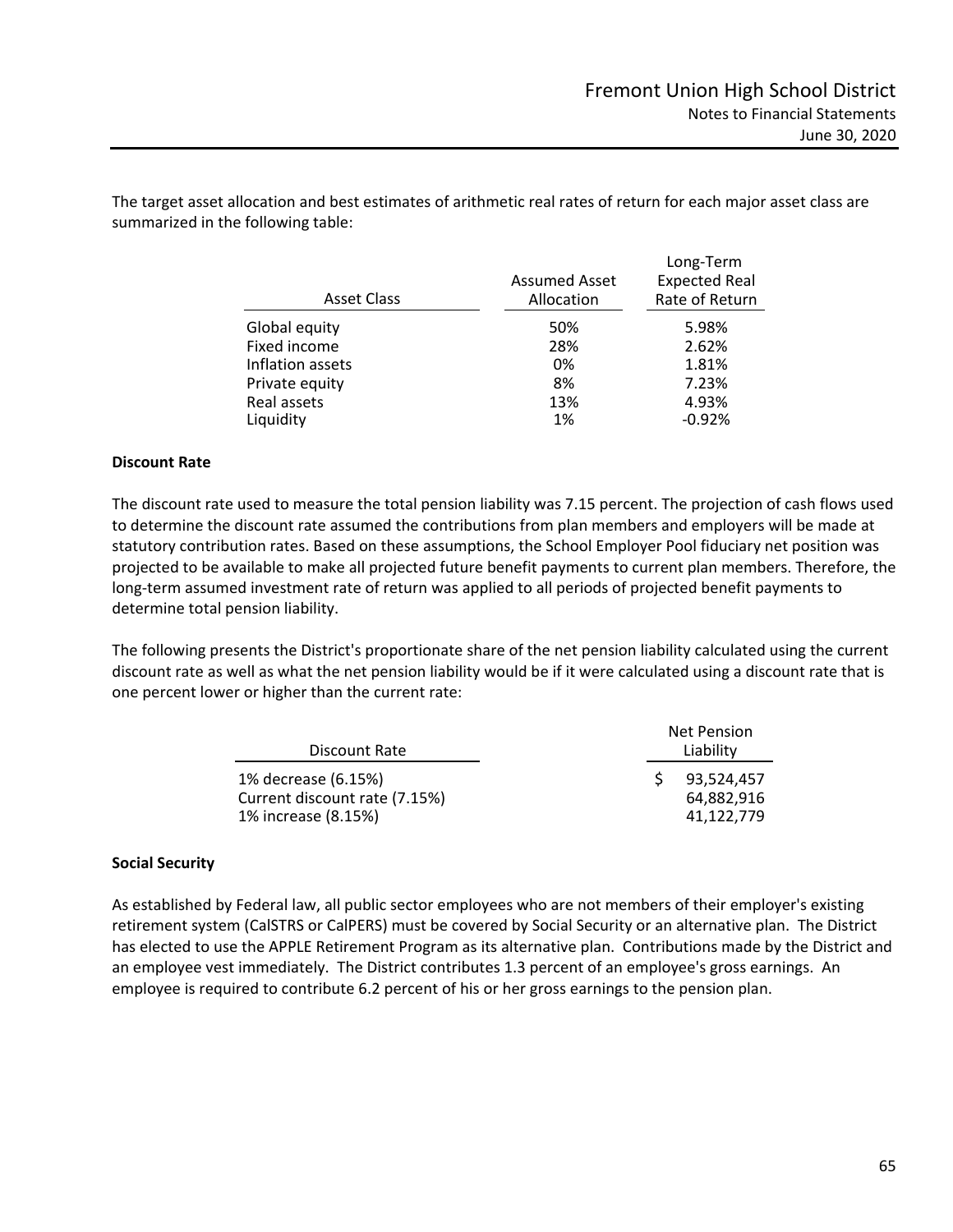The target asset allocation and best estimates of arithmetic real rates of return for each major asset class are summarized in the following table:

| Asset Class | Assumed Asset Allocation | Long-Term Expected Real Rate of Return |
|---|---|---|
| Global equity | 50% | 5.98% |
| Fixed income | 28% | 2.62% |
| Inflation assets | 0% | 1.81% |
| Private equity | 8% | 7.23% |
| Real assets | 13% | 4.93% |
| Liquidity | 1% | -0.92% |

**Discount Rate**

The discount rate used to measure the total pension liability was 7.15 percent. The projection of cash flows used to determine the discount rate assumed the contributions from plan members and employers will be made at statutory contribution rates. Based on these assumptions, the School Employer Pool fiduciary net position was projected to be available to make all projected future benefit payments to current plan members. Therefore, the long-term assumed investment rate of return was applied to all periods of projected benefit payments to determine total pension liability.

The following presents the District's proportionate share of the net pension liability calculated using the current discount rate as well as what the net pension liability would be if it were calculated using a discount rate that is one percent lower or higher than the current rate:

| Discount Rate | Net Pension Liability |
|---|---|
| 1% decrease (6.15%) | $ 93,524,457 |
| Current discount rate (7.15%) | 64,882,916 |
| 1% increase (8.15%) | 41,122,779 |

**Social Security**

As established by Federal law, all public sector employees who are not members of their employer's existing retirement system (CalSTRS or CalPERS) must be covered by Social Security or an alternative plan. The District has elected to use the APPLE Retirement Program as its alternative plan. Contributions made by the District and an employee vest immediately. The District contributes 1.3 percent of an employee's gross earnings. An employee is required to contribute 6.2 percent of his or her gross earnings to the pension plan.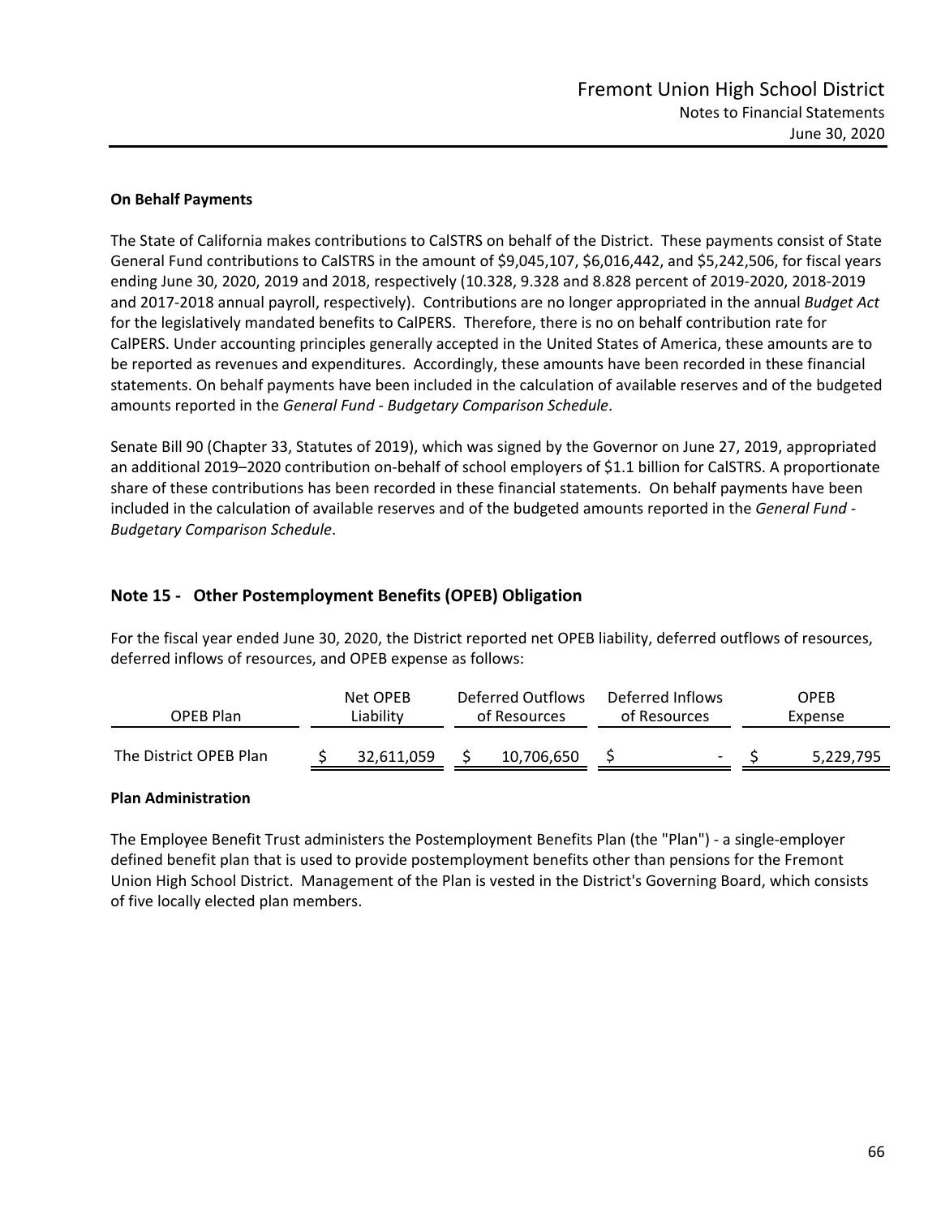### On Behalf Payments

The State of California makes contributions to CalSTRS on behalf of the District. These payments consist of State General Fund contributions to CalSTRS in the amount of $9,045,107, $6,016,442, and $5,242,506, for fiscal years ending June 30, 2020, 2019 and 2018, respectively (10.328, 9.328 and 8.828 percent of 2019-2020, 2018-2019 and 2017-2018 annual payroll, respectively). Contributions are no longer appropriated in the annual *Budget Act* for the legislatively mandated benefits to CalPERS. Therefore, there is no on behalf contribution rate for CalPERS. Under accounting principles generally accepted in the United States of America, these amounts are to be reported as revenues and expenditures. Accordingly, these amounts have been recorded in these financial statements. On behalf payments have been included in the calculation of available reserves and of the budgeted amounts reported in the *General Fund - Budgetary Comparison Schedule*.

Senate Bill 90 (Chapter 33, Statutes of 2019), which was signed by the Governor on June 27, 2019, appropriated an additional 2019–2020 contribution on-behalf of school employers of $1.1 billion for CalSTRS. A proportionate share of these contributions has been recorded in these financial statements. On behalf payments have been included in the calculation of available reserves and of the budgeted amounts reported in the *General Fund - Budgetary Comparison Schedule*.

## Note 15 - Other Postemployment Benefits (OPEB) Obligation

For the fiscal year ended June 30, 2020, the District reported net OPEB liability, deferred outflows of resources, deferred inflows of resources, and OPEB expense as follows:

| OPEB Plan | Net OPEB Liability | Deferred Outflows of Resources | Deferred Inflows of Resources | OPEB Expense |
|---|---|---|---|---|
| The District OPEB Plan | $ 32,611,059 | $ 10,706,650 | $ - | $ 5,229,795 |

### Plan Administration

The Employee Benefit Trust administers the Postemployment Benefits Plan (the "Plan") - a single-employer defined benefit plan that is used to provide postemployment benefits other than pensions for the Fremont Union High School District. Management of the Plan is vested in the District's Governing Board, which consists of five locally elected plan members.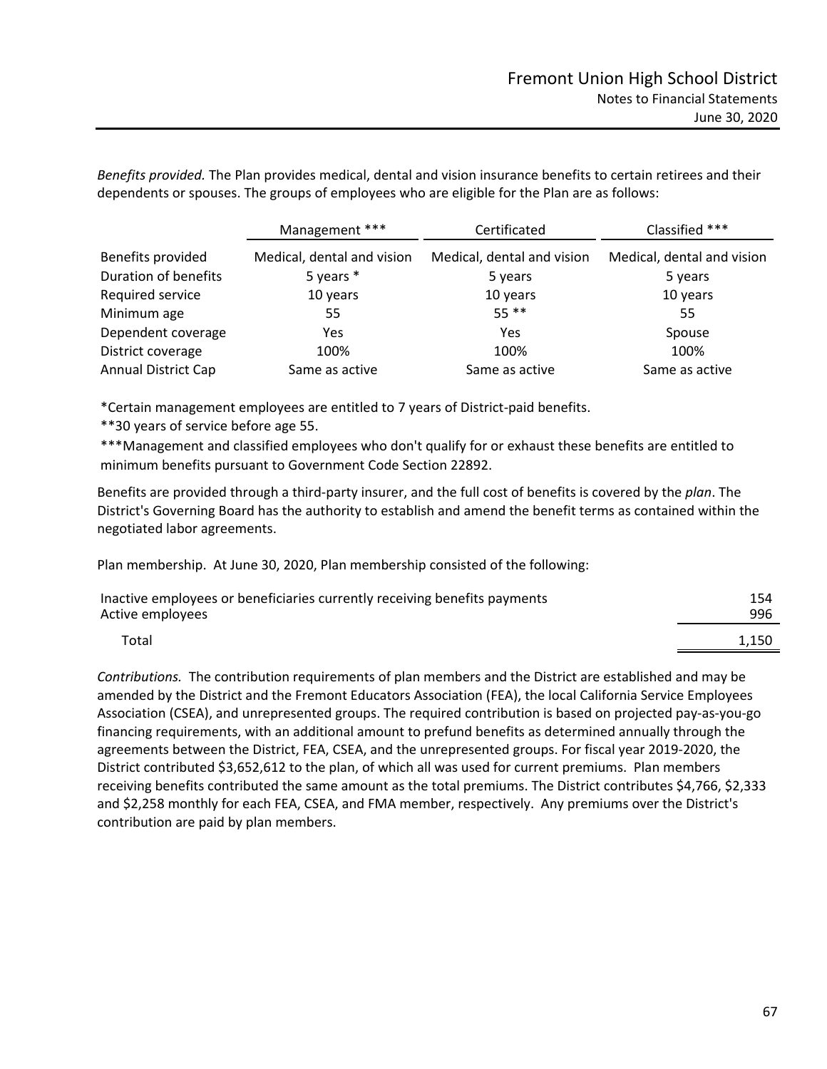*Benefits provided.* The Plan provides medical, dental and vision insurance benefits to certain retirees and their dependents or spouses. The groups of employees who are eligible for the Plan are as follows:

| | Management *** | Certificated | Classified *** |
|---|---|---|---|
| Benefits provided | Medical, dental and vision | Medical, dental and vision | Medical, dental and vision |
| Duration of benefits | 5 years * | 5 years | 5 years |
| Required service | 10 years | 10 years | 10 years |
| Minimum age | 55 | 55 ** | 55 |
| Dependent coverage | Yes | Yes | Spouse |
| District coverage | 100% | 100% | 100% |
| Annual District Cap | Same as active | Same as active | Same as active |

*Certain management employees are entitled to 7 years of District-paid benefits.

**30 years of service before age 55.

***Management and classified employees who don't qualify for or exhaust these benefits are entitled to minimum benefits pursuant to Government Code Section 22892.

Benefits are provided through a third-party insurer, and the full cost of benefits is covered by the *plan*. The District's Governing Board has the authority to establish and amend the benefit terms as contained within the negotiated labor agreements.

Plan membership. At June 30, 2020, Plan membership consisted of the following:

| | |
|---|---|
| Inactive employees or beneficiaries currently receiving benefits payments | 154 |
| Active employees | 996 |
| Total | 1,150 |

*Contributions.* The contribution requirements of plan members and the District are established and may be amended by the District and the Fremont Educators Association (FEA), the local California Service Employees Association (CSEA), and unrepresented groups. The required contribution is based on projected pay-as-you-go financing requirements, with an additional amount to prefund benefits as determined annually through the agreements between the District, FEA, CSEA, and the unrepresented groups. For fiscal year 2019-2020, the District contributed $3,652,612 to the plan, of which all was used for current premiums. Plan members receiving benefits contributed the same amount as the total premiums. The District contributes $4,766, $2,333 and $2,258 monthly for each FEA, CSEA, and FMA member, respectively. Any premiums over the District's contribution are paid by plan members.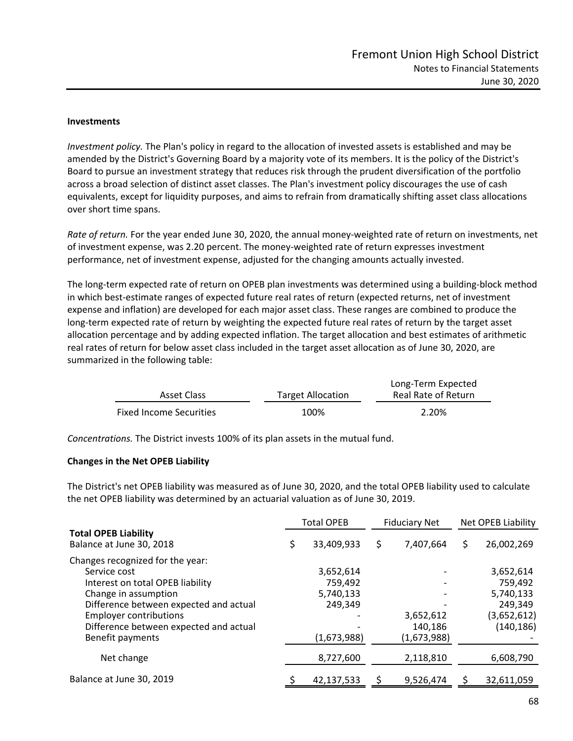**Investments**

*Investment policy.* The Plan's policy in regard to the allocation of invested assets is established and may be amended by the District's Governing Board by a majority vote of its members. It is the policy of the District's Board to pursue an investment strategy that reduces risk through the prudent diversification of the portfolio across a broad selection of distinct asset classes. The Plan's investment policy discourages the use of cash equivalents, except for liquidity purposes, and aims to refrain from dramatically shifting asset class allocations over short time spans.

*Rate of return.* For the year ended June 30, 2020, the annual money-weighted rate of return on investments, net of investment expense, was 2.20 percent. The money-weighted rate of return expresses investment performance, net of investment expense, adjusted for the changing amounts actually invested.

The long-term expected rate of return on OPEB plan investments was determined using a building-block method in which best-estimate ranges of expected future real rates of return (expected returns, net of investment expense and inflation) are developed for each major asset class. These ranges are combined to produce the long-term expected rate of return by weighting the expected future real rates of return by the target asset allocation percentage and by adding expected inflation. The target allocation and best estimates of arithmetic real rates of return for below asset class included in the target asset allocation as of June 30, 2020, are summarized in the following table:

| Asset Class | Target Allocation | Long-Term Expected Real Rate of Return |
|---|---|---|
| Fixed Income Securities | 100% | 2.20% |

*Concentrations.* The District invests 100% of its plan assets in the mutual fund.

**Changes in the Net OPEB Liability**

The District's net OPEB liability was measured as of June 30, 2020, and the total OPEB liability used to calculate the net OPEB liability was determined by an actuarial valuation as of June 30, 2019.

| | Total OPEB | Fiduciary Net | Net OPEB Liability |
|---|---|---|---|
| **Total OPEB Liability**<br>Balance at June 30, 2018 | $ 33,409,933 | $ 7,407,664 | $ 26,002,269 |
| Changes recognized for the year: | | | |
| Service cost | 3,652,614 | - | 3,652,614 |
| Interest on total OPEB liability | 759,492 | - | 759,492 |
| Change in assumption | 5,740,133 | - | 5,740,133 |
| Difference between expected and actual | 249,349 | - | 249,349 |
| Employer contributions | - | 3,652,612 | (3,652,612) |
| Difference between expected and actual | - | 140,186 | (140,186) |
| Benefit payments | (1,673,988) | (1,673,988) | - |
| Net change | 8,727,600 | 2,118,810 | 6,608,790 |
| Balance at June 30, 2019 | $ 42,137,533 | $ 9,526,474 | $ 32,611,059 |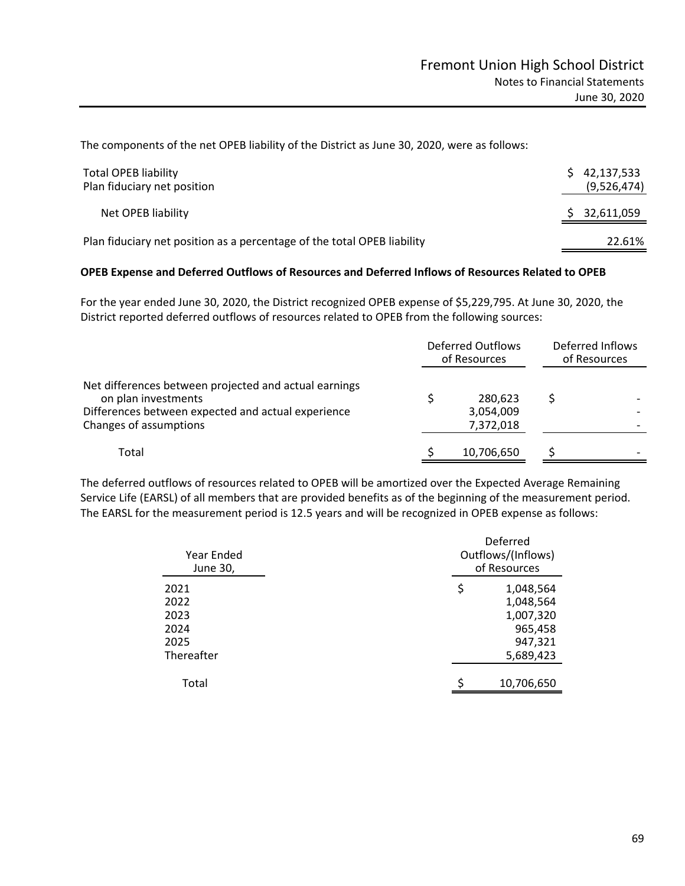The components of the net OPEB liability of the District as June 30, 2020, were as follows:

| | |
|---|---|
| Total OPEB liability | $ 42,137,533 |
| Plan fiduciary net position | (9,526,474) |
| Net OPEB liability | $ 32,611,059 |
| Plan fiduciary net position as a percentage of the total OPEB liability | 22.61% |

**OPEB Expense and Deferred Outflows of Resources and Deferred Inflows of Resources Related to OPEB**

For the year ended June 30, 2020, the District recognized OPEB expense of $5,229,795. At June 30, 2020, the District reported deferred outflows of resources related to OPEB from the following sources:

| | Deferred Outflows of Resources | Deferred Inflows of Resources |
|---|---|---|
| Net differences between projected and actual earnings on plan investments | $ 280,623 | $ - |
| Differences between expected and actual experience | 3,054,009 | - |
| Changes of assumptions | 7,372,018 | - |
| Total | $ 10,706,650 | $ - |

The deferred outflows of resources related to OPEB will be amortized over the Expected Average Remaining Service Life (EARSL) of all members that are provided benefits as of the beginning of the measurement period. The EARSL for the measurement period is 12.5 years and will be recognized in OPEB expense as follows:

| Year Ended June 30, | Deferred Outflows/(Inflows) of Resources |
|---|---|
| 2021 | $ 1,048,564 |
| 2022 | 1,048,564 |
| 2023 | 1,007,320 |
| 2024 | 965,458 |
| 2025 | 947,321 |
| Thereafter | 5,689,423 |
| Total | $ 10,706,650 |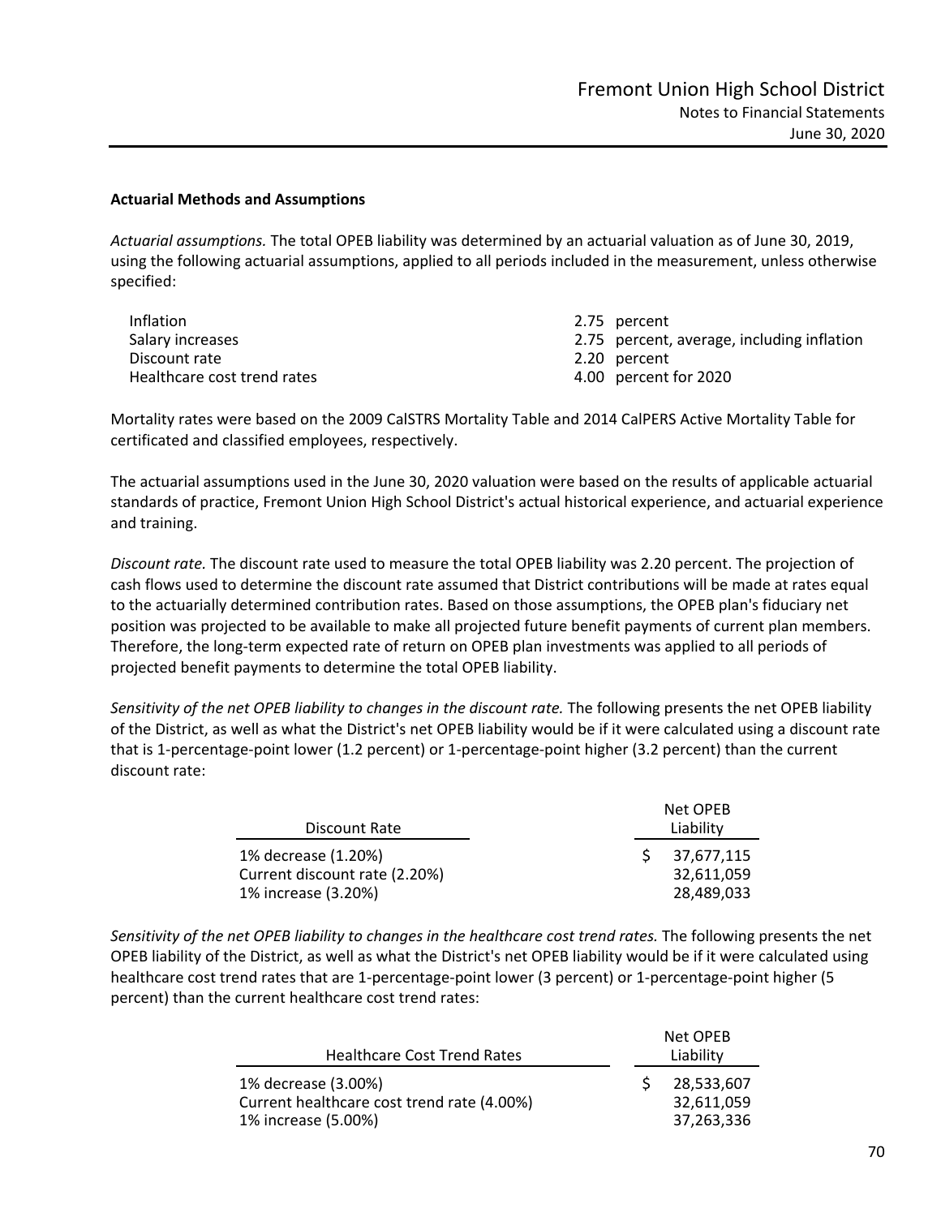### Actuarial Methods and Assumptions

*Actuarial assumptions.* The total OPEB liability was determined by an actuarial valuation as of June 30, 2019, using the following actuarial assumptions, applied to all periods included in the measurement, unless otherwise specified:

| | |
|---|---|
| Inflation | 2.75 percent |
| Salary increases | 2.75 percent, average, including inflation |
| Discount rate | 2.20 percent |
| Healthcare cost trend rates | 4.00 percent for 2020 |

Mortality rates were based on the 2009 CalSTRS Mortality Table and 2014 CalPERS Active Mortality Table for certificated and classified employees, respectively.

The actuarial assumptions used in the June 30, 2020 valuation were based on the results of applicable actuarial standards of practice, Fremont Union High School District's actual historical experience, and actuarial experience and training.

*Discount rate.* The discount rate used to measure the total OPEB liability was 2.20 percent. The projection of cash flows used to determine the discount rate assumed that District contributions will be made at rates equal to the actuarially determined contribution rates. Based on those assumptions, the OPEB plan's fiduciary net position was projected to be available to make all projected future benefit payments of current plan members. Therefore, the long-term expected rate of return on OPEB plan investments was applied to all periods of projected benefit payments to determine the total OPEB liability.

*Sensitivity of the net OPEB liability to changes in the discount rate.* The following presents the net OPEB liability of the District, as well as what the District's net OPEB liability would be if it were calculated using a discount rate that is 1-percentage-point lower (1.2 percent) or 1-percentage-point higher (3.2 percent) than the current discount rate:

| Discount Rate | Net OPEB Liability |
|---|---|
| 1% decrease (1.20%) | $ 37,677,115 |
| Current discount rate (2.20%) | 32,611,059 |
| 1% increase (3.20%) | 28,489,033 |

*Sensitivity of the net OPEB liability to changes in the healthcare cost trend rates.* The following presents the net OPEB liability of the District, as well as what the District's net OPEB liability would be if it were calculated using healthcare cost trend rates that are 1-percentage-point lower (3 percent) or 1-percentage-point higher (5 percent) than the current healthcare cost trend rates:

| Healthcare Cost Trend Rates | Net OPEB Liability |
|---|---|
| 1% decrease (3.00%) | $ 28,533,607 |
| Current healthcare cost trend rate (4.00%) | 32,611,059 |
| 1% increase (5.00%) | 37,263,336 |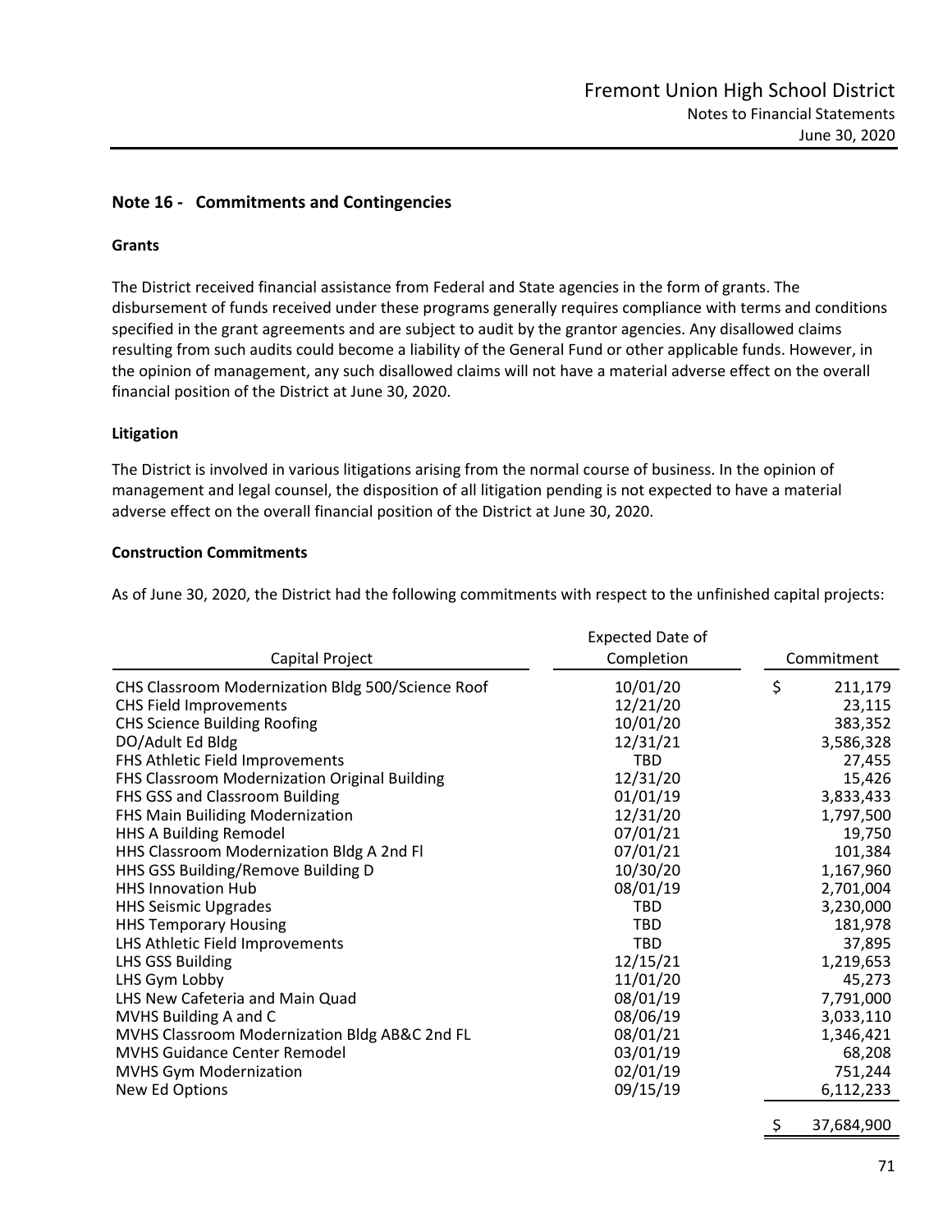## Note 16 - Commitments and Contingencies

### Grants

The District received financial assistance from Federal and State agencies in the form of grants. The disbursement of funds received under these programs generally requires compliance with terms and conditions specified in the grant agreements and are subject to audit by the grantor agencies. Any disallowed claims resulting from such audits could become a liability of the General Fund or other applicable funds. However, in the opinion of management, any such disallowed claims will not have a material adverse effect on the overall financial position of the District at June 30, 2020.

### Litigation

The District is involved in various litigations arising from the normal course of business. In the opinion of management and legal counsel, the disposition of all litigation pending is not expected to have a material adverse effect on the overall financial position of the District at June 30, 2020.

### Construction Commitments

As of June 30, 2020, the District had the following commitments with respect to the unfinished capital projects:

| Capital Project | Expected Date of Completion | Commitment |
|---|---|---|
| CHS Classroom Modernization Bldg 500/Science Roof | 10/01/20 | $ 211,179 |
| CHS Field Improvements | 12/21/20 | 23,115 |
| CHS Science Building Roofing | 10/01/20 | 383,352 |
| DO/Adult Ed Bldg | 12/31/21 | 3,586,328 |
| FHS Athletic Field Improvements | TBD | 27,455 |
| FHS Classroom Modernization Original Building | 12/31/20 | 15,426 |
| FHS GSS and Classroom Building | 01/01/19 | 3,833,433 |
| FHS Main Builiding Modernization | 12/31/20 | 1,797,500 |
| HHS A Building Remodel | 07/01/21 | 19,750 |
| HHS Classroom Modernization Bldg A 2nd Fl | 07/01/21 | 101,384 |
| HHS GSS Building/Remove Building D | 10/30/20 | 1,167,960 |
| HHS Innovation Hub | 08/01/19 | 2,701,004 |
| HHS Seismic Upgrades | TBD | 3,230,000 |
| HHS Temporary Housing | TBD | 181,978 |
| LHS Athletic Field Improvements | TBD | 37,895 |
| LHS GSS Building | 12/15/21 | 1,219,653 |
| LHS Gym Lobby | 11/01/20 | 45,273 |
| LHS New Cafeteria and Main Quad | 08/01/19 | 7,791,000 |
| MVHS Building A and C | 08/06/19 | 3,033,110 |
| MVHS Classroom Modernization Bldg AB&C 2nd FL | 08/01/21 | 1,346,421 |
| MVHS Guidance Center Remodel | 03/01/19 | 68,208 |
| MVHS Gym Modernization | 02/01/19 | 751,244 |
| New Ed Options | 09/15/19 | 6,112,233 |
| | | $ 37,684,900 |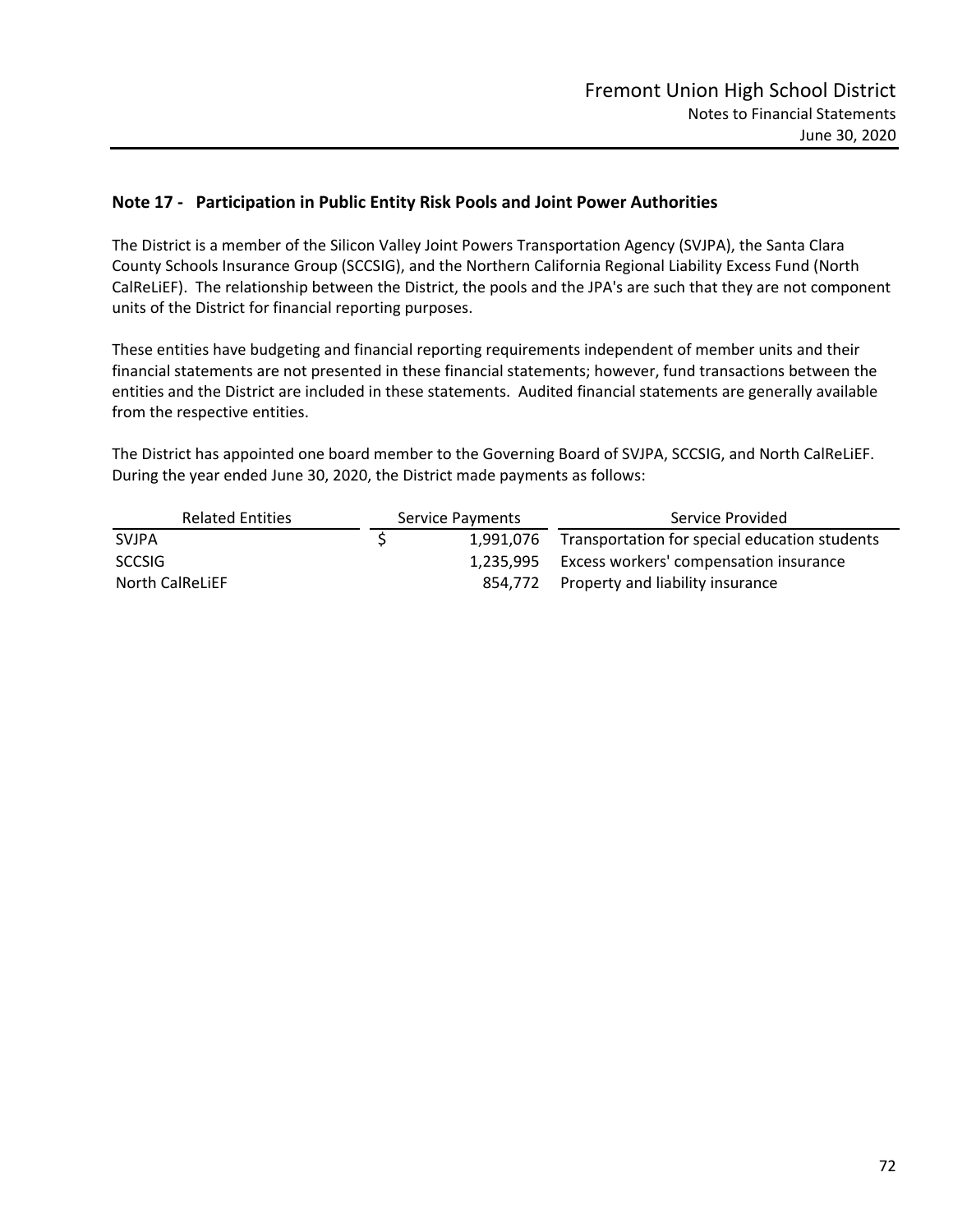## Note 17 - Participation in Public Entity Risk Pools and Joint Power Authorities

The District is a member of the Silicon Valley Joint Powers Transportation Agency (SVJPA), the Santa Clara County Schools Insurance Group (SCCSIG), and the Northern California Regional Liability Excess Fund (North CalReLiEF). The relationship between the District, the pools and the JPA's are such that they are not component units of the District for financial reporting purposes.

These entities have budgeting and financial reporting requirements independent of member units and their financial statements are not presented in these financial statements; however, fund transactions between the entities and the District are included in these statements. Audited financial statements are generally available from the respective entities.

The District has appointed one board member to the Governing Board of SVJPA, SCCSIG, and North CalReLiEF. During the year ended June 30, 2020, the District made payments as follows:

| Related Entities | Service Payments | Service Provided |
|---|---|---|
| SVJPA | $ 1,991,076 | Transportation for special education students |
| SCCSIG | 1,235,995 | Excess workers' compensation insurance |
| North CalReLiEF | 854,772 | Property and liability insurance |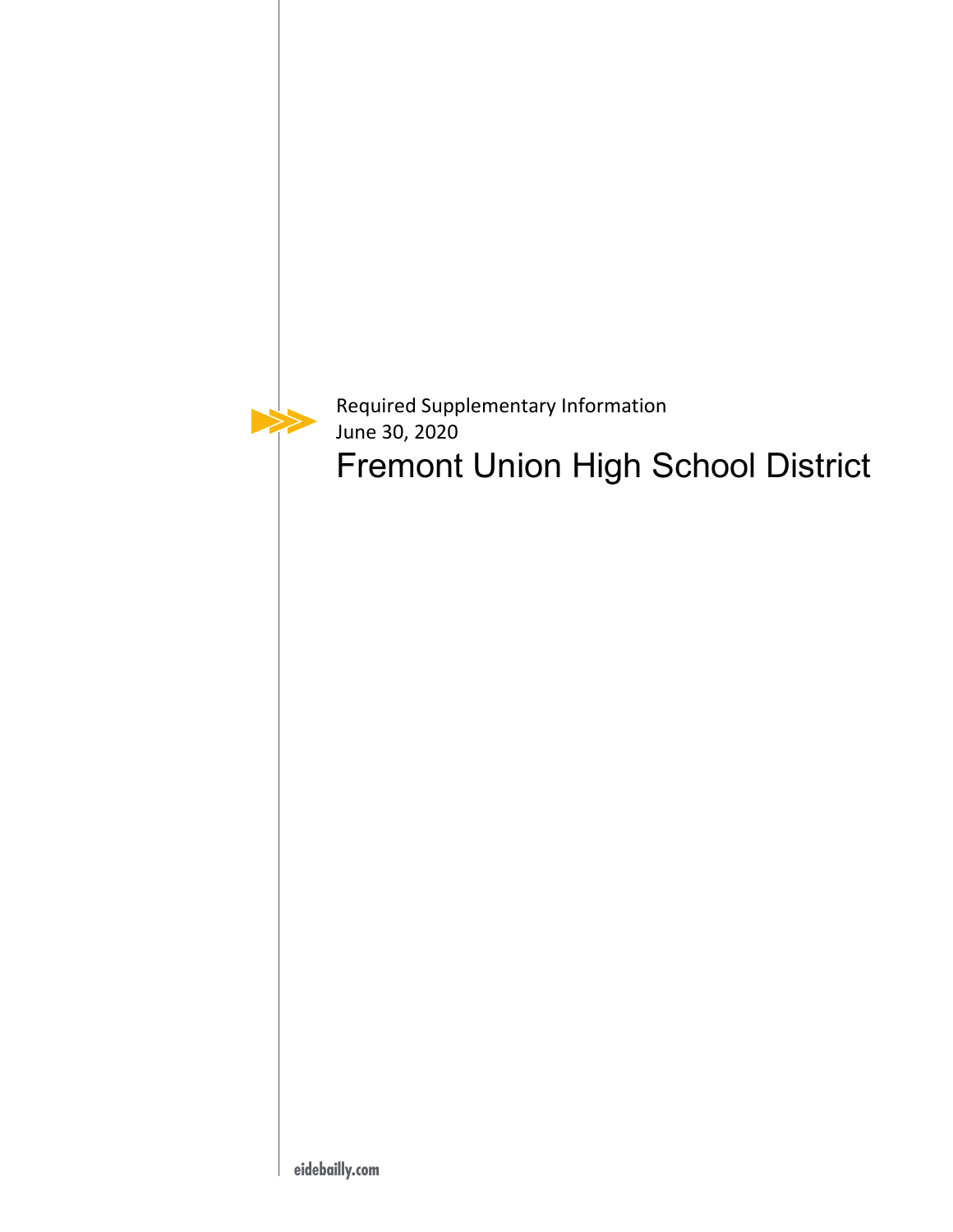Required Supplementary Information
June 30, 2020

# Fremont Union High School District

eidebailly.com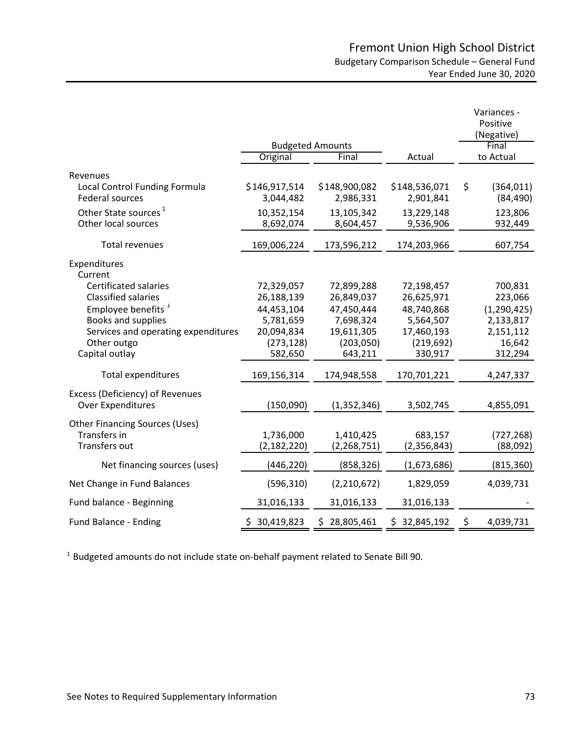# Fremont Union High School District

## Budgetary Comparison Schedule – General Fund

### Year Ended June 30, 2020

| | Budgeted Amounts | | | Variances - Positive (Negative) |
|---|---|---|---|---|
| | Original | Final | Actual | Final to Actual |
| **Revenues** | | | | |
| Local Control Funding Formula | $146,917,514 | $148,900,082 | $148,536,071 | $ (364,011) |
| Federal sources | 3,044,482 | 2,986,331 | 2,901,841 | (84,490) |
| Other State sources [1] | 10,352,154 | 13,105,342 | 13,229,148 | 123,806 |
| Other local sources | 8,692,074 | 8,604,457 | 9,536,906 | 932,449 |
| Total revenues | 169,006,224 | 173,596,212 | 174,203,966 | 607,754 |
| **Expenditures** | | | | |
| Current | | | | |
| Certificated salaries | 72,329,057 | 72,899,288 | 72,198,457 | 700,831 |
| Classified salaries | 26,188,139 | 26,849,037 | 26,625,971 | 223,066 |
| Employee benefits [1] | 44,453,104 | 47,450,444 | 48,740,868 | (1,290,425) |
| Books and supplies | 5,781,659 | 7,698,324 | 5,564,507 | 2,133,817 |
| Services and operating expenditures | 20,094,834 | 19,611,305 | 17,460,193 | 2,151,112 |
| Other outgo | (273,128) | (203,050) | (219,692) | 16,642 |
| Capital outlay | 582,650 | 643,211 | 330,917 | 312,294 |
| Total expenditures | 169,156,314 | 174,948,558 | 170,701,221 | 4,247,337 |
| Excess (Deficiency) of Revenues Over Expenditures | (150,090) | (1,352,346) | 3,502,745 | 4,855,091 |
| **Other Financing Sources (Uses)** | | | | |
| Transfers in | 1,736,000 | 1,410,425 | 683,157 | (727,268) |
| Transfers out | (2,182,220) | (2,268,751) | (2,356,843) | (88,092) |
| Net financing sources (uses) | (446,220) | (858,326) | (1,673,686) | (815,360) |
| Net Change in Fund Balances | (596,310) | (2,210,672) | 1,829,059 | 4,039,731 |
| Fund balance - Beginning | 31,016,133 | 31,016,133 | 31,016,133 | - |
| Fund Balance - Ending | $ 30,419,823 | $ 28,805,461 | $ 32,845,192 | $ 4,039,731 |

[1] Budgeted amounts do not include state on-behalf payment related to Senate Bill 90.

See Notes to Required Supplementary Information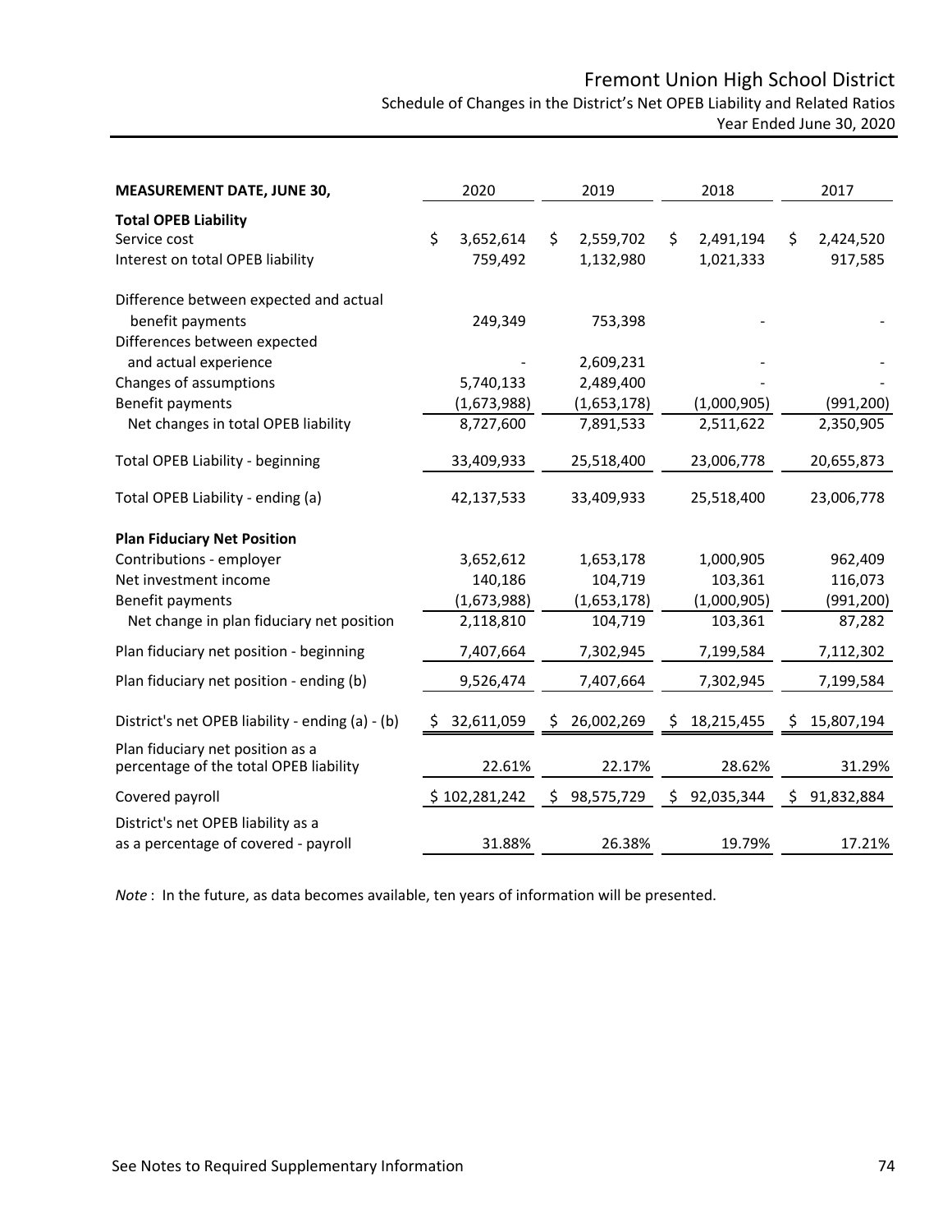# Fremont Union High School District

## Schedule of Changes in the District's Net OPEB Liability and Related Ratios

### Year Ended June 30, 2020

| MEASUREMENT DATE, JUNE 30, | 2020 | 2019 | 2018 | 2017 |
|---|---|---|---|---|
| **Total OPEB Liability** | | | | |
| Service cost | $ 3,652,614 | $ 2,559,702 | $ 2,491,194 | $ 2,424,520 |
| Interest on total OPEB liability | 759,492 | 1,132,980 | 1,021,333 | 917,585 |
| Difference between expected and actual benefit payments | 249,349 | 753,398 | - | - |
| Differences between expected and actual experience | - | 2,609,231 | - | - |
| Changes of assumptions | 5,740,133 | 2,489,400 | - | - |
| Benefit payments | (1,673,988) | (1,653,178) | (1,000,905) | (991,200) |
| Net changes in total OPEB liability | 8,727,600 | 7,891,533 | 2,511,622 | 2,350,905 |
| Total OPEB Liability - beginning | 33,409,933 | 25,518,400 | 23,006,778 | 20,655,873 |
| Total OPEB Liability - ending (a) | 42,137,533 | 33,409,933 | 25,518,400 | 23,006,778 |
| **Plan Fiduciary Net Position** | | | | |
| Contributions - employer | 3,652,612 | 1,653,178 | 1,000,905 | 962,409 |
| Net investment income | 140,186 | 104,719 | 103,361 | 116,073 |
| Benefit payments | (1,673,988) | (1,653,178) | (1,000,905) | (991,200) |
| Net change in plan fiduciary net position | 2,118,810 | 104,719 | 103,361 | 87,282 |
| Plan fiduciary net position - beginning | 7,407,664 | 7,302,945 | 7,199,584 | 7,112,302 |
| Plan fiduciary net position - ending (b) | 9,526,474 | 7,407,664 | 7,302,945 | 7,199,584 |
| District's net OPEB liability - ending (a) - (b) | $ 32,611,059 | $ 26,002,269 | $ 18,215,455 | $ 15,807,194 |
| Plan fiduciary net position as a percentage of the total OPEB liability | 22.61% | 22.17% | 28.62% | 31.29% |
| Covered payroll | $ 102,281,242 | $ 98,575,729 | $ 92,035,344 | $ 91,832,884 |
| District's net OPEB liability as a as a percentage of covered - payroll | 31.88% | 26.38% | 19.79% | 17.21% |

*Note* : In the future, as data becomes available, ten years of information will be presented.

See Notes to Required Supplementary Information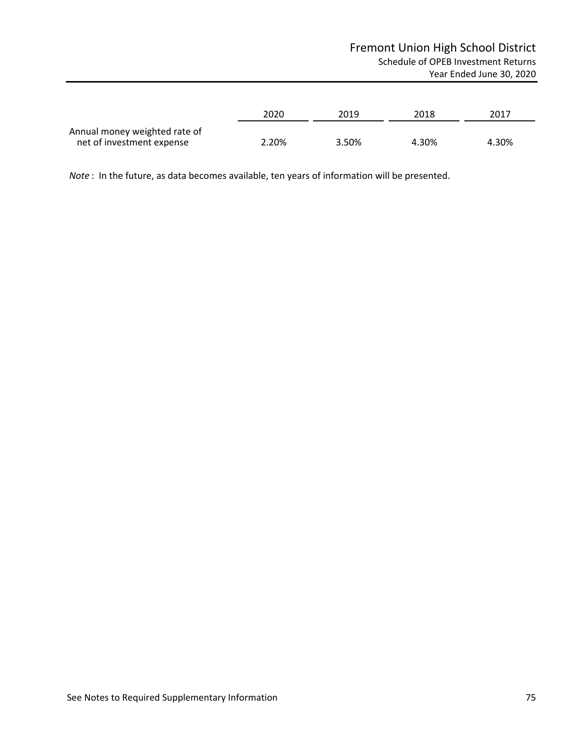# Fremont Union High School District

## Schedule of OPEB Investment Returns

Year Ended June 30, 2020

| | 2020 | 2019 | 2018 | 2017 |
|---|---|---|---|---|
| Annual money weighted rate of net of investment expense | 2.20% | 3.50% | 4.30% | 4.30% |

*Note* : In the future, as data becomes available, ten years of information will be presented.

See Notes to Required Supplementary Information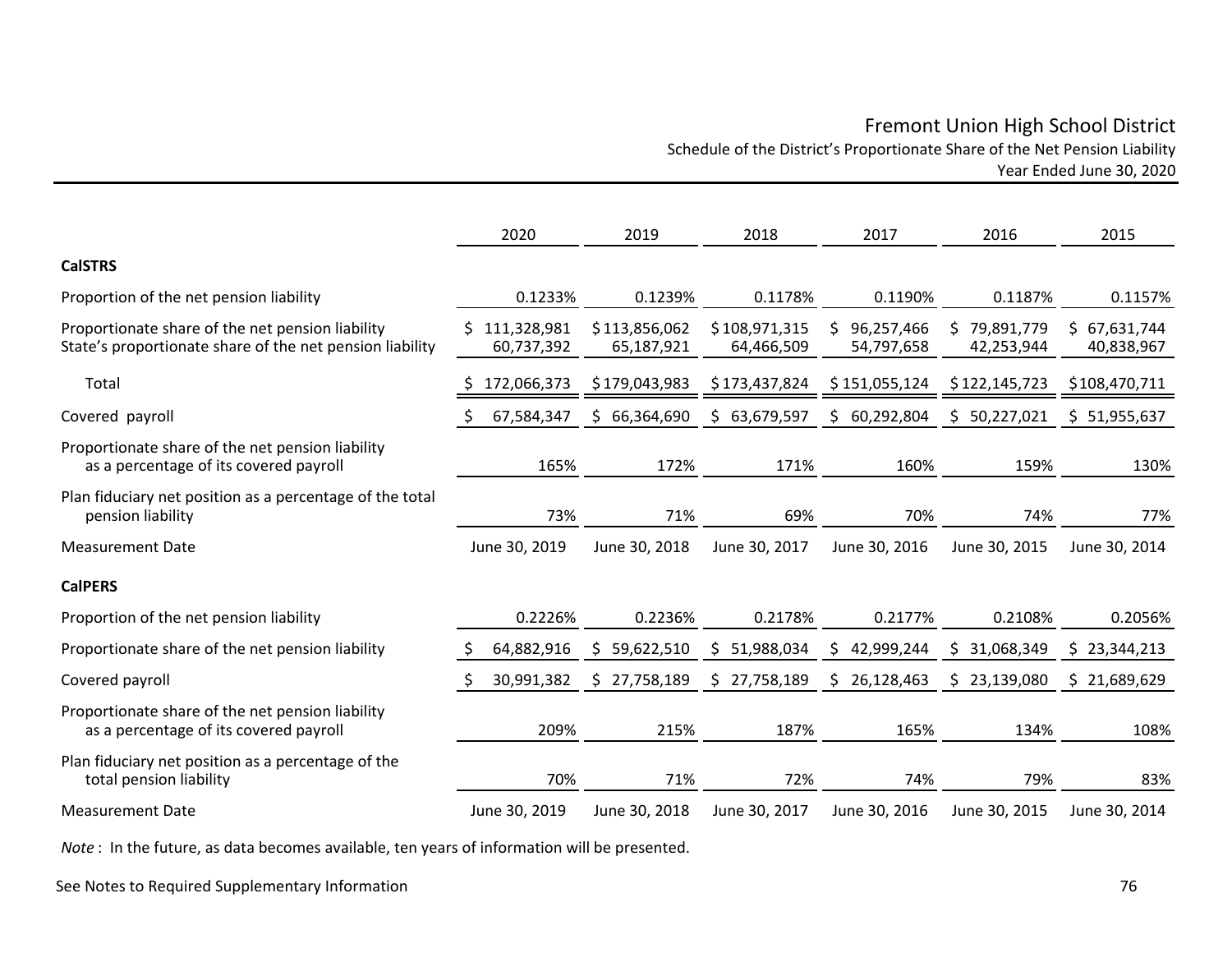# Fremont Union High School District

## Schedule of the District's Proportionate Share of the Net Pension Liability

### Year Ended June 30, 2020

| | 2020 | 2019 | 2018 | 2017 | 2016 | 2015 |
|---|---|---|---|---|---|---|
| **CalSTRS** | | | | | | |
| Proportion of the net pension liability | 0.1233% | 0.1239% | 0.1178% | 0.1190% | 0.1187% | 0.1157% |
| Proportionate share of the net pension liability | $ 111,328,981 | $ 113,856,062 | $ 108,971,315 | $ 96,257,466 | $ 79,891,779 | $ 67,631,744 |
| State's proportionate share of the net pension liability | 60,737,392 | 65,187,921 | 64,466,509 | 54,797,658 | 42,253,944 | 40,838,967 |
| Total | $ 172,066,373 | $ 179,043,983 | $ 173,437,824 | $ 151,055,124 | $ 122,145,723 | $ 108,470,711 |
| Covered payroll | $ 67,584,347 | $ 66,364,690 | $ 63,679,597 | $ 60,292,804 | $ 50,227,021 | $ 51,955,637 |
| Proportionate share of the net pension liability as a percentage of its covered payroll | 165% | 172% | 171% | 160% | 159% | 130% |
| Plan fiduciary net position as a percentage of the total pension liability | 73% | 71% | 69% | 70% | 74% | 77% |
| Measurement Date | June 30, 2019 | June 30, 2018 | June 30, 2017 | June 30, 2016 | June 30, 2015 | June 30, 2014 |
| **CalPERS** | | | | | | |
| Proportion of the net pension liability | 0.2226% | 0.2236% | 0.2178% | 0.2177% | 0.2108% | 0.2056% |
| Proportionate share of the net pension liability | $ 64,882,916 | $ 59,622,510 | $ 51,988,034 | $ 42,999,244 | $ 31,068,349 | $ 23,344,213 |
| Covered payroll | $ 30,991,382 | $ 27,758,189 | $ 27,758,189 | $ 26,128,463 | $ 23,139,080 | $ 21,689,629 |
| Proportionate share of the net pension liability as a percentage of its covered payroll | 209% | 215% | 187% | 165% | 134% | 108% |
| Plan fiduciary net position as a percentage of the total pension liability | 70% | 71% | 72% | 74% | 79% | 83% |
| Measurement Date | June 30, 2019 | June 30, 2018 | June 30, 2017 | June 30, 2016 | June 30, 2015 | June 30, 2014 |

*Note* : In the future, as data becomes available, ten years of information will be presented.

See Notes to Required Supplementary Information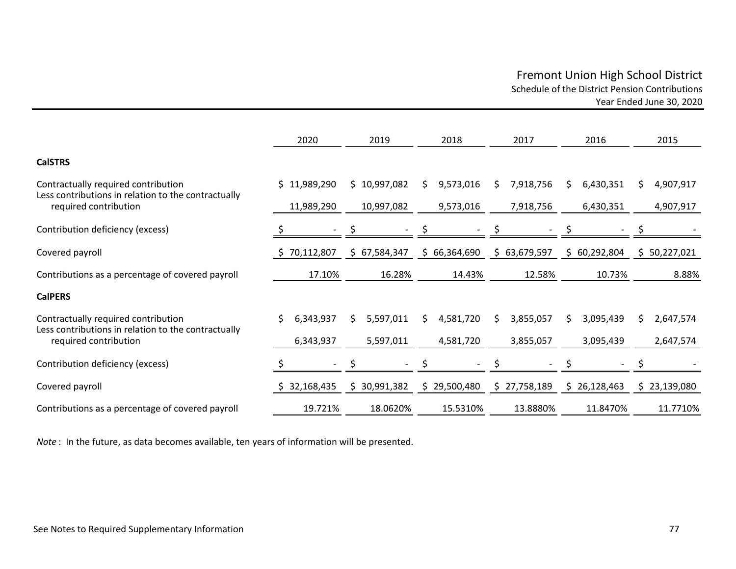# Fremont Union High School District

## Schedule of the District Pension Contributions

### Year Ended June 30, 2020

| | 2020 | 2019 | 2018 | 2017 | 2016 | 2015 |
|---|---|---|---|---|---|---|
| **CalSTRS** | | | | | | |
| Contractually required contribution | $ 11,989,290 | $ 10,997,082 | $ 9,573,016 | $ 7,918,756 | $ 6,430,351 | $ 4,907,917 |
| Less contributions in relation to the contractually required contribution | 11,989,290 | 10,997,082 | 9,573,016 | 7,918,756 | 6,430,351 | 4,907,917 |
| Contribution deficiency (excess) | $ - | $ - | $ - | $ - | $ - | $ - |
| Covered payroll | $ 70,112,807 | $ 67,584,347 | $ 66,364,690 | $ 63,679,597 | $ 60,292,804 | $ 50,227,021 |
| Contributions as a percentage of covered payroll | 17.10% | 16.28% | 14.43% | 12.58% | 10.73% | 8.88% |
| **CalPERS** | | | | | | |
| Contractually required contribution | $ 6,343,937 | $ 5,597,011 | $ 4,581,720 | $ 3,855,057 | $ 3,095,439 | $ 2,647,574 |
| Less contributions in relation to the contractually required contribution | 6,343,937 | 5,597,011 | 4,581,720 | 3,855,057 | 3,095,439 | 2,647,574 |
| Contribution deficiency (excess) | $ - | $ - | $ - | $ - | $ - | $ - |
| Covered payroll | $ 32,168,435 | $ 30,991,382 | $ 29,500,480 | $ 27,758,189 | $ 26,128,463 | $ 23,139,080 |
| Contributions as a percentage of covered payroll | 19.721% | 18.0620% | 15.5310% | 13.8880% | 11.8470% | 11.7710% |

*Note* : In the future, as data becomes available, ten years of information will be presented.

See Notes to Required Supplementary Information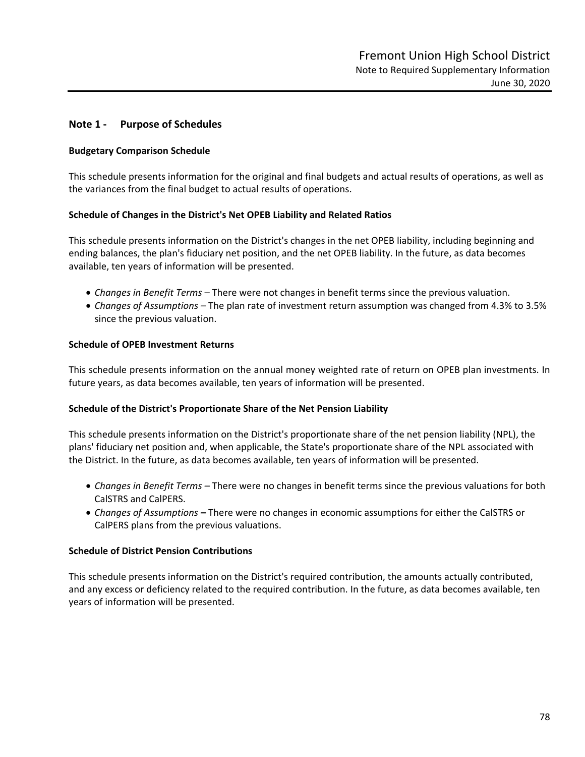## Note 1 - Purpose of Schedules

### Budgetary Comparison Schedule

This schedule presents information for the original and final budgets and actual results of operations, as well as the variances from the final budget to actual results of operations.

### Schedule of Changes in the District's Net OPEB Liability and Related Ratios

This schedule presents information on the District's changes in the net OPEB liability, including beginning and ending balances, the plan's fiduciary net position, and the net OPEB liability. In the future, as data becomes available, ten years of information will be presented.

- *Changes in Benefit Terms* – There were not changes in benefit terms since the previous valuation.
- *Changes of Assumptions* – The plan rate of investment return assumption was changed from 4.3% to 3.5% since the previous valuation.

### Schedule of OPEB Investment Returns

This schedule presents information on the annual money weighted rate of return on OPEB plan investments. In future years, as data becomes available, ten years of information will be presented.

### Schedule of the District's Proportionate Share of the Net Pension Liability

This schedule presents information on the District's proportionate share of the net pension liability (NPL), the plans' fiduciary net position and, when applicable, the State's proportionate share of the NPL associated with the District. In the future, as data becomes available, ten years of information will be presented.

- *Changes in Benefit Terms* – There were no changes in benefit terms since the previous valuations for both CalSTRS and CalPERS.
- *Changes of Assumptions* **–** There were no changes in economic assumptions for either the CalSTRS or CalPERS plans from the previous valuations.

### Schedule of District Pension Contributions

This schedule presents information on the District's required contribution, the amounts actually contributed, and any excess or deficiency related to the required contribution. In the future, as data becomes available, ten years of information will be presented.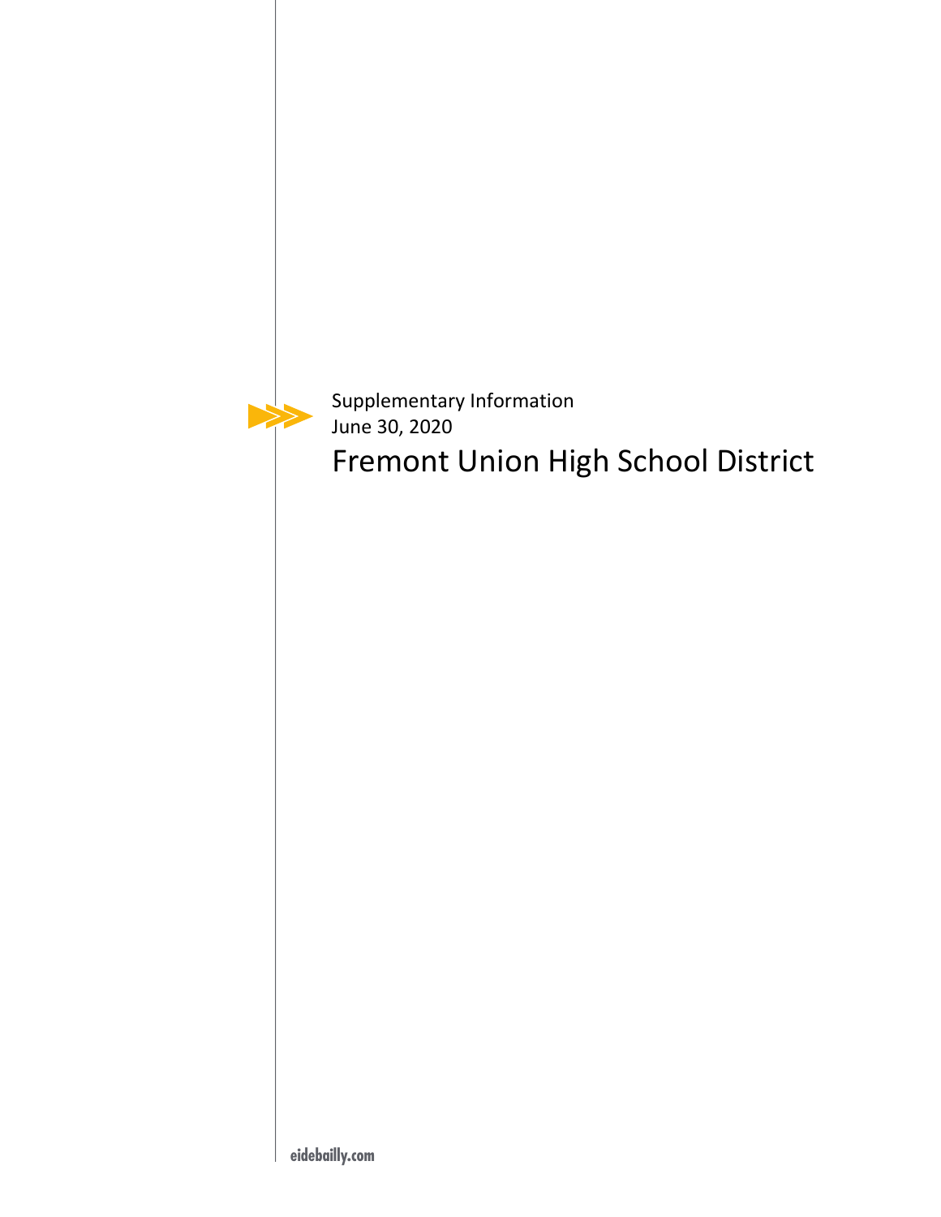Supplementary Information

June 30, 2020

# Fremont Union High School District

eidebailly.com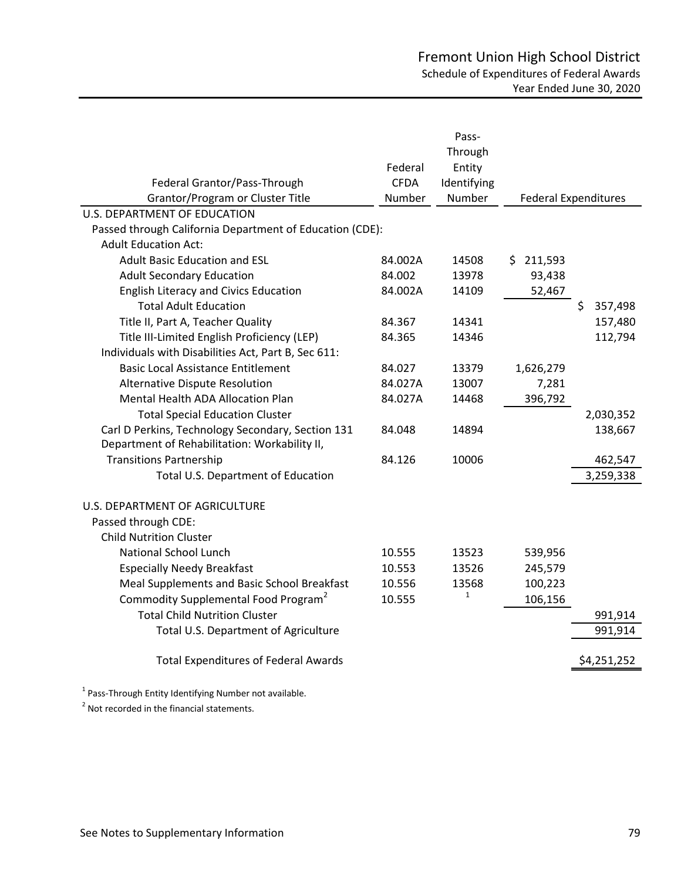# Fremont Union High School District

## Schedule of Expenditures of Federal Awards

### Year Ended June 30, 2020

| Federal Grantor/Pass-Through Grantor/Program or Cluster Title | Federal CFDA Number | Pass-Through Entity Identifying Number | Federal Expenditures | |
|---|---|---|---|---|
| U.S. DEPARTMENT OF EDUCATION | | | | |
| Passed through California Department of Education (CDE): | | | | |
| Adult Education Act: | | | | |
| Adult Basic Education and ESL | 84.002A | 14508 | $ 211,593 | |
| Adult Secondary Education | 84.002 | 13978 | 93,438 | |
| English Literacy and Civics Education | 84.002A | 14109 | 52,467 | |
| Total Adult Education | | | | $ 357,498 |
| Title II, Part A, Teacher Quality | 84.367 | 14341 | | 157,480 |
| Title III-Limited English Proficiency (LEP) | 84.365 | 14346 | | 112,794 |
| Individuals with Disabilities Act, Part B, Sec 611: | | | | |
| Basic Local Assistance Entitlement | 84.027 | 13379 | 1,626,279 | |
| Alternative Dispute Resolution | 84.027A | 13007 | 7,281 | |
| Mental Health ADA Allocation Plan | 84.027A | 14468 | 396,792 | |
| Total Special Education Cluster | | | | 2,030,352 |
| Carl D Perkins, Technology Secondary, Section 131 | 84.048 | 14894 | | 138,667 |
| Department of Rehabilitation: Workability II, Transitions Partnership | 84.126 | 10006 | | 462,547 |
| Total U.S. Department of Education | | | | 3,259,338 |
| U.S. DEPARTMENT OF AGRICULTURE | | | | |
| Passed through CDE: | | | | |
| Child Nutrition Cluster | | | | |
| National School Lunch | 10.555 | 13523 | 539,956 | |
| Especially Needy Breakfast | 10.553 | 13526 | 245,579 | |
| Meal Supplements and Basic School Breakfast | 10.556 | 13568 | 100,223 | |
| Commodity Supplemental Food Program[2] | 10.555 | [1] | 106,156 | |
| Total Child Nutrition Cluster | | | | 991,914 |
| Total U.S. Department of Agriculture | | | | 991,914 |
| Total Expenditures of Federal Awards | | | | $4,251,252 |

[1] Pass-Through Entity Identifying Number not available.

[2] Not recorded in the financial statements.

See Notes to Supplementary Information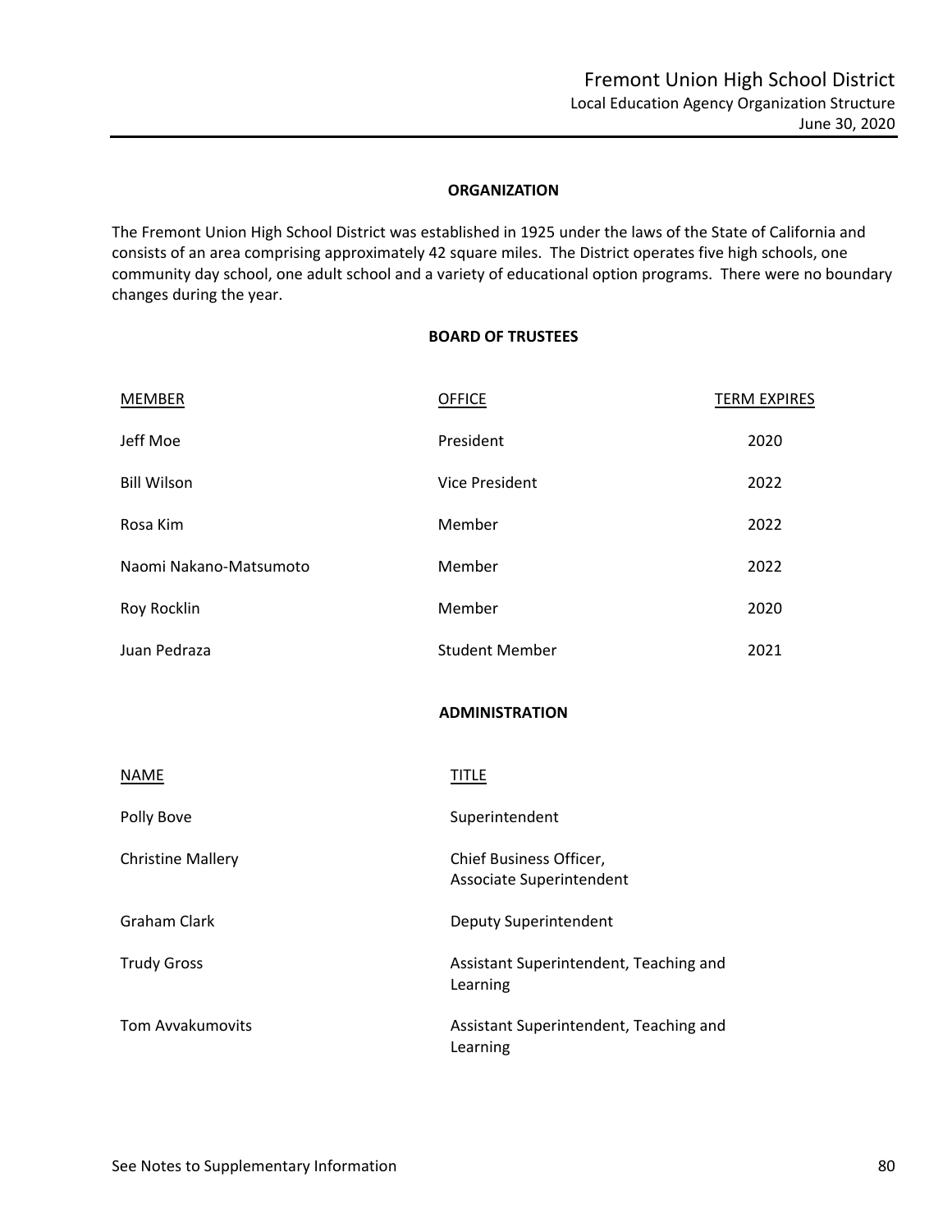## ORGANIZATION

The Fremont Union High School District was established in 1925 under the laws of the State of California and consists of an area comprising approximately 42 square miles. The District operates five high schools, one community day school, one adult school and a variety of educational option programs. There were no boundary changes during the year.

## BOARD OF TRUSTEES

| MEMBER | OFFICE | TERM EXPIRES |
|---|---|---|
| Jeff Moe | President | 2020 |
| Bill Wilson | Vice President | 2022 |
| Rosa Kim | Member | 2022 |
| Naomi Nakano-Matsumoto | Member | 2022 |
| Roy Rocklin | Member | 2020 |
| Juan Pedraza | Student Member | 2021 |

## ADMINISTRATION

| NAME | TITLE |
|---|---|
| Polly Bove | Superintendent |
| Christine Mallery | Chief Business Officer, Associate Superintendent |
| Graham Clark | Deputy Superintendent |
| Trudy Gross | Assistant Superintendent, Teaching and Learning |
| Tom Avvakumovits | Assistant Superintendent, Teaching and Learning |

See Notes to Supplementary Information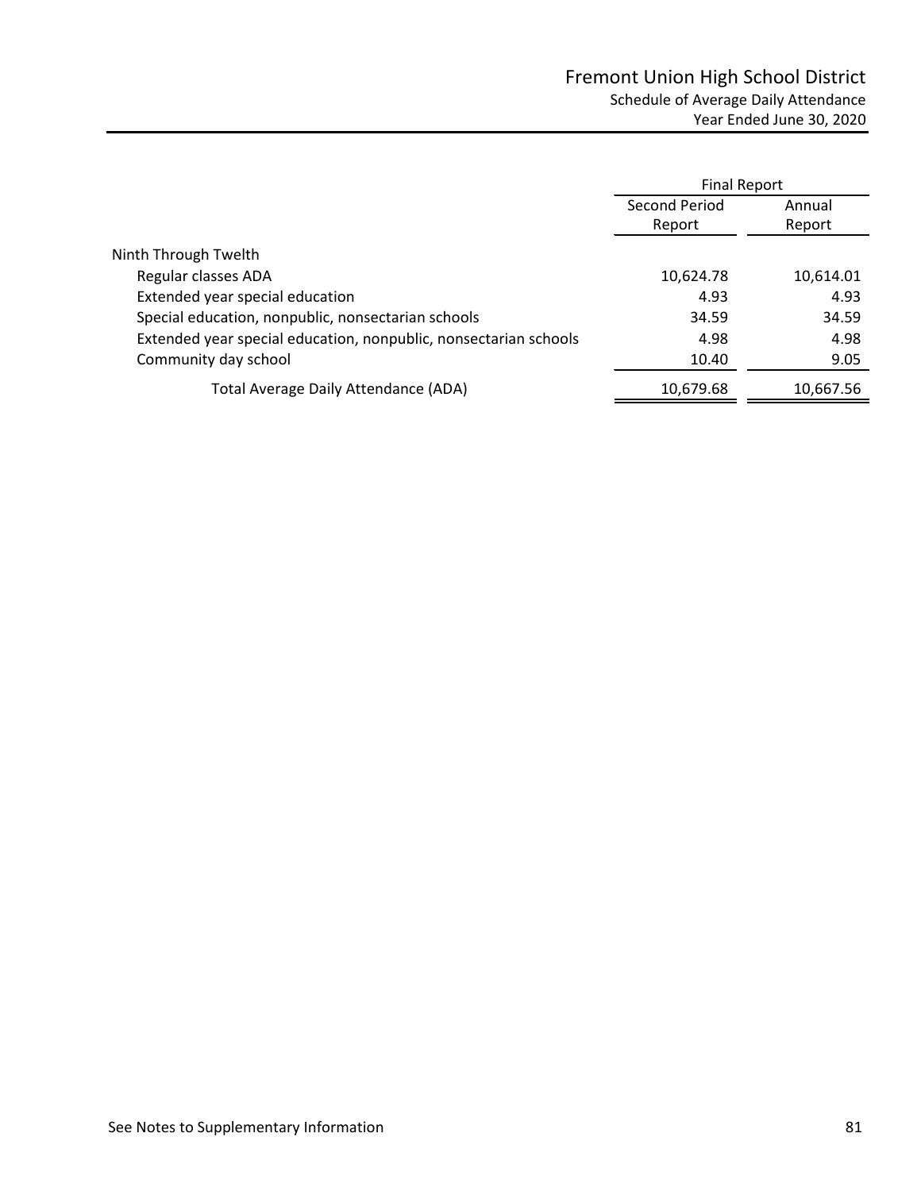# Fremont Union High School District

## Schedule of Average Daily Attendance

### Year Ended June 30, 2020

| | Final Report | |
|---|---|---|
| | Second Period Report | Annual Report |
| **Ninth Through Twelth** | | |
| Regular classes ADA | 10,624.78 | 10,614.01 |
| Extended year special education | 4.93 | 4.93 |
| Special education, nonpublic, nonsectarian schools | 34.59 | 34.59 |
| Extended year special education, nonpublic, nonsectarian schools | 4.98 | 4.98 |
| Community day school | 10.40 | 9.05 |
| Total Average Daily Attendance (ADA) | 10,679.68 | 10,667.56 |

See Notes to Supplementary Information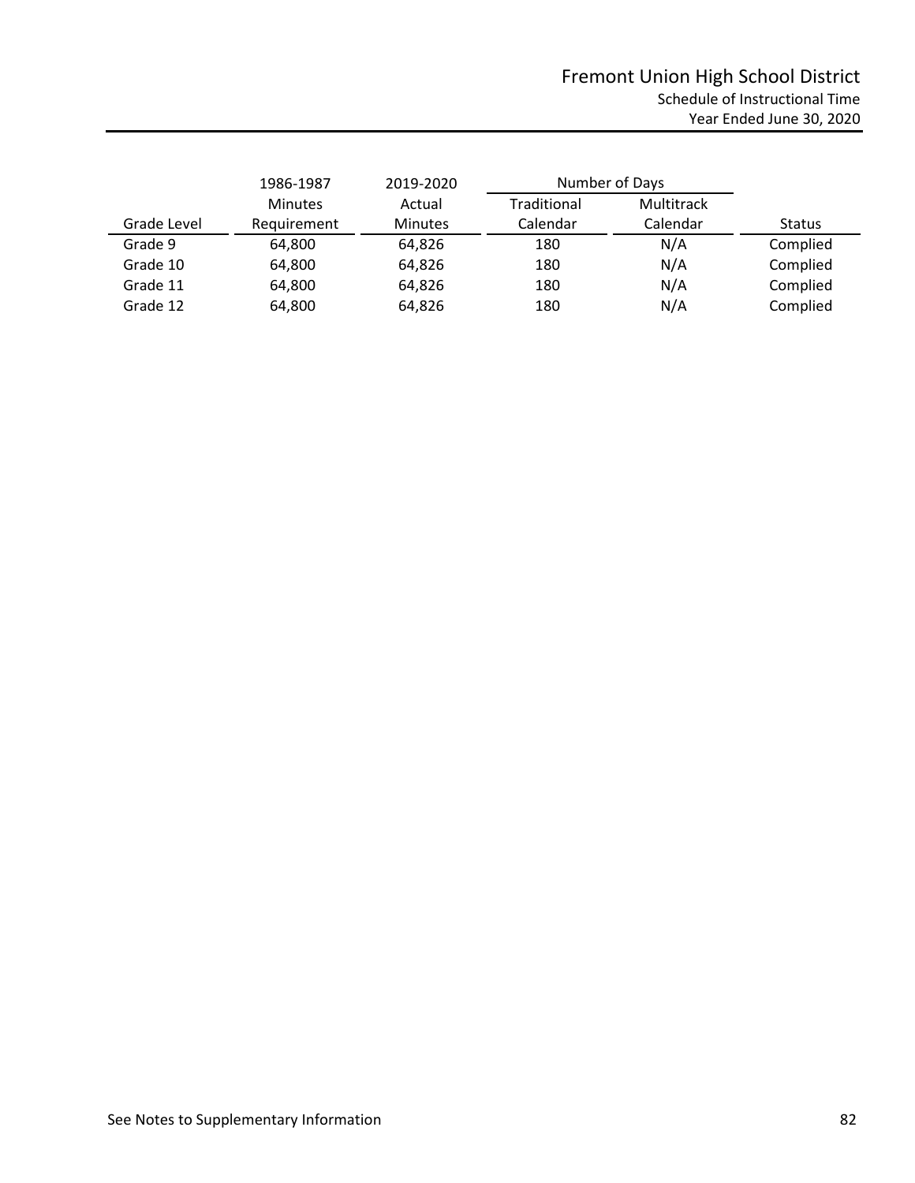# Fremont Union High School District

## Schedule of Instructional Time

### Year Ended June 30, 2020

| Grade Level | 1986-1987 Minutes Requirement | 2019-2020 Actual Minutes | Number of Days Traditional Calendar | Number of Days Multitrack Calendar | Status |
|---|---|---|---|---|---|
| Grade 9 | 64,800 | 64,826 | 180 | N/A | Complied |
| Grade 10 | 64,800 | 64,826 | 180 | N/A | Complied |
| Grade 11 | 64,800 | 64,826 | 180 | N/A | Complied |
| Grade 12 | 64,800 | 64,826 | 180 | N/A | Complied |

See Notes to Supplementary Information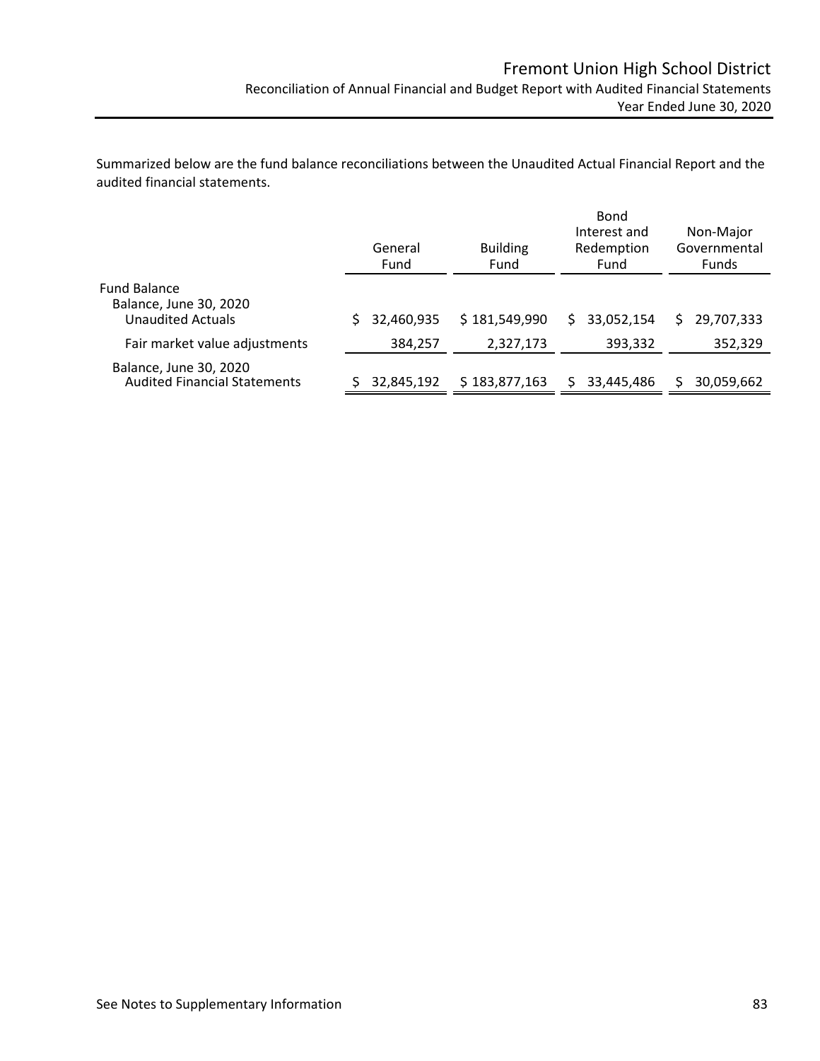# Fremont Union High School District

## Reconciliation of Annual Financial and Budget Report with Audited Financial Statements

### Year Ended June 30, 2020

Summarized below are the fund balance reconciliations between the Unaudited Actual Financial Report and the audited financial statements.

| | General Fund | Building Fund | Bond Interest and Redemption Fund | Non-Major Governmental Funds |
|---|---|---|---|---|
| Fund Balance | | | | |
| Balance, June 30, 2020 Unaudited Actuals | $ 32,460,935 | $ 181,549,990 | $ 33,052,154 | $ 29,707,333 |
| Fair market value adjustments | 384,257 | 2,327,173 | 393,332 | 352,329 |
| Balance, June 30, 2020 Audited Financial Statements | $ 32,845,192 | $ 183,877,163 | $ 33,445,486 | $ 30,059,662 |

See Notes to Supplementary Information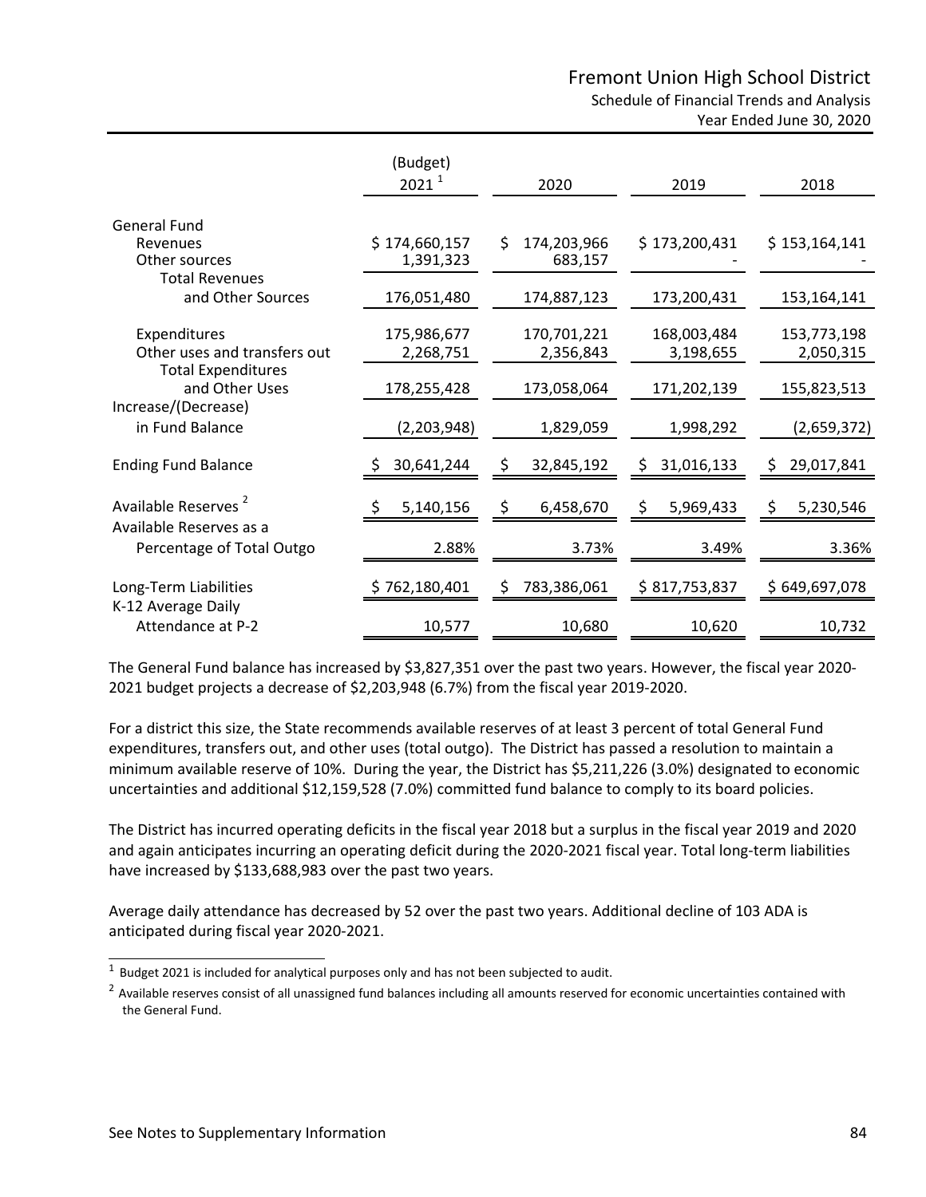# Fremont Union High School District

## Schedule of Financial Trends and Analysis

### Year Ended June 30, 2020

| | (Budget) 2021 [1] | 2020 | 2019 | 2018 |
|---|---|---|---|---|
| General Fund | | | | |
| Revenues | $ 174,660,157 | $ 174,203,966 | $ 173,200,431 | $ 153,164,141 |
| Other sources | 1,391,323 | 683,157 | - | - |
| Total Revenues and Other Sources | 176,051,480 | 174,887,123 | 173,200,431 | 153,164,141 |
| Expenditures | 175,986,677 | 170,701,221 | 168,003,484 | 153,773,198 |
| Other uses and transfers out | 2,268,751 | 2,356,843 | 3,198,655 | 2,050,315 |
| Total Expenditures and Other Uses | 178,255,428 | 173,058,064 | 171,202,139 | 155,823,513 |
| Increase/(Decrease) in Fund Balance | (2,203,948) | 1,829,059 | 1,998,292 | (2,659,372) |
| Ending Fund Balance | $ 30,641,244 | $ 32,845,192 | $ 31,016,133 | $ 29,017,841 |
| Available Reserves [2] | $ 5,140,156 | $ 6,458,670 | $ 5,969,433 | $ 5,230,546 |
| Available Reserves as a Percentage of Total Outgo | 2.88% | 3.73% | 3.49% | 3.36% |
| Long-Term Liabilities | $ 762,180,401 | $ 783,386,061 | $ 817,753,837 | $ 649,697,078 |
| K-12 Average Daily Attendance at P-2 | 10,577 | 10,680 | 10,620 | 10,732 |

The General Fund balance has increased by $3,827,351 over the past two years. However, the fiscal year 2020-2021 budget projects a decrease of $2,203,948 (6.7%) from the fiscal year 2019-2020.

For a district this size, the State recommends available reserves of at least 3 percent of total General Fund expenditures, transfers out, and other uses (total outgo). The District has passed a resolution to maintain a minimum available reserve of 10%. During the year, the District has $5,211,226 (3.0%) designated to economic uncertainties and additional $12,159,528 (7.0%) committed fund balance to comply to its board policies.

The District has incurred operating deficits in the fiscal year 2018 but a surplus in the fiscal year 2019 and 2020 and again anticipates incurring an operating deficit during the 2020-2021 fiscal year. Total long-term liabilities have increased by $133,688,983 over the past two years.

Average daily attendance has decreased by 52 over the past two years. Additional decline of 103 ADA is anticipated during fiscal year 2020-2021.

[1] Budget 2021 is included for analytical purposes only and has not been subjected to audit.

[2] Available reserves consist of all unassigned fund balances including all amounts reserved for economic uncertainties contained with the General Fund.

See Notes to Supplementary Information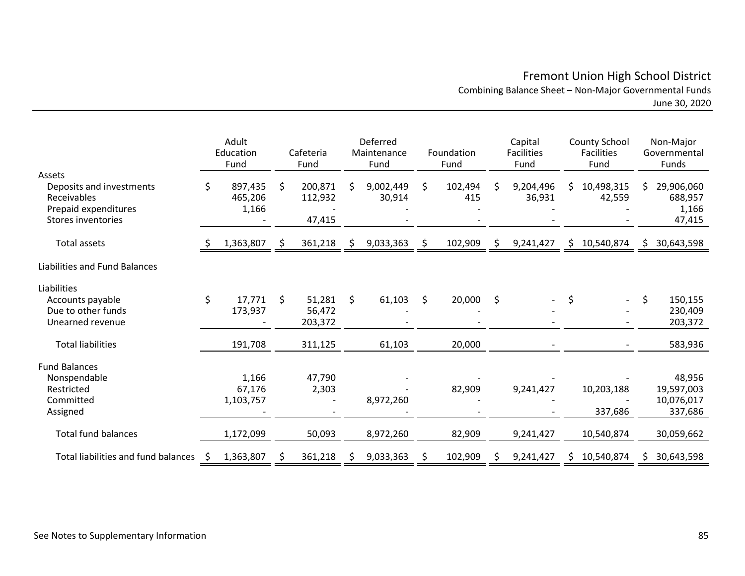# Fremont Union High School District

## Combining Balance Sheet – Non-Major Governmental Funds

June 30, 2020

| | Adult Education Fund | Cafeteria Fund | Deferred Maintenance Fund | Foundation Fund | Capital Facilities Fund | County School Facilities Fund | Non-Major Governmental Funds |
|---|---|---|---|---|---|---|---|
| **Assets** | | | | | | | |
| Deposits and investments | $ 897,435 | $ 200,871 | $ 9,002,449 | $ 102,494 | $ 9,204,496 | $ 10,498,315 | $ 29,906,060 |
| Receivables | 465,206 | 112,932 | 30,914 | 415 | 36,931 | 42,559 | 688,957 |
| Prepaid expenditures | 1,166 | - | - | - | - | - | 1,166 |
| Stores inventories | - | 47,415 | - | - | - | - | 47,415 |
| Total assets | $ 1,363,807 | $ 361,218 | $ 9,033,363 | $ 102,909 | $ 9,241,427 | $ 10,540,874 | $ 30,643,598 |
| **Liabilities and Fund Balances** | | | | | | | |
| **Liabilities** | | | | | | | |
| Accounts payable | $ 17,771 | $ 51,281 | $ 61,103 | $ 20,000 | $ - | $ - | $ 150,155 |
| Due to other funds | 173,937 | 56,472 | - | - | - | - | 230,409 |
| Unearned revenue | - | 203,372 | - | - | - | - | 203,372 |
| Total liabilities | 191,708 | 311,125 | 61,103 | 20,000 | - | - | 583,936 |
| **Fund Balances** | | | | | | | |
| Nonspendable | 1,166 | 47,790 | - | - | - | - | 48,956 |
| Restricted | 67,176 | 2,303 | - | 82,909 | 9,241,427 | 10,203,188 | 19,597,003 |
| Committed | 1,103,757 | - | 8,972,260 | - | - | - | 10,076,017 |
| Assigned | - | - | - | - | - | 337,686 | 337,686 |
| Total fund balances | 1,172,099 | 50,093 | 8,972,260 | 82,909 | 9,241,427 | 10,540,874 | 30,059,662 |
| Total liabilities and fund balances | $ 1,363,807 | $ 361,218 | $ 9,033,363 | $ 102,909 | $ 9,241,427 | $ 10,540,874 | $ 30,643,598 |

See Notes to Supplementary Information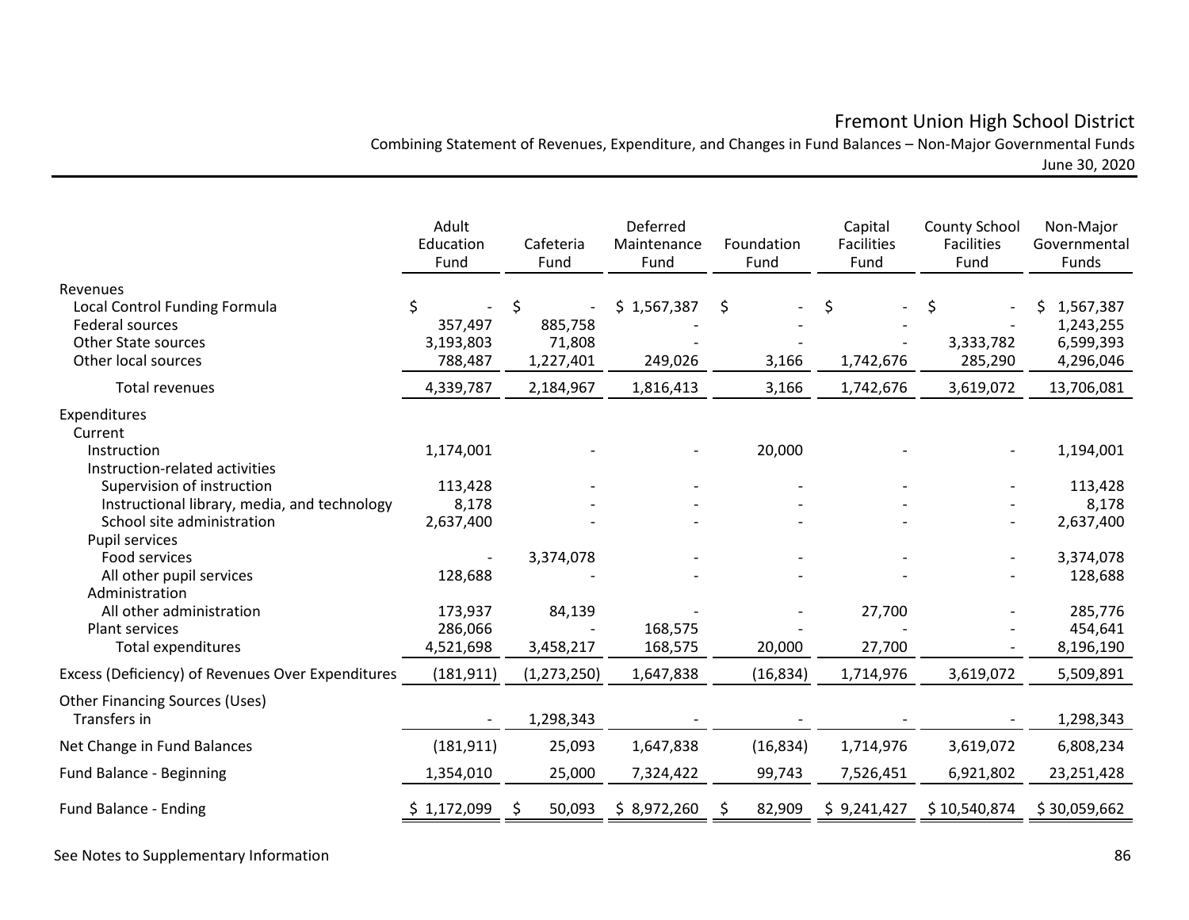# Fremont Union High School District

Combining Statement of Revenues, Expenditure, and Changes in Fund Balances – Non-Major Governmental Funds
June 30, 2020

| | Adult Education Fund | Cafeteria Fund | Deferred Maintenance Fund | Foundation Fund | Capital Facilities Fund | County School Facilities Fund | Non-Major Governmental Funds |
|---|---|---|---|---|---|---|---|
| **Revenues** | | | | | | | |
| Local Control Funding Formula | $ - | $ - | $ 1,567,387 | $ - | $ - | $ - | $ 1,567,387 |
| Federal sources | 357,497 | 885,758 | - | - | - | - | 1,243,255 |
| Other State sources | 3,193,803 | 71,808 | - | - | - | 3,333,782 | 6,599,393 |
| Other local sources | 788,487 | 1,227,401 | 249,026 | 3,166 | 1,742,676 | 285,290 | 4,296,046 |
| Total revenues | 4,339,787 | 2,184,967 | 1,816,413 | 3,166 | 1,742,676 | 3,619,072 | 13,706,081 |
| **Expenditures** | | | | | | | |
| Current | | | | | | | |
| Instruction | 1,174,001 | - | - | 20,000 | - | - | 1,194,001 |
| Instruction-related activities | | | | | | | |
| Supervision of instruction | 113,428 | - | - | - | - | - | 113,428 |
| Instructional library, media, and technology | 8,178 | - | - | - | - | - | 8,178 |
| School site administration | 2,637,400 | - | - | - | - | - | 2,637,400 |
| Pupil services | | | | | | | |
| Food services | - | 3,374,078 | - | - | - | - | 3,374,078 |
| All other pupil services | 128,688 | - | - | - | - | - | 128,688 |
| Administration | | | | | | | |
| All other administration | 173,937 | 84,139 | - | - | 27,700 | - | 285,776 |
| Plant services | 286,066 | - | 168,575 | - | - | - | 454,641 |
| Total expenditures | 4,521,698 | 3,458,217 | 168,575 | 20,000 | 27,700 | - | 8,196,190 |
| Excess (Deficiency) of Revenues Over Expenditures | (181,911) | (1,273,250) | 1,647,838 | (16,834) | 1,714,976 | 3,619,072 | 5,509,891 |
| **Other Financing Sources (Uses)** | | | | | | | |
| Transfers in | - | 1,298,343 | - | - | - | - | 1,298,343 |
| Net Change in Fund Balances | (181,911) | 25,093 | 1,647,838 | (16,834) | 1,714,976 | 3,619,072 | 6,808,234 |
| Fund Balance - Beginning | 1,354,010 | 25,000 | 7,324,422 | 99,743 | 7,526,451 | 6,921,802 | 23,251,428 |
| Fund Balance - Ending | $ 1,172,099 | $ 50,093 | $ 8,972,260 | $ 82,909 | $ 9,241,427 | $ 10,540,874 | $ 30,059,662 |

See Notes to Supplementary Information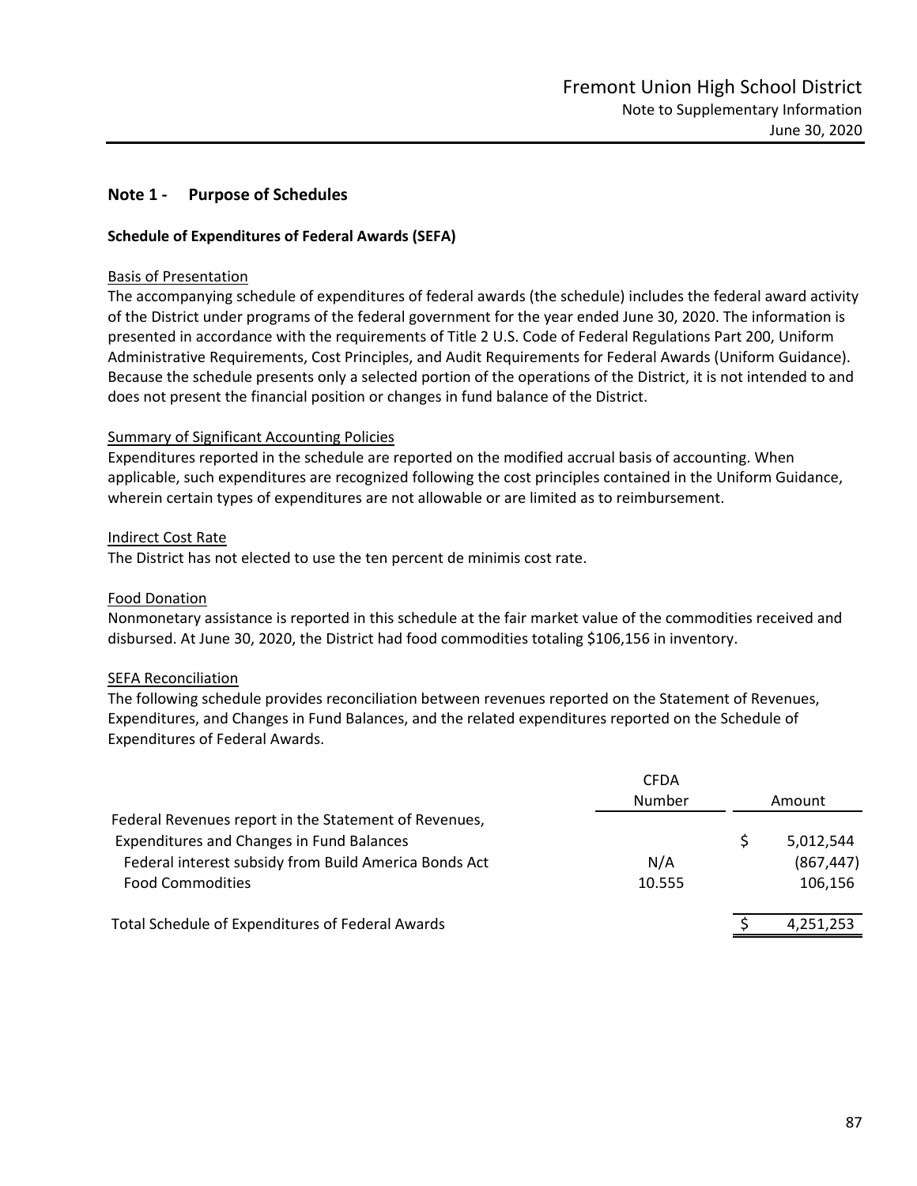## Note 1 - Purpose of Schedules

### Schedule of Expenditures of Federal Awards (SEFA)

Basis of Presentation

The accompanying schedule of expenditures of federal awards (the schedule) includes the federal award activity of the District under programs of the federal government for the year ended June 30, 2020. The information is presented in accordance with the requirements of Title 2 U.S. Code of Federal Regulations Part 200, Uniform Administrative Requirements, Cost Principles, and Audit Requirements for Federal Awards (Uniform Guidance). Because the schedule presents only a selected portion of the operations of the District, it is not intended to and does not present the financial position or changes in fund balance of the District.

Summary of Significant Accounting Policies

Expenditures reported in the schedule are reported on the modified accrual basis of accounting. When applicable, such expenditures are recognized following the cost principles contained in the Uniform Guidance, wherein certain types of expenditures are not allowable or are limited as to reimbursement.

Indirect Cost Rate

The District has not elected to use the ten percent de minimis cost rate.

Food Donation

Nonmonetary assistance is reported in this schedule at the fair market value of the commodities received and disbursed. At June 30, 2020, the District had food commodities totaling $106,156 in inventory.

SEFA Reconciliation

The following schedule provides reconciliation between revenues reported on the Statement of Revenues, Expenditures, and Changes in Fund Balances, and the related expenditures reported on the Schedule of Expenditures of Federal Awards.

| | CFDA Number | Amount |
|---|---|---|
| Federal Revenues report in the Statement of Revenues, Expenditures and Changes in Fund Balances | | $ 5,012,544 |
| Federal interest subsidy from Build America Bonds Act | N/A | (867,447) |
| Food Commodities | 10.555 | 106,156 |
| Total Schedule of Expenditures of Federal Awards | | $ 4,251,253 |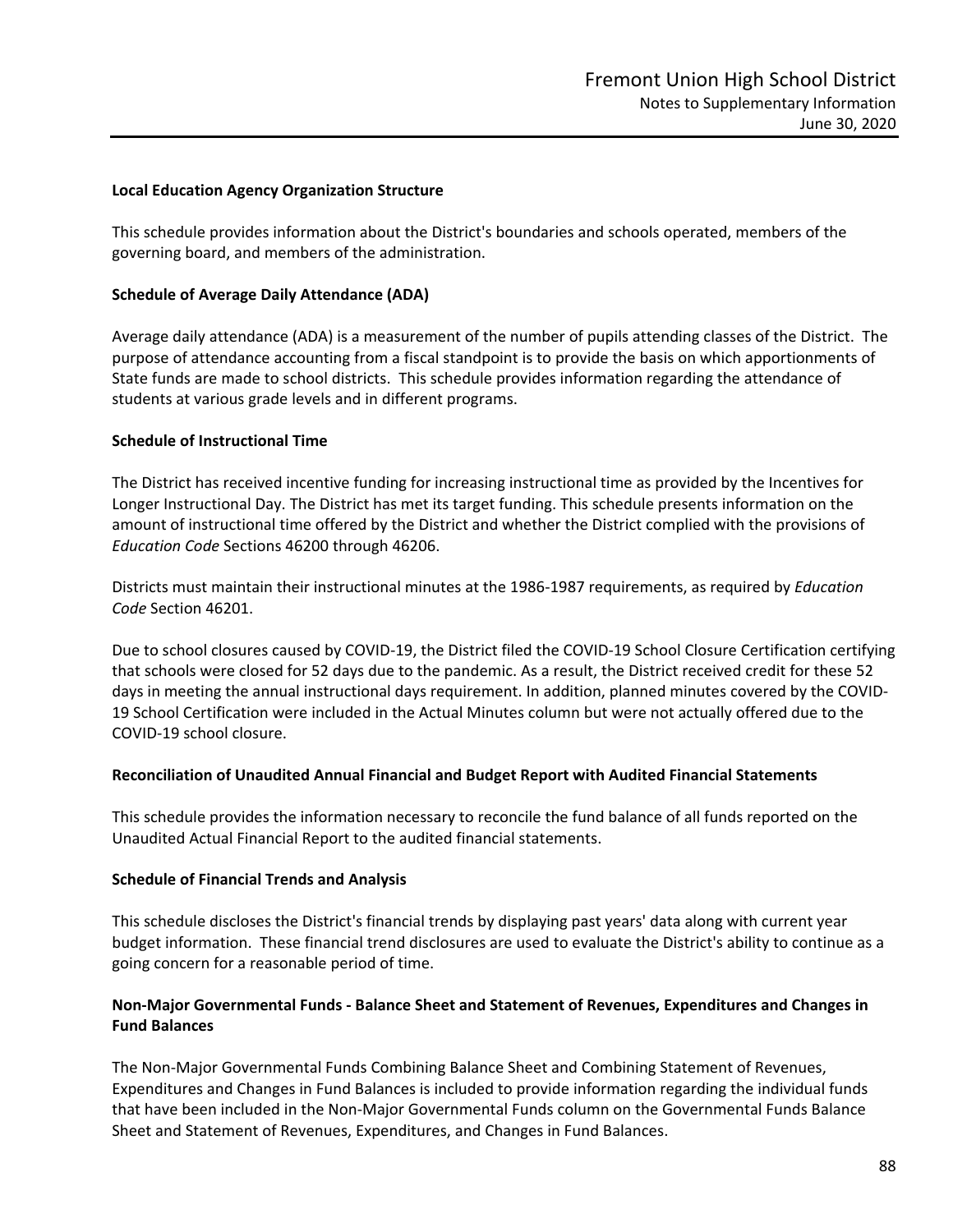**Local Education Agency Organization Structure**

This schedule provides information about the District's boundaries and schools operated, members of the governing board, and members of the administration.

**Schedule of Average Daily Attendance (ADA)**

Average daily attendance (ADA) is a measurement of the number of pupils attending classes of the District. The purpose of attendance accounting from a fiscal standpoint is to provide the basis on which apportionments of State funds are made to school districts. This schedule provides information regarding the attendance of students at various grade levels and in different programs.

**Schedule of Instructional Time**

The District has received incentive funding for increasing instructional time as provided by the Incentives for Longer Instructional Day. The District has met its target funding. This schedule presents information on the amount of instructional time offered by the District and whether the District complied with the provisions of *Education Code* Sections 46200 through 46206.

Districts must maintain their instructional minutes at the 1986-1987 requirements, as required by *Education Code* Section 46201.

Due to school closures caused by COVID-19, the District filed the COVID-19 School Closure Certification certifying that schools were closed for 52 days due to the pandemic. As a result, the District received credit for these 52 days in meeting the annual instructional days requirement. In addition, planned minutes covered by the COVID-19 School Certification were included in the Actual Minutes column but were not actually offered due to the COVID-19 school closure.

**Reconciliation of Unaudited Annual Financial and Budget Report with Audited Financial Statements**

This schedule provides the information necessary to reconcile the fund balance of all funds reported on the Unaudited Actual Financial Report to the audited financial statements.

**Schedule of Financial Trends and Analysis**

This schedule discloses the District's financial trends by displaying past years' data along with current year budget information. These financial trend disclosures are used to evaluate the District's ability to continue as a going concern for a reasonable period of time.

**Non-Major Governmental Funds - Balance Sheet and Statement of Revenues, Expenditures and Changes in Fund Balances**

The Non-Major Governmental Funds Combining Balance Sheet and Combining Statement of Revenues, Expenditures and Changes in Fund Balances is included to provide information regarding the individual funds that have been included in the Non-Major Governmental Funds column on the Governmental Funds Balance Sheet and Statement of Revenues, Expenditures, and Changes in Fund Balances.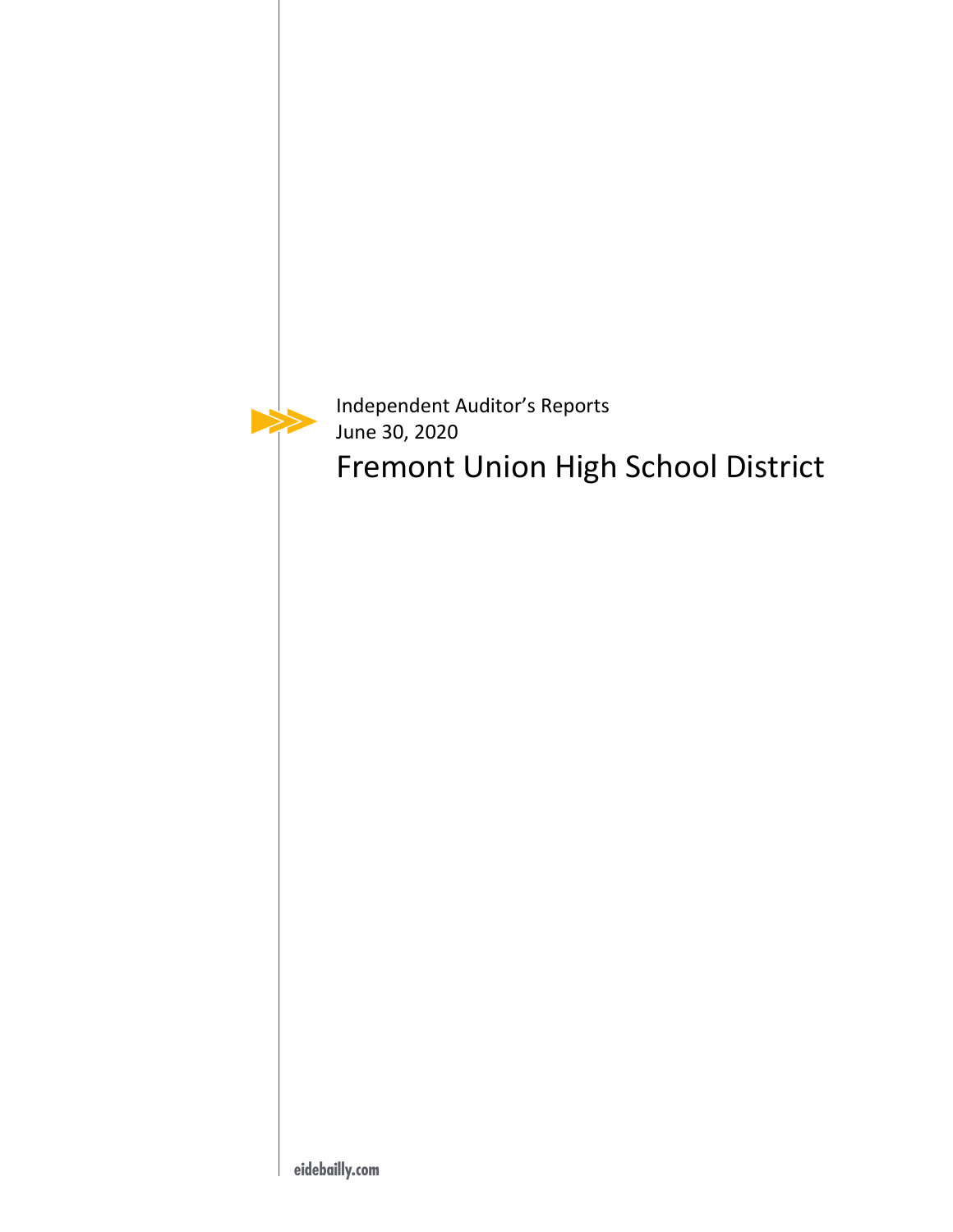Independent Auditor's Reports
June 30, 2020

# Fremont Union High School District

eidebailly.com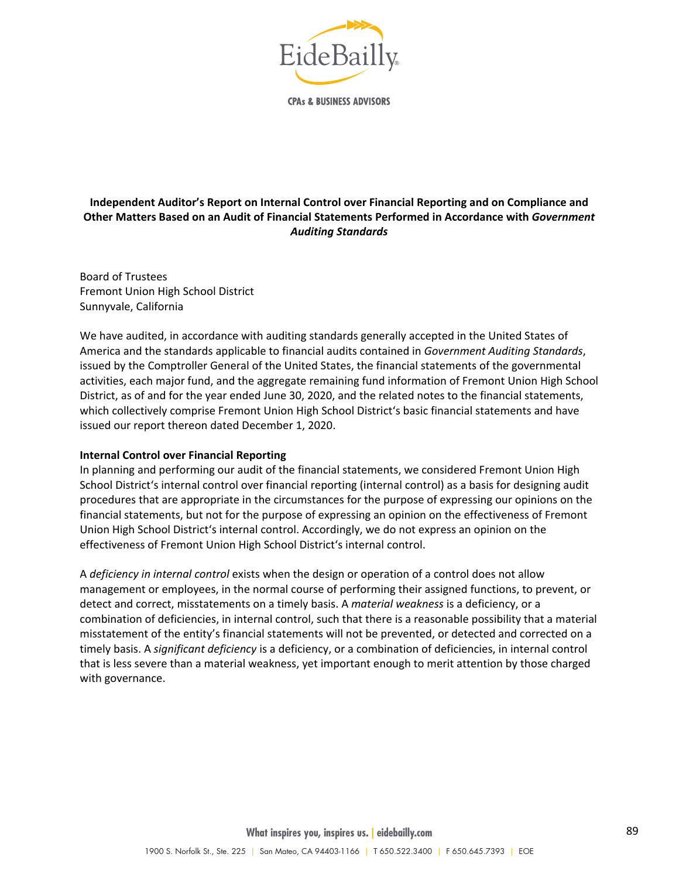EideBailly

CPAs & BUSINESS ADVISORS

**Independent Auditor's Report on Internal Control over Financial Reporting and on Compliance and Other Matters Based on an Audit of Financial Statements Performed in Accordance with *Government Auditing Standards***

Board of Trustees
Fremont Union High School District
Sunnyvale, California

We have audited, in accordance with auditing standards generally accepted in the United States of America and the standards applicable to financial audits contained in *Government Auditing Standards*, issued by the Comptroller General of the United States, the financial statements of the governmental activities, each major fund, and the aggregate remaining fund information of Fremont Union High School District, as of and for the year ended June 30, 2020, and the related notes to the financial statements, which collectively comprise Fremont Union High School District's basic financial statements and have issued our report thereon dated December 1, 2020.

**Internal Control over Financial Reporting**

In planning and performing our audit of the financial statements, we considered Fremont Union High School District's internal control over financial reporting (internal control) as a basis for designing audit procedures that are appropriate in the circumstances for the purpose of expressing our opinions on the financial statements, but not for the purpose of expressing an opinion on the effectiveness of Fremont Union High School District's internal control. Accordingly, we do not express an opinion on the effectiveness of Fremont Union High School District's internal control.

A *deficiency in internal control* exists when the design or operation of a control does not allow management or employees, in the normal course of performing their assigned functions, to prevent, or detect and correct, misstatements on a timely basis. A *material weakness* is a deficiency, or a combination of deficiencies, in internal control, such that there is a reasonable possibility that a material misstatement of the entity's financial statements will not be prevented, or detected and corrected on a timely basis. A *significant deficiency* is a deficiency, or a combination of deficiencies, in internal control that is less severe than a material weakness, yet important enough to merit attention by those charged with governance.

What inspires you, inspires us. | eidebailly.com

1900 S. Norfolk St., Ste. 225 | San Mateo, CA 94403-1166 | T 650.522.3400 | F 650.645.7393 | EOE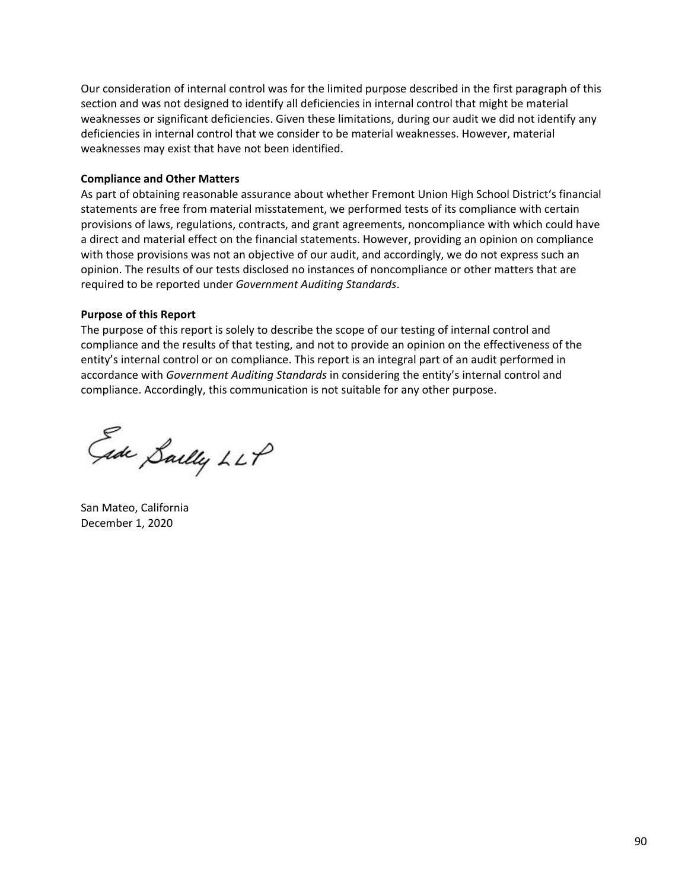Our consideration of internal control was for the limited purpose described in the first paragraph of this section and was not designed to identify all deficiencies in internal control that might be material weaknesses or significant deficiencies. Given these limitations, during our audit we did not identify any deficiencies in internal control that we consider to be material weaknesses. However, material weaknesses may exist that have not been identified.

**Compliance and Other Matters**

As part of obtaining reasonable assurance about whether Fremont Union High School District's financial statements are free from material misstatement, we performed tests of its compliance with certain provisions of laws, regulations, contracts, and grant agreements, noncompliance with which could have a direct and material effect on the financial statements. However, providing an opinion on compliance with those provisions was not an objective of our audit, and accordingly, we do not express such an opinion. The results of our tests disclosed no instances of noncompliance or other matters that are required to be reported under *Government Auditing Standards*.

**Purpose of this Report**

The purpose of this report is solely to describe the scope of our testing of internal control and compliance and the results of that testing, and not to provide an opinion on the effectiveness of the entity's internal control or on compliance. This report is an integral part of an audit performed in accordance with *Government Auditing Standards* in considering the entity's internal control and compliance. Accordingly, this communication is not suitable for any other purpose.

Eide Bailly LLP

San Mateo, California
December 1, 2020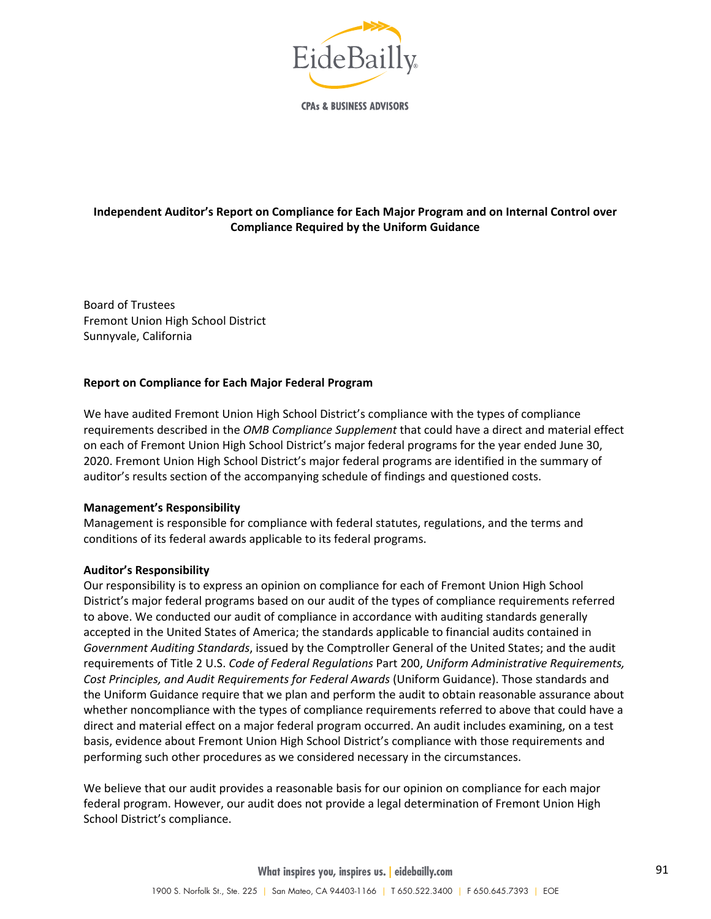# Independent Auditor's Report on Compliance for Each Major Program and on Internal Control over Compliance Required by the Uniform Guidance

Board of Trustees
Fremont Union High School District
Sunnyvale, California

## Report on Compliance for Each Major Federal Program

We have audited Fremont Union High School District's compliance with the types of compliance requirements described in the *OMB Compliance Supplement* that could have a direct and material effect on each of Fremont Union High School District's major federal programs for the year ended June 30, 2020. Fremont Union High School District's major federal programs are identified in the summary of auditor's results section of the accompanying schedule of findings and questioned costs.

**Management's Responsibility**

Management is responsible for compliance with federal statutes, regulations, and the terms and conditions of its federal awards applicable to its federal programs.

**Auditor's Responsibility**

Our responsibility is to express an opinion on compliance for each of Fremont Union High School District's major federal programs based on our audit of the types of compliance requirements referred to above. We conducted our audit of compliance in accordance with auditing standards generally accepted in the United States of America; the standards applicable to financial audits contained in *Government Auditing Standards*, issued by the Comptroller General of the United States; and the audit requirements of Title 2 U.S. *Code of Federal Regulations* Part 200, *Uniform Administrative Requirements, Cost Principles, and Audit Requirements for Federal Awards* (Uniform Guidance). Those standards and the Uniform Guidance require that we plan and perform the audit to obtain reasonable assurance about whether noncompliance with the types of compliance requirements referred to above that could have a direct and material effect on a major federal program occurred. An audit includes examining, on a test basis, evidence about Fremont Union High School District's compliance with those requirements and performing such other procedures as we considered necessary in the circumstances.

We believe that our audit provides a reasonable basis for our opinion on compliance for each major federal program. However, our audit does not provide a legal determination of Fremont Union High School District's compliance.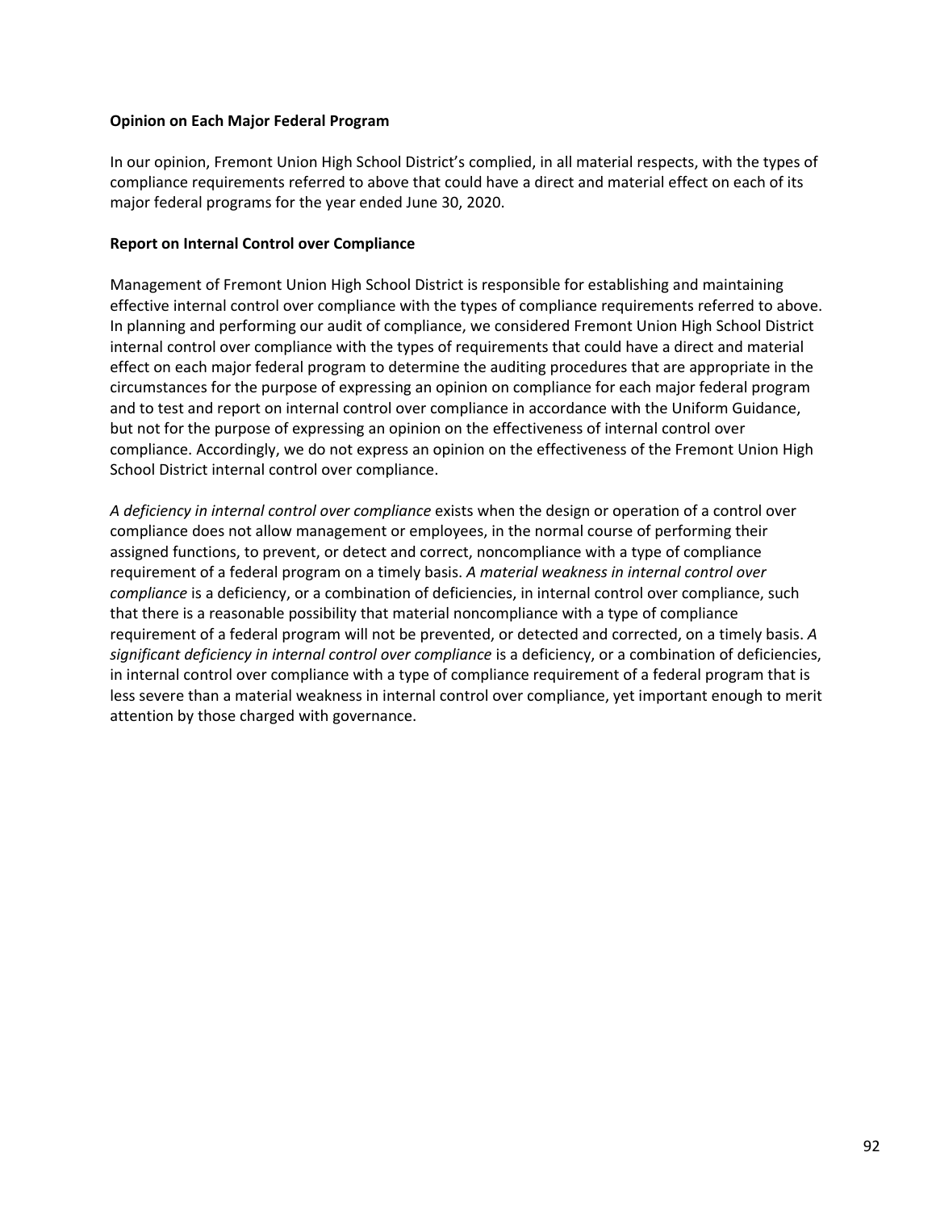**Opinion on Each Major Federal Program**

In our opinion, Fremont Union High School District's complied, in all material respects, with the types of compliance requirements referred to above that could have a direct and material effect on each of its major federal programs for the year ended June 30, 2020.

**Report on Internal Control over Compliance**

Management of Fremont Union High School District is responsible for establishing and maintaining effective internal control over compliance with the types of compliance requirements referred to above. In planning and performing our audit of compliance, we considered Fremont Union High School District internal control over compliance with the types of requirements that could have a direct and material effect on each major federal program to determine the auditing procedures that are appropriate in the circumstances for the purpose of expressing an opinion on compliance for each major federal program and to test and report on internal control over compliance in accordance with the Uniform Guidance, but not for the purpose of expressing an opinion on the effectiveness of internal control over compliance. Accordingly, we do not express an opinion on the effectiveness of the Fremont Union High School District internal control over compliance.

*A deficiency in internal control over compliance* exists when the design or operation of a control over compliance does not allow management or employees, in the normal course of performing their assigned functions, to prevent, or detect and correct, noncompliance with a type of compliance requirement of a federal program on a timely basis. *A material weakness in internal control over compliance* is a deficiency, or a combination of deficiencies, in internal control over compliance, such that there is a reasonable possibility that material noncompliance with a type of compliance requirement of a federal program will not be prevented, or detected and corrected, on a timely basis. *A significant deficiency in internal control over compliance* is a deficiency, or a combination of deficiencies, in internal control over compliance with a type of compliance requirement of a federal program that is less severe than a material weakness in internal control over compliance, yet important enough to merit attention by those charged with governance.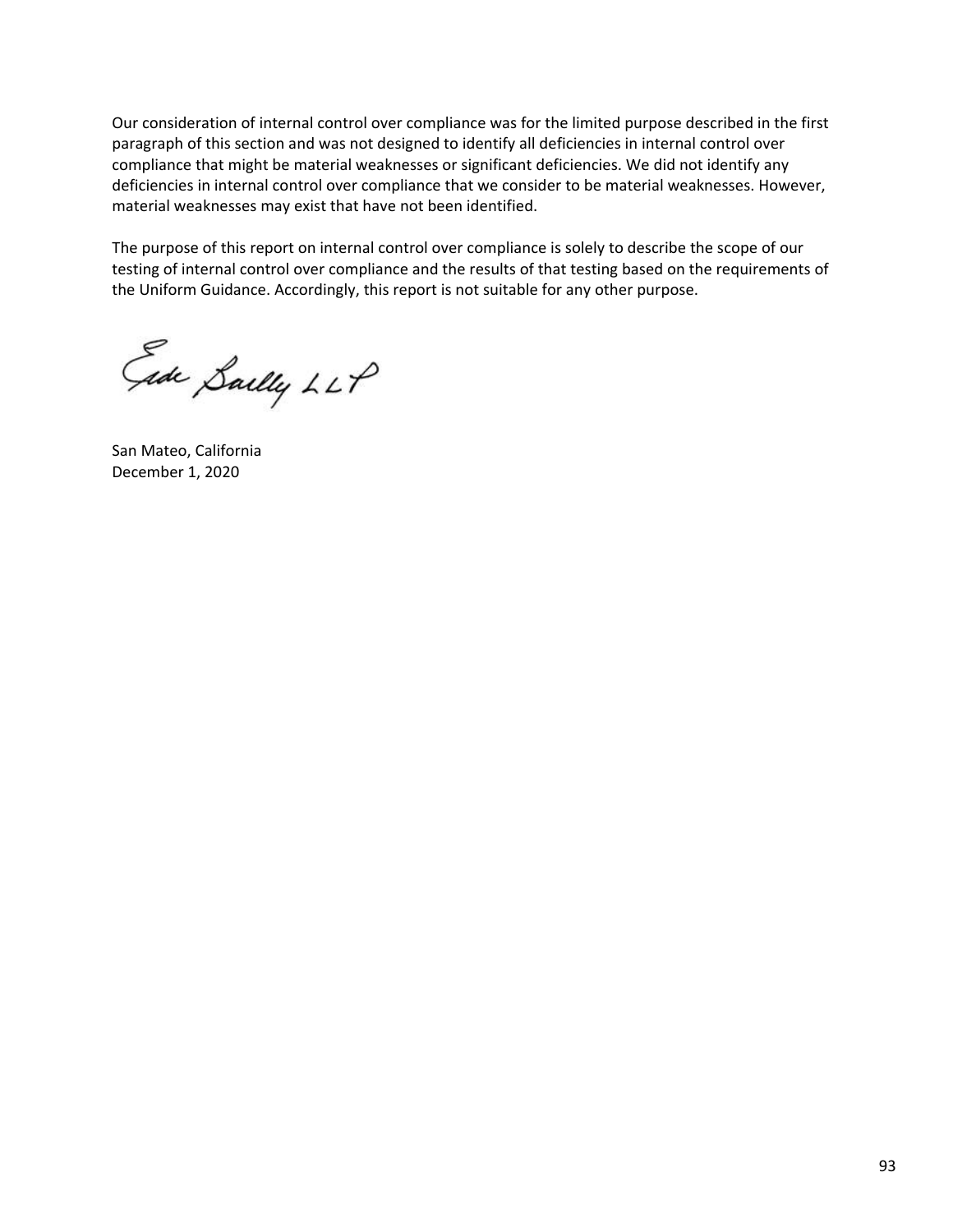Our consideration of internal control over compliance was for the limited purpose described in the first paragraph of this section and was not designed to identify all deficiencies in internal control over compliance that might be material weaknesses or significant deficiencies. We did not identify any deficiencies in internal control over compliance that we consider to be material weaknesses. However, material weaknesses may exist that have not been identified.

The purpose of this report on internal control over compliance is solely to describe the scope of our testing of internal control over compliance and the results of that testing based on the requirements of the Uniform Guidance. Accordingly, this report is not suitable for any other purpose.

Eide Bailly LLP

San Mateo, California
December 1, 2020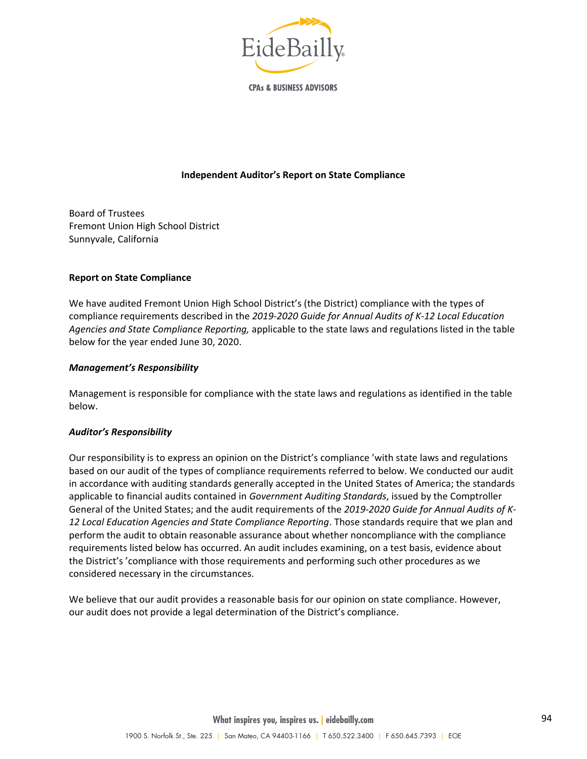**Independent Auditor's Report on State Compliance**

Board of Trustees
Fremont Union High School District
Sunnyvale, California

**Report on State Compliance**

We have audited Fremont Union High School District's (the District) compliance with the types of compliance requirements described in the *2019-2020 Guide for Annual Audits of K-12 Local Education Agencies and State Compliance Reporting,* applicable to the state laws and regulations listed in the table below for the year ended June 30, 2020.

***Management's Responsibility***

Management is responsible for compliance with the state laws and regulations as identified in the table below.

***Auditor's Responsibility***

Our responsibility is to express an opinion on the District's compliance 'with state laws and regulations based on our audit of the types of compliance requirements referred to below. We conducted our audit in accordance with auditing standards generally accepted in the United States of America; the standards applicable to financial audits contained in *Government Auditing Standards*, issued by the Comptroller General of the United States; and the audit requirements of the *2019-2020 Guide for Annual Audits of K-12 Local Education Agencies and State Compliance Reporting*. Those standards require that we plan and perform the audit to obtain reasonable assurance about whether noncompliance with the compliance requirements listed below has occurred. An audit includes examining, on a test basis, evidence about the District's 'compliance with those requirements and performing such other procedures as we considered necessary in the circumstances.

We believe that our audit provides a reasonable basis for our opinion on state compliance. However, our audit does not provide a legal determination of the District's compliance.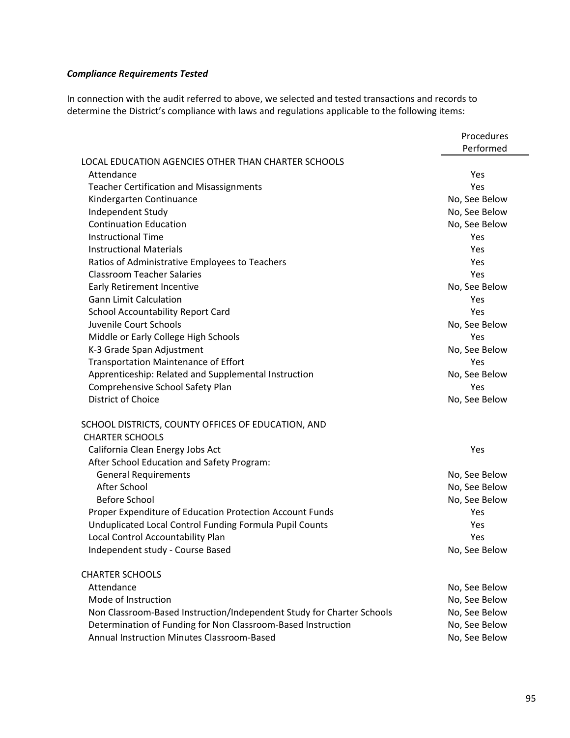***Compliance Requirements Tested***

In connection with the audit referred to above, we selected and tested transactions and records to determine the District's compliance with laws and regulations applicable to the following items:

| | Procedures Performed |
|---|---|
| LOCAL EDUCATION AGENCIES OTHER THAN CHARTER SCHOOLS | |
| Attendance | Yes |
| Teacher Certification and Misassignments | Yes |
| Kindergarten Continuance | No, See Below |
| Independent Study | No, See Below |
| Continuation Education | No, See Below |
| Instructional Time | Yes |
| Instructional Materials | Yes |
| Ratios of Administrative Employees to Teachers | Yes |
| Classroom Teacher Salaries | Yes |
| Early Retirement Incentive | No, See Below |
| Gann Limit Calculation | Yes |
| School Accountability Report Card | Yes |
| Juvenile Court Schools | No, See Below |
| Middle or Early College High Schools | Yes |
| K-3 Grade Span Adjustment | No, See Below |
| Transportation Maintenance of Effort | Yes |
| Apprenticeship: Related and Supplemental Instruction | No, See Below |
| Comprehensive School Safety Plan | Yes |
| District of Choice | No, See Below |
| | |
| SCHOOL DISTRICTS, COUNTY OFFICES OF EDUCATION, AND CHARTER SCHOOLS | |
| California Clean Energy Jobs Act | Yes |
| After School Education and Safety Program: | |
| General Requirements | No, See Below |
| After School | No, See Below |
| Before School | No, See Below |
| Proper Expenditure of Education Protection Account Funds | Yes |
| Unduplicated Local Control Funding Formula Pupil Counts | Yes |
| Local Control Accountability Plan | Yes |
| Independent study - Course Based | No, See Below |
| | |
| CHARTER SCHOOLS | |
| Attendance | No, See Below |
| Mode of Instruction | No, See Below |
| Non Classroom-Based Instruction/Independent Study for Charter Schools | No, See Below |
| Determination of Funding for Non Classroom-Based Instruction | No, See Below |
| Annual Instruction Minutes Classroom-Based | No, See Below |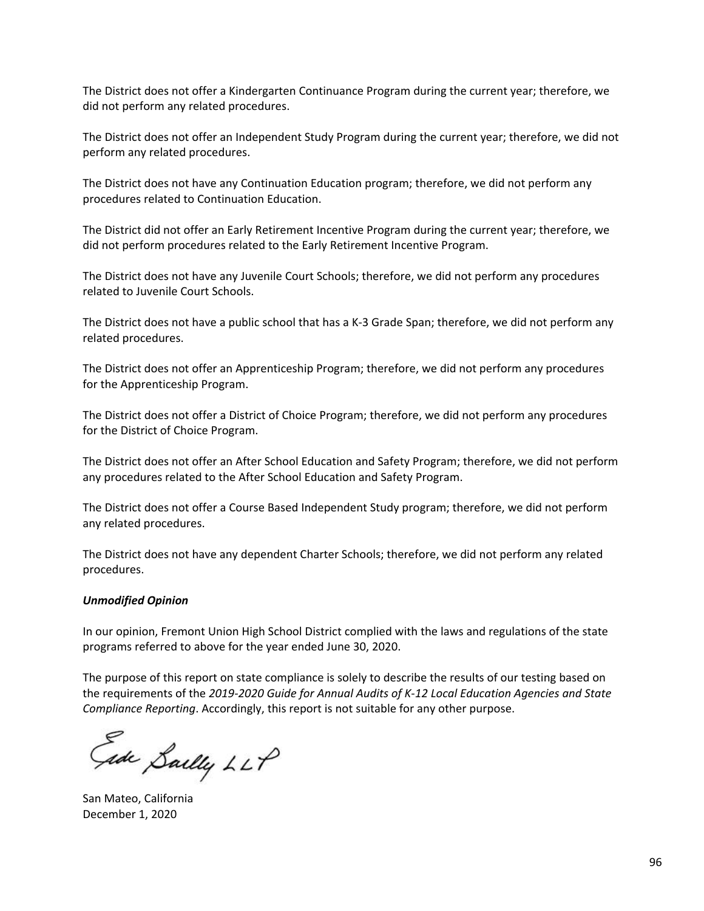The District does not offer a Kindergarten Continuance Program during the current year; therefore, we did not perform any related procedures.

The District does not offer an Independent Study Program during the current year; therefore, we did not perform any related procedures.

The District does not have any Continuation Education program; therefore, we did not perform any procedures related to Continuation Education.

The District did not offer an Early Retirement Incentive Program during the current year; therefore, we did not perform procedures related to the Early Retirement Incentive Program.

The District does not have any Juvenile Court Schools; therefore, we did not perform any procedures related to Juvenile Court Schools.

The District does not have a public school that has a K-3 Grade Span; therefore, we did not perform any related procedures.

The District does not offer an Apprenticeship Program; therefore, we did not perform any procedures for the Apprenticeship Program.

The District does not offer a District of Choice Program; therefore, we did not perform any procedures for the District of Choice Program.

The District does not offer an After School Education and Safety Program; therefore, we did not perform any procedures related to the After School Education and Safety Program.

The District does not offer a Course Based Independent Study program; therefore, we did not perform any related procedures.

The District does not have any dependent Charter Schools; therefore, we did not perform any related procedures.

***Unmodified Opinion***

In our opinion, Fremont Union High School District complied with the laws and regulations of the state programs referred to above for the year ended June 30, 2020.

The purpose of this report on state compliance is solely to describe the results of our testing based on the requirements of the *2019-2020 Guide for Annual Audits of K-12 Local Education Agencies and State Compliance Reporting*. Accordingly, this report is not suitable for any other purpose.

Eide Bailly LLP

San Mateo, California
December 1, 2020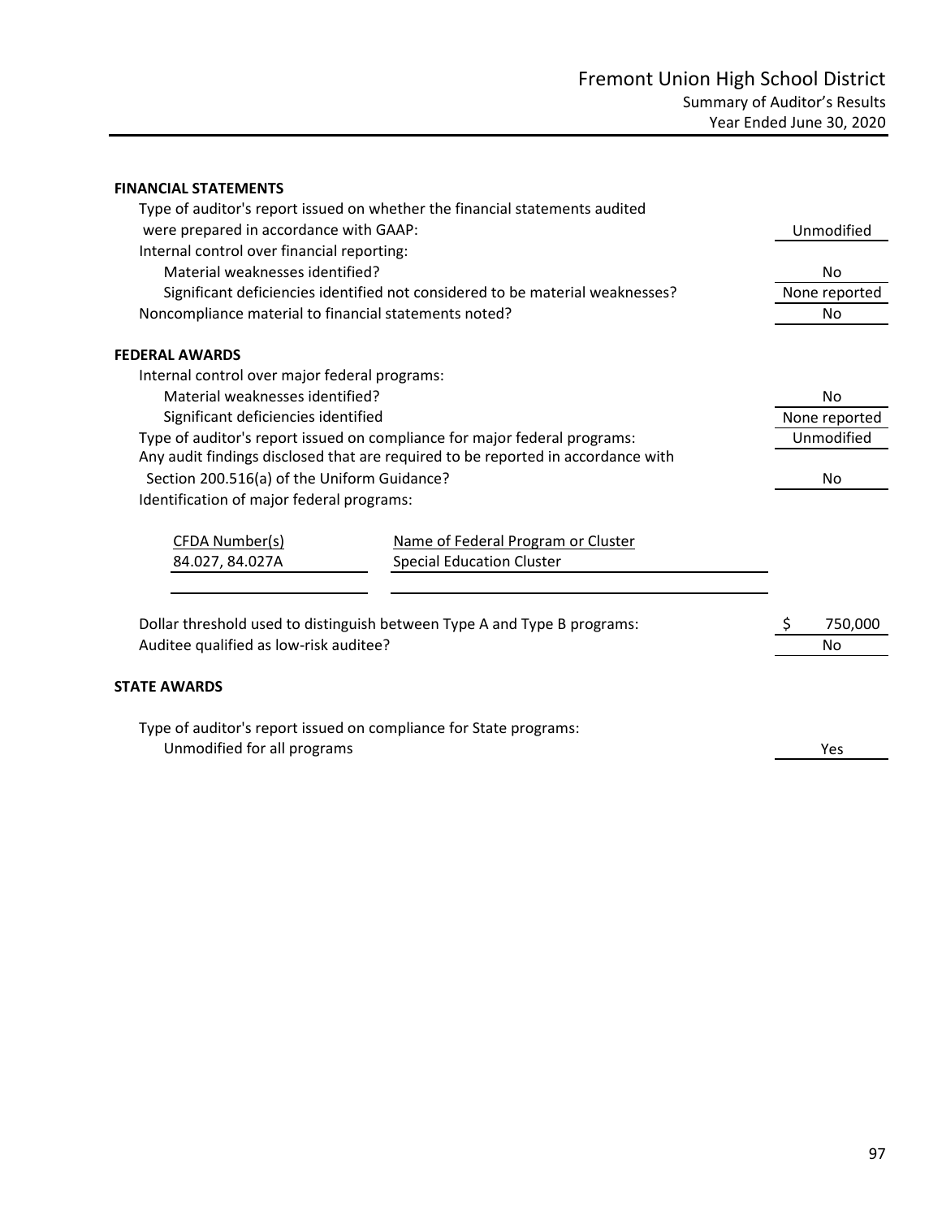# Fremont Union High School District

## Summary of Auditor's Results

### Year Ended June 30, 2020

**FINANCIAL STATEMENTS**

| | |
|---|---|
| Type of auditor's report issued on whether the financial statements audited were prepared in accordance with GAAP: | Unmodified |
| Internal control over financial reporting: | |
| Material weaknesses identified? | No |
| Significant deficiencies identified not considered to be material weaknesses? | None reported |
| Noncompliance material to financial statements noted? | No |

**FEDERAL AWARDS**

| | |
|---|---|
| Internal control over major federal programs: | |
| Material weaknesses identified? | No |
| Significant deficiencies identified | None reported |
| Type of auditor's report issued on compliance for major federal programs: | Unmodified |
| Any audit findings disclosed that are required to be reported in accordance with Section 200.516(a) of the Uniform Guidance? | No |
| Identification of major federal programs: | |

| CFDA Number(s) | Name of Federal Program or Cluster |
|---|---|
| 84.027, 84.027A | Special Education Cluster |

| | |
|---|---|
| Dollar threshold used to distinguish between Type A and Type B programs: | $ 750,000 |
| Auditee qualified as low-risk auditee? | No |

**STATE AWARDS**

| | |
|---|---|
| Type of auditor's report issued on compliance for State programs: | |
| Unmodified for all programs | Yes |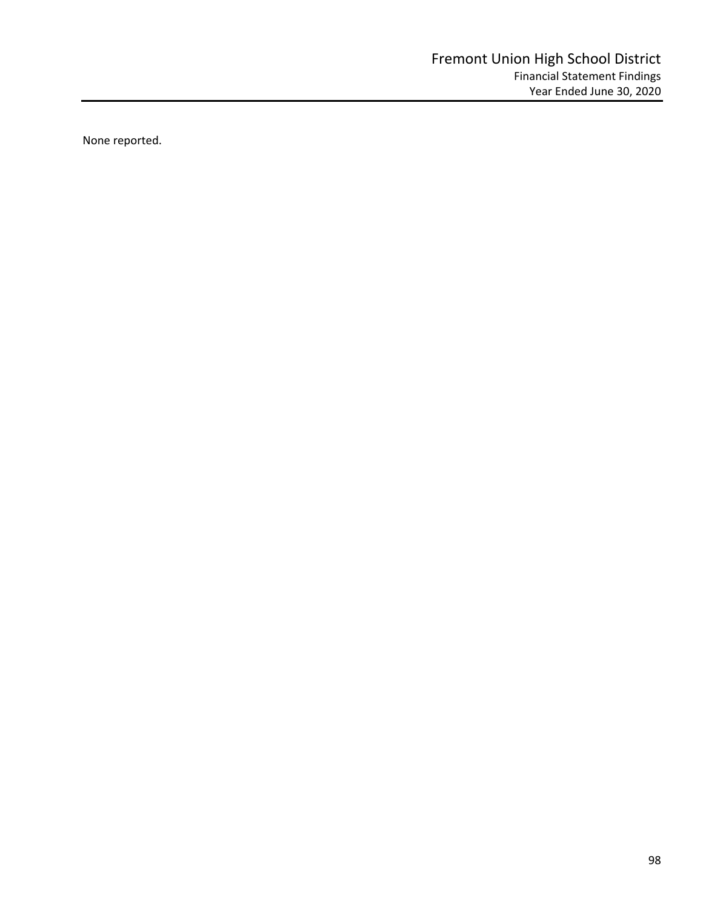# Fremont Union High School District

## Financial Statement Findings

Year Ended June 30, 2020

None reported.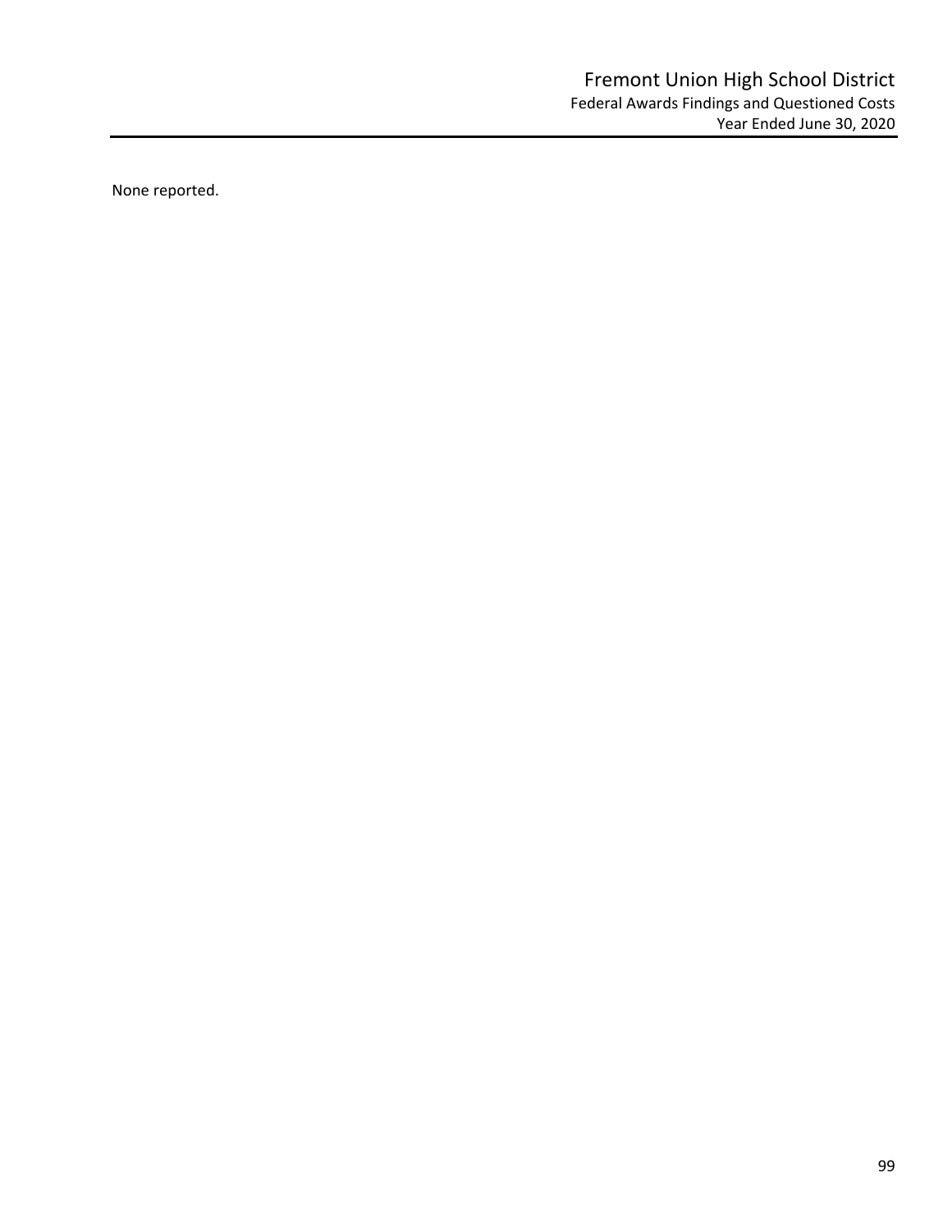None reported.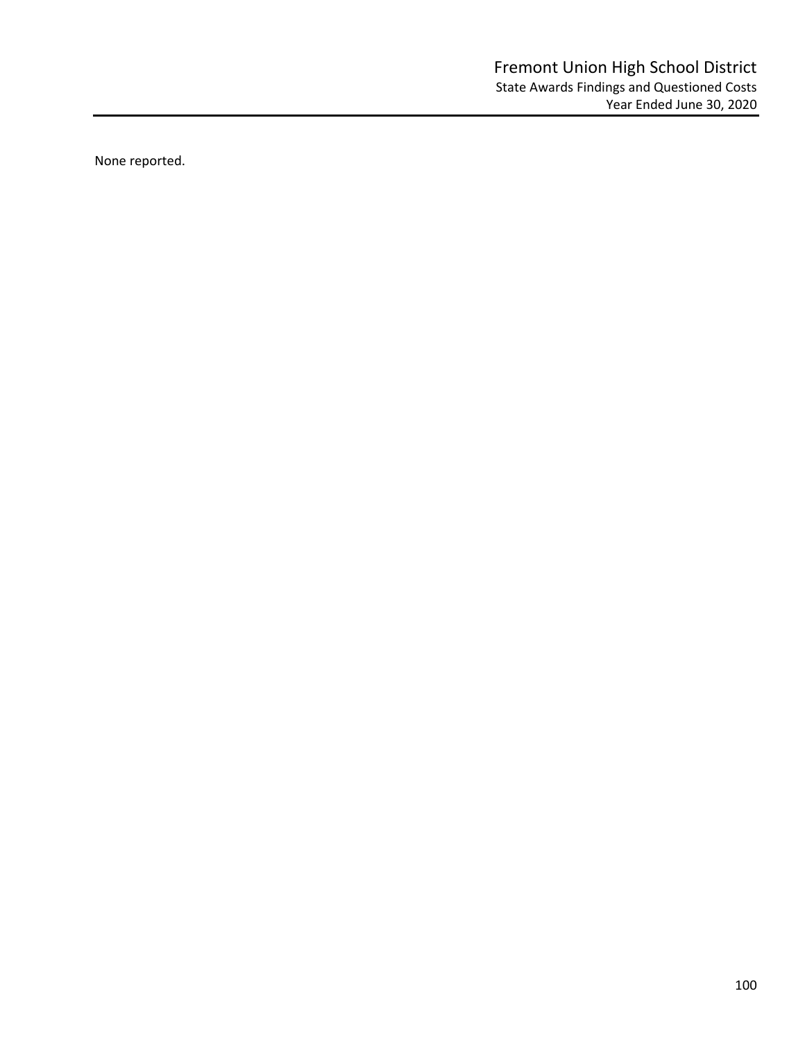# Fremont Union High School District

## State Awards Findings and Questioned Costs

Year Ended June 30, 2020

None reported.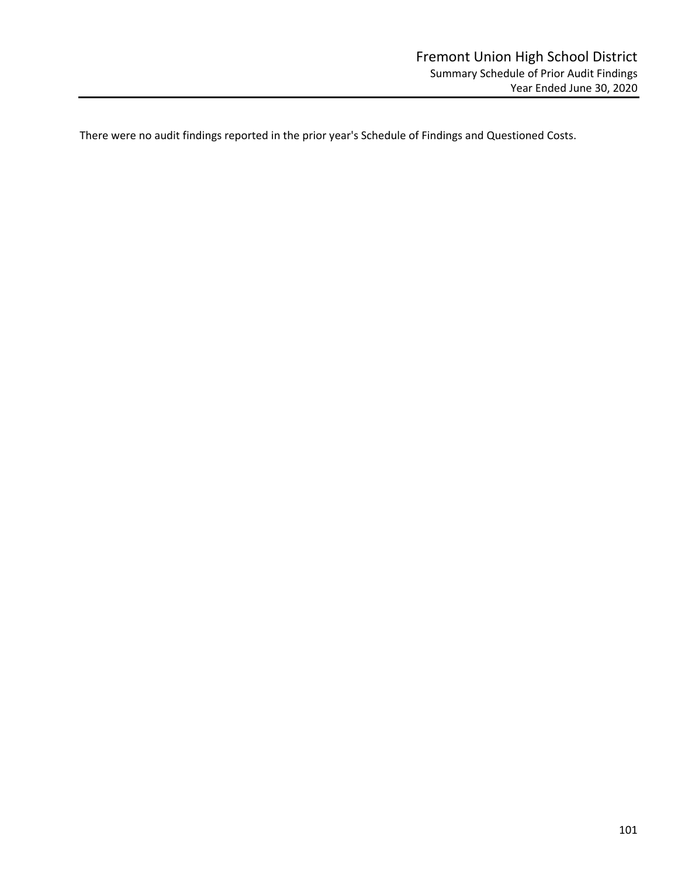# Fremont Union High School District

## Summary Schedule of Prior Audit Findings

### Year Ended June 30, 2020

There were no audit findings reported in the prior year's Schedule of Findings and Questioned Costs.